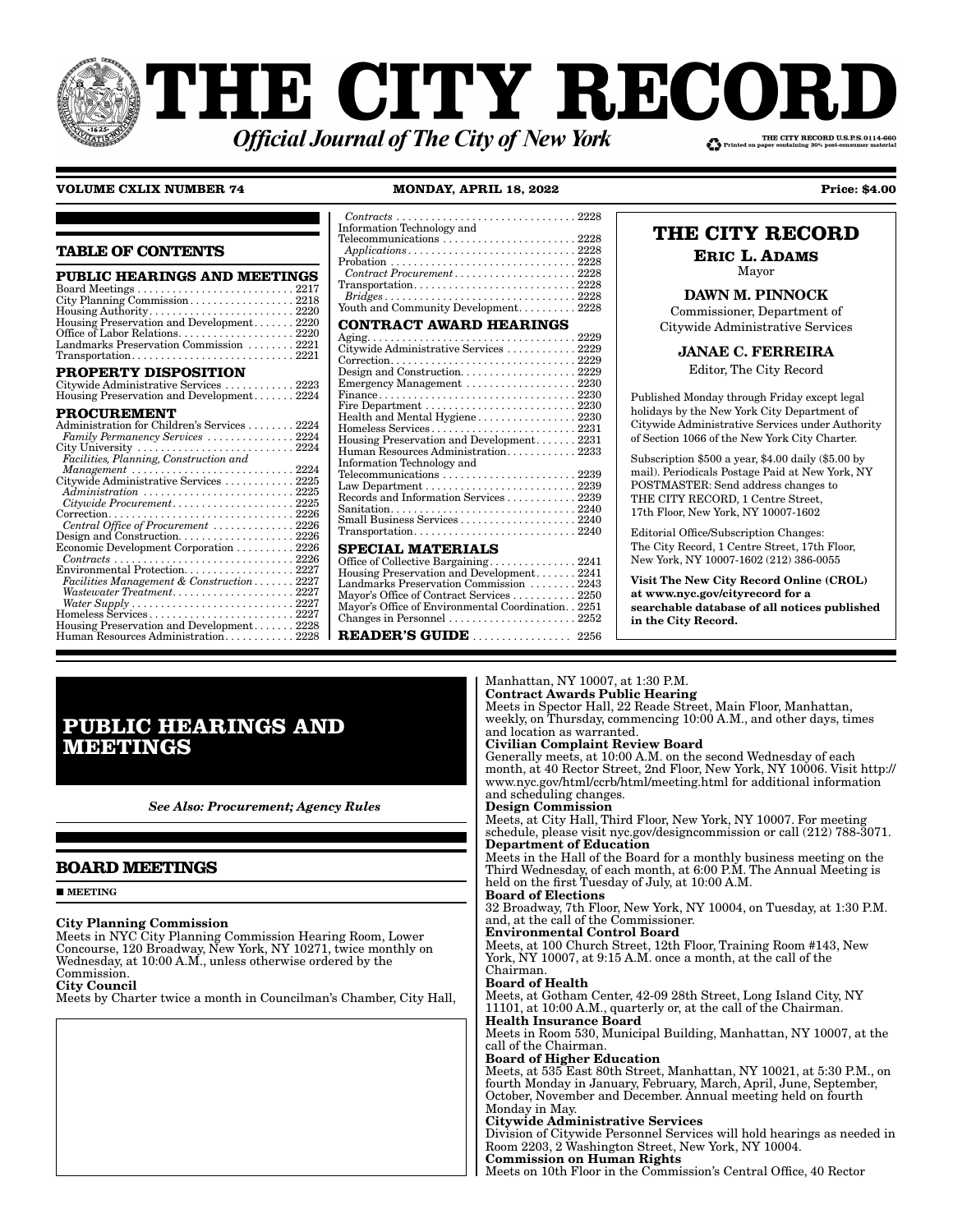# THE CITY RECORD

***Official Journal of The City of New York***

THE CITY RECORD U.S.P.S.0114-660
Printed on paper containing 30% post-consumer material

**VOLUME CXLIX NUMBER 74** **MONDAY, APRIL 18, 2022** **Price: $4.00**

## TABLE OF CONTENTS

**PUBLIC HEARINGS AND MEETINGS**

Board Meetings . . . . . . . . . . 2217
City Planning Commission . . . . . . . . . . 2218
Housing Authority . . . . . . . . . . 2220
Housing Preservation and Development . . . . . . . . . . 2220
Office of Labor Relations . . . . . . . . . . 2220
Landmarks Preservation Commission . . . . . . . . . . 2221
Transportation . . . . . . . . . . 2221

**PROPERTY DISPOSITION**

Citywide Administrative Services . . . . . . . . . . 2223
Housing Preservation and Development . . . . . . . . . . 2224

**PROCUREMENT**

Administration for Children's Services . . . . . . . . . . 2224
*Family Permanency Services* . . . . . . . . . . 2224
City University . . . . . . . . . . 2224
*Facilities, Planning, Construction and Management* . . . . . . . . . . 2224
Citywide Administrative Services . . . . . . . . . . 2225
*Administration* . . . . . . . . . . 2225
*Citywide Procurement* . . . . . . . . . . 2225
Correction . . . . . . . . . . 2226
*Central Office of Procurement* . . . . . . . . . . 2226
Design and Construction . . . . . . . . . . 2226
Economic Development Corporation . . . . . . . . . . 2226
*Contracts* . . . . . . . . . . 2226
Environmental Protection . . . . . . . . . . 2227
*Facilities Management & Construction* . . . . . . . . . . 2227
*Wastewater Treatment* . . . . . . . . . . 2227
*Water Supply* . . . . . . . . . . 2227
Homeless Services . . . . . . . . . . 2227
Housing Preservation and Development . . . . . . . . . . 2228
Human Resources Administration . . . . . . . . . . 2228
*Contracts* . . . . . . . . . . 2228
Information Technology and Telecommunications . . . . . . . . . . 2228
*Applications* . . . . . . . . . . 2228
Probation . . . . . . . . . . 2228
*Contract Procurement* . . . . . . . . . . 2228
Transportation . . . . . . . . . . 2228
*Bridges* . . . . . . . . . . 2228
Youth and Community Development . . . . . . . . . . 2228

**CONTRACT AWARD HEARINGS**

Aging . . . . . . . . . . 2229
Citywide Administrative Services . . . . . . . . . . 2229
Correction . . . . . . . . . . 2229
Design and Construction . . . . . . . . . . 2229
Emergency Management . . . . . . . . . . 2230
Finance . . . . . . . . . . 2230
Fire Department . . . . . . . . . . 2230
Health and Mental Hygiene . . . . . . . . . . 2230
Homeless Services . . . . . . . . . . 2231
Housing Preservation and Development . . . . . . . . . . 2231
Human Resources Administration . . . . . . . . . . 2233
Information Technology and Telecommunications . . . . . . . . . . 2239
Law Department . . . . . . . . . . 2239
Records and Information Services . . . . . . . . . . 2239
Sanitation . . . . . . . . . . 2240
Small Business Services . . . . . . . . . . 2240
Transportation . . . . . . . . . . 2240

**SPECIAL MATERIALS**

Office of Collective Bargaining . . . . . . . . . . 2241
Housing Preservation and Development . . . . . . . . . . 2241
Landmarks Preservation Commission . . . . . . . . . . 2243
Mayor's Office of Contract Services . . . . . . . . . . 2250
Mayor's Office of Environmental Coordination . . 2251
Changes in Personnel . . . . . . . . . . 2252

**READER'S GUIDE** . . . . . . . . . . 2256

## THE CITY RECORD

**ERIC L. ADAMS**
Mayor

**DAWN M. PINNOCK**
Commissioner, Department of Citywide Administrative Services

**JANAE C. FERREIRA**
Editor, The City Record

Published Monday through Friday except legal holidays by the New York City Department of Citywide Administrative Services under Authority of Section 1066 of the New York City Charter.

Subscription $500 a year, $4.00 daily ($5.00 by mail). Periodicals Postage Paid at New York, NY POSTMASTER: Send address changes to THE CITY RECORD, 1 Centre Street, 17th Floor, New York, NY 10007-1602

Editorial Office/Subscription Changes: The City Record, 1 Centre Street, 17th Floor, New York, NY 10007-1602 (212) 386-0055

**Visit The New City Record Online (CROL) at www.nyc.gov/cityrecord for a searchable database of all notices published in the City Record.**

# PUBLIC HEARINGS AND MEETINGS

***See Also: Procurement; Agency Rules***

## BOARD MEETINGS

■ **MEETING**

**City Planning Commission**
Meets in NYC City Planning Commission Hearing Room, Lower Concourse, 120 Broadway, New York, NY 10271, twice monthly on Wednesday, at 10:00 A.M., unless otherwise ordered by the Commission.

**City Council**
Meets by Charter twice a month in Councilman's Chamber, City Hall, Manhattan, NY 10007, at 1:30 P.M.

**Contract Awards Public Hearing**
Meets in Spector Hall, 22 Reade Street, Main Floor, Manhattan, weekly, on Thursday, commencing 10:00 A.M., and other days, times and location as warranted.

**Civilian Complaint Review Board**
Generally meets, at 10:00 A.M. on the second Wednesday of each month, at 40 Rector Street, 2nd Floor, New York, NY 10006. Visit http://www.nyc.gov/html/ccrb/meeting.html for additional information and scheduling changes.

**Design Commission**
Meets, at City Hall, Third Floor, New York, NY 10007. For meeting schedule, please visit nyc.gov/designcommission or call (212) 788-3071.

**Department of Education**
Meets in the Hall of the Board for a monthly business meeting on the Third Wednesday, of each month, at 6:00 P.M. The Annual Meeting is held on the first Tuesday of July, at 10:00 A.M.

**Board of Elections**
32 Broadway, 7th Floor, New York, NY 10004, on Tuesday, at 1:30 P.M. and, at the call of the Commissioner.

**Environmental Control Board**
Meets, at 100 Church Street, 12th Floor, Training Room #143, New York, NY 10007, at 9:15 A.M. once a month, at the call of the Chairman.

**Board of Health**
Meets, at Gotham Center, 42-09 28th Street, Long Island City, NY 11101, at 10:00 A.M., quarterly or, at the call of the Chairman.

**Health Insurance Board**
Meets in Room 530, Municipal Building, Manhattan, NY 10007, at the call of the Chairman.

**Board of Higher Education**
Meets, at 535 East 80th Street, Manhattan, NY 10021, at 5:30 P.M., on fourth Monday in January, February, March, April, June, September, October, November and December. Annual meeting held on fourth Monday in May.

**Citywide Administrative Services**
Division of Citywide Personnel Services will hold hearings as needed in Room 2203, 2 Washington Street, New York, NY 10004.

**Commission on Human Rights**
Meets on 10th Floor in the Commission's Central Office, 40 Rector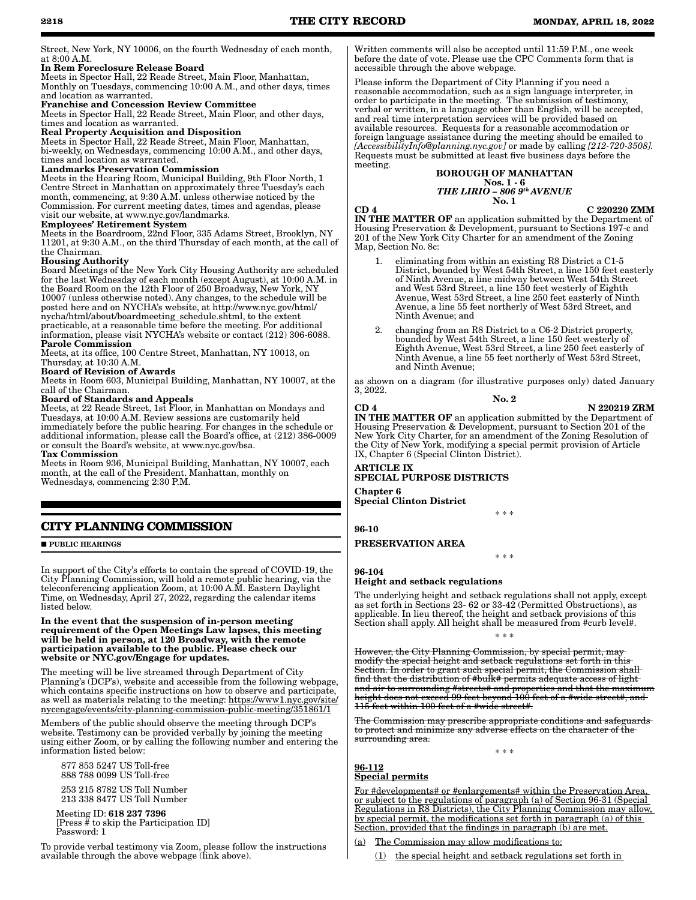Street, New York, NY 10006, on the fourth Wednesday of each month, at 8:00 A.M.

**In Rem Foreclosure Release Board**
Meets in Spector Hall, 22 Reade Street, Main Floor, Manhattan, Monthly on Tuesdays, commencing 10:00 A.M., and other days, times and location as warranted.

**Franchise and Concession Review Committee**
Meets in Spector Hall, 22 Reade Street, Main Floor, and other days, times and location as warranted.

**Real Property Acquisition and Disposition**
Meets in Spector Hall, 22 Reade Street, Main Floor, Manhattan, bi-weekly, on Wednesdays, commencing 10:00 A.M., and other days, times and location as warranted.

**Landmarks Preservation Commission**
Meets in the Hearing Room, Municipal Building, 9th Floor North, 1 Centre Street in Manhattan on approximately three Tuesday's each month, commencing, at 9:30 A.M. unless otherwise noticed by the Commission. For current meeting dates, times and agendas, please visit our website, at www.nyc.gov/landmarks.

**Employees' Retirement System**
Meets in the Boardroom, 22nd Floor, 335 Adams Street, Brooklyn, NY 11201, at 9:30 A.M., on the third Thursday of each month, at the call of the Chairman.

**Housing Authority**
Board Meetings of the New York City Housing Authority are scheduled for the last Wednesday of each month (except August), at 10:00 A.M. in the Board Room on the 12th Floor of 250 Broadway, New York, NY 10007 (unless otherwise noted). Any changes, to the schedule will be posted here and on NYCHA's website, at http://www.nyc.gov/html/nycha/html/about/boardmeeting_schedule.shtml, to the extent practicable, at a reasonable time before the meeting. For additional information, please visit NYCHA's website or contact (212) 306-6088.

**Parole Commission**
Meets, at its office, 100 Centre Street, Manhattan, NY 10013, on Thursday, at 10:30 A.M.

**Board of Revision of Awards**
Meets in Room 603, Municipal Building, Manhattan, NY 10007, at the call of the Chairman.

**Board of Standards and Appeals**
Meets, at 22 Reade Street, 1st Floor, in Manhattan on Mondays and Tuesdays, at 10:00 A.M. Review sessions are customarily held immediately before the public hearing. For changes in the schedule or additional information, please call the Board's office, at (212) 386-0009 or consult the Board's website, at www.nyc.gov/bsa.

**Tax Commission**
Meets in Room 936, Municipal Building, Manhattan, NY 10007, each month, at the call of the President. Manhattan, monthly on Wednesdays, commencing 2:30 P.M.

## CITY PLANNING COMMISSION

■ **PUBLIC HEARINGS**

In support of the City's efforts to contain the spread of COVID-19, the City Planning Commission, will hold a remote public hearing, via the teleconferencing application Zoom, at 10:00 A.M. Eastern Daylight Time, on Wednesday, April 27, 2022, regarding the calendar items listed below.

**In the event that the suspension of in-person meeting requirement of the Open Meetings Law lapses, this meeting will be held in person, at 120 Broadway, with the remote participation available to the public. Please check our website or NYC.gov/Engage for updates.**

The meeting will be live streamed through Department of City Planning's (DCP's), website and accessible from the following webpage, which contains specific instructions on how to observe and participate, as well as materials relating to the meeting: https://www1.nyc.gov/site/nycengage/events/city-planning-commission-public-meeting/351861/1

Members of the public should observe the meeting through DCP's website. Testimony can be provided verbally by joining the meeting using either Zoom, or by calling the following number and entering the information listed below:

877 853 5247 US Toll-free
888 788 0099 US Toll-free

253 215 8782 US Toll Number
213 338 8477 US Toll Number

Meeting ID: **618 237 7396**
[Press # to skip the Participation ID]
Password: 1

To provide verbal testimony via Zoom, please follow the instructions available through the above webpage (link above).

Written comments will also be accepted until 11:59 P.M., one week before the date of vote. Please use the CPC Comments form that is accessible through the above webpage.

Please inform the Department of City Planning if you need a reasonable accommodation, such as a sign language interpreter, in order to participate in the meeting. The submission of testimony, verbal or written, in a language other than English, will be accepted, and real time interpretation services will be provided based on available resources. Requests for a reasonable accommodation or foreign language assistance during the meeting should be emailed to *[AccessibilityInfo@planning.nyc.gov]* or made by calling *[212-720-3508]*. Requests must be submitted at least five business days before the meeting.

**BOROUGH OF MANHATTAN**
**Nos. 1 - 6**
***THE LIRIO – 806 9th AVENUE***
**No. 1**

**CD 4** **C 220220 ZMM**

**IN THE MATTER OF** an application submitted by the Department of Housing Preservation & Development, pursuant to Sections 197-c and 201 of the New York City Charter for an amendment of the Zoning Map, Section No. 8c:

1. eliminating from within an existing R8 District a C1-5 District, bounded by West 54th Street, a line 150 feet easterly of Ninth Avenue, a line midway between West 54th Street and West 53rd Street, a line 150 feet westerly of Eighth Avenue, West 53rd Street, a line 250 feet easterly of Ninth Avenue, a line 55 feet northerly of West 53rd Street, and Ninth Avenue; and

2. changing from an R8 District to a C6-2 District property, bounded by West 54th Street, a line 150 feet westerly of Eighth Avenue, West 53rd Street, a line 250 feet easterly of Ninth Avenue, a line 55 feet northerly of West 53rd Street, and Ninth Avenue;

as shown on a diagram (for illustrative purposes only) dated January 3, 2022.

**No. 2**

**CD 4** **N 220219 ZRM**

**IN THE MATTER OF** an application submitted by the Department of Housing Preservation & Development, pursuant to Section 201 of the New York City Charter, for an amendment of the Zoning Resolution of the City of New York, modifying a special permit provision of Article IX, Chapter 6 (Special Clinton District).

**ARTICLE IX**
**SPECIAL PURPOSE DISTRICTS**

**Chapter 6**
**Special Clinton District**

\* \* \*

**96-10**

**PRESERVATION AREA**

\* \* \*

**96-104**
**Height and setback regulations**

The underlying height and setback regulations shall not apply, except as set forth in Sections 23- 62 or 33-42 (Permitted Obstructions), as applicable. In lieu thereof, the height and setback provisions of this Section shall apply. All height shall be measured from #curb level#.

\* \* \*

~~However, the City Planning Commission, by special permit, may modify the special height and setback regulations set forth in this Section. In order to grant such special permit, the Commission shall find that the distribution of #bulk# permits adequate access of light and air to surrounding #streets# and properties and that the maximum height does not exceed 99 feet beyond 100 feet of a #wide street#, and 115 feet within 100 feet of a #wide street#.~~

~~The Commission may prescribe appropriate conditions and safeguards to protect and minimize any adverse effects on the character of the surrounding area.~~

\* \* \*

<u>**96-112**</u>
<u>**Special permits**</u>

<u>For #developments# or #enlargements# within the Preservation Area, or subject to the regulations of paragraph (a) of Section 96-31 (Special Regulations in R8 Districts), the City Planning Commission may allow, by special permit, the modifications set forth in paragraph (a) of this Section, provided that the findings in paragraph (b) are met.</u>

<u>(a)</u> <u>The Commission may allow modifications to:</u>

<u>(1)</u> <u>the special height and setback regulations set forth in</u>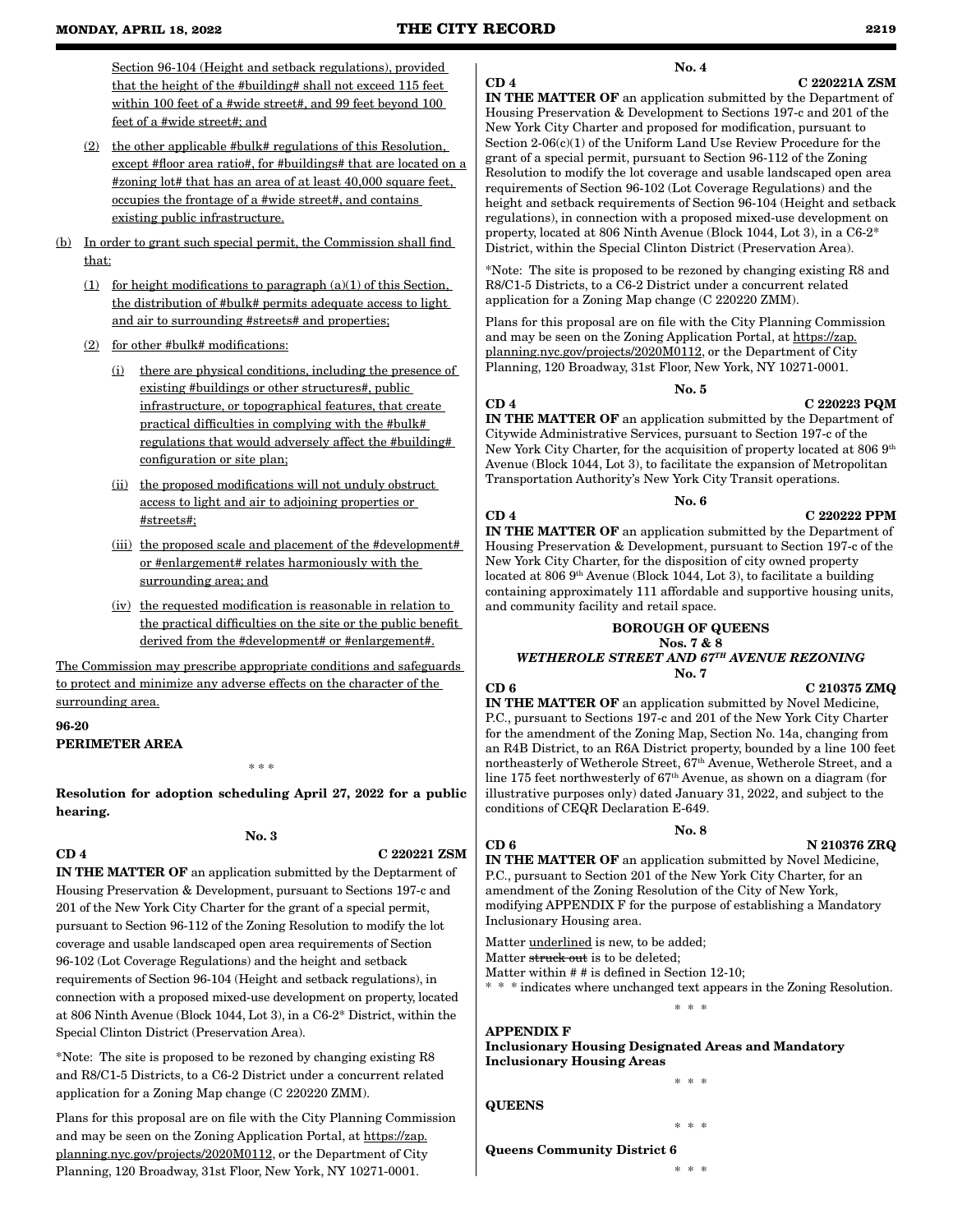Section 96-104 (Height and setback regulations), provided that the height of the #building# shall not exceed 115 feet within 100 feet of a #wide street#, and 99 feet beyond 100 feet of a #wide street#; and

(2) the other applicable #bulk# regulations of this Resolution, except #floor area ratio#, for #buildings# that are located on a #zoning lot# that has an area of at least 40,000 square feet, occupies the frontage of a #wide street#, and contains existing public infrastructure.

(b) In order to grant such special permit, the Commission shall find that:

(1) for height modifications to paragraph (a)(1) of this Section, the distribution of #bulk# permits adequate access to light and air to surrounding #streets# and properties;

(2) for other #bulk# modifications:

(i) there are physical conditions, including the presence of existing #buildings or other structures#, public infrastructure, or topographical features, that create practical difficulties in complying with the #bulk# regulations that would adversely affect the #building# configuration or site plan;

(ii) the proposed modifications will not unduly obstruct access to light and air to adjoining properties or #streets#;

(iii) the proposed scale and placement of the #development# or #enlargement# relates harmoniously with the surrounding area; and

(iv) the requested modification is reasonable in relation to the practical difficulties on the site or the public benefit derived from the #development# or #enlargement#.

The Commission may prescribe appropriate conditions and safeguards to protect and minimize any adverse effects on the character of the surrounding area.

**96-20**
**PERIMETER AREA**

\* \* \*

**Resolution for adoption scheduling April 27, 2022 for a public hearing.**

**No. 3**

**CD 4** **C 220221 ZSM**

**IN THE MATTER OF** an application submitted by the Deptarment of Housing Preservation & Development, pursuant to Sections 197-c and 201 of the New York City Charter for the grant of a special permit, pursuant to Section 96-112 of the Zoning Resolution to modify the lot coverage and usable landscaped open area requirements of Section 96-102 (Lot Coverage Regulations) and the height and setback requirements of Section 96-104 (Height and setback regulations), in connection with a proposed mixed-use development on property, located at 806 Ninth Avenue (Block 1044, Lot 3), in a C6-2* District, within the Special Clinton District (Preservation Area).

*Note: The site is proposed to be rezoned by changing existing R8 and R8/C1-5 Districts, to a C6-2 District under a concurrent related application for a Zoning Map change (C 220220 ZMM).

Plans for this proposal are on file with the City Planning Commission and may be seen on the Zoning Application Portal, at https://zap.planning.nyc.gov/projects/2020M0112, or the Department of City Planning, 120 Broadway, 31st Floor, New York, NY 10271-0001.

**No. 4**

**CD 4** **C 220221A ZSM**

**IN THE MATTER OF** an application submitted by the Department of Housing Preservation & Development to Sections 197-c and 201 of the New York City Charter and proposed for modification, pursuant to Section 2-06(c)(1) of the Uniform Land Use Review Procedure for the grant of a special permit, pursuant to Section 96-112 of the Zoning Resolution to modify the lot coverage and usable landscaped open area requirements of Section 96-102 (Lot Coverage Regulations) and the height and setback requirements of Section 96-104 (Height and setback regulations), in connection with a proposed mixed-use development on property, located at 806 Ninth Avenue (Block 1044, Lot 3), in a C6-2* District, within the Special Clinton District (Preservation Area).

*Note: The site is proposed to be rezoned by changing existing R8 and R8/C1-5 Districts, to a C6-2 District under a concurrent related application for a Zoning Map change (C 220220 ZMM).

Plans for this proposal are on file with the City Planning Commission and may be seen on the Zoning Application Portal, at https://zap.planning.nyc.gov/projects/2020M0112, or the Department of City Planning, 120 Broadway, 31st Floor, New York, NY 10271-0001.

**No. 5**

**CD 4** **C 220223 PQM**

**IN THE MATTER OF** an application submitted by the Department of Citywide Administrative Services, pursuant to Section 197-c of the New York City Charter, for the acquisition of property located at 806 9th Avenue (Block 1044, Lot 3), to facilitate the expansion of Metropolitan Transportation Authority's New York City Transit operations.

**No. 6**

**CD 4** **C 220222 PPM**

**IN THE MATTER OF** an application submitted by the Department of Housing Preservation & Development, pursuant to Section 197-c of the New York City Charter, for the disposition of city owned property located at 806 9th Avenue (Block 1044, Lot 3), to facilitate a building containing approximately 111 affordable and supportive housing units, and community facility and retail space.

**BOROUGH OF QUEENS**
**Nos. 7 & 8**
***WETHEROLE STREET AND 67TH AVENUE REZONING***
**No. 7**

**CD 6** **C 210375 ZMQ**

**IN THE MATTER OF** an application submitted by Novel Medicine, P.C., pursuant to Sections 197-c and 201 of the New York City Charter for the amendment of the Zoning Map, Section No. 14a, changing from an R4B District, to an R6A District property, bounded by a line 100 feet northeasterly of Wetherole Street, 67th Avenue, Wetherole Street, and a line 175 feet northwesterly of 67th Avenue, as shown on a diagram (for illustrative purposes only) dated January 31, 2022, and subject to the conditions of CEQR Declaration E-649.

**No. 8**

**CD 6** **N 210376 ZRQ**

**IN THE MATTER OF** an application submitted by Novel Medicine, P.C., pursuant to Section 201 of the New York City Charter, for an amendment of the Zoning Resolution of the City of New York, modifying APPENDIX F for the purpose of establishing a Mandatory Inclusionary Housing area.

Matter underlined is new, to be added;
Matter ~~struck out~~ is to be deleted;
Matter within # # is defined in Section 12-10;
\* \* \* indicates where unchanged text appears in the Zoning Resolution.

\* \* \*

**APPENDIX F**
**Inclusionary Housing Designated Areas and Mandatory Inclusionary Housing Areas**

\* \* \*

**QUEENS**

\* \* \*

**Queens Community District 6**

\* \* \*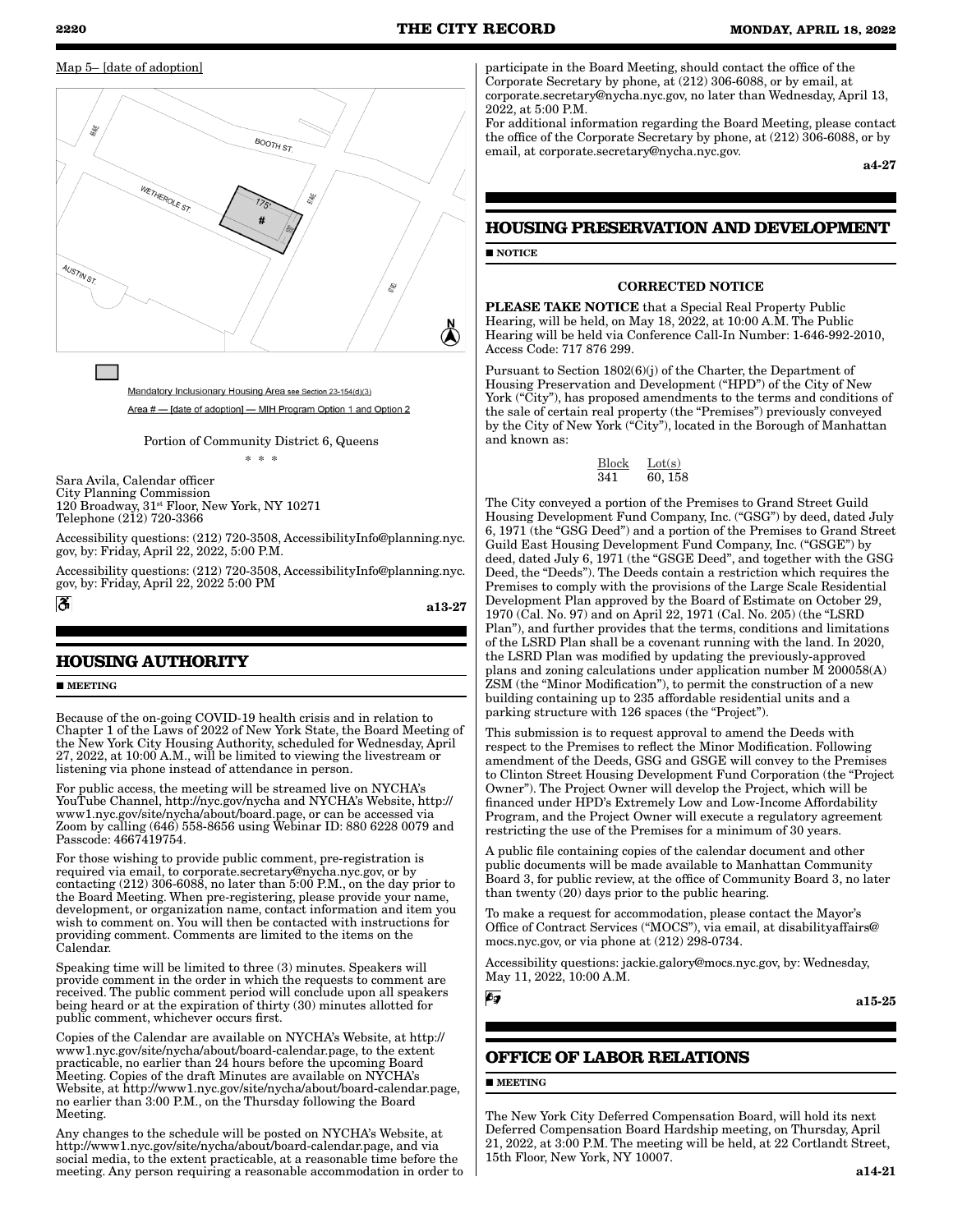Map 5– [date of adoption]

Mandatory Inclusionary Housing Area see Section 23-154(d)(3)

Area # — [date of adoption] — MIH Program Option 1 and Option 2

Portion of Community District 6, Queens

\* \* \*

Sara Avila, Calendar officer
City Planning Commission
120 Broadway, 31st Floor, New York, NY 10271
Telephone (212) 720-3366

Accessibility questions: (212) 720-3508, AccessibilityInfo@planning.nyc.gov, by: Friday, April 22, 2022, 5:00 P.M.

Accessibility questions: (212) 720-3508, AccessibilityInfo@planning.nyc.gov, by: Friday, April 22, 2022 5:00 PM

**a13-27**

## HOUSING AUTHORITY

■ **MEETING**

Because of the on-going COVID-19 health crisis and in relation to Chapter 1 of the Laws of 2022 of New York State, the Board Meeting of the New York City Housing Authority, scheduled for Wednesday, April 27, 2022, at 10:00 A.M., will be limited to viewing the livestream or listening via phone instead of attendance in person.

For public access, the meeting will be streamed live on NYCHA's YouTube Channel, http://nyc.gov/nycha and NYCHA's Website, http://www1.nyc.gov/site/nycha/about/board.page, or can be accessed via Zoom by calling (646) 558-8656 using Webinar ID: 880 6228 0079 and Passcode: 4667419754.

For those wishing to provide public comment, pre-registration is required via email, to corporate.secretary@nycha.nyc.gov, or by contacting (212) 306-6088, no later than 5:00 P.M., on the day prior to the Board Meeting. When pre-registering, please provide your name, development, or organization name, contact information and item you wish to comment on. You will then be contacted with instructions for providing comment. Comments are limited to the items on the Calendar.

Speaking time will be limited to three (3) minutes. Speakers will provide comment in the order in which the requests to comment are received. The public comment period will conclude upon all speakers being heard or at the expiration of thirty (30) minutes allotted for public comment, whichever occurs first.

Copies of the Calendar are available on NYCHA's Website, at http://www1.nyc.gov/site/nycha/about/board-calendar.page, to the extent practicable, no earlier than 24 hours before the upcoming Board Meeting. Copies of the draft Minutes are available on NYCHA's Website, at http://www1.nyc.gov/site/nycha/about/board-calendar.page, no earlier than 3:00 P.M., on the Thursday following the Board Meeting.

Any changes to the schedule will be posted on NYCHA's Website, at http://www1.nyc.gov/site/nycha/about/board-calendar.page, and via social media, to the extent practicable, at a reasonable time before the meeting. Any person requiring a reasonable accommodation in order to participate in the Board Meeting, should contact the office of the Corporate Secretary by phone, at (212) 306-6088, or by email, at corporate.secretary@nycha.nyc.gov, no later than Wednesday, April 13, 2022, at 5:00 P.M.

For additional information regarding the Board Meeting, please contact the office of the Corporate Secretary by phone, at (212) 306-6088, or by email, at corporate.secretary@nycha.nyc.gov.

**a4-27**

## HOUSING PRESERVATION AND DEVELOPMENT

■ **NOTICE**

**CORRECTED NOTICE**

**PLEASE TAKE NOTICE** that a Special Real Property Public Hearing, will be held, on May 18, 2022, at 10:00 A.M. The Public Hearing will be held via Conference Call-In Number: 1-646-992-2010, Access Code: 717 876 299.

Pursuant to Section 1802(6)(j) of the Charter, the Department of Housing Preservation and Development ("HPD") of the City of New York ("City"), has proposed amendments to the terms and conditions of the sale of certain real property (the "Premises") previously conveyed by the City of New York ("City"), located in the Borough of Manhattan and known as:

| Block | Lot(s) |
|---|---|
| 341 | 60, 158 |

The City conveyed a portion of the Premises to Grand Street Guild Housing Development Fund Company, Inc. ("GSG") by deed, dated July 6, 1971 (the "GSG Deed") and a portion of the Premises to Grand Street Guild East Housing Development Fund Company, Inc. ("GSGE") by deed, dated July 6, 1971 (the "GSGE Deed", and together with the GSG Deed, the "Deeds"). The Deeds contain a restriction which requires the Premises to comply with the provisions of the Large Scale Residential Development Plan approved by the Board of Estimate on October 29, 1970 (Cal. No. 97) and on April 22, 1971 (Cal. No. 205) (the "LSRD Plan"), and further provides that the terms, conditions and limitations of the LSRD Plan shall be a covenant running with the land. In 2020, the LSRD Plan was modified by updating the previously-approved plans and zoning calculations under application number M 200058(A) ZSM (the "Minor Modification"), to permit the construction of a new building containing up to 235 affordable residential units and a parking structure with 126 spaces (the "Project").

This submission is to request approval to amend the Deeds with respect to the Premises to reflect the Minor Modification. Following amendment of the Deeds, GSG and GSGE will convey to the Premises to Clinton Street Housing Development Fund Corporation (the "Project Owner"). The Project Owner will develop the Project, which will be financed under HPD's Extremely Low and Low-Income Affordability Program, and the Project Owner will execute a regulatory agreement restricting the use of the Premises for a minimum of 30 years.

A public file containing copies of the calendar document and other public documents will be made available to Manhattan Community Board 3, for public review, at the office of Community Board 3, no later than twenty (20) days prior to the public hearing.

To make a request for accommodation, please contact the Mayor's Office of Contract Services ("MOCS"), via email, at disabilityaffairs@mocs.nyc.gov, or via phone at (212) 298-0734.

Accessibility questions: jackie.galory@mocs.nyc.gov, by: Wednesday, May 11, 2022, 10:00 A.M.

**a15-25**

## OFFICE OF LABOR RELATIONS

■ **MEETING**

The New York City Deferred Compensation Board, will hold its next Deferred Compensation Board Hardship meeting, on Thursday, April 21, 2022, at 3:00 P.M. The meeting will be held, at 22 Cortlandt Street, 15th Floor, New York, NY 10007.

**a14-21**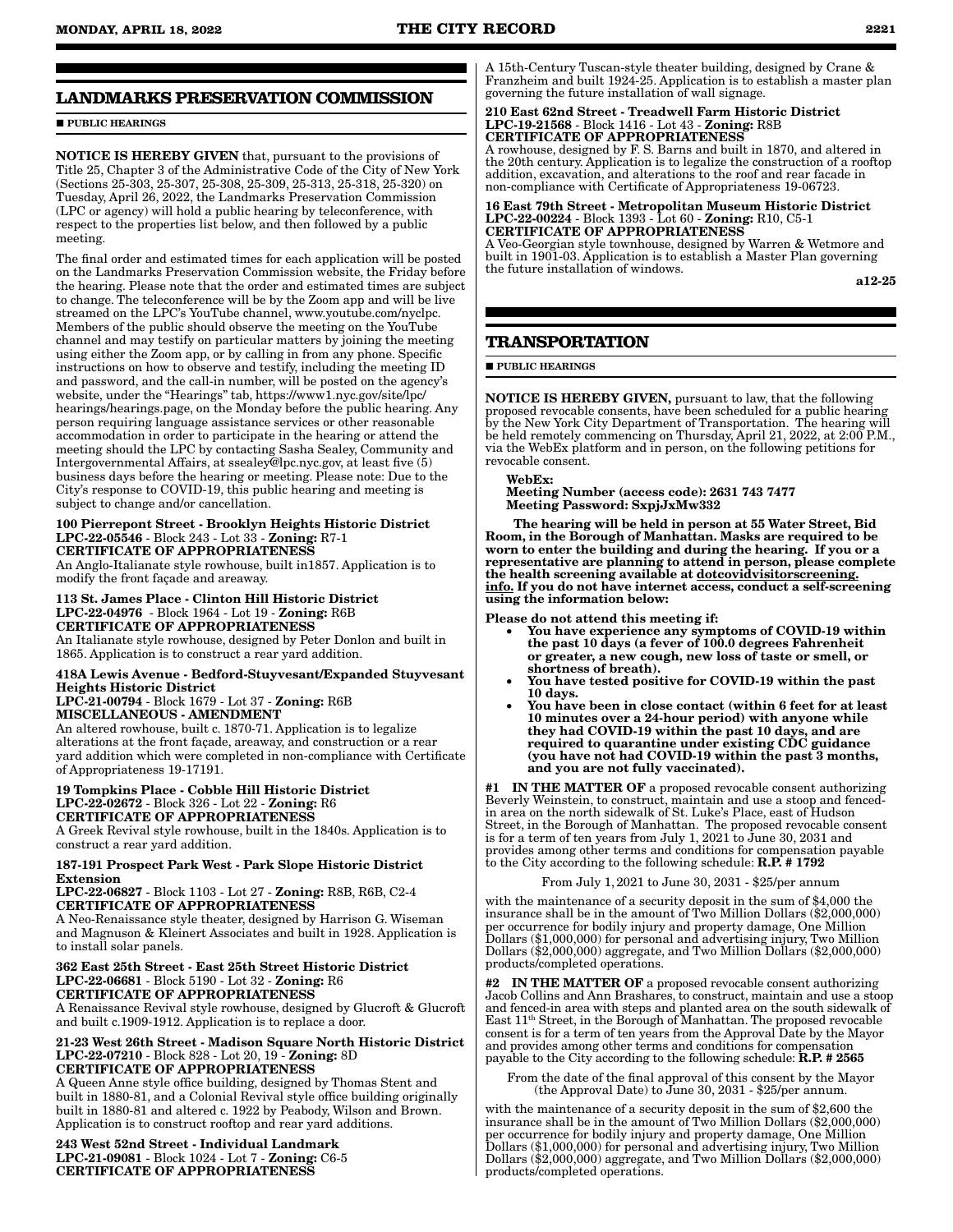## LANDMARKS PRESERVATION COMMISSION

■ PUBLIC HEARINGS

**NOTICE IS HEREBY GIVEN** that, pursuant to the provisions of Title 25, Chapter 3 of the Administrative Code of the City of New York (Sections 25-303, 25-307, 25-308, 25-309, 25-313, 25-318, 25-320) on Tuesday, April 26, 2022, the Landmarks Preservation Commission (LPC or agency) will hold a public hearing by teleconference, with respect to the properties list below, and then followed by a public meeting.

The final order and estimated times for each application will be posted on the Landmarks Preservation Commission website, the Friday before the hearing. Please note that the order and estimated times are subject to change. The teleconference will be by the Zoom app and will be live streamed on the LPC's YouTube channel, www.youtube.com/nyclpc. Members of the public should observe the meeting on the YouTube channel and may testify on particular matters by joining the meeting using either the Zoom app, or by calling in from any phone. Specific instructions on how to observe and testify, including the meeting ID and password, and the call-in number, will be posted on the agency's website, under the "Hearings" tab, https://www1.nyc.gov/site/lpc/hearings/hearings.page, on the Monday before the public hearing. Any person requiring language assistance services or other reasonable accommodation in order to participate in the hearing or attend the meeting should the LPC by contacting Sasha Sealey, Community and Intergovernmental Affairs, at ssealey@lpc.nyc.gov, at least five (5) business days before the hearing or meeting. Please note: Due to the City's response to COVID-19, this public hearing and meeting is subject to change and/or cancellation.

**100 Pierrepont Street - Brooklyn Heights Historic District**
**LPC-22-05546** - Block 243 - Lot 33 - **Zoning:** R7-1
**CERTIFICATE OF APPROPRIATENESS**
An Anglo-Italianate style rowhouse, built in1857. Application is to modify the front façade and areaway.

**113 St. James Place - Clinton Hill Historic District**
**LPC-22-04976** - Block 1964 - Lot 19 - **Zoning:** R6B
**CERTIFICATE OF APPROPRIATENESS**
An Italianate style rowhouse, designed by Peter Donlon and built in 1865. Application is to construct a rear yard addition.

**418A Lewis Avenue - Bedford-Stuyvesant/Expanded Stuyvesant Heights Historic District**
**LPC-21-00794** - Block 1679 - Lot 37 - **Zoning:** R6B
**MISCELLANEOUS - AMENDMENT**
An altered rowhouse, built c. 1870-71. Application is to legalize alterations at the front façade, areaway, and construction or a rear yard addition which were completed in non-compliance with Certificate of Appropriateness 19-17191.

**19 Tompkins Place - Cobble Hill Historic District**
**LPC-22-02672** - Block 326 - Lot 22 - **Zoning:** R6
**CERTIFICATE OF APPROPRIATENESS**
A Greek Revival style rowhouse, built in the 1840s. Application is to construct a rear yard addition.

**187-191 Prospect Park West - Park Slope Historic District Extension**
**LPC-22-06827** - Block 1103 - Lot 27 - **Zoning:** R8B, R6B, C2-4
**CERTIFICATE OF APPROPRIATENESS**
A Neo-Renaissance style theater, designed by Harrison G. Wiseman and Magnuson & Kleinert Associates and built in 1928. Application is to install solar panels.

**362 East 25th Street - East 25th Street Historic District**
**LPC-22-06681** - Block 5190 - Lot 32 - **Zoning:** R6
**CERTIFICATE OF APPROPRIATENESS**
A Renaissance Revival style rowhouse, designed by Glucroft & Glucroft and built c.1909-1912. Application is to replace a door.

**21-23 West 26th Street - Madison Square North Historic District**
**LPC-22-07210** - Block 828 - Lot 20, 19 - **Zoning:** 8D
**CERTIFICATE OF APPROPRIATENESS**
A Queen Anne style office building, designed by Thomas Stent and built in 1880-81, and a Colonial Revival style office building originally built in 1880-81 and altered c. 1922 by Peabody, Wilson and Brown. Application is to construct rooftop and rear yard additions.

**243 West 52nd Street - Individual Landmark**
**LPC-21-09081** - Block 1024 - Lot 7 - **Zoning:** C6-5
**CERTIFICATE OF APPROPRIATENESS**
A 15th-Century Tuscan-style theater building, designed by Crane & Franzheim and built 1924-25. Application is to establish a master plan governing the future installation of wall signage.

**210 East 62nd Street - Treadwell Farm Historic District**
**LPC-19-21568** - Block 1416 - Lot 43 - **Zoning:** R8B
**CERTIFICATE OF APPROPRIATENESS**
A rowhouse, designed by F. S. Barns and built in 1870, and altered in the 20th century. Application is to legalize the construction of a rooftop addition, excavation, and alterations to the roof and rear facade in non-compliance with Certificate of Appropriateness 19-06723.

**16 East 79th Street - Metropolitan Museum Historic District**
**LPC-22-00224** - Block 1393 - Lot 60 - **Zoning:** R10, C5-1
**CERTIFICATE OF APPROPRIATENESS**
A Veo-Georgian style townhouse, designed by Warren & Wetmore and built in 1901-03. Application is to establish a Master Plan governing the future installation of windows.

**a12-25**

## TRANSPORTATION

■ PUBLIC HEARINGS

**NOTICE IS HEREBY GIVEN,** pursuant to law, that the following proposed revocable consents, have been scheduled for a public hearing by the New York City Department of Transportation. The hearing will be held remotely commencing on Thursday, April 21, 2022, at 2:00 P.M., via the WebEx platform and in person, on the following petitions for revocable consent.

**WebEx:**
**Meeting Number (access code): 2631 743 7477**
**Meeting Password: SxpjJxMw332**

**The hearing will be held in person at 55 Water Street, Bid Room, in the Borough of Manhattan. Masks are required to be worn to enter the building and during the hearing. If you or a representative are planning to attend in person, please complete the health screening available at dotcovidvisitorscreening.info. If you do not have internet access, conduct a self-screening using the information below:**

**Please do not attend this meeting if:**

- **You have experience any symptoms of COVID-19 within the past 10 days (a fever of 100.0 degrees Fahrenheit or greater, a new cough, new loss of taste or smell, or shortness of breath).**
- **You have tested positive for COVID-19 within the past 10 days.**
- **You have been in close contact (within 6 feet for at least 10 minutes over a 24-hour period) with anyone while they had COVID-19 within the past 10 days, and are required to quarantine under existing CDC guidance (you have not had COVID-19 within the past 3 months, and you are not fully vaccinated).**

**#1 IN THE MATTER OF** a proposed revocable consent authorizing Beverly Weinstein, to construct, maintain and use a stoop and fenced-in area on the north sidewalk of St. Luke's Place, east of Hudson Street, in the Borough of Manhattan. The proposed revocable consent is for a term of ten years from July 1, 2021 to June 30, 2031 and provides among other terms and conditions for compensation payable to the City according to the following schedule: **R.P. # 1792**

From July 1, 2021 to June 30, 2031 - $25/per annum

with the maintenance of a security deposit in the sum of $4,000 the insurance shall be in the amount of Two Million Dollars ($2,000,000) per occurrence for bodily injury and property damage, One Million Dollars ($1,000,000) for personal and advertising injury, Two Million Dollars ($2,000,000) aggregate, and Two Million Dollars ($2,000,000) products/completed operations.

**#2 IN THE MATTER OF** a proposed revocable consent authorizing Jacob Collins and Ann Brashares, to construct, maintain and use a stoop and fenced-in area with steps and planted area on the south sidewalk of East 11th Street, in the Borough of Manhattan. The proposed revocable consent is for a term of ten years from the Approval Date by the Mayor and provides among other terms and conditions for compensation payable to the City according to the following schedule: **R.P. # 2565**

From the date of the final approval of this consent by the Mayor (the Approval Date) to June 30, 2031 - $25/per annum.

with the maintenance of a security deposit in the sum of $2,600 the insurance shall be in the amount of Two Million Dollars ($2,000,000) per occurrence for bodily injury and property damage, One Million Dollars ($1,000,000) for personal and advertising injury, Two Million Dollars ($2,000,000) aggregate, and Two Million Dollars ($2,000,000) products/completed operations.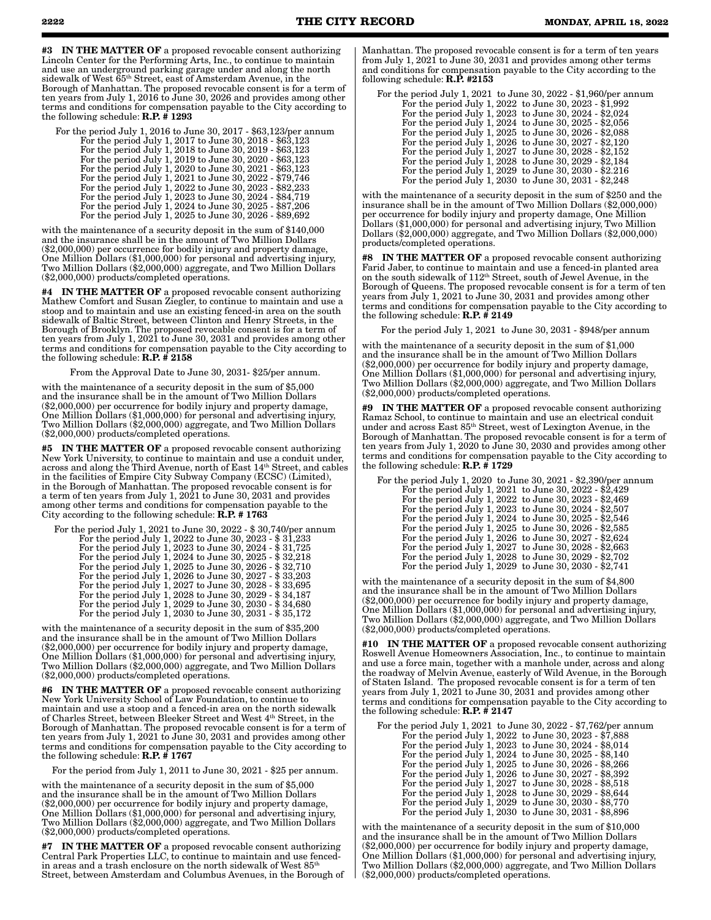**#3 IN THE MATTER OF** a proposed revocable consent authorizing Lincoln Center for the Performing Arts, Inc., to continue to maintain and use an underground parking garage under and along the north sidewalk of West 65th Street, east of Amsterdam Avenue, in the Borough of Manhattan. The proposed revocable consent is for a term of ten years from July 1, 2016 to June 30, 2026 and provides among other terms and conditions for compensation payable to the City according to the following schedule: **R.P. # 1293**

For the period July 1, 2016 to June 30, 2017 - $63,123/per annum
For the period July 1, 2017 to June 30, 2018 - $63,123
For the period July 1, 2018 to June 30, 2019 - $63,123
For the period July 1, 2019 to June 30, 2020 - $63,123
For the period July 1, 2020 to June 30, 2021 - $63,123
For the period July 1, 2021 to June 30, 2022 - $79,746
For the period July 1, 2022 to June 30, 2023 - $82,233
For the period July 1, 2023 to June 30, 2024 - $84,719
For the period July 1, 2024 to June 30, 2025 - $87,206
For the period July 1, 2025 to June 30, 2026 - $89,692

with the maintenance of a security deposit in the sum of $140,000 and the insurance shall be in the amount of Two Million Dollars ($2,000,000) per occurrence for bodily injury and property damage, One Million Dollars ($1,000,000) for personal and advertising injury, Two Million Dollars ($2,000,000) aggregate, and Two Million Dollars ($2,000,000) products/completed operations.

**#4 IN THE MATTER OF** a proposed revocable consent authorizing Mathew Comfort and Susan Ziegler, to continue to maintain and use a stoop and to maintain and use an existing fenced-in area on the south sidewalk of Baltic Street, between Clinton and Henry Streets, in the Borough of Brooklyn. The proposed revocable consent is for a term of ten years from July 1, 2021 to June 30, 2031 and provides among other terms and conditions for compensation payable to the City according to the following schedule: **R.P. # 2158**

From the Approval Date to June 30, 2031- $25/per annum.

with the maintenance of a security deposit in the sum of $5,000 and the insurance shall be in the amount of Two Million Dollars ($2,000,000) per occurrence for bodily injury and property damage, One Million Dollars ($1,000,000) for personal and advertising injury, Two Million Dollars ($2,000,000) aggregate, and Two Million Dollars ($2,000,000) products/completed operations.

**#5 IN THE MATTER OF** a proposed revocable consent authorizing New York University, to continue to maintain and use a conduit under, across and along the Third Avenue, north of East 14th Street, and cables in the facilities of Empire City Subway Company (ECSC) (Limited), in the Borough of Manhattan. The proposed revocable consent is for a term of ten years from July 1, 2021 to June 30, 2031 and provides among other terms and conditions for compensation payable to the City according to the following schedule: **R.P. # 1763**

For the period July 1, 2021 to June 30, 2022 - $ 30,740/per annum
For the period July 1, 2022 to June 30, 2023 - $ 31,233
For the period July 1, 2023 to June 30, 2024 - $ 31,725
For the period July 1, 2024 to June 30, 2025 - $ 32,218
For the period July 1, 2025 to June 30, 2026 - $ 32,710
For the period July 1, 2026 to June 30, 2027 - $ 33,203
For the period July 1, 2027 to June 30, 2028 - $ 33,695
For the period July 1, 2028 to June 30, 2029 - $ 34,187
For the period July 1, 2029 to June 30, 2030 - $ 34,680
For the period July 1, 2030 to June 30, 2031 - $ 35,172

with the maintenance of a security deposit in the sum of $35,200 and the insurance shall be in the amount of Two Million Dollars ($2,000,000) per occurrence for bodily injury and property damage, One Million Dollars ($1,000,000) for personal and advertising injury, Two Million Dollars ($2,000,000) aggregate, and Two Million Dollars ($2,000,000) products/completed operations.

**#6 IN THE MATTER OF** a proposed revocable consent authorizing New York University School of Law Foundation, to continue to maintain and use a stoop and a fenced-in area on the north sidewalk of Charles Street, between Bleeker Street and West 4th Street, in the Borough of Manhattan. The proposed revocable consent is for a term of ten years from July 1, 2021 to June 30, 2031 and provides among other terms and conditions for compensation payable to the City according to the following schedule: **R.P. # 1767**

For the period from July 1, 2011 to June 30, 2021 - $25 per annum.

with the maintenance of a security deposit in the sum of $5,000 and the insurance shall be in the amount of Two Million Dollars ($2,000,000) per occurrence for bodily injury and property damage, One Million Dollars ($1,000,000) for personal and advertising injury, Two Million Dollars ($2,000,000) aggregate, and Two Million Dollars ($2,000,000) products/completed operations.

**#7 IN THE MATTER OF** a proposed revocable consent authorizing Central Park Properties LLC, to continue to maintain and use fenced-in areas and a trash enclosure on the north sidewalk of West 85th Street, between Amsterdam and Columbus Avenues, in the Borough of Manhattan. The proposed revocable consent is for a term of ten years from July 1, 2021 to June 30, 2031 and provides among other terms and conditions for compensation payable to the City according to the following schedule: **R.P. #2153**

For the period July 1, 2021 to June 30, 2022 - $1,960/per annum
For the period July 1, 2022 to June 30, 2023 - $1,992
For the period July 1, 2023 to June 30, 2024 - $2,024
For the period July 1, 2024 to June 30, 2025 - $2,056
For the period July 1, 2025 to June 30, 2026 - $2,088
For the period July 1, 2026 to June 30, 2027 - $2,120
For the period July 1, 2027 to June 30, 2028 - $2,152
For the period July 1, 2028 to June 30, 2029 - $2,184
For the period July 1, 2029 to June 30, 2030 - $2.216
For the period July 1, 2030 to June 30, 2031 - $2,248

with the maintenance of a security deposit in the sum of $250 and the insurance shall be in the amount of Two Million Dollars ($2,000,000) per occurrence for bodily injury and property damage, One Million Dollars ($1,000,000) for personal and advertising injury, Two Million Dollars ($2,000,000) aggregate, and Two Million Dollars ($2,000,000) products/completed operations.

**#8 IN THE MATTER OF** a proposed revocable consent authorizing Farid Jaber, to continue to maintain and use a fenced-in planted area on the south sidewalk of 112th Street, south of Jewel Avenue, in the Borough of Queens. The proposed revocable consent is for a term of ten years from July 1, 2021 to June 30, 2031 and provides among other terms and conditions for compensation payable to the City according to the following schedule: **R.P. # 2149**

For the period July 1, 2021 to June 30, 2031 - $948/per annum

with the maintenance of a security deposit in the sum of $1,000 and the insurance shall be in the amount of Two Million Dollars ($2,000,000) per occurrence for bodily injury and property damage, One Million Dollars ($1,000,000) for personal and advertising injury, Two Million Dollars ($2,000,000) aggregate, and Two Million Dollars ($2,000,000) products/completed operations.

**#9 IN THE MATTER OF** a proposed revocable consent authorizing Ramaz School, to continue to maintain and use an electrical conduit under and across East 85th Street, west of Lexington Avenue, in the Borough of Manhattan. The proposed revocable consent is for a term of ten years from July 1, 2020 to June 30, 2030 and provides among other terms and conditions for compensation payable to the City according to the following schedule: **R.P. # 1729**

For the period July 1, 2020 to June 30, 2021 - $2,390/per annum
For the period July 1, 2021 to June 30, 2022 - $2,429
For the period July 1, 2022 to June 30, 2023 - $2,469
For the period July 1, 2023 to June 30, 2024 - $2,507
For the period July 1, 2024 to June 30, 2025 - $2,546
For the period July 1, 2025 to June 30, 2026 - $2,585
For the period July 1, 2026 to June 30, 2027 - $2,624
For the period July 1, 2027 to June 30, 2028 - $2,663
For the period July 1, 2028 to June 30, 2029 - $2,702
For the period July 1, 2029 to June 30, 2030 - $2,741

with the maintenance of a security deposit in the sum of $4,800 and the insurance shall be in the amount of Two Million Dollars ($2,000,000) per occurrence for bodily injury and property damage, One Million Dollars ($1,000,000) for personal and advertising injury, Two Million Dollars ($2,000,000) aggregate, and Two Million Dollars ($2,000,000) products/completed operations.

**#10 IN THE MATTER OF** a proposed revocable consent authorizing Roswell Avenue Homeowners Association, Inc., to continue to maintain and use a force main, together with a manhole under, across and along the roadway of Melvin Avenue, easterly of Wild Avenue, in the Borough of Staten Island. The proposed revocable consent is for a term of ten years from July 1, 2021 to June 30, 2031 and provides among other terms and conditions for compensation payable to the City according to the following schedule: **R.P. # 2147**

For the period July 1, 2021 to June 30, 2022 - $7,762/per annum
For the period July 1, 2022 to June 30, 2023 - $7,888
For the period July 1, 2023 to June 30, 2024 - $8,014
For the period July 1, 2024 to June 30, 2025 - $8,140
For the period July 1, 2025 to June 30, 2026 - $8,266
For the period July 1, 2026 to June 30, 2027 - $8,392
For the period July 1, 2027 to June 30, 2028 - $8,518
For the period July 1, 2028 to June 30, 2029 - $8,644
For the period July 1, 2029 to June 30, 2030 - $8,770
For the period July 1, 2030 to June 30, 2031 - $8,896

with the maintenance of a security deposit in the sum of $10,000 and the insurance shall be in the amount of Two Million Dollars ($2,000,000) per occurrence for bodily injury and property damage, One Million Dollars ($1,000,000) for personal and advertising injury, Two Million Dollars ($2,000,000) aggregate, and Two Million Dollars ($2,000,000) products/completed operations.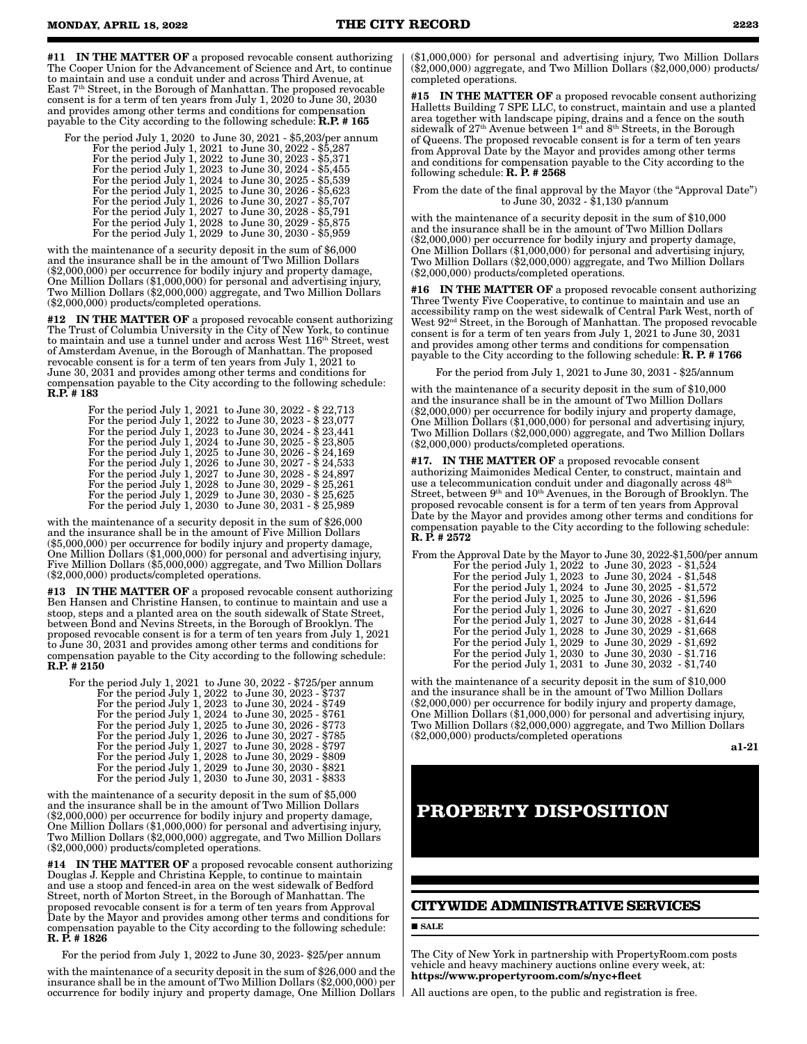**#11 IN THE MATTER OF** a proposed revocable consent authorizing The Cooper Union for the Advancement of Science and Art, to continue to maintain and use a conduit under and across Third Avenue, at East 7th Street, in the Borough of Manhattan. The proposed revocable consent is for a term of ten years from July 1, 2020 to June 30, 2030 and provides among other terms and conditions for compensation payable to the City according to the following schedule: **R.P. # 165**

For the period July 1, 2020 to June 30, 2021 - $5,203/per annum
For the period July 1, 2021 to June 30, 2022 - $5,287
For the period July 1, 2022 to June 30, 2023 - $5,371
For the period July 1, 2023 to June 30, 2024 - $5,455
For the period July 1, 2024 to June 30, 2025 - $5,539
For the period July 1, 2025 to June 30, 2026 - $5,623
For the period July 1, 2026 to June 30, 2027 - $5,707
For the period July 1, 2027 to June 30, 2028 - $5,791
For the period July 1, 2028 to June 30, 2029 - $5,875
For the period July 1, 2029 to June 30, 2030 - $5,959

with the maintenance of a security deposit in the sum of $6,000 and the insurance shall be in the amount of Two Million Dollars ($2,000,000) per occurrence for bodily injury and property damage, One Million Dollars ($1,000,000) for personal and advertising injury, Two Million Dollars ($2,000,000) aggregate, and Two Million Dollars ($2,000,000) products/completed operations.

**#12 IN THE MATTER OF** a proposed revocable consent authorizing The Trust of Columbia University in the City of New York, to continue to maintain and use a tunnel under and across West 116th Street, west of Amsterdam Avenue, in the Borough of Manhattan. The proposed revocable consent is for a term of ten years from July 1, 2021 to June 30, 2031 and provides among other terms and conditions for compensation payable to the City according to the following schedule: **R.P. # 183**

For the period July 1, 2021 to June 30, 2022 - $ 22,713
For the period July 1, 2022 to June 30, 2023 - $ 23,077
For the period July 1, 2023 to June 30, 2024 - $ 23,441
For the period July 1, 2024 to June 30, 2025 - $ 23,805
For the period July 1, 2025 to June 30, 2026 - $ 24,169
For the period July 1, 2026 to June 30, 2027 - $ 24,533
For the period July 1, 2027 to June 30, 2028 - $ 24,897
For the period July 1, 2028 to June 30, 2029 - $ 25,261
For the period July 1, 2029 to June 30, 2030 - $ 25,625
For the period July 1, 2030 to June 30, 2031 - $ 25,989

with the maintenance of a security deposit in the sum of $26,000 and the insurance shall be in the amount of Five Million Dollars ($5,000,000) per occurrence for bodily injury and property damage, One Million Dollars ($1,000,000) for personal and advertising injury, Five Million Dollars ($5,000,000) aggregate, and Two Million Dollars ($2,000,000) products/completed operations.

**#13 IN THE MATTER OF** a proposed revocable consent authorizing Ben Hansen and Christine Hansen, to continue to maintain and use a stoop, steps and a planted area on the south sidewalk of State Street, between Bond and Nevins Streets, in the Borough of Brooklyn. The proposed revocable consent is for a term of ten years from July 1, 2021 to June 30, 2031 and provides among other terms and conditions for compensation payable to the City according to the following schedule: **R.P. # 2150**

For the period July 1, 2021 to June 30, 2022 - $725/per annum
For the period July 1, 2022 to June 30, 2023 - $737
For the period July 1, 2023 to June 30, 2024 - $749
For the period July 1, 2024 to June 30, 2025 - $761
For the period July 1, 2025 to June 30, 2026 - $773
For the period July 1, 2026 to June 30, 2027 - $785
For the period July 1, 2027 to June 30, 2028 - $797
For the period July 1, 2028 to June 30, 2029 - $809
For the period July 1, 2029 to June 30, 2030 - $821
For the period July 1, 2030 to June 30, 2031 - $833

with the maintenance of a security deposit in the sum of $5,000 and the insurance shall be in the amount of Two Million Dollars ($2,000,000) per occurrence for bodily injury and property damage, One Million Dollars ($1,000,000) for personal and advertising injury, Two Million Dollars ($2,000,000) aggregate, and Two Million Dollars ($2,000,000) products/completed operations.

**#14 IN THE MATTER OF** a proposed revocable consent authorizing Douglas J. Kepple and Christina Kepple, to continue to maintain and use a stoop and fenced-in area on the west sidewalk of Bedford Street, north of Morton Street, in the Borough of Manhattan. The proposed revocable consent is for a term of ten years from Approval Date by the Mayor and provides among other terms and conditions for compensation payable to the City according to the following schedule: **R. P. # 1826**

For the period from July 1, 2022 to June 30, 2023- $25/per annum

with the maintenance of a security deposit in the sum of $26,000 and the insurance shall be in the amount of Two Million Dollars ($2,000,000) per occurrence for bodily injury and property damage, One Million Dollars ($1,000,000) for personal and advertising injury, Two Million Dollars ($2,000,000) aggregate, and Two Million Dollars ($2,000,000) products/completed operations.

**#15 IN THE MATTER OF** a proposed revocable consent authorizing Halletts Building 7 SPE LLC, to construct, maintain and use a planted area together with landscape piping, drains and a fence on the south sidewalk of 27th Avenue between 1st and 8th Streets, in the Borough of Queens. The proposed revocable consent is for a term of ten years from Approval Date by the Mayor and provides among other terms and conditions for compensation payable to the City according to the following schedule: **R. P. # 2568**

From the date of the final approval by the Mayor (the "Approval Date") to June 30, 2032 - $1,130 p/annum

with the maintenance of a security deposit in the sum of $10,000 and the insurance shall be in the amount of Two Million Dollars ($2,000,000) per occurrence for bodily injury and property damage, One Million Dollars ($1,000,000) for personal and advertising injury, Two Million Dollars ($2,000,000) aggregate, and Two Million Dollars ($2,000,000) products/completed operations.

**#16 IN THE MATTER OF** a proposed revocable consent authorizing Three Twenty Five Cooperative, to continue to maintain and use an accessibility ramp on the west sidewalk of Central Park West, north of West 92nd Street, in the Borough of Manhattan. The proposed revocable consent is for a term of ten years from July 1, 2021 to June 30, 2031 and provides among other terms and conditions for compensation payable to the City according to the following schedule: **R. P. # 1766**

For the period from July 1, 2021 to June 30, 2031 - $25/annum

with the maintenance of a security deposit in the sum of $10,000 and the insurance shall be in the amount of Two Million Dollars ($2,000,000) per occurrence for bodily injury and property damage, One Million Dollars ($1,000,000) for personal and advertising injury, Two Million Dollars ($2,000,000) aggregate, and Two Million Dollars ($2,000,000) products/completed operations.

**#17. IN THE MATTER OF** a proposed revocable consent authorizing Maimonides Medical Center, to construct, maintain and use a telecommunication conduit under and diagonally across 48th Street, between 9th and 10th Avenues, in the Borough of Brooklyn. The proposed revocable consent is for a term of ten years from Approval Date by the Mayor and provides among other terms and conditions for compensation payable to the City according to the following schedule: **R. P. # 2572**

From the Approval Date by the Mayor to June 30, 2022-$1,500/per annum
For the period July 1, 2022 to June 30, 2023 - $1,524
For the period July 1, 2023 to June 30, 2024 - $1,548
For the period July 1, 2024 to June 30, 2025 - $1,572
For the period July 1, 2025 to June 30, 2026 - $1,596
For the period July 1, 2026 to June 30, 2027 - $1,620
For the period July 1, 2027 to June 30, 2028 - $1,644
For the period July 1, 2028 to June 30, 2029 - $1,668
For the period July 1, 2029 to June 30, 2029 - $1,692
For the period July 1, 2030 to June 30, 2030 - $1.716
For the period July 1, 2031 to June 30, 2032 - $1,740

with the maintenance of a security deposit in the sum of $10,000 and the insurance shall be in the amount of Two Million Dollars ($2,000,000) per occurrence for bodily injury and property damage, One Million Dollars ($1,000,000) for personal and advertising injury, Two Million Dollars ($2,000,000) aggregate, and Two Million Dollars ($2,000,000) products/completed operations

a1-21

# PROPERTY DISPOSITION

## CITYWIDE ADMINISTRATIVE SERVICES

■ SALE

The City of New York in partnership with PropertyRoom.com posts vehicle and heavy machinery auctions online every week, at: **https://www.propertyroom.com/s/nyc+fleet**

All auctions are open, to the public and registration is free.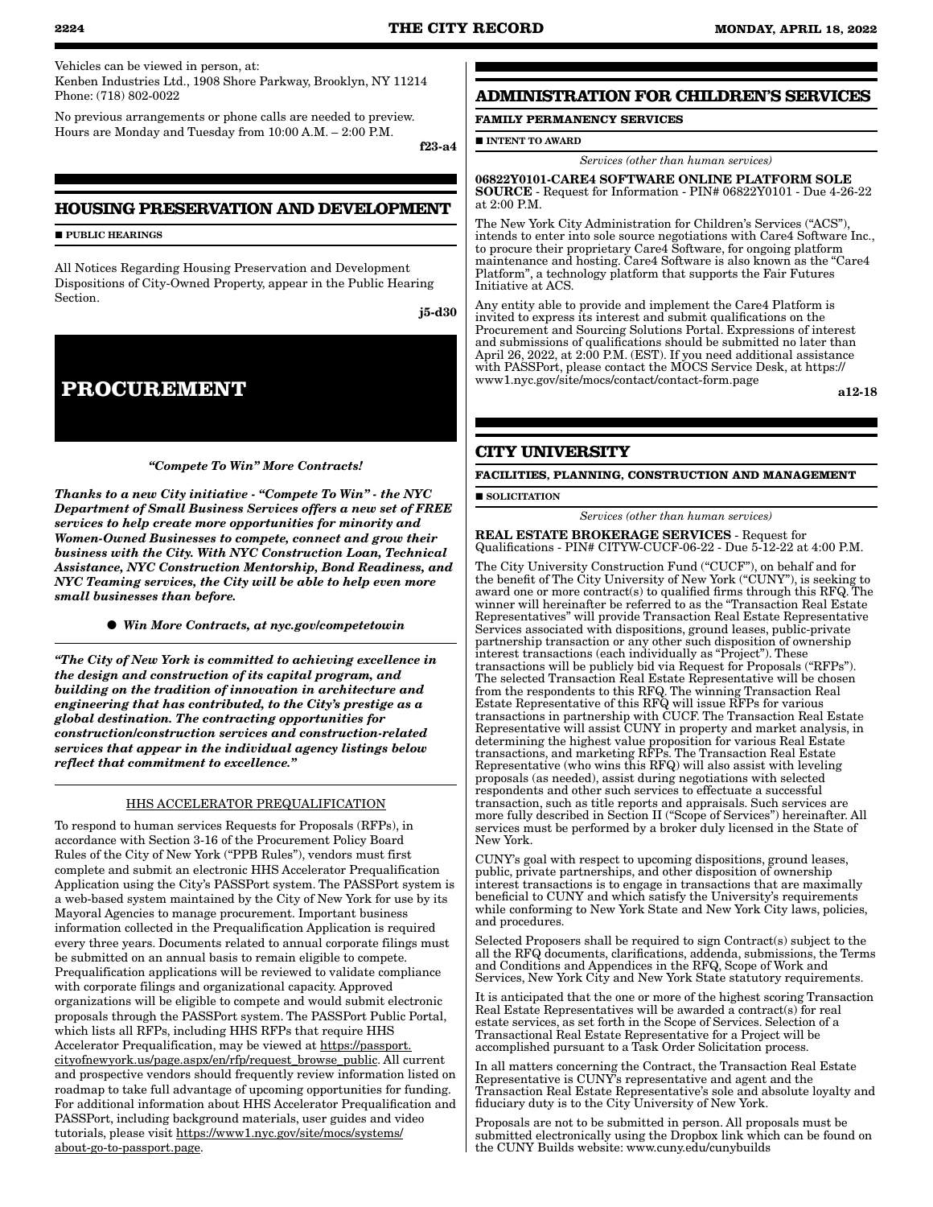Vehicles can be viewed in person, at:
Kenben Industries Ltd., 1908 Shore Parkway, Brooklyn, NY 11214
Phone: (718) 802-0022

No previous arrangements or phone calls are needed to preview. Hours are Monday and Tuesday from 10:00 A.M. – 2:00 P.M.

f23-a4

## HOUSING PRESERVATION AND DEVELOPMENT

■ PUBLIC HEARINGS

All Notices Regarding Housing Preservation and Development Dispositions of City-Owned Property, appear in the Public Hearing Section.

j5-d30

# PROCUREMENT

***"Compete To Win" More Contracts!***

***Thanks to a new City initiative - "Compete To Win" - the NYC Department of Small Business Services offers a new set of FREE services to help create more opportunities for minority and Women-Owned Businesses to compete, connect and grow their business with the City. With NYC Construction Loan, Technical Assistance, NYC Construction Mentorship, Bond Readiness, and NYC Teaming services, the City will be able to help even more small businesses than before.***

- ***Win More Contracts, at nyc.gov/competetowin***

***"The City of New York is committed to achieving excellence in the design and construction of its capital program, and building on the tradition of innovation in architecture and engineering that has contributed, to the City's prestige as a global destination. The contracting opportunities for construction/construction services and construction-related services that appear in the individual agency listings below reflect that commitment to excellence."***

HHS ACCELERATOR PREQUALIFICATION

To respond to human services Requests for Proposals (RFPs), in accordance with Section 3-16 of the Procurement Policy Board Rules of the City of New York ("PPB Rules"), vendors must first complete and submit an electronic HHS Accelerator Prequalification Application using the City's PASSPort system. The PASSPort system is a web-based system maintained by the City of New York for use by its Mayoral Agencies to manage procurement. Important business information collected in the Prequalification Application is required every three years. Documents related to annual corporate filings must be submitted on an annual basis to remain eligible to compete. Prequalification applications will be reviewed to validate compliance with corporate filings and organizational capacity. Approved organizations will be eligible to compete and would submit electronic proposals through the PASSPort system. The PASSPort Public Portal, which lists all RFPs, including HHS RFPs that require HHS Accelerator Prequalification, may be viewed at https://passport.cityofnewyork.us/page.aspx/en/rfp/request_browse_public. All current and prospective vendors should frequently review information listed on roadmap to take full advantage of upcoming opportunities for funding. For additional information about HHS Accelerator Prequalification and PASSPort, including background materials, user guides and video tutorials, please visit https://www1.nyc.gov/site/mocs/systems/about-go-to-passport.page.

## ADMINISTRATION FOR CHILDREN'S SERVICES

### FAMILY PERMANENCY SERVICES

■ INTENT TO AWARD

*Services (other than human services)*

**06822Y0101-CARE4 SOFTWARE ONLINE PLATFORM SOLE SOURCE** - Request for Information - PIN# 06822Y0101 - Due 4-26-22 at 2:00 P.M.

The New York City Administration for Children's Services ("ACS"), intends to enter into sole source negotiations with Care4 Software Inc., to procure their proprietary Care4 Software, for ongoing platform maintenance and hosting. Care4 Software is also known as the "Care4 Platform", a technology platform that supports the Fair Futures Initiative at ACS.

Any entity able to provide and implement the Care4 Platform is invited to express its interest and submit qualifications on the Procurement and Sourcing Solutions Portal. Expressions of interest and submissions of qualifications should be submitted no later than April 26, 2022, at 2:00 P.M. (EST). If you need additional assistance with PASSPort, please contact the MOCS Service Desk, at https://www1.nyc.gov/site/mocs/contact/contact-form.page

a12-18

## CITY UNIVERSITY

### FACILITIES, PLANNING, CONSTRUCTION AND MANAGEMENT

■ SOLICITATION

*Services (other than human services)*

**REAL ESTATE BROKERAGE SERVICES** - Request for Qualifications - PIN# CITYW-CUCF-06-22 - Due 5-12-22 at 4:00 P.M.

The City University Construction Fund ("CUCF"), on behalf and for the benefit of The City University of New York ("CUNY"), is seeking to award one or more contract(s) to qualified firms through this RFQ. The winner will hereinafter be referred to as the "Transaction Real Estate Representatives" will provide Transaction Real Estate Representative Services associated with dispositions, ground leases, public-private partnership transaction or any other such disposition of ownership interest transactions (each individually as "Project"). These transactions will be publicly bid via Request for Proposals ("RFPs"). The selected Transaction Real Estate Representative will be chosen from the respondents to this RFQ. The winning Transaction Real Estate Representative of this RFQ will issue RFPs for various transactions in partnership with CUCF. The Transaction Real Estate Representative will assist CUNY in property and market analysis, in determining the highest value proposition for various Real Estate transactions, and marketing RFPs. The Transaction Real Estate Representative (who wins this RFQ) will also assist with leveling proposals (as needed), assist during negotiations with selected respondents and other such services to effectuate a successful transaction, such as title reports and appraisals. Such services are more fully described in Section II ("Scope of Services") hereinafter. All services must be performed by a broker duly licensed in the State of New York.

CUNY's goal with respect to upcoming dispositions, ground leases, public, private partnerships, and other disposition of ownership interest transactions is to engage in transactions that are maximally beneficial to CUNY and which satisfy the University's requirements while conforming to New York State and New York City laws, policies, and procedures.

Selected Proposers shall be required to sign Contract(s) subject to the all the RFQ documents, clarifications, addenda, submissions, the Terms and Conditions and Appendices in the RFQ, Scope of Work and Services, New York City and New York State statutory requirements.

It is anticipated that the one or more of the highest scoring Transaction Real Estate Representatives will be awarded a contract(s) for real estate services, as set forth in the Scope of Services. Selection of a Transactional Real Estate Representative for a Project will be accomplished pursuant to a Task Order Solicitation process.

In all matters concerning the Contract, the Transaction Real Estate Representative is CUNY's representative and agent and the Transaction Real Estate Representative's sole and absolute loyalty and fiduciary duty is to the City University of New York.

Proposals are not to be submitted in person. All proposals must be submitted electronically using the Dropbox link which can be found on the CUNY Builds website: www.cuny.edu/cunybuilds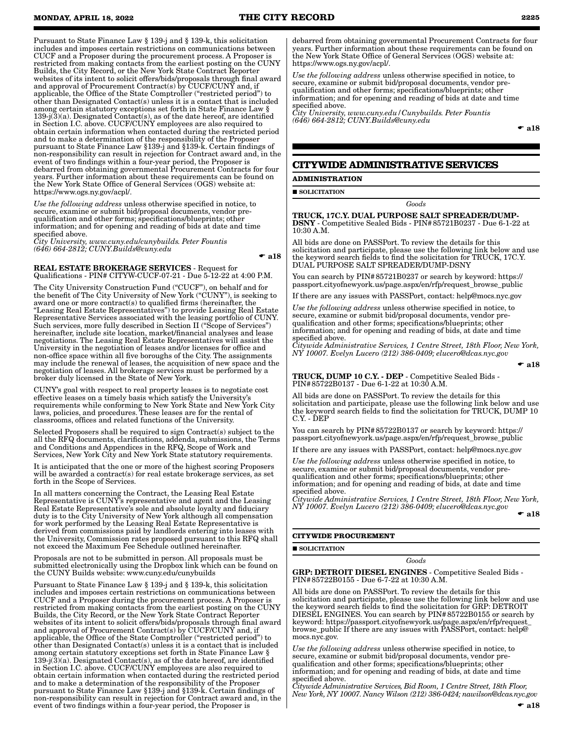Pursuant to State Finance Law § 139-j and § 139-k, this solicitation includes and imposes certain restrictions on communications between CUCF and a Proposer during the procurement process. A Proposer is restricted from making contacts from the earliest posting on the CUNY Builds, the City Record, or the New York State Contract Reporter websites of its intent to solicit offers/bids/proposals through final award and approval of Procurement Contract(s) by CUCF/CUNY and, if applicable, the Office of the State Comptroller ("restricted period") to other than Designated Contact(s) unless it is a contact that is included among certain statutory exceptions set forth in State Finance Law § 139-j(3)(a). Designated Contact(s), as of the date hereof, are identified in Section I.C. above. CUCF/CUNY employees are also required to obtain certain information when contacted during the restricted period and to make a determination of the responsibility of the Proposer pursuant to State Finance Law §139-j and §139-k. Certain findings of non-responsibility can result in rejection for Contract award and, in the event of two findings within a four-year period, the Proposer is debarred from obtaining governmental Procurement Contracts for four years. Further information about these requirements can be found on the New York State Office of General Services (OGS) website at: https://www.ogs.ny.gov/acpl/.

*Use the following address* unless otherwise specified in notice, to secure, examine or submit bid/proposal documents, vendor pre-qualification and other forms; specifications/blueprints; other information; and for opening and reading of bids at date and time specified above.
*City University, www.cuny.edu/cunybuilds. Peter Fountis (646) 664-2812; CUNY.Builds@cuny.edu*

☛ **a18**

**REAL ESTATE BROKERAGE SERVICES** - Request for Qualifications - PIN# CITYW-CUCF-07-21 - Due 5-12-22 at 4:00 P.M.

The City University Construction Fund ("CUCF"), on behalf and for the benefit of The City University of New York ("CUNY"), is seeking to award one or more contract(s) to qualified firms (hereinafter, the "Leasing Real Estate Representatives") to provide Leasing Real Estate Representative Services associated with the leasing portfolio of CUNY. Such services, more fully described in Section II ("Scope of Services") hereinafter, include site location, market/financial analyses and lease negotiations. The Leasing Real Estate Representatives will assist the University in the negotiation of leases and/or licenses for office and non-office space within all five boroughs of the City. The assignments may include the renewal of leases, the acquisition of new space and the negotiation of leases. All brokerage services must be performed by a broker duly licensed in the State of New York.

CUNY's goal with respect to real property leases is to negotiate cost effective leases on a timely basis which satisfy the University's requirements while conforming to New York State and New York City laws, policies, and procedures. These leases are for the rental of classrooms, offices and related functions of the University.

Selected Proposers shall be required to sign Contract(s) subject to the all the RFQ documents, clarifications, addenda, submissions, the Terms and Conditions and Appendices in the RFQ, Scope of Work and Services, New York City and New York State statutory requirements.

It is anticipated that the one or more of the highest scoring Proposers will be awarded a contract(s) for real estate brokerage services, as set forth in the Scope of Services.

In all matters concerning the Contract, the Leasing Real Estate Representative is CUNY's representative and agent and the Leasing Real Estate Representative's sole and absolute loyalty and fiduciary duty is to the City University of New York although all compensation for work performed by the Leasing Real Estate Representative is derived from commissions paid by landlords entering into leases with the University, Commission rates proposed pursuant to this RFQ shall not exceed the Maximum Fee Schedule outlined hereinafter.

Proposals are not to be submitted in person. All proposals must be submitted electronically using the Dropbox link which can be found on the CUNY Builds website: www.cuny.edu/cunybuilds

Pursuant to State Finance Law § 139-j and § 139-k, this solicitation includes and imposes certain restrictions on communications between CUCF and a Proposer during the procurement process. A Proposer is restricted from making contacts from the earliest posting on the CUNY Builds, the City Record, or the New York State Contract Reporter websites of its intent to solicit offers/bids/proposals through final award and approval of Procurement Contract(s) by CUCF/CUNY and, if applicable, the Office of the State Comptroller ("restricted period") to other than Designated Contact(s) unless it is a contact that is included among certain statutory exceptions set forth in State Finance Law § 139-j(3)(a). Designated Contact(s), as of the date hereof, are identified in Section I.C. above. CUCF/CUNY employees are also required to obtain certain information when contacted during the restricted period and to make a determination of the responsibility of the Proposer pursuant to State Finance Law §139-j and §139-k. Certain findings of non-responsibility can result in rejection for Contract award and, in the event of two findings within a four-year period, the Proposer is debarred from obtaining governmental Procurement Contracts for four years. Further information about these requirements can be found on the New York State Office of General Services (OGS) website at: https://www.ogs.ny.gov/acpl/.

*Use the following address* unless otherwise specified in notice, to secure, examine or submit bid/proposal documents, vendor pre-qualification and other forms; specifications/blueprints; other information; and for opening and reading of bids at date and time specified above.
*City University, www.cuny.edu/Cunybuilds. Peter Fountis (646) 664-2812; CUNY.Builds@cuny.edu*

☛ **a18**

## CITYWIDE ADMINISTRATIVE SERVICES

### ADMINISTRATION

■ **SOLICITATION**

*Goods*

**TRUCK, 17C.Y. DUAL PURPOSE SALT SPREADER/DUMP-DSNY** - Competitive Sealed Bids - PIN# 85721B0237 - Due 6-1-22 at 10:30 A.M.

All bids are done on PASSPort. To review the details for this solicitation and participate, please use the following link below and use the keyword search fields to find the solicitation for TRUCK, 17C.Y. DUAL PURPOSE SALT SPREADER/DUMP-DSNY

You can search by PIN# 85721B0237 or search by keyword: https://passport.cityofnewyork.us/page.aspx/en/rfp/request_browse_public

If there are any issues with PASSPort, contact: help@mocs.nyc.gov

*Use the following address* unless otherwise specified in notice, to secure, examine or submit bid/proposal documents, vendor pre-qualification and other forms; specifications/blueprints; other information; and for opening and reading of bids, at date and time specified above.
*Citywide Administrative Services, 1 Centre Street, 18th Floor, New York, NY 10007. Evelyn Lucero (212) 386-0409; elucero@dcas.nyc.gov*

☛ **a18**

**TRUCK, DUMP 10 C.Y. - DEP** - Competitive Sealed Bids - PIN# 85722B0137 - Due 6-1-22 at 10:30 A.M.

All bids are done on PASSPort. To review the details for this solicitation and participate, please use the following link below and use the keyword search fields to find the solicitation for TRUCK, DUMP 10 C.Y. - DEP

You can search by PIN# 85722B0137 or search by keyword: https://passport.cityofnewyork.us/page.aspx/en/rfp/request_browse_public

If there are any issues with PASSPort, contact: help@mocs.nyc.gov

*Use the following address* unless otherwise specified in notice, to secure, examine or submit bid/proposal documents, vendor pre-qualification and other forms; specifications/blueprints; other information; and for opening and reading of bids, at date and time specified above.
*Citywide Administrative Services, 1 Centre Street, 18th Floor, New York, NY 10007. Evelyn Lucero (212) 386-0409; elucero@dcas.nyc.gov*

☛ **a18**

### CITYWIDE PROCUREMENT

■ **SOLICITATION**

*Goods*

**GRP: DETROIT DIESEL ENGINES** - Competitive Sealed Bids - PIN# 85722B0155 - Due 6-7-22 at 10:30 A.M.

All bids are done on PASSPort. To review the details for this solicitation and participate, please use the following link below and use the keyword search fields to find the solicitation for GRP: DETROIT DIESEL ENGINES. You can search by PIN# 85722B0155 or search by keyword: https://passport.cityofnewyork.us/page.aspx/en/rfp/request_browse_public If there are any issues with PASSPort, contact: help@mocs.nyc.gov.

*Use the following address* unless otherwise specified in notice, to secure, examine or submit bid/proposal documents, vendor pre-qualification and other forms; specifications/blueprints; other information; and for opening and reading of bids, at date and time specified above.
*Citywide Administrative Services, Bid Room, 1 Centre Street, 18th Floor, New York, NY 10007. Nancy Wilson (212) 386-0424; nawilson@dcas.nyc.gov*

☛ **a18**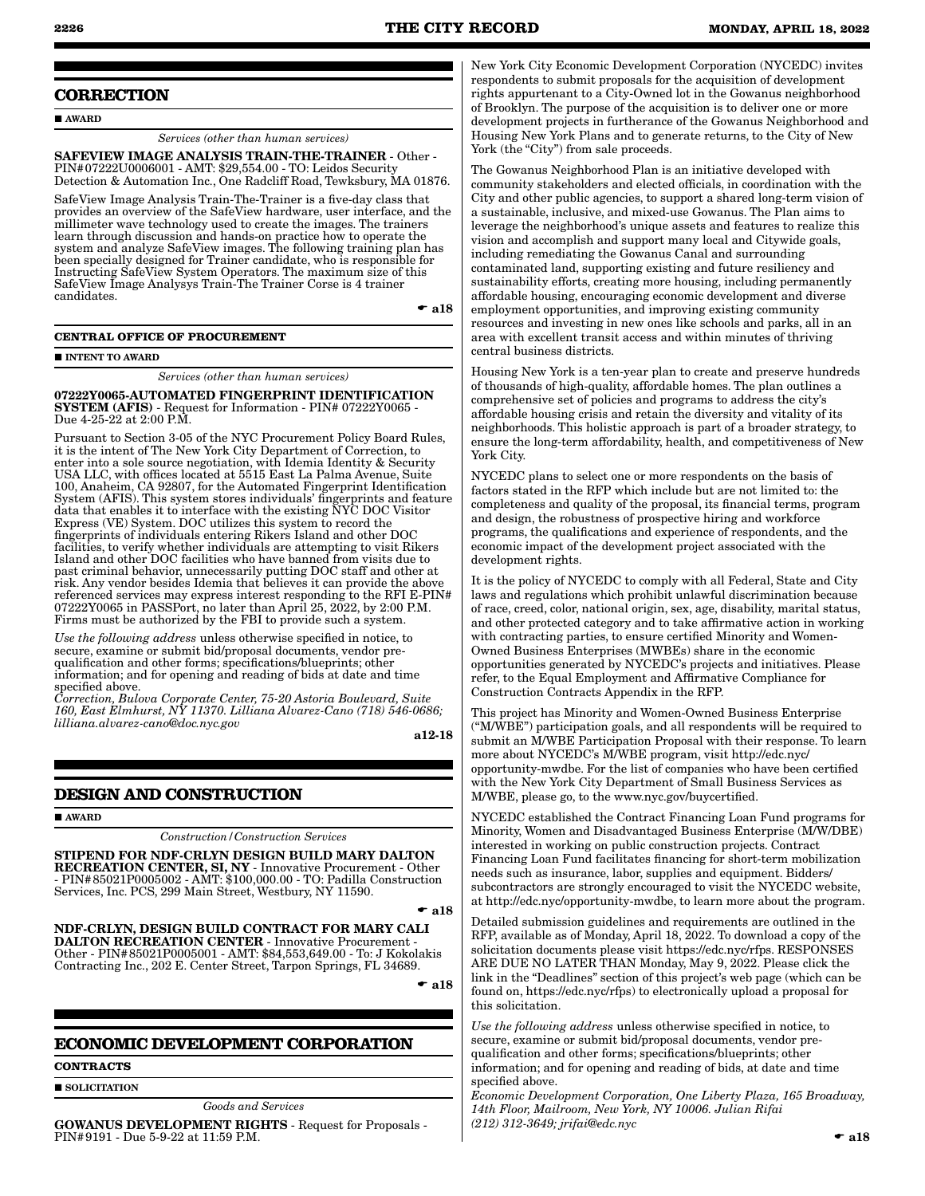## CORRECTION

■ **AWARD**

*Services (other than human services)*

**SAFEVIEW IMAGE ANALYSIS TRAIN-THE-TRAINER** - Other - PIN#07222U0006001 - AMT: $29,554.00 - TO: Leidos Security Detection & Automation Inc., One Radcliff Road, Tewksbury, MA 01876.

SafeView Image Analysis Train-The-Trainer is a five-day class that provides an overview of the SafeView hardware, user interface, and the millimeter wave technology used to create the images. The trainers learn through discussion and hands-on practice how to operate the system and analyze SafeView images. The following training plan has been specially designed for Trainer candidate, who is responsible for Instructing SafeView System Operators. The maximum size of this SafeView Image Analysys Train-The Trainer Corse is 4 trainer candidates.

☛ **a18**

### CENTRAL OFFICE OF PROCUREMENT

■ **INTENT TO AWARD**

*Services (other than human services)*

**07222Y0065-AUTOMATED FINGERPRINT IDENTIFICATION SYSTEM (AFIS)** - Request for Information - PIN# 07222Y0065 - Due 4-25-22 at 2:00 P.M.

Pursuant to Section 3-05 of the NYC Procurement Policy Board Rules, it is the intent of The New York City Department of Correction, to enter into a sole source negotiation, with Idemia Identity & Security USA LLC, with offices located at 5515 East La Palma Avenue, Suite 100, Anaheim, CA 92807, for the Automated Fingerprint Identification System (AFIS). This system stores individuals' fingerprints and feature data that enables it to interface with the existing NYC DOC Visitor Express (VE) System. DOC utilizes this system to record the fingerprints of individuals entering Rikers Island and other DOC facilities, to verify whether individuals are attempting to visit Rikers Island and other DOC facilities who have banned from visits due to past criminal behavior, unnecessarily putting DOC staff and other at risk. Any vendor besides Idemia that believes it can provide the above referenced services may express interest responding to the RFI E-PIN# 07222Y0065 in PASSPort, no later than April 25, 2022, by 2:00 P.M. Firms must be authorized by the FBI to provide such a system.

*Use the following address* unless otherwise specified in notice, to secure, examine or submit bid/proposal documents, vendor pre-qualification and other forms; specifications/blueprints; other information; and for opening and reading of bids at date and time specified above.

*Correction, Bulova Corporate Center, 75-20 Astoria Boulevard, Suite 160, East Elmhurst, NY 11370. Lilliana Alvarez-Cano (718) 546-0686; lilliana.alvarez-cano@doc.nyc.gov*

**a12-18**

## DESIGN AND CONSTRUCTION

■ **AWARD**

*Construction/Construction Services*

**STIPEND FOR NDF-CRLYN DESIGN BUILD MARY DALTON RECREATION CENTER, SI, NY** - Innovative Procurement - Other - PIN#85021P0005002 - AMT: $100,000.00 - TO: Padilla Construction Services, Inc. PCS, 299 Main Street, Westbury, NY 11590.

☛ **a18**

**NDF-CRLYN, DESIGN BUILD CONTRACT FOR MARY CALI DALTON RECREATION CENTER** - Innovative Procurement - Other - PIN#85021P0005001 - AMT: $84,553,649.00 - To: J Kokolakis Contracting Inc., 202 E. Center Street, Tarpon Springs, FL 34689.

☛ **a18**

## ECONOMIC DEVELOPMENT CORPORATION

### CONTRACTS

■ **SOLICITATION**

*Goods and Services*

**GOWANUS DEVELOPMENT RIGHTS** - Request for Proposals - PIN#9191 - Due 5-9-22 at 11:59 P.M.

New York City Economic Development Corporation (NYCEDC) invites respondents to submit proposals for the acquisition of development rights appurtenant to a City-Owned lot in the Gowanus neighborhood of Brooklyn. The purpose of the acquisition is to deliver one or more development projects in furtherance of the Gowanus Neighborhood and Housing New York Plans and to generate returns, to the City of New York (the "City") from sale proceeds.

The Gowanus Neighborhood Plan is an initiative developed with community stakeholders and elected officials, in coordination with the City and other public agencies, to support a shared long-term vision of a sustainable, inclusive, and mixed-use Gowanus. The Plan aims to leverage the neighborhood's unique assets and features to realize this vision and accomplish and support many local and Citywide goals, including remediating the Gowanus Canal and surrounding contaminated land, supporting existing and future resiliency and sustainability efforts, creating more housing, including permanently affordable housing, encouraging economic development and diverse employment opportunities, and improving existing community resources and investing in new ones like schools and parks, all in an area with excellent transit access and within minutes of thriving central business districts.

Housing New York is a ten-year plan to create and preserve hundreds of thousands of high-quality, affordable homes. The plan outlines a comprehensive set of policies and programs to address the city's affordable housing crisis and retain the diversity and vitality of its neighborhoods. This holistic approach is part of a broader strategy, to ensure the long-term affordability, health, and competitiveness of New York City.

NYCEDC plans to select one or more respondents on the basis of factors stated in the RFP which include but are not limited to: the completeness and quality of the proposal, its financial terms, program and design, the robustness of prospective hiring and workforce programs, the qualifications and experience of respondents, and the economic impact of the development project associated with the development rights.

It is the policy of NYCEDC to comply with all Federal, State and City laws and regulations which prohibit unlawful discrimination because of race, creed, color, national origin, sex, age, disability, marital status, and other protected category and to take affirmative action in working with contracting parties, to ensure certified Minority and Women-Owned Business Enterprises (MWBEs) share in the economic opportunities generated by NYCEDC's projects and initiatives. Please refer, to the Equal Employment and Affirmative Compliance for Construction Contracts Appendix in the RFP.

This project has Minority and Women-Owned Business Enterprise ("M/WBE") participation goals, and all respondents will be required to submit an M/WBE Participation Proposal with their response. To learn more about NYCEDC's M/WBE program, visit http://edc.nyc/opportunity-mwdbe. For the list of companies who have been certified with the New York City Department of Small Business Services as M/WBE, please go, to the www.nyc.gov/buycertified.

NYCEDC established the Contract Financing Loan Fund programs for Minority, Women and Disadvantaged Business Enterprise (M/W/DBE) interested in working on public construction projects. Contract Financing Loan Fund facilitates financing for short-term mobilization needs such as insurance, labor, supplies and equipment. Bidders/subcontractors are strongly encouraged to visit the NYCEDC website, at http://edc.nyc/opportunity-mwdbe, to learn more about the program.

Detailed submission guidelines and requirements are outlined in the RFP, available as of Monday, April 18, 2022. To download a copy of the solicitation documents please visit https://edc.nyc/rfps. RESPONSES ARE DUE NO LATER THAN Monday, May 9, 2022. Please click the link in the "Deadlines" section of this project's web page (which can be found on, https://edc.nyc/rfps) to electronically upload a proposal for this solicitation.

*Use the following address* unless otherwise specified in notice, to secure, examine or submit bid/proposal documents, vendor pre-qualification and other forms; specifications/blueprints; other information; and for opening and reading of bids, at date and time specified above.

*Economic Development Corporation, One Liberty Plaza, 165 Broadway, 14th Floor, Mailroom, New York, NY 10006. Julian Rifai (212) 312-3649; jrifai@edc.nyc*

☛ **a18**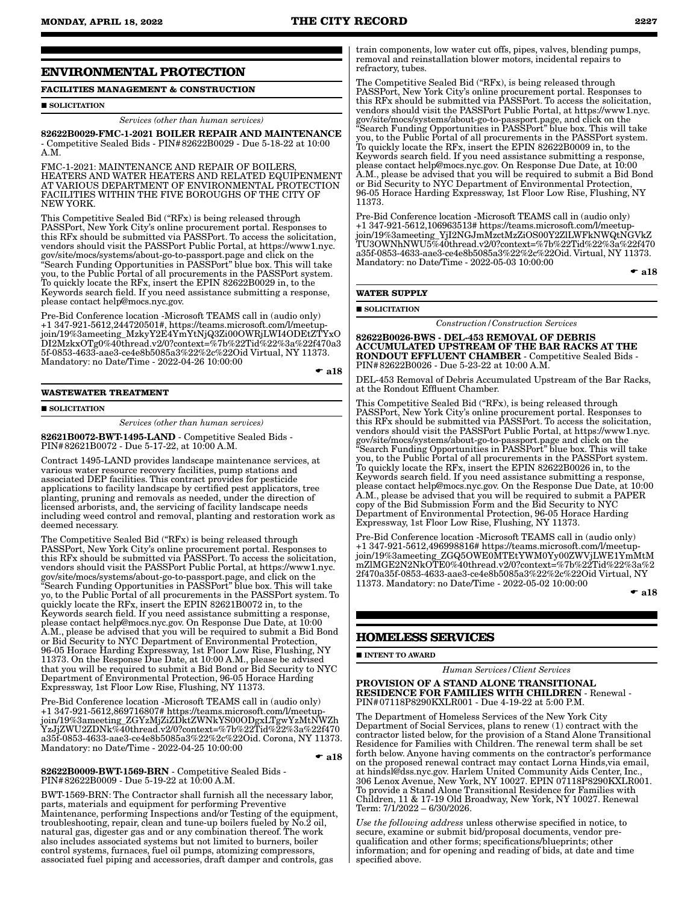## ENVIRONMENTAL PROTECTION

### FACILITIES MANAGEMENT & CONSTRUCTION

■ SOLICITATION

*Services (other than human services)*

**82622B0029-FMC-1-2021 BOILER REPAIR AND MAINTENANCE** - Competitive Sealed Bids - PIN# 82622B0029 - Due 5-18-22 at 10:00 A.M.

FMC-1-2021: MAINTENANCE AND REPAIR OF BOILERS, HEATERS AND WATER HEATERS AND RELATED EQUIPENMENT AT VARIOUS DEPARTMENT OF ENVIRONMENTAL PROTECTION FACILITIES WITHIN THE FIVE BOROUGHS OF THE CITY OF NEW YORK.

This Competitive Sealed Bid ("RFx) is being released through PASSPort, New York City's online procurement portal. Responses to this RFx should be submitted via PASSPort. To access the solicitation, vendors should visit the PASSPort Public Portal, at https://www1.nyc.gov/site/mocs/systems/about-go-to-passport.page and click on the "Search Funding Opportunities in PASSPort" blue box. This will take you, to the Public Portal of all procurements in the PASSPort system. To quickly locate the RFx, insert the EPIN 82622B0029 in, to the Keywords search field. If you need assistance submitting a response, please contact help@mocs.nyc.gov.

Pre-Bid Conference location -Microsoft TEAMS call in (audio only) +1 347-921-5612,244720501#, https://teams.microsoft.com/l/meetup-join/19%3ameeting_MzkyY2E4YmYtNjQ3Zi00OWRjLWI4ODEtZTYxODI2MzkxOTg0%40thread.v2/0?context=%7b%22Tid%22%3a%22f470a35f-0853-4633-aae3-ce4e8b5085a3%22%2c%22Oid Virtual, NY 11373. Mandatory: no Date/Time - 2022-04-26 10:00:00

☛ a18

### WASTEWATER TREATMENT

■ SOLICITATION

*Services (other than human services)*

**82621B0072-BWT-1495-LAND** - Competitive Sealed Bids - PIN# 82621B0072 - Due 5-17-22, at 10:00 A.M.

Contract 1495-LAND provides landscape maintenance services, at various water resource recovery facilities, pump stations and associated DEP facilities. This contract provides for pesticide applications to facility landscape by certified pest applicators, tree planting, pruning and removals as needed, under the direction of licensed arborists, and, the servicing of facility landscape needs including weed control and removal, planting and restoration work as deemed necessary.

The Competitive Sealed Bid ("RFx) is being released through PASSPort, New York City's online procurement portal. Responses to this RFx should be submitted via PASSPort. To access the solicitation, vendors should visit the PASSPort Public Portal, at https://www1.nyc.gov/site/mocs/systems/about-go-to-passport.page, and click on the "Search Funding Opportunities in PASSPort" blue box. This will take yo, to the Public Portal of all procurements in the PASSPort system. To quickly locate the RFx, insert the EPIN 82621B0072 in, to the Keywords search field. If you need assistance submitting a response, please contact help@mocs.nyc.gov. On Response Due Date, at 10:00 A.M., please be advised that you will be required to submit a Bid Bond or Bid Security to NYC Department of Environmental Protection, 96-05 Horace Harding Expressway, 1st Floor Low Rise, Flushing, NY 11373. On the Response Due Date, at 10:00 A.M., please be advised that you will be required to submit a Bid Bond or Bid Security to NYC Department of Environmental Protection, 96-05 Horace Harding Expressway, 1st Floor Low Rise, Flushing, NY 11373.

Pre-Bid Conference location -Microsoft TEAMS call in (audio only) +1 347-921-5612,869716807# https://teams.microsoft.com/l/meetup-join/19%3ameeting_ZGYzMjZiZDktZWNkYS00ODgxLTgwYzMtNWZhYzJjZWU2ZDNk%40thread.v2/0?context=%7b%22Tid%22%3a%22f470a35f-0853-4633-aae3-ce4e8b5085a3%22%2c%22Oid. Corona, NY 11373. Mandatory: no Date/Time - 2022-04-25 10:00:00

☛ a18

**82622B0009-BWT-1569-BRN** - Competitive Sealed Bids - PIN# 82622B0009 - Due 5-19-22 at 10:00 A.M.

BWT-1569-BRN: The Contractor shall furnish all the necessary labor, parts, materials and equipment for performing Preventive Maintenance, performing Inspections and/or Testing of the equipment, troubleshooting, repair, clean and tune-up boilers fueled by No.2 oil, natural gas, digester gas and or any combination thereof. The work also includes associated systems but not limited to burners, boiler control systems, furnaces, fuel oil pumps, atomizing compressors, associated fuel piping and accessories, draft damper and controls, gas train components, low water cut offs, pipes, valves, blending pumps, removal and reinstallation blower motors, incidental repairs to refractory, tubes.

The Competitive Sealed Bid ("RFx), is being released through PASSPort, New York City's online procurement portal. Responses to this RFx should be submitted via PASSPort. To access the solicitation, vendors should visit the PASSPort Public Portal, at https://www1.nyc.gov/site/mocs/systems/about-go-to-passport.page, and click on the "Search Funding Opportunities in PASSPort" blue box. This will take you, to the Public Portal of all procurements in the PASSPort system. To quickly locate the RFx, insert the EPIN 82622B0009 in, to the Keywords search field. If you need assistance submitting a response, please contact help@mocs.nyc.gov. On Response Due Date, at 10:00 A.M., please be advised that you will be required to submit a Bid Bond or Bid Security to NYC Department of Environmental Protection, 96-05 Horace Harding Expressway, 1st Floor Low Rise, Flushing, NY 11373.

Pre-Bid Conference location -Microsoft TEAMS call in (audio only) +1 347-921-5612,106963513# https://teams.microsoft.com/l/meetup-join/19%3ameeting_YjI2NGJmMzctMzZiOS00Y2ZlLWFkNWQtNGVkZTU3OWNhNWU5%40thread.v2/0?context=%7b%22Tid%22%3a%22f470a35f-0853-4633-aae3-ce4e8b5085a3%22%2c%22Oid. Virtual, NY 11373. Mandatory: no Date/Time - 2022-05-03 10:00:00

☛ a18

### WATER SUPPLY

■ SOLICITATION

*Construction/Construction Services*

**82622B0026-BWS - DEL-453 REMOVAL OF DEBRIS ACCUMULATED UPSTREAM OF THE BAR RACKS AT THE RONDOUT EFFLUENT CHAMBER** - Competitive Sealed Bids - PIN# 82622B0026 - Due 5-23-22 at 10:00 A.M.

DEL-453 Removal of Debris Accumulated Upstream of the Bar Racks, at the Rondout Effluent Chamber.

This Competitive Sealed Bid ("RFx), is being released through PASSPort, New York City's online procurement portal. Responses to this RFx should be submitted via PASSPort. To access the solicitation, vendors should visit the PASSPort Public Portal, at https://www1.nyc.gov/site/mocs/systems/about-go-to-passport.page and click on the "Search Funding Opportunities in PASSPort" blue box. This will take you, to the Public Portal of all procurements in the PASSPort system. To quickly locate the RFx, insert the EPIN 82622B0026 in, to the Keywords search field. If you need assistance submitting a response, please contact help@mocs.nyc.gov. On the Response Due Date, at 10:00 A.M., please be advised that you will be required to submit a PAPER copy of the Bid Submission Form and the Bid Security to NYC Department of Environmental Protection, 96-05 Horace Harding Expressway, 1st Floor Low Rise, Flushing, NY 11373.

Pre-Bid Conference location -Microsoft TEAMS call in (audio only) +1 347-921-5612,496998816# https://teams.microsoft.com/l/meetup-join/19%3ameeting_ZGQ5OWE0MTEtYWM0Yy00ZWVjLWE1YmMtMmZlMGE2N2NkOTE0%40thread.v2/0?context=%7b%22Tid%22%3a%22f470a35f-0853-4633-aae3-ce4e8b5085a3%22%2c%22Oid Virtual, NY 11373. Mandatory: no Date/Time - 2022-05-02 10:00:00

☛ a18

## HOMELESS SERVICES

■ INTENT TO AWARD

*Human Services/Client Services*

**PROVISION OF A STAND ALONE TRANSITIONAL RESIDENCE FOR FAMILIES WITH CHILDREN** - Renewal - PIN# 07118P8290KXLR001 - Due 4-19-22 at 5:00 P.M.

The Department of Homeless Services of the New York City Department of Social Services, plans to renew (1) contract with the contractor listed below, for the provision of a Stand Alone Transitional Residence for Families with Children. The renewal term shall be set forth below. Anyone having comments on the contractor's performance on the proposed renewal contract may contact Lorna Hinds,via email, at hindsl@dss.nyc.gov. Harlem United Community Aids Center, Inc., 306 Lenox Avenue, New York, NY 10027. EPIN 07118P8290KXLR001. To provide a Stand Alone Transitional Residence for Families with Children, 11 & 17-19 Old Broadway, New York, NY 10027. Renewal Term: 7/1/2022 – 6/30/2026.

*Use the following address* unless otherwise specified in notice, to secure, examine or submit bid/proposal documents, vendor pre-qualification and other forms; specifications/blueprints; other information; and for opening and reading of bids, at date and time specified above.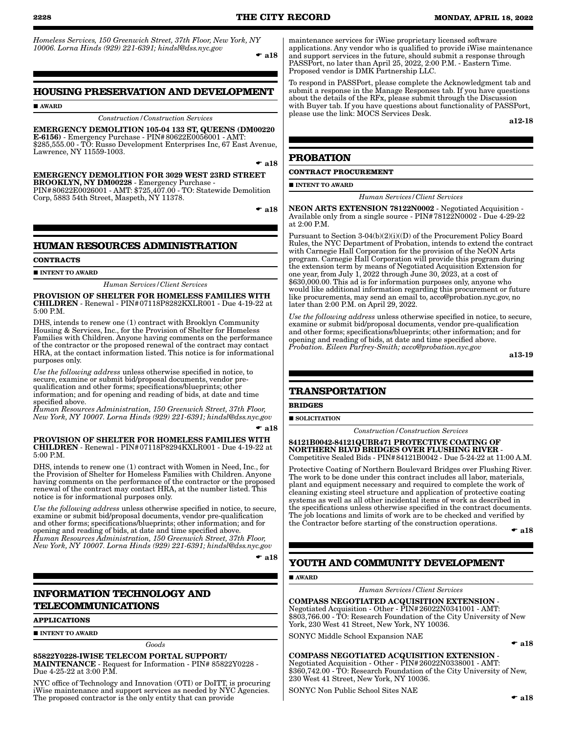*Homeless Services, 150 Greenwich Street, 37th Floor, New York, NY 10006. Lorna Hinds (929) 221-6391; hindsl@dss.nyc.gov*

☛ a18

## HOUSING PRESERVATION AND DEVELOPMENT

■ AWARD

*Construction/Construction Services*

**EMERGENCY DEMOLITION 105-04 133 ST, QUEENS (DM00220 E-6156)** - Emergency Purchase - PIN# 80622E0056001 - AMT: $285,555.00 - TO: Russo Development Enterprises Inc, 67 East Avenue, Lawrence, NY 11559-1003.

☛ a18

**EMERGENCY DEMOLITION FOR 3029 WEST 23RD STREET BROOKLYN, NY DM00228** - Emergency Purchase - PIN# 80622E0026001 - AMT: $725,407.00 - TO: Statewide Demolition Corp, 5883 54th Street, Maspeth, NY 11378.

☛ a18

## HUMAN RESOURCES ADMINISTRATION

**CONTRACTS**

■ INTENT TO AWARD

*Human Services/Client Services*

**PROVISION OF SHELTER FOR HOMELESS FAMILIES WITH CHILDREN** - Renewal - PIN# 07118P8282KXLR001 - Due 4-19-22 at 5:00 P.M.

DHS, intends to renew one (1) contract with Brooklyn Community Housing & Services, Inc., for the Provision of Shelter for Homeless Families with Children. Anyone having comments on the performance of the contractor or the proposed renewal of the contract may contact HRA, at the contact information listed. This notice is for informational purposes only.

*Use the following address* unless otherwise specified in notice, to secure, examine or submit bid/proposal documents, vendor pre-qualification and other forms; specifications/blueprints; other information; and for opening and reading of bids, at date and time specified above.
*Human Resources Administration, 150 Greenwich Street, 37th Floor, New York, NY 10007. Lorna Hinds (929) 221-6391; hindsl@dss.nyc.gov*

☛ a18

**PROVISION OF SHELTER FOR HOMELESS FAMILIES WITH CHILDREN** - Renewal - PIN# 07118P8294KXLR001 - Due 4-19-22 at 5:00 P.M.

DHS, intends to renew one (1) contract with Women in Need, Inc., for the Provision of Shelter for Homeless Families with Children. Anyone having comments on the performance of the contractor or the proposed renewal of the contract may contact HRA, at the number listed. This notice is for informational purposes only.

*Use the following address* unless otherwise specified in notice, to secure, examine or submit bid/proposal documents, vendor pre-qualification and other forms; specifications/blueprints; other information; and for opening and reading of bids, at date and time specified above.
*Human Resources Administration, 150 Greenwich Street, 37th Floor, New York, NY 10007. Lorna Hinds (929) 221-6391; hindsl@dss.nyc.gov*

☛ a18

## INFORMATION TECHNOLOGY AND TELECOMMUNICATIONS

**APPLICATIONS**

■ INTENT TO AWARD

*Goods*

**85822Y0228-IWISE TELECOM PORTAL SUPPORT/ MAINTENANCE** - Request for Information - PIN# 85822Y0228 - Due 4-25-22 at 3:00 P.M.

NYC office of Technology and Innovation (OTI) or DoITT, is procuring iWise maintenance and support services as needed by NYC Agencies. The proposed contractor is the only entity that can provide maintenance services for iWise proprietary licensed software applications. Any vendor who is qualified to provide iWise maintenance and support services in the future, should submit a response through PASSPort, no later than April 25, 2022, 2:00 P.M. - Eastern Time. Proposed vendor is DMK Partnership LLC.

To respond in PASSPort, please complete the Acknowledgment tab and submit a response in the Manage Responses tab. If you have questions about the details of the RFx, please submit through the Discussion with Buyer tab. If you have questions about functionality of PASSPort, please use the link: MOCS Services Desk.

a12-18

## PROBATION

**CONTRACT PROCUREMENT**

■ INTENT TO AWARD

*Human Services/Client Services*

**NEON ARTS EXTENSION 78122N0002** - Negotiated Acquisition - Available only from a single source - PIN# 78122N0002 - Due 4-29-22 at 2:00 P.M.

Pursuant to Section 3-04(b)(2)(i)((D) of the Procurement Policy Board Rules, the NYC Department of Probation, intends to extend the contract with Carnegie Hall Corporation for the provision of the NeON Arts program. Carnegie Hall Corporation will provide this program during the extension term by means of Negotiated Acquisition Extension for one year, from July 1, 2022 through June 30, 2023, at a cost of $630,000.00. This ad is for information purposes only, anyone who would like additional information regarding this procurement or future like procurements, may send an email to, acco@probation.nyc.gov, no later than 2:00 P.M. on April 29, 2022.

*Use the following address* unless otherwise specified in notice, to secure, examine or submit bid/proposal documents, vendor pre-qualification and other forms; specifications/blueprints; other information; and for opening and reading of bids, at date and time specified above.
*Probation. Eileen Parfrey-Smith; acco@probation.nyc.gov*

a13-19

## TRANSPORTATION

**BRIDGES**

■ SOLICITATION

*Construction/Construction Services*

**84121B0042-84121QUBR471 PROTECTIVE COATING OF NORTHERN BLVD BRIDGES OVER FLUSHING RIVER** - Competitive Sealed Bids - PIN# 84121B0042 - Due 5-24-22 at 11:00 A.M.

Protective Coating of Northern Boulevard Bridges over Flushing River. The work to be done under this contract includes all labor, materials, plant and equipment necessary and required to complete the work of cleaning existing steel structure and application of protective coating systems as well as all other incidental items of work as described in the specifications unless otherwise specified in the contract documents. The job locations and limits of work are to be checked and verified by the Contractor before starting of the construction operations.

☛ a18

## YOUTH AND COMMUNITY DEVELOPMENT

■ AWARD

*Human Services/Client Services*

**COMPASS NEGOTIATED ACQUISITION EXTENSION** - Negotiated Acquisition - Other - PIN# 26022N0341001 - AMT: $803,766.00 - TO: Research Foundation of the City University of New York, 230 West 41 Street, New York, NY 10036.

SONYC Middle School Expansion NAE

☛ a18

**COMPASS NEGOTIATED ACQUISITION EXTENSION** - Negotiated Acquisition - Other - PIN# 26022N0338001 - AMT: $360,742.00 - TO: Research Foundation of the City University of New, 230 West 41 Street, New York, NY 10036.

SONYC Non Public School Sites NAE

☛ a18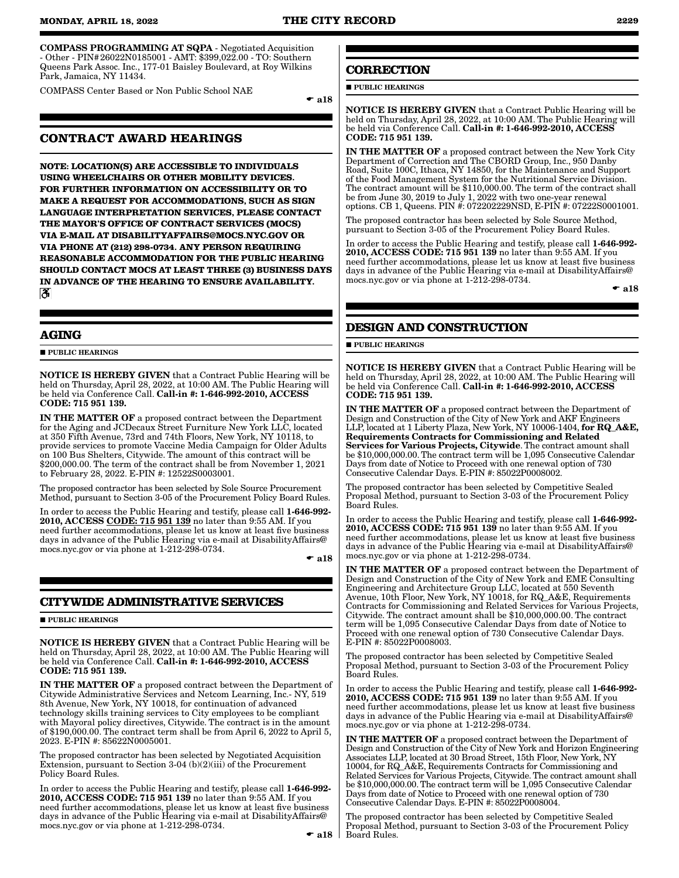**COMPASS PROGRAMMING AT SQPA** - Negotiated Acquisition - Other - PIN#26022N0185001 - AMT: $399,022.00 - TO: Southern Queens Park Assoc. Inc., 177-01 Baisley Boulevard, at Roy Wilkins Park, Jamaica, NY 11434.

COMPASS Center Based or Non Public School NAE

☛ a18

## CONTRACT AWARD HEARINGS

**NOTE: LOCATION(S) ARE ACCESSIBLE TO INDIVIDUALS USING WHEELCHAIRS OR OTHER MOBILITY DEVICES. FOR FURTHER INFORMATION ON ACCESSIBILITY OR TO MAKE A REQUEST FOR ACCOMMODATIONS, SUCH AS SIGN LANGUAGE INTERPRETATION SERVICES, PLEASE CONTACT THE MAYOR'S OFFICE OF CONTRACT SERVICES (MOCS) VIA E-MAIL AT DISABILITYAFFAIRS@MOCS.NYC.GOV OR VIA PHONE AT (212) 298-0734. ANY PERSON REQUIRING REASONABLE ACCOMMODATION FOR THE PUBLIC HEARING SHOULD CONTACT MOCS AT LEAST THREE (3) BUSINESS DAYS IN ADVANCE OF THE HEARING TO ENSURE AVAILABILITY.**

## AGING

■ **PUBLIC HEARINGS**

**NOTICE IS HEREBY GIVEN** that a Contract Public Hearing will be held on Thursday, April 28, 2022, at 10:00 AM. The Public Hearing will be held via Conference Call. **Call-in #: 1-646-992-2010, ACCESS CODE: 715 951 139.**

**IN THE MATTER OF** a proposed contract between the Department for the Aging and JCDecaux Street Furniture New York LLC, located at 350 Fifth Avenue, 73rd and 74th Floors, New York, NY 10118, to provide services to promote Vaccine Media Campaign for Older Adults on 100 Bus Shelters, Citywide. The amount of this contract will be $200,000.00. The term of the contract shall be from November 1, 2021 to February 28, 2022. E-PIN #: 12522S0003001.

The proposed contractor has been selected by Sole Source Procurement Method, pursuant to Section 3-05 of the Procurement Policy Board Rules.

In order to access the Public Hearing and testify, please call **1-646-992-2010, ACCESS CODE: 715 951 139** no later than 9:55 AM. If you need further accommodations, please let us know at least five business days in advance of the Public Hearing via e-mail at DisabilityAffairs@mocs.nyc.gov or via phone at 1-212-298-0734.

☛ a18

## CITYWIDE ADMINISTRATIVE SERVICES

■ **PUBLIC HEARINGS**

**NOTICE IS HEREBY GIVEN** that a Contract Public Hearing will be held on Thursday, April 28, 2022, at 10:00 AM. The Public Hearing will be held via Conference Call. **Call-in #: 1-646-992-2010, ACCESS CODE: 715 951 139.**

**IN THE MATTER OF** a proposed contract between the Department of Citywide Administrative Services and Netcom Learning, Inc.- NY, 519 8th Avenue, New York, NY 10018, for continuation of advanced technology skills training services to City employees to be compliant with Mayoral policy directives, Citywide. The contract is in the amount of $190,000.00. The contract term shall be from April 6, 2022 to April 5, 2023. E-PIN #: 85622N0005001.

The proposed contractor has been selected by Negotiated Acquisition Extension, pursuant to Section 3-04 (b)(2)(iii) of the Procurement Policy Board Rules.

In order to access the Public Hearing and testify, please call **1-646-992-2010, ACCESS CODE: 715 951 139** no later than 9:55 AM. If you need further accommodations, please let us know at least five business days in advance of the Public Hearing via e-mail at DisabilityAffairs@mocs.nyc.gov or via phone at 1-212-298-0734.

☛ a18

## CORRECTION

■ **PUBLIC HEARINGS**

**NOTICE IS HEREBY GIVEN** that a Contract Public Hearing will be held on Thursday, April 28, 2022, at 10:00 AM. The Public Hearing will be held via Conference Call. **Call-in #: 1-646-992-2010, ACCESS CODE: 715 951 139.**

**IN THE MATTER OF** a proposed contract between the New York City Department of Correction and The CBORD Group, Inc., 950 Danby Road, Suite 100C, Ithaca, NY 14850, for the Maintenance and Support of the Food Management System for the Nutritional Service Division. The contract amount will be $110,000.00. The term of the contract shall be from June 30, 2019 to July 1, 2022 with two one-year renewal options. CB 1, Queens. PIN #: 072202229NSD, E-PIN #: 07222S0001001.

The proposed contractor has been selected by Sole Source Method, pursuant to Section 3-05 of the Procurement Policy Board Rules.

In order to access the Public Hearing and testify, please call **1-646-992-2010, ACCESS CODE: 715 951 139** no later than 9:55 AM. If you need further accommodations, please let us know at least five business days in advance of the Public Hearing via e-mail at DisabilityAffairs@mocs.nyc.gov or via phone at 1-212-298-0734.

☛ a18

## DESIGN AND CONSTRUCTION

■ **PUBLIC HEARINGS**

**NOTICE IS HEREBY GIVEN** that a Contract Public Hearing will be held on Thursday, April 28, 2022, at 10:00 AM. The Public Hearing will be held via Conference Call. **Call-in #: 1-646-992-2010, ACCESS CODE: 715 951 139.**

**IN THE MATTER OF** a proposed contract between the Department of Design and Construction of the City of New York and AKF Engineers LLP, located at 1 Liberty Plaza, New York, NY 10006-1404, **for RQ_A&E, Requirements Contracts for Commissioning and Related Services for Various Projects, Citywide**. The contract amount shall be $10,000,000.00. The contract term will be 1,095 Consecutive Calendar Days from date of Notice to Proceed with one renewal option of 730 Consecutive Calendar Days. E-PIN #: 85022P0008002.

The proposed contractor has been selected by Competitive Sealed Proposal Method, pursuant to Section 3-03 of the Procurement Policy Board Rules.

In order to access the Public Hearing and testify, please call **1-646-992-2010, ACCESS CODE: 715 951 139** no later than 9:55 AM. If you need further accommodations, please let us know at least five business days in advance of the Public Hearing via e-mail at DisabilityAffairs@mocs.nyc.gov or via phone at 1-212-298-0734.

**IN THE MATTER OF** a proposed contract between the Department of Design and Construction of the City of New York and EME Consulting Engineering and Architecture Group LLC, located at 550 Seventh Avenue, 10th Floor, New York, NY 10018, for RQ_A&E, Requirements Contracts for Commissioning and Related Services for Various Projects, Citywide. The contract amount shall be $10,000,000.00. The contract term will be 1,095 Consecutive Calendar Days from date of Notice to Proceed with one renewal option of 730 Consecutive Calendar Days. E-PIN #: 85022P0008003.

The proposed contractor has been selected by Competitive Sealed Proposal Method, pursuant to Section 3-03 of the Procurement Policy Board Rules.

In order to access the Public Hearing and testify, please call **1-646-992-2010, ACCESS CODE: 715 951 139** no later than 9:55 AM. If you need further accommodations, please let us know at least five business days in advance of the Public Hearing via e-mail at DisabilityAffairs@mocs.nyc.gov or via phone at 1-212-298-0734.

**IN THE MATTER OF** a proposed contract between the Department of Design and Construction of the City of New York and Horizon Engineering Associates LLP, located at 30 Broad Street, 15th Floor, New York, NY 10004, for RQ_A&E, Requirements Contracts for Commissioning and Related Services for Various Projects, Citywide. The contract amount shall be $10,000,000.00. The contract term will be 1,095 Consecutive Calendar Days from date of Notice to Proceed with one renewal option of 730 Consecutive Calendar Days. E-PIN #: 85022P0008004.

The proposed contractor has been selected by Competitive Sealed Proposal Method, pursuant to Section 3-03 of the Procurement Policy Board Rules.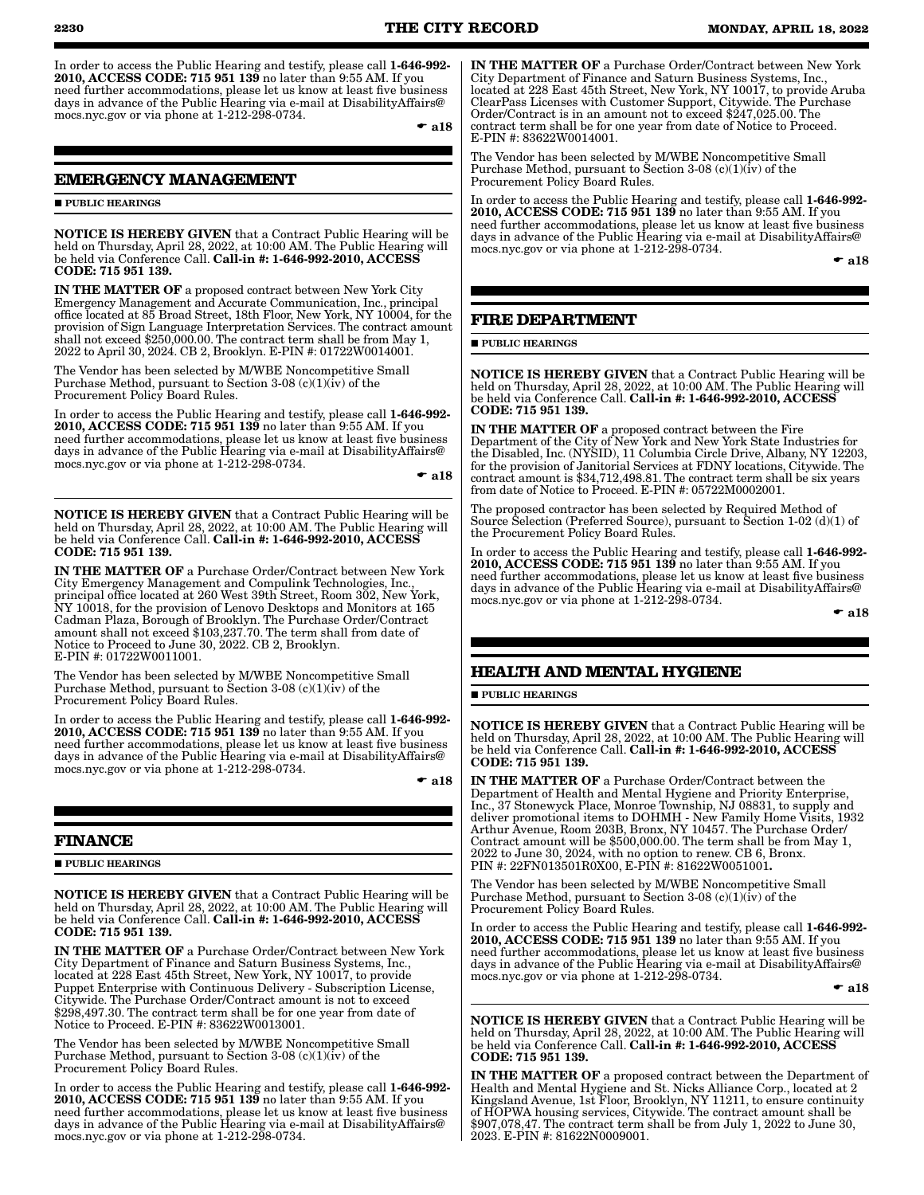In order to access the Public Hearing and testify, please call **1-646-992-2010, ACCESS CODE: 715 951 139** no later than 9:55 AM. If you need further accommodations, please let us know at least five business days in advance of the Public Hearing via e-mail at DisabilityAffairs@mocs.nyc.gov or via phone at 1-212-298-0734.

☛ **a18**

## EMERGENCY MANAGEMENT

■ **PUBLIC HEARINGS**

**NOTICE IS HEREBY GIVEN** that a Contract Public Hearing will be held on Thursday, April 28, 2022, at 10:00 AM. The Public Hearing will be held via Conference Call. **Call-in #: 1-646-992-2010, ACCESS CODE: 715 951 139.**

**IN THE MATTER OF** a proposed contract between New York City Emergency Management and Accurate Communication, Inc., principal office located at 85 Broad Street, 18th Floor, New York, NY 10004, for the provision of Sign Language Interpretation Services. The contract amount shall not exceed $250,000.00. The contract term shall be from May 1, 2022 to April 30, 2024. CB 2, Brooklyn. E-PIN #: 01722W0014001.

The Vendor has been selected by M/WBE Noncompetitive Small Purchase Method, pursuant to Section 3-08 (c)(1)(iv) of the Procurement Policy Board Rules.

In order to access the Public Hearing and testify, please call **1-646-992-2010, ACCESS CODE: 715 951 139** no later than 9:55 AM. If you need further accommodations, please let us know at least five business days in advance of the Public Hearing via e-mail at DisabilityAffairs@mocs.nyc.gov or via phone at 1-212-298-0734.

☛ **a18**

**NOTICE IS HEREBY GIVEN** that a Contract Public Hearing will be held on Thursday, April 28, 2022, at 10:00 AM. The Public Hearing will be held via Conference Call. **Call-in #: 1-646-992-2010, ACCESS CODE: 715 951 139.**

**IN THE MATTER OF** a Purchase Order/Contract between New York City Emergency Management and Compulink Technologies, Inc., principal office located at 260 West 39th Street, Room 302, New York, NY 10018, for the provision of Lenovo Desktops and Monitors at 165 Cadman Plaza, Borough of Brooklyn. The Purchase Order/Contract amount shall not exceed $103,237.70. The term shall from date of Notice to Proceed to June 30, 2022. CB 2, Brooklyn. E-PIN #: 01722W0011001.

The Vendor has been selected by M/WBE Noncompetitive Small Purchase Method, pursuant to Section 3-08 (c)(1)(iv) of the Procurement Policy Board Rules.

In order to access the Public Hearing and testify, please call **1-646-992-2010, ACCESS CODE: 715 951 139** no later than 9:55 AM. If you need further accommodations, please let us know at least five business days in advance of the Public Hearing via e-mail at DisabilityAffairs@mocs.nyc.gov or via phone at 1-212-298-0734.

☛ **a18**

## FINANCE

■ **PUBLIC HEARINGS**

**NOTICE IS HEREBY GIVEN** that a Contract Public Hearing will be held on Thursday, April 28, 2022, at 10:00 AM. The Public Hearing will be held via Conference Call. **Call-in #: 1-646-992-2010, ACCESS CODE: 715 951 139.**

**IN THE MATTER OF** a Purchase Order/Contract between New York City Department of Finance and Saturn Business Systems, Inc., located at 228 East 45th Street, New York, NY 10017, to provide Puppet Enterprise with Continuous Delivery - Subscription License, Citywide. The Purchase Order/Contract amount is not to exceed $298,497.30. The contract term shall be for one year from date of Notice to Proceed. E-PIN #: 83622W0013001.

The Vendor has been selected by M/WBE Noncompetitive Small Purchase Method, pursuant to Section 3-08 (c)(1)(iv) of the Procurement Policy Board Rules.

In order to access the Public Hearing and testify, please call **1-646-992-2010, ACCESS CODE: 715 951 139** no later than 9:55 AM. If you need further accommodations, please let us know at least five business days in advance of the Public Hearing via e-mail at DisabilityAffairs@mocs.nyc.gov or via phone at 1-212-298-0734.

**IN THE MATTER OF** a Purchase Order/Contract between New York City Department of Finance and Saturn Business Systems, Inc., located at 228 East 45th Street, New York, NY 10017, to provide Aruba ClearPass Licenses with Customer Support, Citywide. The Purchase Order/Contract is in an amount not to exceed $247,025.00. The contract term shall be for one year from date of Notice to Proceed. E-PIN #: 83622W0014001.

The Vendor has been selected by M/WBE Noncompetitive Small Purchase Method, pursuant to Section 3-08 (c)(1)(iv) of the Procurement Policy Board Rules.

In order to access the Public Hearing and testify, please call **1-646-992-2010, ACCESS CODE: 715 951 139** no later than 9:55 AM. If you need further accommodations, please let us know at least five business days in advance of the Public Hearing via e-mail at DisabilityAffairs@mocs.nyc.gov or via phone at 1-212-298-0734.

☛ **a18**

## FIRE DEPARTMENT

■ **PUBLIC HEARINGS**

**NOTICE IS HEREBY GIVEN** that a Contract Public Hearing will be held on Thursday, April 28, 2022, at 10:00 AM. The Public Hearing will be held via Conference Call. **Call-in #: 1-646-992-2010, ACCESS CODE: 715 951 139.**

**IN THE MATTER OF** a proposed contract between the Fire Department of the City of New York and New York State Industries for the Disabled, Inc. (NYSID), 11 Columbia Circle Drive, Albany, NY 12203, for the provision of Janitorial Services at FDNY locations, Citywide. The contract amount is $34,712,498.81. The contract term shall be six years from date of Notice to Proceed. E-PIN #: 05722M0002001.

The proposed contractor has been selected by Required Method of Source Selection (Preferred Source), pursuant to Section 1-02 (d)(1) of the Procurement Policy Board Rules.

In order to access the Public Hearing and testify, please call **1-646-992-2010, ACCESS CODE: 715 951 139** no later than 9:55 AM. If you need further accommodations, please let us know at least five business days in advance of the Public Hearing via e-mail at DisabilityAffairs@mocs.nyc.gov or via phone at 1-212-298-0734.

☛ **a18**

## HEALTH AND MENTAL HYGIENE

■ **PUBLIC HEARINGS**

**NOTICE IS HEREBY GIVEN** that a Contract Public Hearing will be held on Thursday, April 28, 2022, at 10:00 AM. The Public Hearing will be held via Conference Call. **Call-in #: 1-646-992-2010, ACCESS CODE: 715 951 139.**

**IN THE MATTER OF** a Purchase Order/Contract between the Department of Health and Mental Hygiene and Priority Enterprise, Inc., 37 Stonewyck Place, Monroe Township, NJ 08831, to supply and deliver promotional items to DOHMH - New Family Home Visits, 1932 Arthur Avenue, Room 203B, Bronx, NY 10457. The Purchase Order/Contract amount will be $500,000.00. The term shall be from May 1, 2022 to June 30, 2024, with no option to renew. CB 6, Bronx. PIN #: 22FN013501R0X00, E-PIN #: 81622W0051001**.**

The Vendor has been selected by M/WBE Noncompetitive Small Purchase Method, pursuant to Section 3-08 (c)(1)(iv) of the Procurement Policy Board Rules.

In order to access the Public Hearing and testify, please call **1-646-992-2010, ACCESS CODE: 715 951 139** no later than 9:55 AM. If you need further accommodations, please let us know at least five business days in advance of the Public Hearing via e-mail at DisabilityAffairs@mocs.nyc.gov or via phone at 1-212-298-0734.

☛ **a18**

**NOTICE IS HEREBY GIVEN** that a Contract Public Hearing will be held on Thursday, April 28, 2022, at 10:00 AM. The Public Hearing will be held via Conference Call. **Call-in #: 1-646-992-2010, ACCESS CODE: 715 951 139.**

**IN THE MATTER OF** a proposed contract between the Department of Health and Mental Hygiene and St. Nicks Alliance Corp., located at 2 Kingsland Avenue, 1st Floor, Brooklyn, NY 11211, to ensure continuity of HOPWA housing services, Citywide. The contract amount shall be $907,078,47. The contract term shall be from July 1, 2022 to June 30, 2023. E-PIN #: 81622N0009001.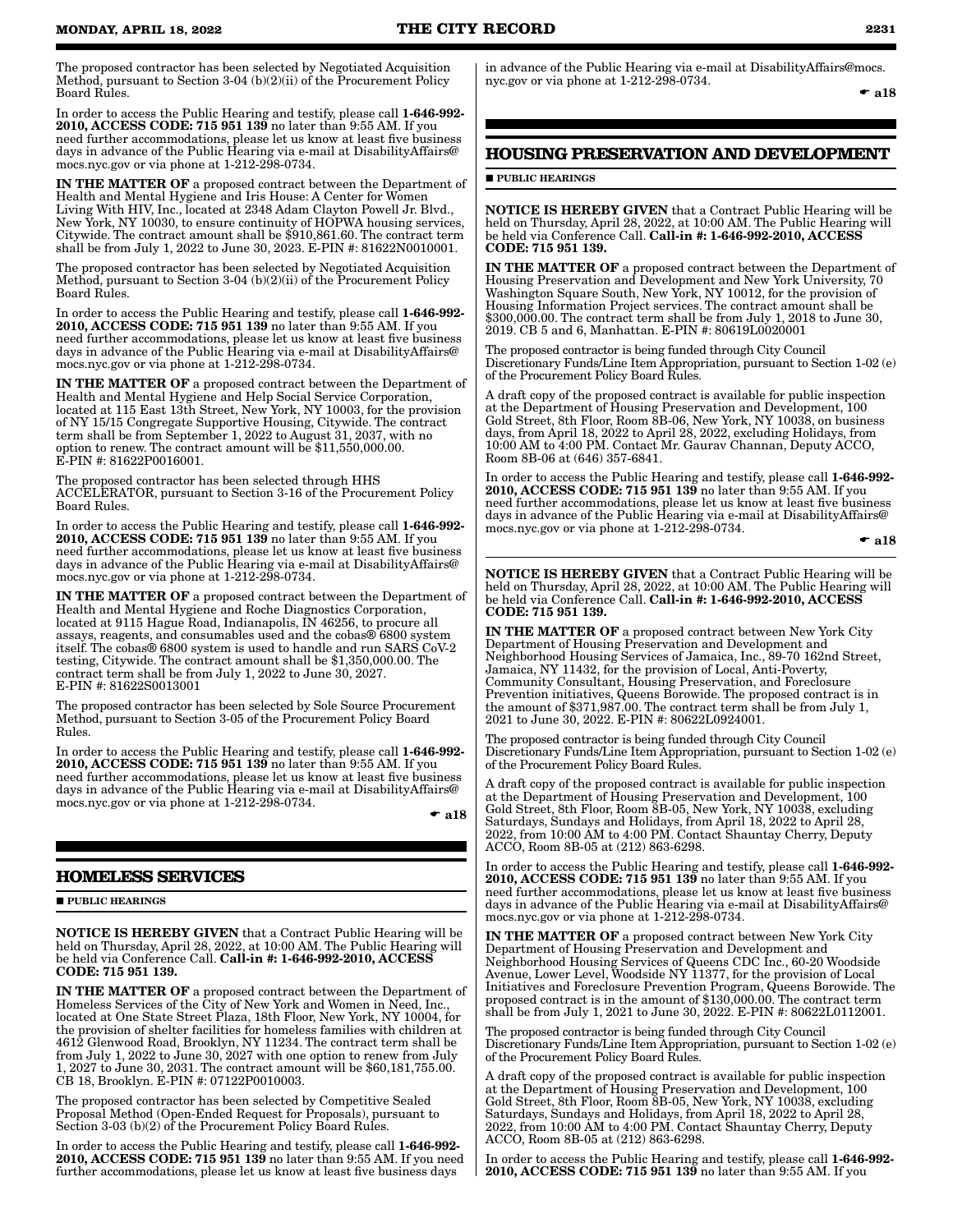The proposed contractor has been selected by Negotiated Acquisition Method, pursuant to Section 3-04 (b)(2)(ii) of the Procurement Policy Board Rules.

In order to access the Public Hearing and testify, please call **1-646-992-2010, ACCESS CODE: 715 951 139** no later than 9:55 AM. If you need further accommodations, please let us know at least five business days in advance of the Public Hearing via e-mail at DisabilityAffairs@mocs.nyc.gov or via phone at 1-212-298-0734.

**IN THE MATTER OF** a proposed contract between the Department of Health and Mental Hygiene and Iris House: A Center for Women Living With HIV, Inc., located at 2348 Adam Clayton Powell Jr. Blvd., New York, NY 10030, to ensure continuity of HOPWA housing services, Citywide. The contract amount shall be $910,861.60. The contract term shall be from July 1, 2022 to June 30, 2023. E-PIN #: 81622N0010001.

The proposed contractor has been selected by Negotiated Acquisition Method, pursuant to Section 3-04 (b)(2)(ii) of the Procurement Policy Board Rules.

In order to access the Public Hearing and testify, please call **1-646-992-2010, ACCESS CODE: 715 951 139** no later than 9:55 AM. If you need further accommodations, please let us know at least five business days in advance of the Public Hearing via e-mail at DisabilityAffairs@mocs.nyc.gov or via phone at 1-212-298-0734.

**IN THE MATTER OF** a proposed contract between the Department of Health and Mental Hygiene and Help Social Service Corporation, located at 115 East 13th Street, New York, NY 10003, for the provision of NY 15/15 Congregate Supportive Housing, Citywide. The contract term shall be from September 1, 2022 to August 31, 2037, with no option to renew. The contract amount will be $11,550,000.00. E-PIN #: 81622P0016001.

The proposed contractor has been selected through HHS ACCELERATOR, pursuant to Section 3-16 of the Procurement Policy Board Rules.

In order to access the Public Hearing and testify, please call **1-646-992-2010, ACCESS CODE: 715 951 139** no later than 9:55 AM. If you need further accommodations, please let us know at least five business days in advance of the Public Hearing via e-mail at DisabilityAffairs@mocs.nyc.gov or via phone at 1-212-298-0734.

**IN THE MATTER OF** a proposed contract between the Department of Health and Mental Hygiene and Roche Diagnostics Corporation, located at 9115 Hague Road, Indianapolis, IN 46256, to procure all assays, reagents, and consumables used and the cobas® 6800 system itself. The cobas® 6800 system is used to handle and run SARS CoV-2 testing, Citywide. The contract amount shall be $1,350,000.00. The contract term shall be from July 1, 2022 to June 30, 2027. E-PIN #: 81622S0013001

The proposed contractor has been selected by Sole Source Procurement Method, pursuant to Section 3-05 of the Procurement Policy Board Rules.

In order to access the Public Hearing and testify, please call **1-646-992-2010, ACCESS CODE: 715 951 139** no later than 9:55 AM. If you need further accommodations, please let us know at least five business days in advance of the Public Hearing via e-mail at DisabilityAffairs@mocs.nyc.gov or via phone at 1-212-298-0734.

☛ **a18**

## HOMELESS SERVICES

■ **PUBLIC HEARINGS**

**NOTICE IS HEREBY GIVEN** that a Contract Public Hearing will be held on Thursday, April 28, 2022, at 10:00 AM. The Public Hearing will be held via Conference Call. **Call-in #: 1-646-992-2010, ACCESS CODE: 715 951 139.**

**IN THE MATTER OF** a proposed contract between the Department of Homeless Services of the City of New York and Women in Need, Inc., located at One State Street Plaza, 18th Floor, New York, NY 10004, for the provision of shelter facilities for homeless families with children at 4612 Glenwood Road, Brooklyn, NY 11234. The contract term shall be from July 1, 2022 to June 30, 2027 with one option to renew from July 1, 2027 to June 30, 2031. The contract amount will be $60,181,755.00. CB 18, Brooklyn. E-PIN #: 07122P0010003.

The proposed contractor has been selected by Competitive Sealed Proposal Method (Open-Ended Request for Proposals), pursuant to Section 3-03 (b)(2) of the Procurement Policy Board Rules.

In order to access the Public Hearing and testify, please call **1-646-992-2010, ACCESS CODE: 715 951 139** no later than 9:55 AM. If you need further accommodations, please let us know at least five business days in advance of the Public Hearing via e-mail at DisabilityAffairs@mocs.nyc.gov or via phone at 1-212-298-0734.

☛ **a18**

## HOUSING PRESERVATION AND DEVELOPMENT

■ **PUBLIC HEARINGS**

**NOTICE IS HEREBY GIVEN** that a Contract Public Hearing will be held on Thursday, April 28, 2022, at 10:00 AM. The Public Hearing will be held via Conference Call. **Call-in #: 1-646-992-2010, ACCESS CODE: 715 951 139.**

**IN THE MATTER OF** a proposed contract between the Department of Housing Preservation and Development and New York University, 70 Washington Square South, New York, NY 10012, for the provision of Housing Information Project services. The contract amount shall be $300,000.00. The contract term shall be from July 1, 2018 to June 30, 2019. CB 5 and 6, Manhattan. E-PIN #: 80619L0020001

The proposed contractor is being funded through City Council Discretionary Funds/Line Item Appropriation, pursuant to Section 1-02 (e) of the Procurement Policy Board Rules.

A draft copy of the proposed contract is available for public inspection at the Department of Housing Preservation and Development, 100 Gold Street, 8th Floor, Room 8B-06, New York, NY 10038, on business days, from April 18, 2022 to April 28, 2022, excluding Holidays, from 10:00 AM to 4:00 PM. Contact Mr. Gaurav Channan, Deputy ACCO, Room 8B-06 at (646) 357-6841.

In order to access the Public Hearing and testify, please call **1-646-992-2010, ACCESS CODE: 715 951 139** no later than 9:55 AM. If you need further accommodations, please let us know at least five business days in advance of the Public Hearing via e-mail at DisabilityAffairs@mocs.nyc.gov or via phone at 1-212-298-0734.

☛ **a18**

**NOTICE IS HEREBY GIVEN** that a Contract Public Hearing will be held on Thursday, April 28, 2022, at 10:00 AM. The Public Hearing will be held via Conference Call. **Call-in #: 1-646-992-2010, ACCESS CODE: 715 951 139.**

**IN THE MATTER OF** a proposed contract between New York City Department of Housing Preservation and Development and Neighborhood Housing Services of Jamaica, Inc., 89-70 162nd Street, Jamaica, NY 11432, for the provision of Local, Anti-Poverty, Community Consultant, Housing Preservation, and Foreclosure Prevention initiatives, Queens Borowide. The proposed contract is in the amount of $371,987.00. The contract term shall be from July 1, 2021 to June 30, 2022. E-PIN #: 80622L0924001.

The proposed contractor is being funded through City Council Discretionary Funds/Line Item Appropriation, pursuant to Section 1-02 (e) of the Procurement Policy Board Rules.

A draft copy of the proposed contract is available for public inspection at the Department of Housing Preservation and Development, 100 Gold Street, 8th Floor, Room 8B-05, New York, NY 10038, excluding Saturdays, Sundays and Holidays, from April 18, 2022 to April 28, 2022, from 10:00 AM to 4:00 PM. Contact Shauntay Cherry, Deputy ACCO, Room 8B-05 at (212) 863-6298.

In order to access the Public Hearing and testify, please call **1-646-992-2010, ACCESS CODE: 715 951 139** no later than 9:55 AM. If you need further accommodations, please let us know at least five business days in advance of the Public Hearing via e-mail at DisabilityAffairs@mocs.nyc.gov or via phone at 1-212-298-0734.

**IN THE MATTER OF** a proposed contract between New York City Department of Housing Preservation and Development and Neighborhood Housing Services of Queens CDC Inc., 60-20 Woodside Avenue, Lower Level, Woodside NY 11377, for the provision of Local Initiatives and Foreclosure Prevention Program, Queens Borowide. The proposed contract is in the amount of $130,000.00. The contract term shall be from July 1, 2021 to June 30, 2022. E-PIN #: 80622L0112001.

The proposed contractor is being funded through City Council Discretionary Funds/Line Item Appropriation, pursuant to Section 1-02 (e) of the Procurement Policy Board Rules.

A draft copy of the proposed contract is available for public inspection at the Department of Housing Preservation and Development, 100 Gold Street, 8th Floor, Room 8B-05, New York, NY 10038, excluding Saturdays, Sundays and Holidays, from April 18, 2022 to April 28, 2022, from 10:00 AM to 4:00 PM. Contact Shauntay Cherry, Deputy ACCO, Room 8B-05 at (212) 863-6298.

In order to access the Public Hearing and testify, please call **1-646-992-2010, ACCESS CODE: 715 951 139** no later than 9:55 AM. If you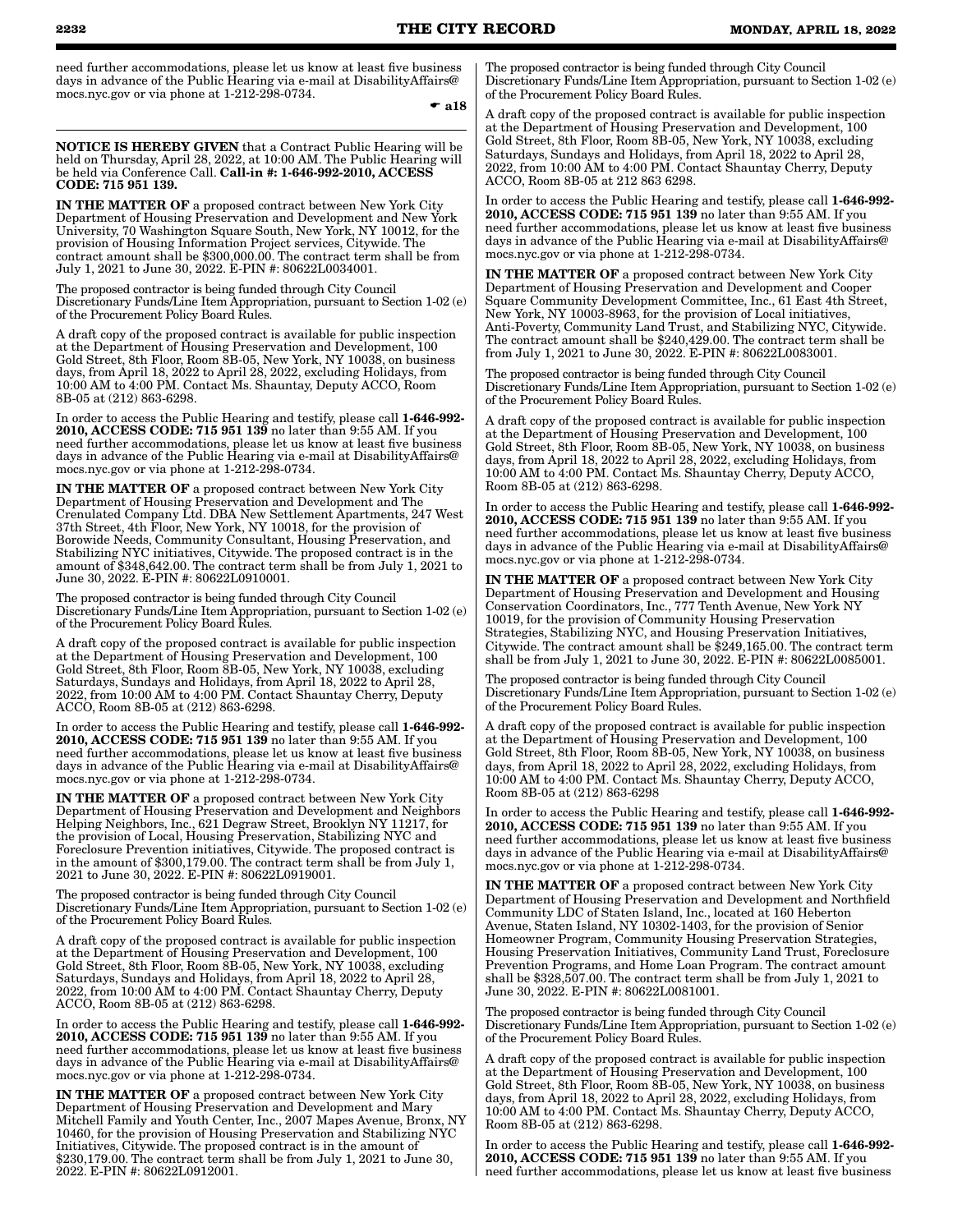need further accommodations, please let us know at least five business days in advance of the Public Hearing via e-mail at DisabilityAffairs@mocs.nyc.gov or via phone at 1-212-298-0734.

☛ a18

**NOTICE IS HEREBY GIVEN** that a Contract Public Hearing will be held on Thursday, April 28, 2022, at 10:00 AM. The Public Hearing will be held via Conference Call. **Call-in #: 1-646-992-2010, ACCESS CODE: 715 951 139.**

**IN THE MATTER OF** a proposed contract between New York City Department of Housing Preservation and Development and New York University, 70 Washington Square South, New York, NY 10012, for the provision of Housing Information Project services, Citywide. The contract amount shall be $300,000.00. The contract term shall be from July 1, 2021 to June 30, 2022. E-PIN #: 80622L0034001.

The proposed contractor is being funded through City Council Discretionary Funds/Line Item Appropriation, pursuant to Section 1-02 (e) of the Procurement Policy Board Rules.

A draft copy of the proposed contract is available for public inspection at the Department of Housing Preservation and Development, 100 Gold Street, 8th Floor, Room 8B-05, New York, NY 10038, on business days, from April 18, 2022 to April 28, 2022, excluding Holidays, from 10:00 AM to 4:00 PM. Contact Ms. Shauntay, Deputy ACCO, Room 8B-05 at (212) 863-6298.

In order to access the Public Hearing and testify, please call **1-646-992-2010, ACCESS CODE: 715 951 139** no later than 9:55 AM. If you need further accommodations, please let us know at least five business days in advance of the Public Hearing via e-mail at DisabilityAffairs@mocs.nyc.gov or via phone at 1-212-298-0734.

**IN THE MATTER OF** a proposed contract between New York City Department of Housing Preservation and Development and The Crenulated Company Ltd. DBA New Settlement Apartments, 247 West 37th Street, 4th Floor, New York, NY 10018, for the provision of Borowide Needs, Community Consultant, Housing Preservation, and Stabilizing NYC initiatives, Citywide. The proposed contract is in the amount of $348,642.00. The contract term shall be from July 1, 2021 to June 30, 2022. E-PIN #: 80622L0910001.

The proposed contractor is being funded through City Council Discretionary Funds/Line Item Appropriation, pursuant to Section 1-02 (e) of the Procurement Policy Board Rules.

A draft copy of the proposed contract is available for public inspection at the Department of Housing Preservation and Development, 100 Gold Street, 8th Floor, Room 8B-05, New York, NY 10038, excluding Saturdays, Sundays and Holidays, from April 18, 2022 to April 28, 2022, from 10:00 AM to 4:00 PM. Contact Shauntay Cherry, Deputy ACCO, Room 8B-05 at (212) 863-6298.

In order to access the Public Hearing and testify, please call **1-646-992-2010, ACCESS CODE: 715 951 139** no later than 9:55 AM. If you need further accommodations, please let us know at least five business days in advance of the Public Hearing via e-mail at DisabilityAffairs@mocs.nyc.gov or via phone at 1-212-298-0734.

**IN THE MATTER OF** a proposed contract between New York City Department of Housing Preservation and Development and Neighbors Helping Neighbors, Inc., 621 Degraw Street, Brooklyn NY 11217, for the provision of Local, Housing Preservation, Stabilizing NYC and Foreclosure Prevention initiatives, Citywide. The proposed contract is in the amount of $300,179.00. The contract term shall be from July 1, 2021 to June 30, 2022. E-PIN #: 80622L0919001.

The proposed contractor is being funded through City Council Discretionary Funds/Line Item Appropriation, pursuant to Section 1-02 (e) of the Procurement Policy Board Rules.

A draft copy of the proposed contract is available for public inspection at the Department of Housing Preservation and Development, 100 Gold Street, 8th Floor, Room 8B-05, New York, NY 10038, excluding Saturdays, Sundays and Holidays, from April 18, 2022 to April 28, 2022, from 10:00 AM to 4:00 PM. Contact Shauntay Cherry, Deputy ACCO, Room 8B-05 at (212) 863-6298.

In order to access the Public Hearing and testify, please call **1-646-992-2010, ACCESS CODE: 715 951 139** no later than 9:55 AM. If you need further accommodations, please let us know at least five business days in advance of the Public Hearing via e-mail at DisabilityAffairs@mocs.nyc.gov or via phone at 1-212-298-0734.

**IN THE MATTER OF** a proposed contract between New York City Department of Housing Preservation and Development and Mary Mitchell Family and Youth Center, Inc., 2007 Mapes Avenue, Bronx, NY 10460, for the provision of Housing Preservation and Stabilizing NYC Initiatives, Citywide. The proposed contract is in the amount of $230,179.00. The contract term shall be from July 1, 2021 to June 30, 2022. E-PIN #: 80622L0912001.

The proposed contractor is being funded through City Council Discretionary Funds/Line Item Appropriation, pursuant to Section 1-02 (e) of the Procurement Policy Board Rules.

A draft copy of the proposed contract is available for public inspection at the Department of Housing Preservation and Development, 100 Gold Street, 8th Floor, Room 8B-05, New York, NY 10038, excluding Saturdays, Sundays and Holidays, from April 18, 2022 to April 28, 2022, from 10:00 AM to 4:00 PM. Contact Shauntay Cherry, Deputy ACCO, Room 8B-05 at 212 863 6298.

In order to access the Public Hearing and testify, please call **1-646-992-2010, ACCESS CODE: 715 951 139** no later than 9:55 AM. If you need further accommodations, please let us know at least five business days in advance of the Public Hearing via e-mail at DisabilityAffairs@mocs.nyc.gov or via phone at 1-212-298-0734.

**IN THE MATTER OF** a proposed contract between New York City Department of Housing Preservation and Development and Cooper Square Community Development Committee, Inc., 61 East 4th Street, New York, NY 10003-8963, for the provision of Local initiatives, Anti-Poverty, Community Land Trust, and Stabilizing NYC, Citywide. The contract amount shall be $240,429.00. The contract term shall be from July 1, 2021 to June 30, 2022. E-PIN #: 80622L0083001.

The proposed contractor is being funded through City Council Discretionary Funds/Line Item Appropriation, pursuant to Section 1-02 (e) of the Procurement Policy Board Rules.

A draft copy of the proposed contract is available for public inspection at the Department of Housing Preservation and Development, 100 Gold Street, 8th Floor, Room 8B-05, New York, NY 10038, on business days, from April 18, 2022 to April 28, 2022, excluding Holidays, from 10:00 AM to 4:00 PM. Contact Ms. Shauntay Cherry, Deputy ACCO, Room 8B-05 at (212) 863-6298.

In order to access the Public Hearing and testify, please call **1-646-992-2010, ACCESS CODE: 715 951 139** no later than 9:55 AM. If you need further accommodations, please let us know at least five business days in advance of the Public Hearing via e-mail at DisabilityAffairs@mocs.nyc.gov or via phone at 1-212-298-0734.

**IN THE MATTER OF** a proposed contract between New York City Department of Housing Preservation and Development and Housing Conservation Coordinators, Inc., 777 Tenth Avenue, New York NY 10019, for the provision of Community Housing Preservation Strategies, Stabilizing NYC, and Housing Preservation Initiatives, Citywide. The contract amount shall be $249,165.00. The contract term shall be from July 1, 2021 to June 30, 2022. E-PIN #: 80622L0085001.

The proposed contractor is being funded through City Council Discretionary Funds/Line Item Appropriation, pursuant to Section 1-02 (e) of the Procurement Policy Board Rules.

A draft copy of the proposed contract is available for public inspection at the Department of Housing Preservation and Development, 100 Gold Street, 8th Floor, Room 8B-05, New York, NY 10038, on business days, from April 18, 2022 to April 28, 2022, excluding Holidays, from 10:00 AM to 4:00 PM. Contact Ms. Shauntay Cherry, Deputy ACCO, Room 8B-05 at (212) 863-6298

In order to access the Public Hearing and testify, please call **1-646-992-2010, ACCESS CODE: 715 951 139** no later than 9:55 AM. If you need further accommodations, please let us know at least five business days in advance of the Public Hearing via e-mail at DisabilityAffairs@mocs.nyc.gov or via phone at 1-212-298-0734.

**IN THE MATTER OF** a proposed contract between New York City Department of Housing Preservation and Development and Northfield Community LDC of Staten Island, Inc., located at 160 Heberton Avenue, Staten Island, NY 10302-1403, for the provision of Senior Homeowner Program, Community Housing Preservation Strategies, Housing Preservation Initiatives, Community Land Trust, Foreclosure Prevention Programs, and Home Loan Program. The contract amount shall be $328,507.00. The contract term shall be from July 1, 2021 to June 30, 2022. E-PIN #: 80622L0081001.

The proposed contractor is being funded through City Council Discretionary Funds/Line Item Appropriation, pursuant to Section 1-02 (e) of the Procurement Policy Board Rules.

A draft copy of the proposed contract is available for public inspection at the Department of Housing Preservation and Development, 100 Gold Street, 8th Floor, Room 8B-05, New York, NY 10038, on business days, from April 18, 2022 to April 28, 2022, excluding Holidays, from 10:00 AM to 4:00 PM. Contact Ms. Shauntay Cherry, Deputy ACCO, Room 8B-05 at (212) 863-6298.

In order to access the Public Hearing and testify, please call **1-646-992-2010, ACCESS CODE: 715 951 139** no later than 9:55 AM. If you need further accommodations, please let us know at least five business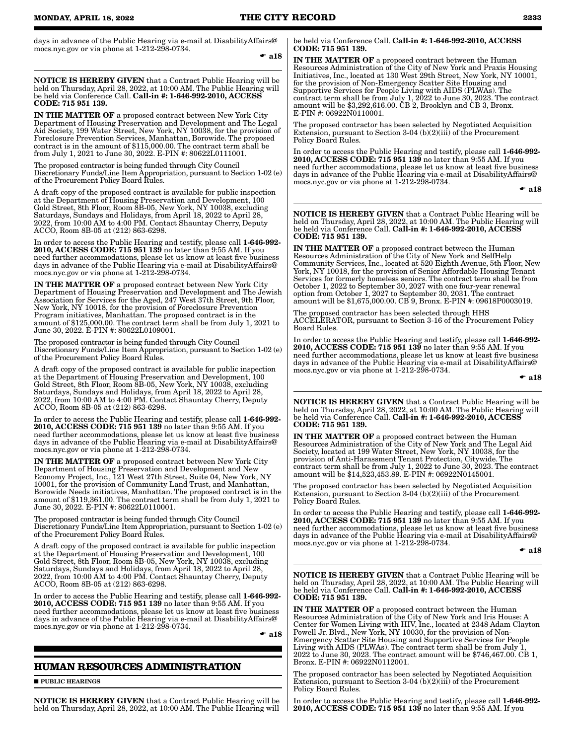days in advance of the Public Hearing via e-mail at DisabilityAffairs@mocs.nyc.gov or via phone at 1-212-298-0734.

☛ a18

**NOTICE IS HEREBY GIVEN** that a Contract Public Hearing will be held on Thursday, April 28, 2022, at 10:00 AM. The Public Hearing will be held via Conference Call. **Call-in #: 1-646-992-2010, ACCESS CODE: 715 951 139.**

**IN THE MATTER OF** a proposed contract between New York City Department of Housing Preservation and Development and The Legal Aid Society, 199 Water Street, New York, NY 10038, for the provision of Foreclosure Prevention Services, Manhattan, Borowide. The proposed contract is in the amount of $115,000.00. The contract term shall be from July 1, 2021 to June 30, 2022. E-PIN #: 80622L0111001.

The proposed contractor is being funded through City Council Discretionary Funds/Line Item Appropriation, pursuant to Section 1-02 (e) of the Procurement Policy Board Rules.

A draft copy of the proposed contract is available for public inspection at the Department of Housing Preservation and Development, 100 Gold Street, 8th Floor, Room 8B-05, New York, NY 10038, excluding Saturdays, Sundays and Holidays, from April 18, 2022 to April 28, 2022, from 10:00 AM to 4:00 PM. Contact Shauntay Cherry, Deputy ACCO, Room 8B-05 at (212) 863-6298.

In order to access the Public Hearing and testify, please call **1-646-992-2010, ACCESS CODE: 715 951 139** no later than 9:55 AM. If you need further accommodations, please let us know at least five business days in advance of the Public Hearing via e-mail at DisabilityAffairs@mocs.nyc.gov or via phone at 1-212-298-0734.

**IN THE MATTER OF** a proposed contract between New York City Department of Housing Preservation and Development and The Jewish Association for Services for the Aged, 247 West 37th Street, 9th Floor, New York, NY 10018, for the provision of Foreclosure Prevention Program initiatives, Manhattan. The proposed contract is in the amount of $125,000.00. The contract term shall be from July 1, 2021 to June 30, 2022. E-PIN #: 80622L0109001.

The proposed contractor is being funded through City Council Discretionary Funds/Line Item Appropriation, pursuant to Section 1-02 (e) of the Procurement Policy Board Rules.

A draft copy of the proposed contract is available for public inspection at the Department of Housing Preservation and Development, 100 Gold Street, 8th Floor, Room 8B-05, New York, NY 10038, excluding Saturdays, Sundays and Holidays, from April 18, 2022 to April 28, 2022, from 10:00 AM to 4:00 PM. Contact Shauntay Cherry, Deputy ACCO, Room 8B-05 at (212) 863-6298.

In order to access the Public Hearing and testify, please call **1-646-992-2010, ACCESS CODE: 715 951 139** no later than 9:55 AM. If you need further accommodations, please let us know at least five business days in advance of the Public Hearing via e-mail at DisabilityAffairs@mocs.nyc.gov or via phone at 1-212-298-0734.

**IN THE MATTER OF** a proposed contract between New York City Department of Housing Preservation and Development and New Economy Project, Inc., 121 West 27th Street, Suite 04, New York, NY 10001, for the provision of Community Land Trust, and Manhattan, Borowide Needs initiatives, Manhattan. The proposed contract is in the amount of $119,361.00. The contract term shall be from July 1, 2021 to June 30, 2022. E-PIN #: 80622L0110001.

The proposed contractor is being funded through City Council Discretionary Funds/Line Item Appropriation, pursuant to Section 1-02 (e) of the Procurement Policy Board Rules.

A draft copy of the proposed contract is available for public inspection at the Department of Housing Preservation and Development, 100 Gold Street, 8th Floor, Room 8B-05, New York, NY 10038, excluding Saturdays, Sundays and Holidays, from April 18, 2022 to April 28, 2022, from 10:00 AM to 4:00 PM. Contact Shauntay Cherry, Deputy ACCO, Room 8B-05 at (212) 863-6298.

In order to access the Public Hearing and testify, please call **1-646-992-2010, ACCESS CODE: 715 951 139** no later than 9:55 AM. If you need further accommodations, please let us know at least five business days in advance of the Public Hearing via e-mail at DisabilityAffairs@mocs.nyc.gov or via phone at 1-212-298-0734.

☛ a18

## HUMAN RESOURCES ADMINISTRATION

■ **PUBLIC HEARINGS**

**NOTICE IS HEREBY GIVEN** that a Contract Public Hearing will be held on Thursday, April 28, 2022, at 10:00 AM. The Public Hearing will be held via Conference Call. **Call-in #: 1-646-992-2010, ACCESS CODE: 715 951 139.**

**IN THE MATTER OF** a proposed contract between the Human Resources Administration of the City of New York and Praxis Housing Initiatives, Inc., located at 130 West 29th Street, New York, NY 10001, for the provision of Non-Emergency Scatter Site Housing and Supportive Services for People Living with AIDS (PLWAs). The contract term shall be from July 1, 2022 to June 30, 2023. The contract amount will be $3,292,616.00. CB 2, Brooklyn and CB 3, Bronx. E-PIN #: 06922N0110001.

The proposed contractor has been selected by Negotiated Acquisition Extension, pursuant to Section 3-04 (b)(2)(iii) of the Procurement Policy Board Rules.

In order to access the Public Hearing and testify, please call **1-646-992-2010, ACCESS CODE: 715 951 139** no later than 9:55 AM. If you need further accommodations, please let us know at least five business days in advance of the Public Hearing via e-mail at DisabilityAffairs@mocs.nyc.gov or via phone at 1-212-298-0734.

☛ a18

**NOTICE IS HEREBY GIVEN** that a Contract Public Hearing will be held on Thursday, April 28, 2022, at 10:00 AM. The Public Hearing will be held via Conference Call. **Call-in #: 1-646-992-2010, ACCESS CODE: 715 951 139.**

**IN THE MATTER OF** a proposed contract between the Human Resources Administration of the City of New York and SelfHelp Community Services, Inc., located at 520 Eighth Avenue, 5th Floor, New York, NY 10018, for the provision of Senior Affordable Housing Tenant Services for formerly homeless seniors. The contract term shall be from October 1, 2022 to September 30, 2027 with one four-year renewal option from October 1, 2027 to September 30, 2031. The contract amount will be $1,675,000.00. CB 9, Bronx. E-PIN #: 09618P0003019.

The proposed contractor has been selected through HHS ACCELERATOR, pursuant to Section 3-16 of the Procurement Policy Board Rules.

In order to access the Public Hearing and testify, please call **1-646-992-2010, ACCESS CODE: 715 951 139** no later than 9:55 AM. If you need further accommodations, please let us know at least five business days in advance of the Public Hearing via e-mail at DisabilityAffairs@mocs.nyc.gov or via phone at 1-212-298-0734.

☛ a18

**NOTICE IS HEREBY GIVEN** that a Contract Public Hearing will be held on Thursday, April 28, 2022, at 10:00 AM. The Public Hearing will be held via Conference Call. **Call-in #: 1-646-992-2010, ACCESS CODE: 715 951 139.**

**IN THE MATTER OF** a proposed contract between the Human Resources Administration of the City of New York and The Legal Aid Society, located at 199 Water Street, New York, NY 10038, for the provision of Anti-Harassment Tenant Protection, Citywide. The contract term shall be from July 1, 2022 to June 30, 2023. The contract amount will be $14,523,453.89. E-PIN #: 06922N0145001.

The proposed contractor has been selected by Negotiated Acquisition Extension, pursuant to Section 3-04 (b)(2)(iii) of the Procurement Policy Board Rules.

In order to access the Public Hearing and testify, please call **1-646-992-2010, ACCESS CODE: 715 951 139** no later than 9:55 AM. If you need further accommodations, please let us know at least five business days in advance of the Public Hearing via e-mail at DisabilityAffairs@mocs.nyc.gov or via phone at 1-212-298-0734.

☛ a18

**NOTICE IS HEREBY GIVEN** that a Contract Public Hearing will be held on Thursday, April 28, 2022, at 10:00 AM. The Public Hearing will be held via Conference Call. **Call-in #: 1-646-992-2010, ACCESS CODE: 715 951 139.**

**IN THE MATTER OF** a proposed contract between the Human Resources Administration of the City of New York and Iris House: A Center for Women Living with HIV, Inc., located at 2348 Adam Clayton Powell Jr. Blvd., New York, NY 10030, for the provision of Non-Emergency Scatter Site Housing and Supportive Services for People Living with AIDS (PLWAs). The contract term shall be from July 1, 2022 to June 30, 2023. The contract amount will be $746,467.00. CB 1, Bronx. E-PIN #: 06922N0112001.

The proposed contractor has been selected by Negotiated Acquisition Extension, pursuant to Section 3-04 (b)(2)(iii) of the Procurement Policy Board Rules.

In order to access the Public Hearing and testify, please call **1-646-992-2010, ACCESS CODE: 715 951 139** no later than 9:55 AM. If you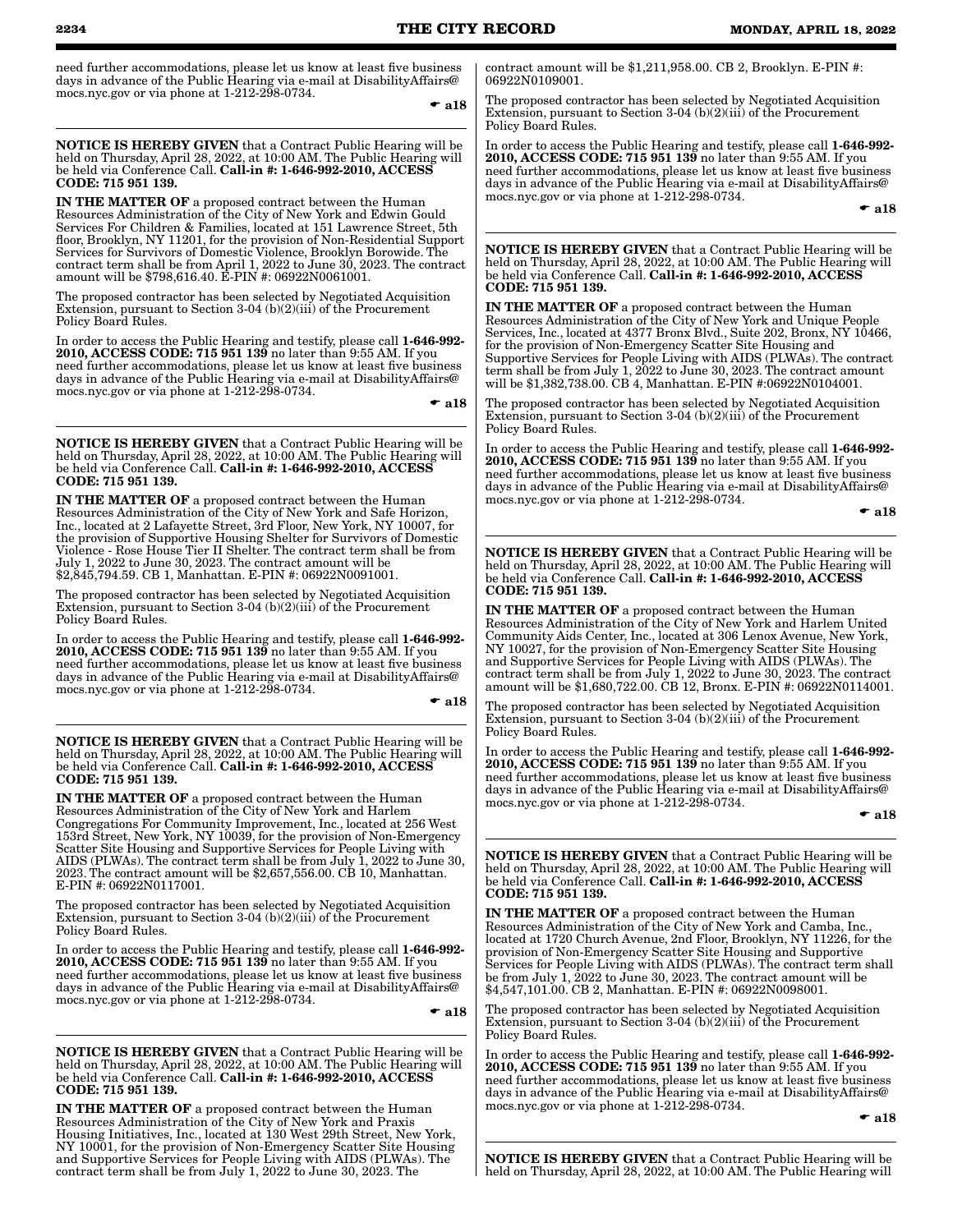need further accommodations, please let us know at least five business days in advance of the Public Hearing via e-mail at DisabilityAffairs@mocs.nyc.gov or via phone at 1-212-298-0734.

☛ **a18**

---

**NOTICE IS HEREBY GIVEN** that a Contract Public Hearing will be held on Thursday, April 28, 2022, at 10:00 AM. The Public Hearing will be held via Conference Call. **Call-in #: 1-646-992-2010, ACCESS CODE: 715 951 139.**

**IN THE MATTER OF** a proposed contract between the Human Resources Administration of the City of New York and Edwin Gould Services For Children & Families, located at 151 Lawrence Street, 5th floor, Brooklyn, NY 11201, for the provision of Non-Residential Support Services for Survivors of Domestic Violence, Brooklyn Borowide. The contract term shall be from April 1, 2022 to June 30, 2023. The contract amount will be $798,616.40. E-PIN #: 06922N0061001.

The proposed contractor has been selected by Negotiated Acquisition Extension, pursuant to Section 3-04 (b)(2)(iii) of the Procurement Policy Board Rules.

In order to access the Public Hearing and testify, please call **1-646-992-2010, ACCESS CODE: 715 951 139** no later than 9:55 AM. If you need further accommodations, please let us know at least five business days in advance of the Public Hearing via e-mail at DisabilityAffairs@mocs.nyc.gov or via phone at 1-212-298-0734.

☛ **a18**

---

**NOTICE IS HEREBY GIVEN** that a Contract Public Hearing will be held on Thursday, April 28, 2022, at 10:00 AM. The Public Hearing will be held via Conference Call. **Call-in #: 1-646-992-2010, ACCESS CODE: 715 951 139.**

**IN THE MATTER OF** a proposed contract between the Human Resources Administration of the City of New York and Safe Horizon, Inc., located at 2 Lafayette Street, 3rd Floor, New York, NY 10007, for the provision of Supportive Housing Shelter for Survivors of Domestic Violence - Rose House Tier II Shelter. The contract term shall be from July 1, 2022 to June 30, 2023. The contract amount will be $2,845,794.59. CB 1, Manhattan. E-PIN #: 06922N0091001.

The proposed contractor has been selected by Negotiated Acquisition Extension, pursuant to Section 3-04 (b)(2)(iii) of the Procurement Policy Board Rules.

In order to access the Public Hearing and testify, please call **1-646-992-2010, ACCESS CODE: 715 951 139** no later than 9:55 AM. If you need further accommodations, please let us know at least five business days in advance of the Public Hearing via e-mail at DisabilityAffairs@mocs.nyc.gov or via phone at 1-212-298-0734.

☛ **a18**

---

**NOTICE IS HEREBY GIVEN** that a Contract Public Hearing will be held on Thursday, April 28, 2022, at 10:00 AM. The Public Hearing will be held via Conference Call. **Call-in #: 1-646-992-2010, ACCESS CODE: 715 951 139.**

**IN THE MATTER OF** a proposed contract between the Human Resources Administration of the City of New York and Harlem Congregations For Community Improvement, Inc., located at 256 West 153rd Street, New York, NY 10039, for the provision of Non-Emergency Scatter Site Housing and Supportive Services for People Living with AIDS (PLWAs). The contract term shall be from July 1, 2022 to June 30, 2023. The contract amount will be $2,657,556.00. CB 10, Manhattan. E-PIN #: 06922N0117001.

The proposed contractor has been selected by Negotiated Acquisition Extension, pursuant to Section 3-04 (b)(2)(iii) of the Procurement Policy Board Rules.

In order to access the Public Hearing and testify, please call **1-646-992-2010, ACCESS CODE: 715 951 139** no later than 9:55 AM. If you need further accommodations, please let us know at least five business days in advance of the Public Hearing via e-mail at DisabilityAffairs@mocs.nyc.gov or via phone at 1-212-298-0734.

☛ **a18**

---

**NOTICE IS HEREBY GIVEN** that a Contract Public Hearing will be held on Thursday, April 28, 2022, at 10:00 AM. The Public Hearing will be held via Conference Call. **Call-in #: 1-646-992-2010, ACCESS CODE: 715 951 139.**

**IN THE MATTER OF** a proposed contract between the Human Resources Administration of the City of New York and Praxis Housing Initiatives, Inc., located at 130 West 29th Street, New York, NY 10001, for the provision of Non-Emergency Scatter Site Housing and Supportive Services for People Living with AIDS (PLWAs). The contract term shall be from July 1, 2022 to June 30, 2023. The contract amount will be $1,211,958.00. CB 2, Brooklyn. E-PIN #: 06922N0109001.

The proposed contractor has been selected by Negotiated Acquisition Extension, pursuant to Section 3-04 (b)(2)(iii) of the Procurement Policy Board Rules.

In order to access the Public Hearing and testify, please call **1-646-992-2010, ACCESS CODE: 715 951 139** no later than 9:55 AM. If you need further accommodations, please let us know at least five business days in advance of the Public Hearing via e-mail at DisabilityAffairs@mocs.nyc.gov or via phone at 1-212-298-0734.

☛ **a18**

---

**NOTICE IS HEREBY GIVEN** that a Contract Public Hearing will be held on Thursday, April 28, 2022, at 10:00 AM. The Public Hearing will be held via Conference Call. **Call-in #: 1-646-992-2010, ACCESS CODE: 715 951 139.**

**IN THE MATTER OF** a proposed contract between the Human Resources Administration of the City of New York and Unique People Services, Inc., located at 4377 Bronx Blvd., Suite 202, Bronx, NY 10466, for the provision of Non-Emergency Scatter Site Housing and Supportive Services for People Living with AIDS (PLWAs). The contract term shall be from July 1, 2022 to June 30, 2023. The contract amount will be $1,382,738.00. CB 4, Manhattan. E-PIN #:06922N0104001.

The proposed contractor has been selected by Negotiated Acquisition Extension, pursuant to Section 3-04 (b)(2)(iii) of the Procurement Policy Board Rules.

In order to access the Public Hearing and testify, please call **1-646-992-2010, ACCESS CODE: 715 951 139** no later than 9:55 AM. If you need further accommodations, please let us know at least five business days in advance of the Public Hearing via e-mail at DisabilityAffairs@mocs.nyc.gov or via phone at 1-212-298-0734.

☛ **a18**

---

**NOTICE IS HEREBY GIVEN** that a Contract Public Hearing will be held on Thursday, April 28, 2022, at 10:00 AM. The Public Hearing will be held via Conference Call. **Call-in #: 1-646-992-2010, ACCESS CODE: 715 951 139.**

**IN THE MATTER OF** a proposed contract between the Human Resources Administration of the City of New York and Harlem United Community Aids Center, Inc., located at 306 Lenox Avenue, New York, NY 10027, for the provision of Non-Emergency Scatter Site Housing and Supportive Services for People Living with AIDS (PLWAs). The contract term shall be from July 1, 2022 to June 30, 2023. The contract amount will be $1,680,722.00. CB 12, Bronx. E-PIN #: 06922N0114001.

The proposed contractor has been selected by Negotiated Acquisition Extension, pursuant to Section 3-04 (b)(2)(iii) of the Procurement Policy Board Rules.

In order to access the Public Hearing and testify, please call **1-646-992-2010, ACCESS CODE: 715 951 139** no later than 9:55 AM. If you need further accommodations, please let us know at least five business days in advance of the Public Hearing via e-mail at DisabilityAffairs@mocs.nyc.gov or via phone at 1-212-298-0734.

☛ **a18**

---

**NOTICE IS HEREBY GIVEN** that a Contract Public Hearing will be held on Thursday, April 28, 2022, at 10:00 AM. The Public Hearing will be held via Conference Call. **Call-in #: 1-646-992-2010, ACCESS CODE: 715 951 139.**

**IN THE MATTER OF** a proposed contract between the Human Resources Administration of the City of New York and Camba, Inc., located at 1720 Church Avenue, 2nd Floor, Brooklyn, NY 11226, for the provision of Non-Emergency Scatter Site Housing and Supportive Services for People Living with AIDS (PLWAs). The contract term shall be from July 1, 2022 to June 30, 2023. The contract amount will be $4,547,101.00. CB 2, Manhattan. E-PIN #: 06922N0098001.

The proposed contractor has been selected by Negotiated Acquisition Extension, pursuant to Section 3-04 (b)(2)(iii) of the Procurement Policy Board Rules.

In order to access the Public Hearing and testify, please call **1-646-992-2010, ACCESS CODE: 715 951 139** no later than 9:55 AM. If you need further accommodations, please let us know at least five business days in advance of the Public Hearing via e-mail at DisabilityAffairs@mocs.nyc.gov or via phone at 1-212-298-0734.

☛ **a18**

---

**NOTICE IS HEREBY GIVEN** that a Contract Public Hearing will be held on Thursday, April 28, 2022, at 10:00 AM. The Public Hearing will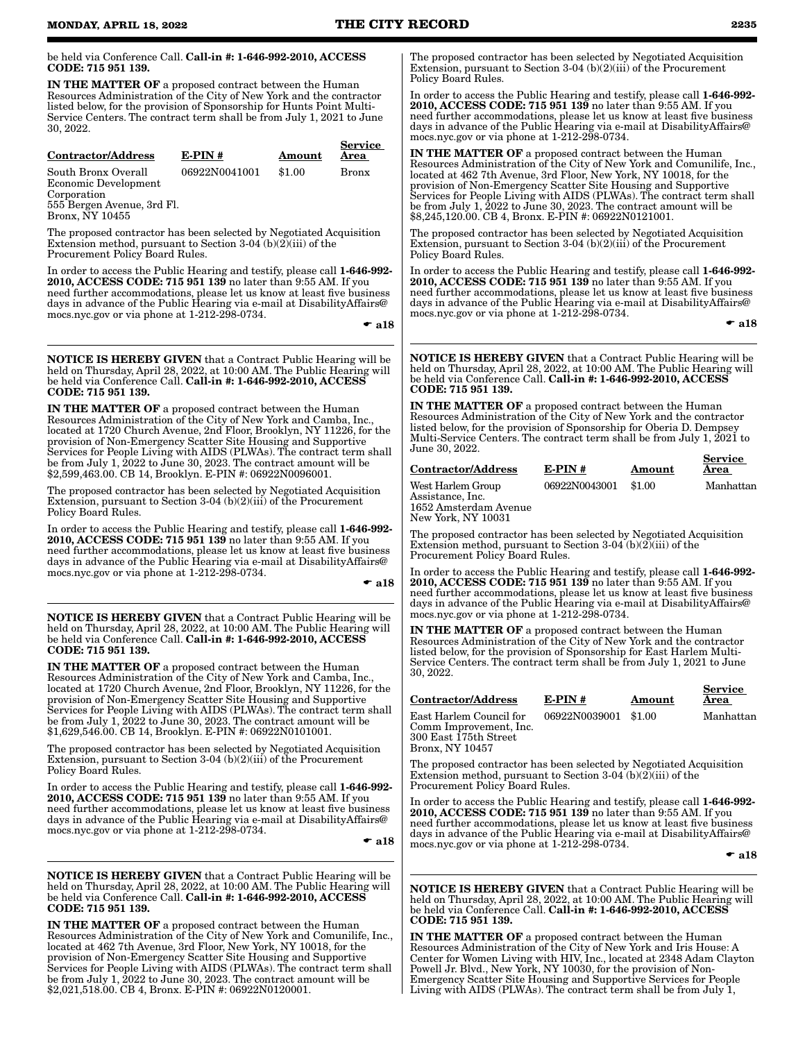be held via Conference Call. **Call-in #: 1-646-992-2010, ACCESS CODE: 715 951 139.**

**IN THE MATTER OF** a proposed contract between the Human Resources Administration of the City of New York and the contractor listed below, for the provision of Sponsorship for Hunts Point Multi-Service Centers. The contract term shall be from July 1, 2021 to June 30, 2022.

| Contractor/Address | E-PIN # | Amount | Service Area |
|---|---|---|---|
| South Bronx Overall Economic Development Corporation 555 Bergen Avenue, 3rd Fl. Bronx, NY 10455 | 06922N0041001 | $1.00 | Bronx |

The proposed contractor has been selected by Negotiated Acquisition Extension method, pursuant to Section 3-04 (b)(2)(iii) of the Procurement Policy Board Rules.

In order to access the Public Hearing and testify, please call **1-646-992-2010, ACCESS CODE: 715 951 139** no later than 9:55 AM. If you need further accommodations, please let us know at least five business days in advance of the Public Hearing via e-mail at DisabilityAffairs@mocs.nyc.gov or via phone at 1-212-298-0734.

☛ **a18**

---

**NOTICE IS HEREBY GIVEN** that a Contract Public Hearing will be held on Thursday, April 28, 2022, at 10:00 AM. The Public Hearing will be held via Conference Call. **Call-in #: 1-646-992-2010, ACCESS CODE: 715 951 139.**

**IN THE MATTER OF** a proposed contract between the Human Resources Administration of the City of New York and Camba, Inc., located at 1720 Church Avenue, 2nd Floor, Brooklyn, NY 11226, for the provision of Non-Emergency Scatter Site Housing and Supportive Services for People Living with AIDS (PLWAs). The contract term shall be from July 1, 2022 to June 30, 2023. The contract amount will be $2,599,463.00. CB 14, Brooklyn. E-PIN #: 06922N0096001.

The proposed contractor has been selected by Negotiated Acquisition Extension, pursuant to Section 3-04 (b)(2)(iii) of the Procurement Policy Board Rules.

In order to access the Public Hearing and testify, please call **1-646-992-2010, ACCESS CODE: 715 951 139** no later than 9:55 AM. If you need further accommodations, please let us know at least five business days in advance of the Public Hearing via e-mail at DisabilityAffairs@mocs.nyc.gov or via phone at 1-212-298-0734.

☛ **a18**

---

**NOTICE IS HEREBY GIVEN** that a Contract Public Hearing will be held on Thursday, April 28, 2022, at 10:00 AM. The Public Hearing will be held via Conference Call. **Call-in #: 1-646-992-2010, ACCESS CODE: 715 951 139.**

**IN THE MATTER OF** a proposed contract between the Human Resources Administration of the City of New York and Camba, Inc., located at 1720 Church Avenue, 2nd Floor, Brooklyn, NY 11226, for the provision of Non-Emergency Scatter Site Housing and Supportive Services for People Living with AIDS (PLWAs). The contract term shall be from July 1, 2022 to June 30, 2023. The contract amount will be $1,629,546.00. CB 14, Brooklyn. E-PIN #: 06922N0101001.

The proposed contractor has been selected by Negotiated Acquisition Extension, pursuant to Section 3-04 (b)(2)(iii) of the Procurement Policy Board Rules.

In order to access the Public Hearing and testify, please call **1-646-992-2010, ACCESS CODE: 715 951 139** no later than 9:55 AM. If you need further accommodations, please let us know at least five business days in advance of the Public Hearing via e-mail at DisabilityAffairs@mocs.nyc.gov or via phone at 1-212-298-0734.

☛ **a18**

---

**NOTICE IS HEREBY GIVEN** that a Contract Public Hearing will be held on Thursday, April 28, 2022, at 10:00 AM. The Public Hearing will be held via Conference Call. **Call-in #: 1-646-992-2010, ACCESS CODE: 715 951 139.**

**IN THE MATTER OF** a proposed contract between the Human Resources Administration of the City of New York and Comunilife, Inc., located at 462 7th Avenue, 3rd Floor, New York, NY 10018, for the provision of Non-Emergency Scatter Site Housing and Supportive Services for People Living with AIDS (PLWAs). The contract term shall be from July 1, 2022 to June 30, 2023. The contract amount will be $2,021,518.00. CB 4, Bronx. E-PIN #: 06922N0120001.

The proposed contractor has been selected by Negotiated Acquisition Extension, pursuant to Section 3-04 (b)(2)(iii) of the Procurement Policy Board Rules.

In order to access the Public Hearing and testify, please call **1-646-992-2010, ACCESS CODE: 715 951 139** no later than 9:55 AM. If you need further accommodations, please let us know at least five business days in advance of the Public Hearing via e-mail at DisabilityAffairs@mocs.nyc.gov or via phone at 1-212-298-0734.

**IN THE MATTER OF** a proposed contract between the Human Resources Administration of the City of New York and Comunilife, Inc., located at 462 7th Avenue, 3rd Floor, New York, NY 10018, for the provision of Non-Emergency Scatter Site Housing and Supportive Services for People Living with AIDS (PLWAs). The contract term shall be from July 1, 2022 to June 30, 2023. The contract amount will be $8,245,120.00. CB 4, Bronx. E-PIN #: 06922N0121001.

The proposed contractor has been selected by Negotiated Acquisition Extension, pursuant to Section 3-04 (b)(2)(iii) of the Procurement Policy Board Rules.

In order to access the Public Hearing and testify, please call **1-646-992-2010, ACCESS CODE: 715 951 139** no later than 9:55 AM. If you need further accommodations, please let us know at least five business days in advance of the Public Hearing via e-mail at DisabilityAffairs@mocs.nyc.gov or via phone at 1-212-298-0734.

☛ **a18**

---

**NOTICE IS HEREBY GIVEN** that a Contract Public Hearing will be held on Thursday, April 28, 2022, at 10:00 AM. The Public Hearing will be held via Conference Call. **Call-in #: 1-646-992-2010, ACCESS CODE: 715 951 139.**

**IN THE MATTER OF** a proposed contract between the Human Resources Administration of the City of New York and the contractor listed below, for the provision of Sponsorship for Oberia D. Dempsey Multi-Service Centers. The contract term shall be from July 1, 2021 to June 30, 2022.

| Contractor/Address | E-PIN # | Amount | Service Area |
|---|---|---|---|
| West Harlem Group Assistance, Inc. 1652 Amsterdam Avenue New York, NY 10031 | 06922N0043001 | $1.00 | Manhattan |

The proposed contractor has been selected by Negotiated Acquisition Extension method, pursuant to Section 3-04 (b)(2)(iii) of the Procurement Policy Board Rules.

In order to access the Public Hearing and testify, please call **1-646-992-2010, ACCESS CODE: 715 951 139** no later than 9:55 AM. If you need further accommodations, please let us know at least five business days in advance of the Public Hearing via e-mail at DisabilityAffairs@mocs.nyc.gov or via phone at 1-212-298-0734.

**IN THE MATTER OF** a proposed contract between the Human Resources Administration of the City of New York and the contractor listed below, for the provision of Sponsorship for East Harlem Multi-Service Centers. The contract term shall be from July 1, 2021 to June 30, 2022.

| Contractor/Address | E-PIN # | Amount | Service Area |
|---|---|---|---|
| East Harlem Council for Comm Improvement, Inc. 300 East 175th Street Bronx, NY 10457 | 06922N0039001 | $1.00 | Manhattan |

The proposed contractor has been selected by Negotiated Acquisition Extension method, pursuant to Section 3-04 (b)(2)(iii) of the Procurement Policy Board Rules.

In order to access the Public Hearing and testify, please call **1-646-992-2010, ACCESS CODE: 715 951 139** no later than 9:55 AM. If you need further accommodations, please let us know at least five business days in advance of the Public Hearing via e-mail at DisabilityAffairs@mocs.nyc.gov or via phone at 1-212-298-0734.

☛ **a18**

---

**NOTICE IS HEREBY GIVEN** that a Contract Public Hearing will be held on Thursday, April 28, 2022, at 10:00 AM. The Public Hearing will be held via Conference Call. **Call-in #: 1-646-992-2010, ACCESS CODE: 715 951 139.**

**IN THE MATTER OF** a proposed contract between the Human Resources Administration of the City of New York and Iris House: A Center for Women Living with HIV, Inc., located at 2348 Adam Clayton Powell Jr. Blvd., New York, NY 10030, for the provision of Non-Emergency Scatter Site Housing and Supportive Services for People Living with AIDS (PLWAs). The contract term shall be from July 1,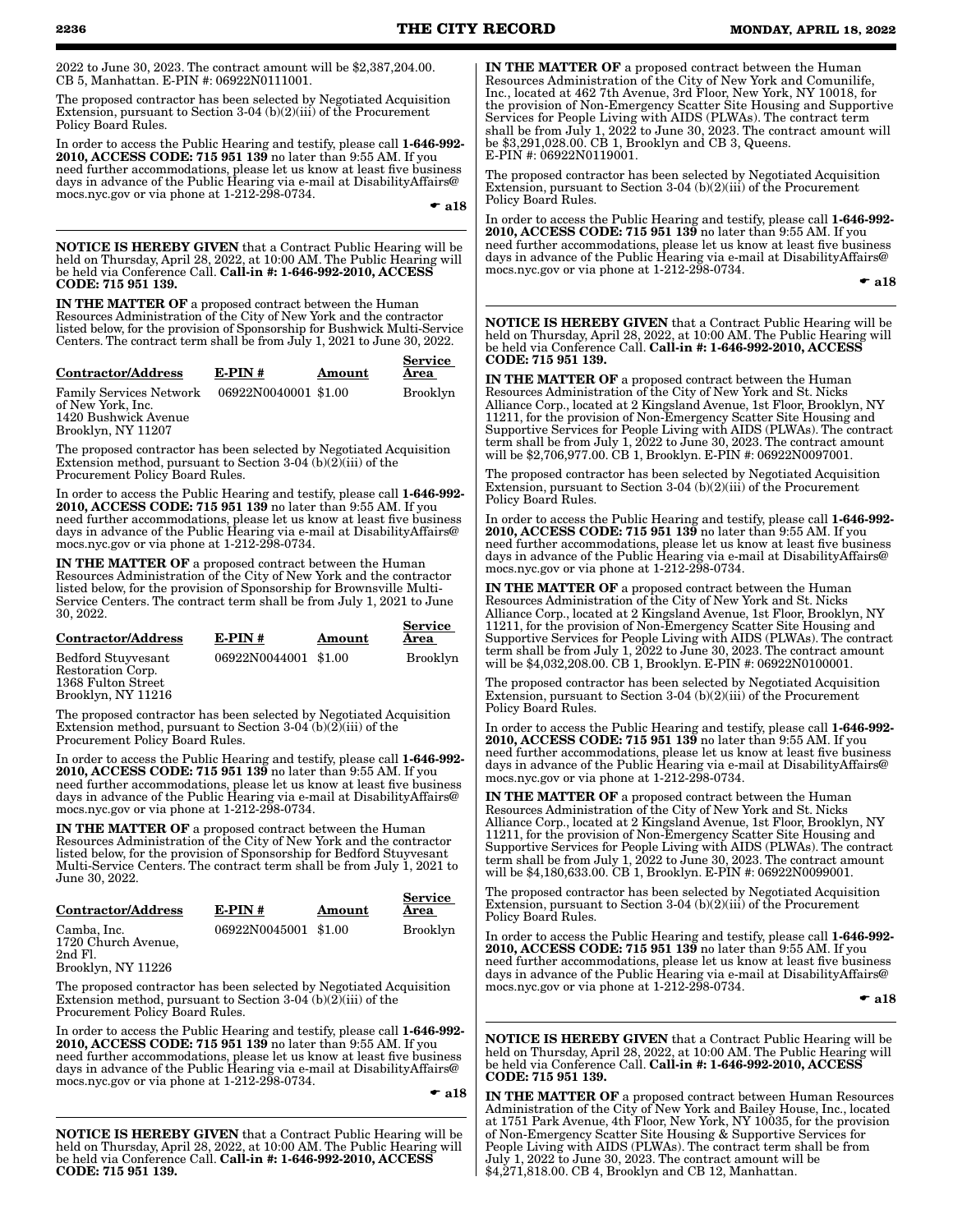2022 to June 30, 2023. The contract amount will be $2,387,204.00. CB 5, Manhattan. E-PIN #: 06922N0111001.

The proposed contractor has been selected by Negotiated Acquisition Extension, pursuant to Section 3-04 (b)(2)(iii) of the Procurement Policy Board Rules.

In order to access the Public Hearing and testify, please call **1-646-992-2010, ACCESS CODE: 715 951 139** no later than 9:55 AM. If you need further accommodations, please let us know at least five business days in advance of the Public Hearing via e-mail at DisabilityAffairs@mocs.nyc.gov or via phone at 1-212-298-0734.

☛ **a18**

---

**NOTICE IS HEREBY GIVEN** that a Contract Public Hearing will be held on Thursday, April 28, 2022, at 10:00 AM. The Public Hearing will be held via Conference Call. **Call-in #: 1-646-992-2010, ACCESS CODE: 715 951 139.**

**IN THE MATTER OF** a proposed contract between the Human Resources Administration of the City of New York and the contractor listed below, for the provision of Sponsorship for Bushwick Multi-Service Centers. The contract term shall be from July 1, 2021 to June 30, 2022.

| Contractor/Address | E-PIN # | Amount | Service Area |
|---|---|---|---|
| Family Services Network of New York, Inc. 1420 Bushwick Avenue Brooklyn, NY 11207 | 06922N0040001 | $1.00 | Brooklyn |

The proposed contractor has been selected by Negotiated Acquisition Extension method, pursuant to Section 3-04 (b)(2)(iii) of the Procurement Policy Board Rules.

In order to access the Public Hearing and testify, please call **1-646-992-2010, ACCESS CODE: 715 951 139** no later than 9:55 AM. If you need further accommodations, please let us know at least five business days in advance of the Public Hearing via e-mail at DisabilityAffairs@mocs.nyc.gov or via phone at 1-212-298-0734.

**IN THE MATTER OF** a proposed contract between the Human Resources Administration of the City of New York and the contractor listed below, for the provision of Sponsorship for Brownsville Multi-Service Centers. The contract term shall be from July 1, 2021 to June 30, 2022.

| Contractor/Address | E-PIN # | Amount | Service Area |
|---|---|---|---|
| Bedford Stuyvesant Restoration Corp. 1368 Fulton Street Brooklyn, NY 11216 | 06922N0044001 | $1.00 | Brooklyn |

The proposed contractor has been selected by Negotiated Acquisition Extension method, pursuant to Section 3-04 (b)(2)(iii) of the Procurement Policy Board Rules.

In order to access the Public Hearing and testify, please call **1-646-992-2010, ACCESS CODE: 715 951 139** no later than 9:55 AM. If you need further accommodations, please let us know at least five business days in advance of the Public Hearing via e-mail at DisabilityAffairs@mocs.nyc.gov or via phone at 1-212-298-0734.

**IN THE MATTER OF** a proposed contract between the Human Resources Administration of the City of New York and the contractor listed below, for the provision of Sponsorship for Bedford Stuyvesant Multi-Service Centers. The contract term shall be from July 1, 2021 to June 30, 2022.

| Contractor/Address | E-PIN # | Amount | Service Area |
|---|---|---|---|
| Camba, Inc. 1720 Church Avenue, 2nd Fl. Brooklyn, NY 11226 | 06922N0045001 | $1.00 | Brooklyn |

The proposed contractor has been selected by Negotiated Acquisition Extension method, pursuant to Section 3-04 (b)(2)(iii) of the Procurement Policy Board Rules.

In order to access the Public Hearing and testify, please call **1-646-992-2010, ACCESS CODE: 715 951 139** no later than 9:55 AM. If you need further accommodations, please let us know at least five business days in advance of the Public Hearing via e-mail at DisabilityAffairs@mocs.nyc.gov or via phone at 1-212-298-0734.

☛ **a18**

---

**NOTICE IS HEREBY GIVEN** that a Contract Public Hearing will be held on Thursday, April 28, 2022, at 10:00 AM. The Public Hearing will be held via Conference Call. **Call-in #: 1-646-992-2010, ACCESS CODE: 715 951 139.**

**IN THE MATTER OF** a proposed contract between the Human Resources Administration of the City of New York and Comunilife, Inc., located at 462 7th Avenue, 3rd Floor, New York, NY 10018, for the provision of Non-Emergency Scatter Site Housing and Supportive Services for People Living with AIDS (PLWAs). The contract term shall be from July 1, 2022 to June 30, 2023. The contract amount will be $3,291,028.00. CB 1, Brooklyn and CB 3, Queens. E-PIN #: 06922N0119001.

The proposed contractor has been selected by Negotiated Acquisition Extension, pursuant to Section 3-04 (b)(2)(iii) of the Procurement Policy Board Rules.

In order to access the Public Hearing and testify, please call **1-646-992-2010, ACCESS CODE: 715 951 139** no later than 9:55 AM. If you need further accommodations, please let us know at least five business days in advance of the Public Hearing via e-mail at DisabilityAffairs@mocs.nyc.gov or via phone at 1-212-298-0734.

☛ **a18**

---

**NOTICE IS HEREBY GIVEN** that a Contract Public Hearing will be held on Thursday, April 28, 2022, at 10:00 AM. The Public Hearing will be held via Conference Call. **Call-in #: 1-646-992-2010, ACCESS CODE: 715 951 139.**

**IN THE MATTER OF** a proposed contract between the Human Resources Administration of the City of New York and St. Nicks Alliance Corp., located at 2 Kingsland Avenue, 1st Floor, Brooklyn, NY 11211, for the provision of Non-Emergency Scatter Site Housing and Supportive Services for People Living with AIDS (PLWAs). The contract term shall be from July 1, 2022 to June 30, 2023. The contract amount will be $2,706,977.00. CB 1, Brooklyn. E-PIN #: 06922N0097001.

The proposed contractor has been selected by Negotiated Acquisition Extension, pursuant to Section 3-04 (b)(2)(iii) of the Procurement Policy Board Rules.

In order to access the Public Hearing and testify, please call **1-646-992-2010, ACCESS CODE: 715 951 139** no later than 9:55 AM. If you need further accommodations, please let us know at least five business days in advance of the Public Hearing via e-mail at DisabilityAffairs@mocs.nyc.gov or via phone at 1-212-298-0734.

**IN THE MATTER OF** a proposed contract between the Human Resources Administration of the City of New York and St. Nicks Alliance Corp., located at 2 Kingsland Avenue, 1st Floor, Brooklyn, NY 11211, for the provision of Non-Emergency Scatter Site Housing and Supportive Services for People Living with AIDS (PLWAs). The contract term shall be from July 1, 2022 to June 30, 2023. The contract amount will be $4,032,208.00. CB 1, Brooklyn. E-PIN #: 06922N0100001.

The proposed contractor has been selected by Negotiated Acquisition Extension, pursuant to Section 3-04 (b)(2)(iii) of the Procurement Policy Board Rules.

In order to access the Public Hearing and testify, please call **1-646-992-2010, ACCESS CODE: 715 951 139** no later than 9:55 AM. If you need further accommodations, please let us know at least five business days in advance of the Public Hearing via e-mail at DisabilityAffairs@mocs.nyc.gov or via phone at 1-212-298-0734.

**IN THE MATTER OF** a proposed contract between the Human Resources Administration of the City of New York and St. Nicks Alliance Corp., located at 2 Kingsland Avenue, 1st Floor, Brooklyn, NY 11211, for the provision of Non-Emergency Scatter Site Housing and Supportive Services for People Living with AIDS (PLWAs). The contract term shall be from July 1, 2022 to June 30, 2023. The contract amount will be $4,180,633.00. CB 1, Brooklyn. E-PIN #: 06922N0099001.

The proposed contractor has been selected by Negotiated Acquisition Extension, pursuant to Section 3-04 (b)(2)(iii) of the Procurement Policy Board Rules.

In order to access the Public Hearing and testify, please call **1-646-992-2010, ACCESS CODE: 715 951 139** no later than 9:55 AM. If you need further accommodations, please let us know at least five business days in advance of the Public Hearing via e-mail at DisabilityAffairs@mocs.nyc.gov or via phone at 1-212-298-0734.

☛ **a18**

---

**NOTICE IS HEREBY GIVEN** that a Contract Public Hearing will be held on Thursday, April 28, 2022, at 10:00 AM. The Public Hearing will be held via Conference Call. **Call-in #: 1-646-992-2010, ACCESS CODE: 715 951 139.**

**IN THE MATTER OF** a proposed contract between Human Resources Administration of the City of New York and Bailey House, Inc., located at 1751 Park Avenue, 4th Floor, New York, NY 10035, for the provision of Non-Emergency Scatter Site Housing & Supportive Services for People Living with AIDS (PLWAs). The contract term shall be from July 1, 2022 to June 30, 2023. The contract amount will be $4,271,818.00. CB 4, Brooklyn and CB 12, Manhattan.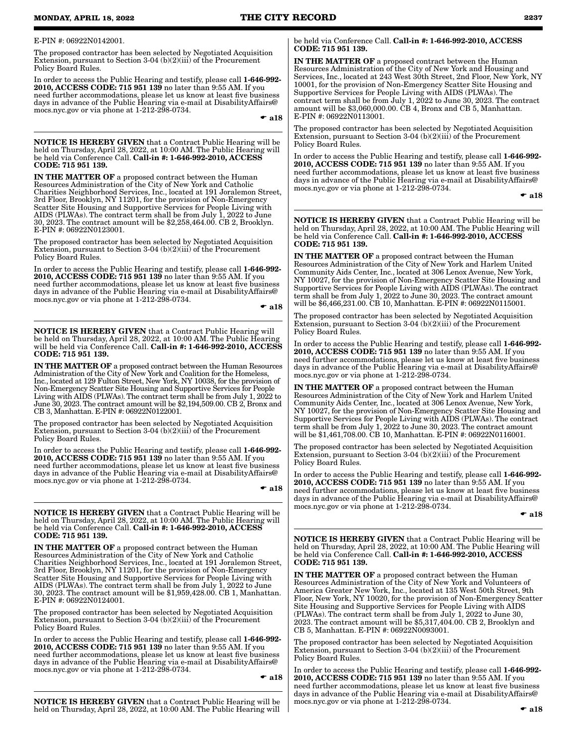E-PIN #: 06922N0142001.

The proposed contractor has been selected by Negotiated Acquisition Extension, pursuant to Section 3-04 (b)(2)(iii) of the Procurement Policy Board Rules.

In order to access the Public Hearing and testify, please call **1-646-992-2010, ACCESS CODE: 715 951 139** no later than 9:55 AM. If you need further accommodations, please let us know at least five business days in advance of the Public Hearing via e-mail at DisabilityAffairs@mocs.nyc.gov or via phone at 1-212-298-0734.

☛ a18

---

**NOTICE IS HEREBY GIVEN** that a Contract Public Hearing will be held on Thursday, April 28, 2022, at 10:00 AM. The Public Hearing will be held via Conference Call. **Call-in #: 1-646-992-2010, ACCESS CODE: 715 951 139.**

**IN THE MATTER OF** a proposed contract between the Human Resources Administration of the City of New York and Catholic Charities Neighborhood Services, Inc., located at 191 Joralemon Street, 3rd Floor, Brooklyn, NY 11201, for the provision of Non-Emergency Scatter Site Housing and Supportive Services for People Living with AIDS (PLWAs). The contract term shall be from July 1, 2022 to June 30, 2023. The contract amount will be $2,258,464.00. CB 2, Brooklyn. E-PIN #: 06922N0123001.

The proposed contractor has been selected by Negotiated Acquisition Extension, pursuant to Section 3-04 (b)(2)(iii) of the Procurement Policy Board Rules.

In order to access the Public Hearing and testify, please call **1-646-992-2010, ACCESS CODE: 715 951 139** no later than 9:55 AM. If you need further accommodations, please let us know at least five business days in advance of the Public Hearing via e-mail at DisabilityAffairs@mocs.nyc.gov or via phone at 1-212-298-0734.

☛ a18

---

**NOTICE IS HEREBY GIVEN** that a Contract Public Hearing will be held on Thursday, April 28, 2022, at 10:00 AM. The Public Hearing will be held via Conference Call. **Call-in #: 1-646-992-2010, ACCESS CODE: 715 951 139.**

**IN THE MATTER OF** a proposed contract between the Human Resources Administration of the City of New York and Coalition for the Homeless, Inc., located at 129 Fulton Street, New York, NY 10038, for the provision of Non-Emergency Scatter Site Housing and Supportive Services for People Living with AIDS (PLWAs). The contract term shall be from July 1, 2022 to June 30, 2023. The contract amount will be $2,194,509.00. CB 2, Bronx and CB 3, Manhattan. E-PIN #: 06922N0122001.

The proposed contractor has been selected by Negotiated Acquisition Extension, pursuant to Section 3-04 (b)(2)(iii) of the Procurement Policy Board Rules.

In order to access the Public Hearing and testify, please call **1-646-992-2010, ACCESS CODE: 715 951 139** no later than 9:55 AM. If you need further accommodations, please let us know at least five business days in advance of the Public Hearing via e-mail at DisabilityAffairs@mocs.nyc.gov or via phone at 1-212-298-0734.

☛ a18

---

**NOTICE IS HEREBY GIVEN** that a Contract Public Hearing will be held on Thursday, April 28, 2022, at 10:00 AM. The Public Hearing will be held via Conference Call. **Call-in #: 1-646-992-2010, ACCESS CODE: 715 951 139.**

**IN THE MATTER OF** a proposed contract between the Human Resources Administration of the City of New York and Catholic Charities Neighborhood Services, Inc., located at 191 Joralemon Street, 3rd Floor, Brooklyn, NY 11201, for the provision of Non-Emergency Scatter Site Housing and Supportive Services for People Living with AIDS (PLWAs). The contract term shall be from July 1, 2022 to June 30, 2023. The contract amount will be $1,959,428.00. CB 1, Manhattan. E-PIN #: 06922N0124001.

The proposed contractor has been selected by Negotiated Acquisition Extension, pursuant to Section 3-04 (b)(2)(iii) of the Procurement Policy Board Rules.

In order to access the Public Hearing and testify, please call **1-646-992-2010, ACCESS CODE: 715 951 139** no later than 9:55 AM. If you need further accommodations, please let us know at least five business days in advance of the Public Hearing via e-mail at DisabilityAffairs@mocs.nyc.gov or via phone at 1-212-298-0734.

☛ a18

---

**NOTICE IS HEREBY GIVEN** that a Contract Public Hearing will be held on Thursday, April 28, 2022, at 10:00 AM. The Public Hearing will be held via Conference Call. **Call-in #: 1-646-992-2010, ACCESS CODE: 715 951 139.**

**IN THE MATTER OF** a proposed contract between the Human Resources Administration of the City of New York and Housing and Services, Inc., located at 243 West 30th Street, 2nd Floor, New York, NY 10001, for the provision of Non-Emergency Scatter Site Housing and Supportive Services for People Living with AIDS (PLWAs). The contract term shall be from July 1, 2022 to June 30, 2023. The contract amount will be $3,060,000.00. CB 4, Bronx and CB 5, Manhattan. E-PIN #: 06922N0113001.

The proposed contractor has been selected by Negotiated Acquisition Extension, pursuant to Section 3-04 (b)(2)(iii) of the Procurement Policy Board Rules.

In order to access the Public Hearing and testify, please call **1-646-992-2010, ACCESS CODE: 715 951 139** no later than 9:55 AM. If you need further accommodations, please let us know at least five business days in advance of the Public Hearing via e-mail at DisabilityAffairs@mocs.nyc.gov or via phone at 1-212-298-0734.

☛ a18

---

**NOTICE IS HEREBY GIVEN** that a Contract Public Hearing will be held on Thursday, April 28, 2022, at 10:00 AM. The Public Hearing will be held via Conference Call. **Call-in #: 1-646-992-2010, ACCESS CODE: 715 951 139.**

**IN THE MATTER OF** a proposed contract between the Human Resources Administration of the City of New York and Harlem United Community Aids Center, Inc., located at 306 Lenox Avenue, New York, NY 10027, for the provision of Non-Emergency Scatter Site Housing and Supportive Services for People Living with AIDS (PLWAs). The contract term shall be from July 1, 2022 to June 30, 2023. The contract amount will be $6,466,231.00. CB 10, Manhattan. E-PIN #: 06922N0115001.

The proposed contractor has been selected by Negotiated Acquisition Extension, pursuant to Section 3-04 (b)(2)(iii) of the Procurement Policy Board Rules.

In order to access the Public Hearing and testify, please call **1-646-992-2010, ACCESS CODE: 715 951 139** no later than 9:55 AM. If you need further accommodations, please let us know at least five business days in advance of the Public Hearing via e-mail at DisabilityAffairs@mocs.nyc.gov or via phone at 1-212-298-0734.

**IN THE MATTER OF** a proposed contract between the Human Resources Administration of the City of New York and Harlem United Community Aids Center, Inc., located at 306 Lenox Avenue, New York, NY 10027, for the provision of Non-Emergency Scatter Site Housing and Supportive Services for People Living with AIDS (PLWAs). The contract term shall be from July 1, 2022 to June 30, 2023. The contract amount will be $1,461,708.00. CB 10, Manhattan. E-PIN #: 06922N0116001.

The proposed contractor has been selected by Negotiated Acquisition Extension, pursuant to Section 3-04 (b)(2)(iii) of the Procurement Policy Board Rules.

In order to access the Public Hearing and testify, please call **1-646-992-2010, ACCESS CODE: 715 951 139** no later than 9:55 AM. If you need further accommodations, please let us know at least five business days in advance of the Public Hearing via e-mail at DisabilityAffairs@mocs.nyc.gov or via phone at 1-212-298-0734.

☛ a18

---

**NOTICE IS HEREBY GIVEN** that a Contract Public Hearing will be held on Thursday, April 28, 2022, at 10:00 AM. The Public Hearing will be held via Conference Call. **Call-in #: 1-646-992-2010, ACCESS CODE: 715 951 139.**

**IN THE MATTER OF** a proposed contract between the Human Resources Administration of the City of New York and Volunteers of America Greater New York, Inc., located at 135 West 50th Street, 9th Floor, New York, NY 10020, for the provision of Non-Emergency Scatter Site Housing and Supportive Services for People Living with AIDS (PLWAs). The contract term shall be from July 1, 2022 to June 30, 2023. The contract amount will be $5,317,404.00. CB 2, Brooklyn and CB 5, Manhattan. E-PIN #: 06922N0093001.

The proposed contractor has been selected by Negotiated Acquisition Extension, pursuant to Section 3-04 (b)(2)(iii) of the Procurement Policy Board Rules.

In order to access the Public Hearing and testify, please call **1-646-992-2010, ACCESS CODE: 715 951 139** no later than 9:55 AM. If you need further accommodations, please let us know at least five business days in advance of the Public Hearing via e-mail at DisabilityAffairs@mocs.nyc.gov or via phone at 1-212-298-0734.

☛ a18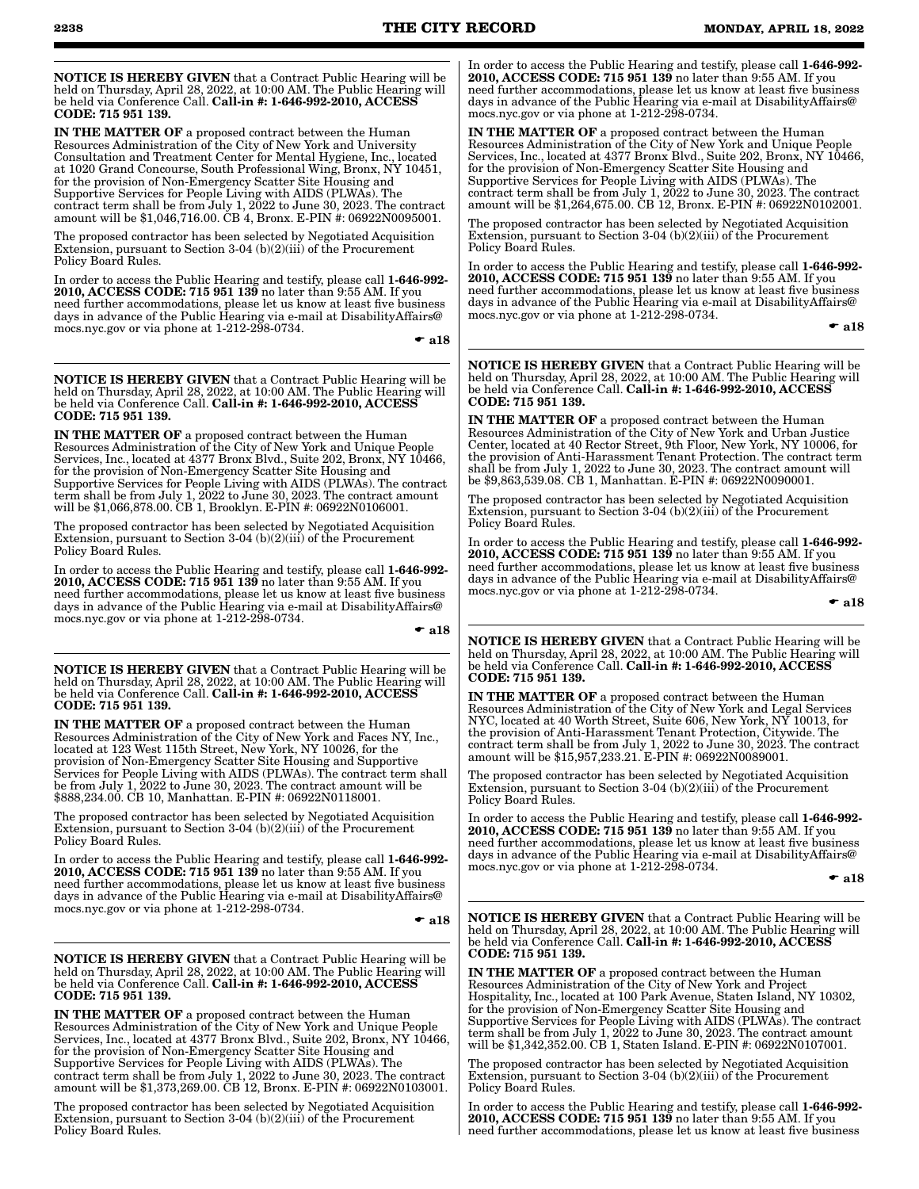**NOTICE IS HEREBY GIVEN** that a Contract Public Hearing will be held on Thursday, April 28, 2022, at 10:00 AM. The Public Hearing will be held via Conference Call. **Call-in #: 1-646-992-2010, ACCESS CODE: 715 951 139.**

**IN THE MATTER OF** a proposed contract between the Human Resources Administration of the City of New York and University Consultation and Treatment Center for Mental Hygiene, Inc., located at 1020 Grand Concourse, South Professional Wing, Bronx, NY 10451, for the provision of Non-Emergency Scatter Site Housing and Supportive Services for People Living with AIDS (PLWAs). The contract term shall be from July 1, 2022 to June 30, 2023. The contract amount will be $1,046,716.00. CB 4, Bronx. E-PIN #: 06922N0095001.

The proposed contractor has been selected by Negotiated Acquisition Extension, pursuant to Section 3-04 (b)(2)(iii) of the Procurement Policy Board Rules.

In order to access the Public Hearing and testify, please call **1-646-992-2010, ACCESS CODE: 715 951 139** no later than 9:55 AM. If you need further accommodations, please let us know at least five business days in advance of the Public Hearing via e-mail at DisabilityAffairs@mocs.nyc.gov or via phone at 1-212-298-0734.

☛ **a18**

**NOTICE IS HEREBY GIVEN** that a Contract Public Hearing will be held on Thursday, April 28, 2022, at 10:00 AM. The Public Hearing will be held via Conference Call. **Call-in #: 1-646-992-2010, ACCESS CODE: 715 951 139.**

**IN THE MATTER OF** a proposed contract between the Human Resources Administration of the City of New York and Unique People Services, Inc., located at 4377 Bronx Blvd., Suite 202, Bronx, NY 10466, for the provision of Non-Emergency Scatter Site Housing and Supportive Services for People Living with AIDS (PLWAs). The contract term shall be from July 1, 2022 to June 30, 2023. The contract amount will be $1,066,878.00. CB 1, Brooklyn. E-PIN #: 06922N0106001.

The proposed contractor has been selected by Negotiated Acquisition Extension, pursuant to Section 3-04 (b)(2)(iii) of the Procurement Policy Board Rules.

In order to access the Public Hearing and testify, please call **1-646-992-2010, ACCESS CODE: 715 951 139** no later than 9:55 AM. If you need further accommodations, please let us know at least five business days in advance of the Public Hearing via e-mail at DisabilityAffairs@mocs.nyc.gov or via phone at 1-212-298-0734.

☛ **a18**

**NOTICE IS HEREBY GIVEN** that a Contract Public Hearing will be held on Thursday, April 28, 2022, at 10:00 AM. The Public Hearing will be held via Conference Call. **Call-in #: 1-646-992-2010, ACCESS CODE: 715 951 139.**

**IN THE MATTER OF** a proposed contract between the Human Resources Administration of the City of New York and Faces NY, Inc., located at 123 West 115th Street, New York, NY 10026, for the provision of Non-Emergency Scatter Site Housing and Supportive Services for People Living with AIDS (PLWAs). The contract term shall be from July 1, 2022 to June 30, 2023. The contract amount will be $888,234.00. CB 10, Manhattan. E-PIN #: 06922N0118001.

The proposed contractor has been selected by Negotiated Acquisition Extension, pursuant to Section 3-04 (b)(2)(iii) of the Procurement Policy Board Rules.

In order to access the Public Hearing and testify, please call **1-646-992-2010, ACCESS CODE: 715 951 139** no later than 9:55 AM. If you need further accommodations, please let us know at least five business days in advance of the Public Hearing via e-mail at DisabilityAffairs@mocs.nyc.gov or via phone at 1-212-298-0734.

☛ **a18**

**NOTICE IS HEREBY GIVEN** that a Contract Public Hearing will be held on Thursday, April 28, 2022, at 10:00 AM. The Public Hearing will be held via Conference Call. **Call-in #: 1-646-992-2010, ACCESS CODE: 715 951 139.**

**IN THE MATTER OF** a proposed contract between the Human Resources Administration of the City of New York and Unique People Services, Inc., located at 4377 Bronx Blvd., Suite 202, Bronx, NY 10466, for the provision of Non-Emergency Scatter Site Housing and Supportive Services for People Living with AIDS (PLWAs). The contract term shall be from July 1, 2022 to June 30, 2023. The contract amount will be $1,373,269.00. CB 12, Bronx. E-PIN #: 06922N0103001.

The proposed contractor has been selected by Negotiated Acquisition Extension, pursuant to Section 3-04 (b)(2)(iii) of the Procurement Policy Board Rules.

In order to access the Public Hearing and testify, please call **1-646-992-2010, ACCESS CODE: 715 951 139** no later than 9:55 AM. If you need further accommodations, please let us know at least five business days in advance of the Public Hearing via e-mail at DisabilityAffairs@mocs.nyc.gov or via phone at 1-212-298-0734.

**IN THE MATTER OF** a proposed contract between the Human Resources Administration of the City of New York and Unique People Services, Inc., located at 4377 Bronx Blvd., Suite 202, Bronx, NY 10466, for the provision of Non-Emergency Scatter Site Housing and Supportive Services for People Living with AIDS (PLWAs). The contract term shall be from July 1, 2022 to June 30, 2023. The contract amount will be $1,264,675.00. CB 12, Bronx. E-PIN #: 06922N0102001.

The proposed contractor has been selected by Negotiated Acquisition Extension, pursuant to Section 3-04 (b)(2)(iii) of the Procurement Policy Board Rules.

In order to access the Public Hearing and testify, please call **1-646-992-2010, ACCESS CODE: 715 951 139** no later than 9:55 AM. If you need further accommodations, please let us know at least five business days in advance of the Public Hearing via e-mail at DisabilityAffairs@mocs.nyc.gov or via phone at 1-212-298-0734.

☛ **a18**

**NOTICE IS HEREBY GIVEN** that a Contract Public Hearing will be held on Thursday, April 28, 2022, at 10:00 AM. The Public Hearing will be held via Conference Call. **Call-in #: 1-646-992-2010, ACCESS CODE: 715 951 139.**

**IN THE MATTER OF** a proposed contract between the Human Resources Administration of the City of New York and Urban Justice Center, located at 40 Rector Street, 9th Floor, New York, NY 10006, for the provision of Anti-Harassment Tenant Protection. The contract term shall be from July 1, 2022 to June 30, 2023. The contract amount will be $9,863,539.08. CB 1, Manhattan. E-PIN #: 06922N0090001.

The proposed contractor has been selected by Negotiated Acquisition Extension, pursuant to Section 3-04 (b)(2)(iii) of the Procurement Policy Board Rules.

In order to access the Public Hearing and testify, please call **1-646-992-2010, ACCESS CODE: 715 951 139** no later than 9:55 AM. If you need further accommodations, please let us know at least five business days in advance of the Public Hearing via e-mail at DisabilityAffairs@mocs.nyc.gov or via phone at 1-212-298-0734.

☛ **a18**

**NOTICE IS HEREBY GIVEN** that a Contract Public Hearing will be held on Thursday, April 28, 2022, at 10:00 AM. The Public Hearing will be held via Conference Call. **Call-in #: 1-646-992-2010, ACCESS CODE: 715 951 139.**

**IN THE MATTER OF** a proposed contract between the Human Resources Administration of the City of New York and Legal Services NYC, located at 40 Worth Street, Suite 606, New York, NY 10013, for the provision of Anti-Harassment Tenant Protection, Citywide. The contract term shall be from July 1, 2022 to June 30, 2023. The contract amount will be $15,957,233.21. E-PIN #: 06922N0089001.

The proposed contractor has been selected by Negotiated Acquisition Extension, pursuant to Section 3-04 (b)(2)(iii) of the Procurement Policy Board Rules.

In order to access the Public Hearing and testify, please call **1-646-992-2010, ACCESS CODE: 715 951 139** no later than 9:55 AM. If you need further accommodations, please let us know at least five business days in advance of the Public Hearing via e-mail at DisabilityAffairs@mocs.nyc.gov or via phone at 1-212-298-0734.

☛ **a18**

**NOTICE IS HEREBY GIVEN** that a Contract Public Hearing will be held on Thursday, April 28, 2022, at 10:00 AM. The Public Hearing will be held via Conference Call. **Call-in #: 1-646-992-2010, ACCESS CODE: 715 951 139.**

**IN THE MATTER OF** a proposed contract between the Human Resources Administration of the City of New York and Project Hospitality, Inc., located at 100 Park Avenue, Staten Island, NY 10302, for the provision of Non-Emergency Scatter Site Housing and Supportive Services for People Living with AIDS (PLWAs). The contract term shall be from July 1, 2022 to June 30, 2023. The contract amount will be $1,342,352.00. CB 1, Staten Island. E-PIN #: 06922N0107001.

The proposed contractor has been selected by Negotiated Acquisition Extension, pursuant to Section 3-04 (b)(2)(iii) of the Procurement Policy Board Rules.

In order to access the Public Hearing and testify, please call **1-646-992-2010, ACCESS CODE: 715 951 139** no later than 9:55 AM. If you need further accommodations, please let us know at least five business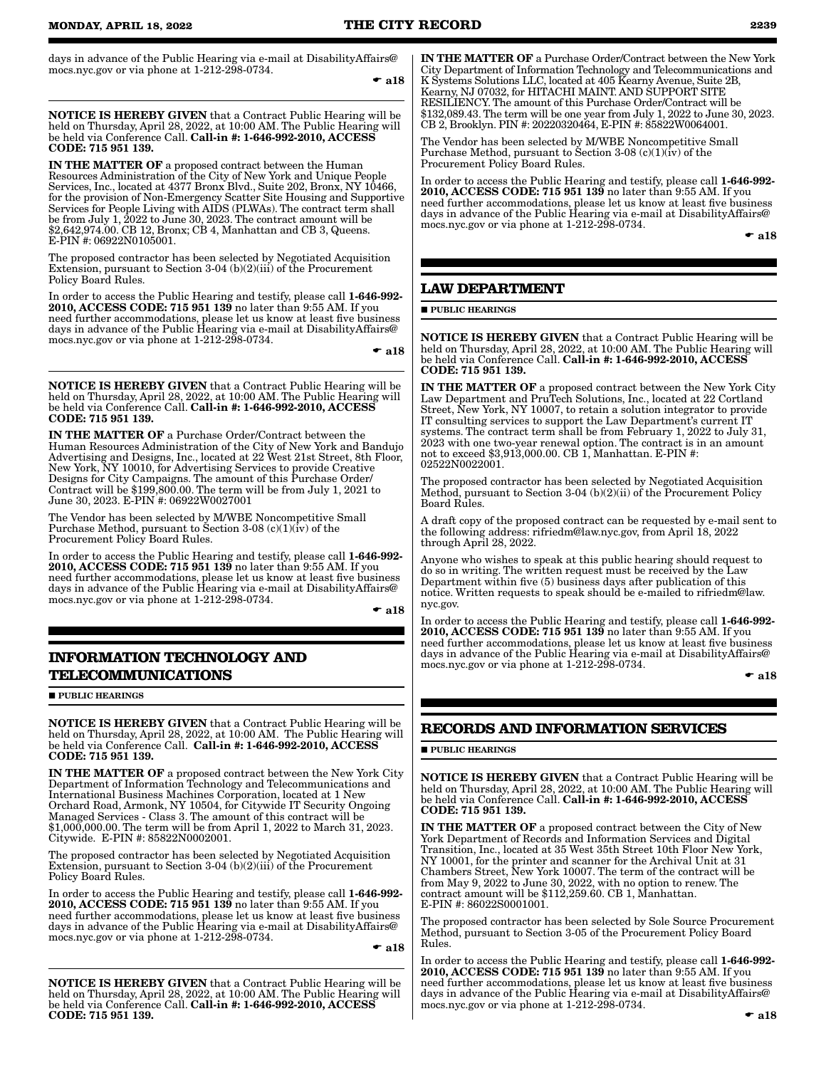days in advance of the Public Hearing via e-mail at DisabilityAffairs@mocs.nyc.gov or via phone at 1-212-298-0734.

☛ a18

**NOTICE IS HEREBY GIVEN** that a Contract Public Hearing will be held on Thursday, April 28, 2022, at 10:00 AM. The Public Hearing will be held via Conference Call. **Call-in #: 1-646-992-2010, ACCESS CODE: 715 951 139.**

**IN THE MATTER OF** a proposed contract between the Human Resources Administration of the City of New York and Unique People Services, Inc., located at 4377 Bronx Blvd., Suite 202, Bronx, NY 10466, for the provision of Non-Emergency Scatter Site Housing and Supportive Services for People Living with AIDS (PLWAs). The contract term shall be from July 1, 2022 to June 30, 2023. The contract amount will be $2,642,974.00. CB 12, Bronx; CB 4, Manhattan and CB 3, Queens. E-PIN #: 06922N0105001.

The proposed contractor has been selected by Negotiated Acquisition Extension, pursuant to Section 3-04 (b)(2)(iii) of the Procurement Policy Board Rules.

In order to access the Public Hearing and testify, please call **1-646-992-2010, ACCESS CODE: 715 951 139** no later than 9:55 AM. If you need further accommodations, please let us know at least five business days in advance of the Public Hearing via e-mail at DisabilityAffairs@mocs.nyc.gov or via phone at 1-212-298-0734.

☛ a18

**NOTICE IS HEREBY GIVEN** that a Contract Public Hearing will be held on Thursday, April 28, 2022, at 10:00 AM. The Public Hearing will be held via Conference Call. **Call-in #: 1-646-992-2010, ACCESS CODE: 715 951 139.**

**IN THE MATTER OF** a Purchase Order/Contract between the Human Resources Administration of the City of New York and Bandujo Advertising and Designs, Inc., located at 22 West 21st Street, 8th Floor, New York, NY 10010, for Advertising Services to provide Creative Designs for City Campaigns. The amount of this Purchase Order/Contract will be $199,800.00. The term will be from July 1, 2021 to June 30, 2023. E-PIN #: 06922W0027001

The Vendor has been selected by M/WBE Noncompetitive Small Purchase Method, pursuant to Section 3-08 (c)(1)(iv) of the Procurement Policy Board Rules.

In order to access the Public Hearing and testify, please call **1-646-992-2010, ACCESS CODE: 715 951 139** no later than 9:55 AM. If you need further accommodations, please let us know at least five business days in advance of the Public Hearing via e-mail at DisabilityAffairs@mocs.nyc.gov or via phone at 1-212-298-0734.

☛ a18

## INFORMATION TECHNOLOGY AND TELECOMMUNICATIONS

■ **PUBLIC HEARINGS**

**NOTICE IS HEREBY GIVEN** that a Contract Public Hearing will be held on Thursday, April 28, 2022, at 10:00 AM. The Public Hearing will be held via Conference Call. **Call-in #: 1-646-992-2010, ACCESS CODE: 715 951 139.**

**IN THE MATTER OF** a proposed contract between the New York City Department of Information Technology and Telecommunications and International Business Machines Corporation, located at 1 New Orchard Road, Armonk, NY 10504, for Citywide IT Security Ongoing Managed Services - Class 3. The amount of this contract will be $1,000,000.00. The term will be from April 1, 2022 to March 31, 2023. Citywide. E-PIN #: 85822N0002001.

The proposed contractor has been selected by Negotiated Acquisition Extension, pursuant to Section 3-04 (b)(2)(iii) of the Procurement Policy Board Rules.

In order to access the Public Hearing and testify, please call **1-646-992-2010, ACCESS CODE: 715 951 139** no later than 9:55 AM. If you need further accommodations, please let us know at least five business days in advance of the Public Hearing via e-mail at DisabilityAffairs@mocs.nyc.gov or via phone at 1-212-298-0734.

☛ a18

**NOTICE IS HEREBY GIVEN** that a Contract Public Hearing will be held on Thursday, April 28, 2022, at 10:00 AM. The Public Hearing will be held via Conference Call. **Call-in #: 1-646-992-2010, ACCESS CODE: 715 951 139.**

**IN THE MATTER OF** a Purchase Order/Contract between the New York City Department of Information Technology and Telecommunications and K Systems Solutions LLC, located at 405 Kearny Avenue, Suite 2B, Kearny, NJ 07032, for HITACHI MAINT. AND SUPPORT SITE RESILIENCY. The amount of this Purchase Order/Contract will be $132,089.43. The term will be one year from July 1, 2022 to June 30, 2023. CB 2, Brooklyn. PIN #: 20220320464, E-PIN #: 85822W0064001.

The Vendor has been selected by M/WBE Noncompetitive Small Purchase Method, pursuant to Section 3-08 (c)(1)(iv) of the Procurement Policy Board Rules.

In order to access the Public Hearing and testify, please call **1-646-992-2010, ACCESS CODE: 715 951 139** no later than 9:55 AM. If you need further accommodations, please let us know at least five business days in advance of the Public Hearing via e-mail at DisabilityAffairs@mocs.nyc.gov or via phone at 1-212-298-0734.

☛ a18

## LAW DEPARTMENT

■ **PUBLIC HEARINGS**

**NOTICE IS HEREBY GIVEN** that a Contract Public Hearing will be held on Thursday, April 28, 2022, at 10:00 AM. The Public Hearing will be held via Conference Call. **Call-in #: 1-646-992-2010, ACCESS CODE: 715 951 139.**

**IN THE MATTER OF** a proposed contract between the New York City Law Department and PruTech Solutions, Inc., located at 22 Cortland Street, New York, NY 10007, to retain a solution integrator to provide IT consulting services to support the Law Department's current IT systems. The contract term shall be from February 1, 2022 to July 31, 2023 with one two-year renewal option. The contract is in an amount not to exceed $3,913,000.00. CB 1, Manhattan. E-PIN #: 02522N0022001.

The proposed contractor has been selected by Negotiated Acquisition Method, pursuant to Section 3-04 (b)(2)(ii) of the Procurement Policy Board Rules.

A draft copy of the proposed contract can be requested by e-mail sent to the following address: rifriedm@law.nyc.gov, from April 18, 2022 through April 28, 2022.

Anyone who wishes to speak at this public hearing should request to do so in writing. The written request must be received by the Law Department within five (5) business days after publication of this notice. Written requests to speak should be e-mailed to rifriedm@law.nyc.gov.

In order to access the Public Hearing and testify, please call **1-646-992-2010, ACCESS CODE: 715 951 139** no later than 9:55 AM. If you need further accommodations, please let us know at least five business days in advance of the Public Hearing via e-mail at DisabilityAffairs@mocs.nyc.gov or via phone at 1-212-298-0734.

☛ a18

## RECORDS AND INFORMATION SERVICES

■ **PUBLIC HEARINGS**

**NOTICE IS HEREBY GIVEN** that a Contract Public Hearing will be held on Thursday, April 28, 2022, at 10:00 AM. The Public Hearing will be held via Conference Call. **Call-in #: 1-646-992-2010, ACCESS CODE: 715 951 139.**

**IN THE MATTER OF** a proposed contract between the City of New York Department of Records and Information Services and Digital Transition, Inc., located at 35 West 35th Street 10th Floor New York, NY 10001, for the printer and scanner for the Archival Unit at 31 Chambers Street, New York 10007. The term of the contract will be from May 9, 2022 to June 30, 2022, with no option to renew. The contract amount will be $112,259.60. CB 1, Manhattan. E-PIN #: 86022S0001001.

The proposed contractor has been selected by Sole Source Procurement Method, pursuant to Section 3-05 of the Procurement Policy Board Rules.

In order to access the Public Hearing and testify, please call **1-646-992-2010, ACCESS CODE: 715 951 139** no later than 9:55 AM. If you need further accommodations, please let us know at least five business days in advance of the Public Hearing via e-mail at DisabilityAffairs@mocs.nyc.gov or via phone at 1-212-298-0734.

☛ a18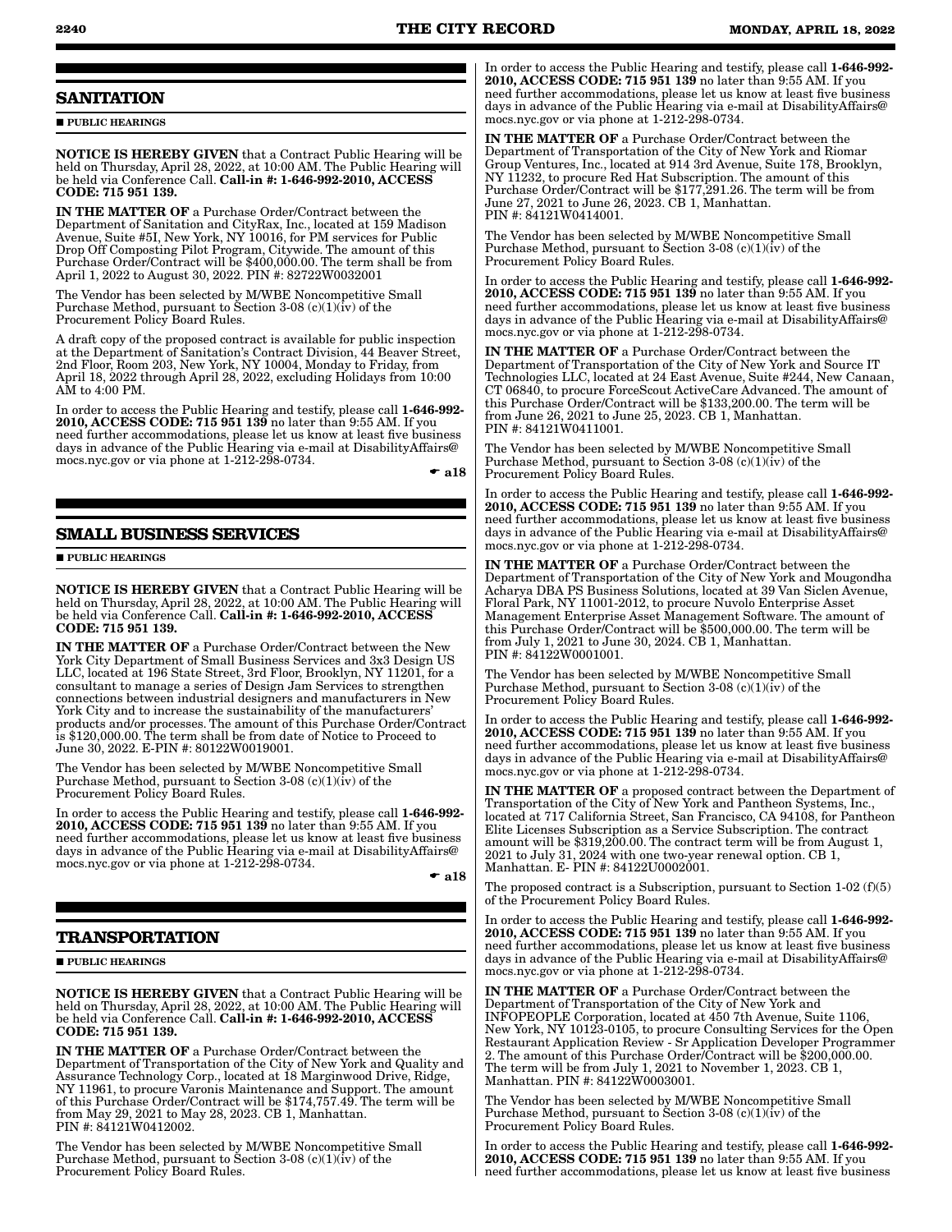## SANITATION

■ **PUBLIC HEARINGS**

**NOTICE IS HEREBY GIVEN** that a Contract Public Hearing will be held on Thursday, April 28, 2022, at 10:00 AM. The Public Hearing will be held via Conference Call. **Call-in #: 1-646-992-2010, ACCESS CODE: 715 951 139.**

**IN THE MATTER OF** a Purchase Order/Contract between the Department of Sanitation and CityRax, Inc., located at 159 Madison Avenue, Suite #5I, New York, NY 10016, for PM services for Public Drop Off Composting Pilot Program, Citywide. The amount of this Purchase Order/Contract will be $400,000.00. The term shall be from April 1, 2022 to August 30, 2022. PIN #: 82722W0032001

The Vendor has been selected by M/WBE Noncompetitive Small Purchase Method, pursuant to Section 3-08 (c)(1)(iv) of the Procurement Policy Board Rules.

A draft copy of the proposed contract is available for public inspection at the Department of Sanitation's Contract Division, 44 Beaver Street, 2nd Floor, Room 203, New York, NY 10004, Monday to Friday, from April 18, 2022 through April 28, 2022, excluding Holidays from 10:00 AM to 4:00 PM.

In order to access the Public Hearing and testify, please call **1-646-992-2010, ACCESS CODE: 715 951 139** no later than 9:55 AM. If you need further accommodations, please let us know at least five business days in advance of the Public Hearing via e-mail at DisabilityAffairs@mocs.nyc.gov or via phone at 1-212-298-0734.

☛ **a18**

## SMALL BUSINESS SERVICES

■ **PUBLIC HEARINGS**

**NOTICE IS HEREBY GIVEN** that a Contract Public Hearing will be held on Thursday, April 28, 2022, at 10:00 AM. The Public Hearing will be held via Conference Call. **Call-in #: 1-646-992-2010, ACCESS CODE: 715 951 139.**

**IN THE MATTER OF** a Purchase Order/Contract between the New York City Department of Small Business Services and 3x3 Design US LLC, located at 196 State Street, 3rd Floor, Brooklyn, NY 11201, for a consultant to manage a series of Design Jam Services to strengthen connections between industrial designers and manufacturers in New York City and to increase the sustainability of the manufacturers' products and/or processes. The amount of this Purchase Order/Contract is $120,000.00. The term shall be from date of Notice to Proceed to June 30, 2022. E-PIN #: 80122W0019001.

The Vendor has been selected by M/WBE Noncompetitive Small Purchase Method, pursuant to Section 3-08 (c)(1)(iv) of the Procurement Policy Board Rules.

In order to access the Public Hearing and testify, please call **1-646-992-2010, ACCESS CODE: 715 951 139** no later than 9:55 AM. If you need further accommodations, please let us know at least five business days in advance of the Public Hearing via e-mail at DisabilityAffairs@mocs.nyc.gov or via phone at 1-212-298-0734.

☛ **a18**

## TRANSPORTATION

■ **PUBLIC HEARINGS**

**NOTICE IS HEREBY GIVEN** that a Contract Public Hearing will be held on Thursday, April 28, 2022, at 10:00 AM. The Public Hearing will be held via Conference Call. **Call-in #: 1-646-992-2010, ACCESS CODE: 715 951 139.**

**IN THE MATTER OF** a Purchase Order/Contract between the Department of Transportation of the City of New York and Quality and Assurance Technology Corp., located at 18 Marginwood Drive, Ridge, NY 11961, to procure Varonis Maintenance and Support. The amount of this Purchase Order/Contract will be $174,757.49. The term will be from May 29, 2021 to May 28, 2023. CB 1, Manhattan. PIN #: 84121W0412002.

The Vendor has been selected by M/WBE Noncompetitive Small Purchase Method, pursuant to Section 3-08 (c)(1)(iv) of the Procurement Policy Board Rules.

In order to access the Public Hearing and testify, please call **1-646-992-2010, ACCESS CODE: 715 951 139** no later than 9:55 AM. If you need further accommodations, please let us know at least five business days in advance of the Public Hearing via e-mail at DisabilityAffairs@mocs.nyc.gov or via phone at 1-212-298-0734.

**IN THE MATTER OF** a Purchase Order/Contract between the Department of Transportation of the City of New York and Riomar Group Ventures, Inc., located at 914 3rd Avenue, Suite 178, Brooklyn, NY 11232, to procure Red Hat Subscription. The amount of this Purchase Order/Contract will be $177,291.26. The term will be from June 27, 2021 to June 26, 2023. CB 1, Manhattan. PIN #: 84121W0414001.

The Vendor has been selected by M/WBE Noncompetitive Small Purchase Method, pursuant to Section 3-08 (c)(1)(iv) of the Procurement Policy Board Rules.

In order to access the Public Hearing and testify, please call **1-646-992-2010, ACCESS CODE: 715 951 139** no later than 9:55 AM. If you need further accommodations, please let us know at least five business days in advance of the Public Hearing via e-mail at DisabilityAffairs@mocs.nyc.gov or via phone at 1-212-298-0734.

**IN THE MATTER OF** a Purchase Order/Contract between the Department of Transportation of the City of New York and Source IT Technologies LLC, located at 24 East Avenue, Suite #244, New Canaan, CT 06840, to procure ForceScout ActiveCare Advanced. The amount of this Purchase Order/Contract will be $133,200.00. The term will be from June 26, 2021 to June 25, 2023. CB 1, Manhattan. PIN #: 84121W0411001.

The Vendor has been selected by M/WBE Noncompetitive Small Purchase Method, pursuant to Section 3-08 (c)(1)(iv) of the Procurement Policy Board Rules.

In order to access the Public Hearing and testify, please call **1-646-992-2010, ACCESS CODE: 715 951 139** no later than 9:55 AM. If you need further accommodations, please let us know at least five business days in advance of the Public Hearing via e-mail at DisabilityAffairs@mocs.nyc.gov or via phone at 1-212-298-0734.

**IN THE MATTER OF** a Purchase Order/Contract between the Department of Transportation of the City of New York and Mougondha Acharya DBA PS Business Solutions, located at 39 Van Siclen Avenue, Floral Park, NY 11001-2012, to procure Nuvolo Enterprise Asset Management Enterprise Asset Management Software. The amount of this Purchase Order/Contract will be $500,000.00. The term will be from July 1, 2021 to June 30, 2024. CB 1, Manhattan. PIN #: 84122W0001001.

The Vendor has been selected by M/WBE Noncompetitive Small Purchase Method, pursuant to Section 3-08 (c)(1)(iv) of the Procurement Policy Board Rules.

In order to access the Public Hearing and testify, please call **1-646-992-2010, ACCESS CODE: 715 951 139** no later than 9:55 AM. If you need further accommodations, please let us know at least five business days in advance of the Public Hearing via e-mail at DisabilityAffairs@mocs.nyc.gov or via phone at 1-212-298-0734.

**IN THE MATTER OF** a proposed contract between the Department of Transportation of the City of New York and Pantheon Systems, Inc., located at 717 California Street, San Francisco, CA 94108, for Pantheon Elite Licenses Subscription as a Service Subscription. The contract amount will be $319,200.00. The contract term will be from August 1, 2021 to July 31, 2024 with one two-year renewal option. CB 1, Manhattan. E- PIN #: 84122U0002001.

The proposed contract is a Subscription, pursuant to Section 1-02 (f)(5) of the Procurement Policy Board Rules.

In order to access the Public Hearing and testify, please call **1-646-992-2010, ACCESS CODE: 715 951 139** no later than 9:55 AM. If you need further accommodations, please let us know at least five business days in advance of the Public Hearing via e-mail at DisabilityAffairs@mocs.nyc.gov or via phone at 1-212-298-0734.

**IN THE MATTER OF** a Purchase Order/Contract between the Department of Transportation of the City of New York and INFOPEOPLE Corporation, located at 450 7th Avenue, Suite 1106, New York, NY 10123-0105, to procure Consulting Services for the Open Restaurant Application Review - Sr Application Developer Programmer 2. The amount of this Purchase Order/Contract will be $200,000.00. The term will be from July 1, 2021 to November 1, 2023. CB 1, Manhattan. PIN #: 84122W0003001.

The Vendor has been selected by M/WBE Noncompetitive Small Purchase Method, pursuant to Section 3-08 (c)(1)(iv) of the Procurement Policy Board Rules.

In order to access the Public Hearing and testify, please call **1-646-992-2010, ACCESS CODE: 715 951 139** no later than 9:55 AM. If you need further accommodations, please let us know at least five business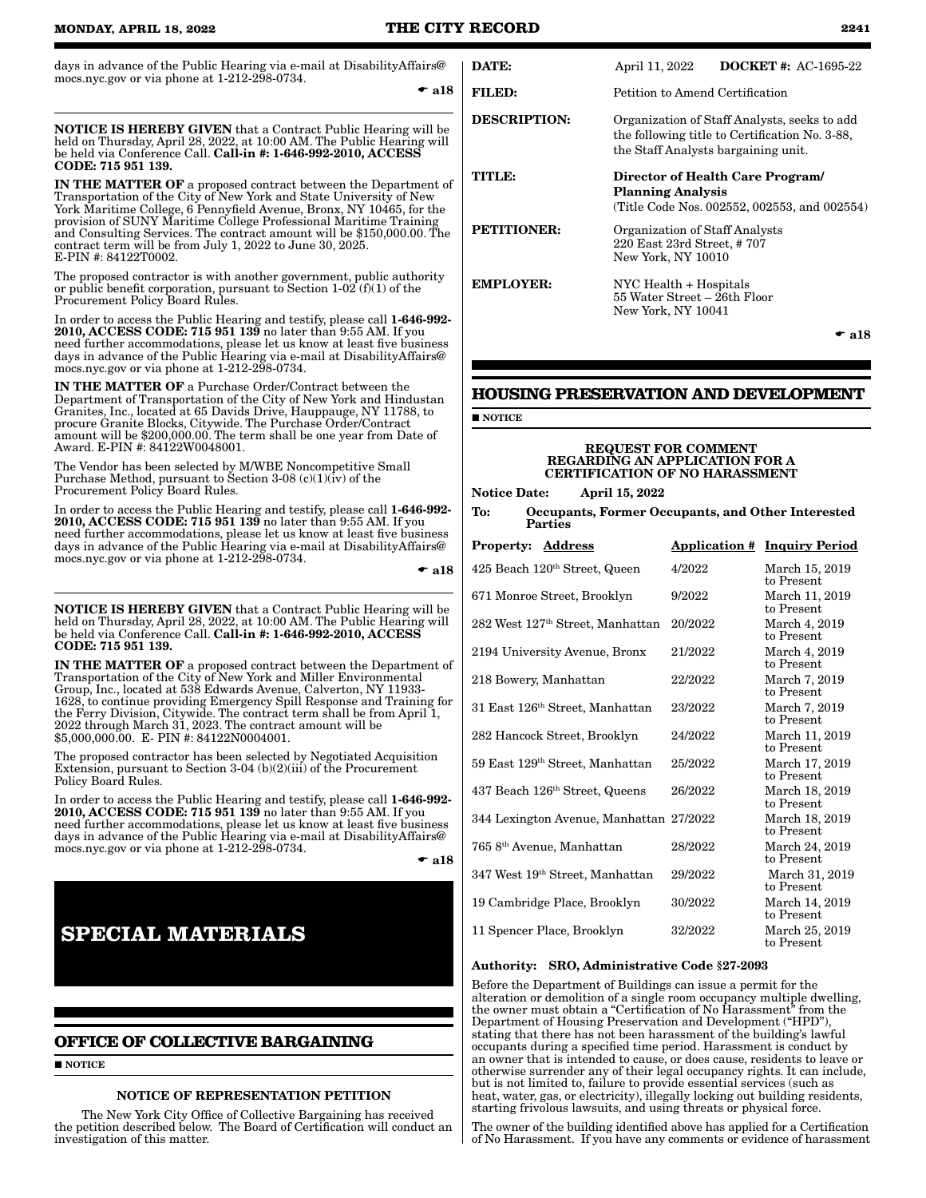days in advance of the Public Hearing via e-mail at DisabilityAffairs@mocs.nyc.gov or via phone at 1-212-298-0734.

☛ a18

**NOTICE IS HEREBY GIVEN** that a Contract Public Hearing will be held on Thursday, April 28, 2022, at 10:00 AM. The Public Hearing will be held via Conference Call. **Call-in #: 1-646-992-2010, ACCESS CODE: 715 951 139.**

**IN THE MATTER OF** a proposed contract between the Department of Transportation of the City of New York and State University of New York Maritime College, 6 Pennyfield Avenue, Bronx, NY 10465, for the provision of SUNY Maritime College Professional Maritime Training and Consulting Services. The contract amount will be $150,000.00. The contract term will be from July 1, 2022 to June 30, 2025. E-PIN #: 84122T0002.

The proposed contractor is with another government, public authority or public benefit corporation, pursuant to Section 1-02 (f)(1) of the Procurement Policy Board Rules.

In order to access the Public Hearing and testify, please call **1-646-992-2010, ACCESS CODE: 715 951 139** no later than 9:55 AM. If you need further accommodations, please let us know at least five business days in advance of the Public Hearing via e-mail at DisabilityAffairs@mocs.nyc.gov or via phone at 1-212-298-0734.

**IN THE MATTER OF** a Purchase Order/Contract between the Department of Transportation of the City of New York and Hindustan Granites, Inc., located at 65 Davids Drive, Hauppauge, NY 11788, to procure Granite Blocks, Citywide. The Purchase Order/Contract amount will be $200,000.00. The term shall be one year from Date of Award. E-PIN #: 84122W0048001.

The Vendor has been selected by M/WBE Noncompetitive Small Purchase Method, pursuant to Section 3-08 (c)(1)(iv) of the Procurement Policy Board Rules.

In order to access the Public Hearing and testify, please call **1-646-992-2010, ACCESS CODE: 715 951 139** no later than 9:55 AM. If you need further accommodations, please let us know at least five business days in advance of the Public Hearing via e-mail at DisabilityAffairs@mocs.nyc.gov or via phone at 1-212-298-0734.

☛ a18

**NOTICE IS HEREBY GIVEN** that a Contract Public Hearing will be held on Thursday, April 28, 2022, at 10:00 AM. The Public Hearing will be held via Conference Call. **Call-in #: 1-646-992-2010, ACCESS CODE: 715 951 139.**

**IN THE MATTER OF** a proposed contract between the Department of Transportation of the City of New York and Miller Environmental Group, Inc., located at 538 Edwards Avenue, Calverton, NY 11933-1628, to continue providing Emergency Spill Response and Training for the Ferry Division, Citywide. The contract term shall be from April 1, 2022 through March 31, 2023. The contract amount will be $5,000,000.00. E- PIN #: 84122N0004001.

The proposed contractor has been selected by Negotiated Acquisition Extension, pursuant to Section 3-04 (b)(2)(iii) of the Procurement Policy Board Rules.

In order to access the Public Hearing and testify, please call **1-646-992-2010, ACCESS CODE: 715 951 139** no later than 9:55 AM. If you need further accommodations, please let us know at least five business days in advance of the Public Hearing via e-mail at DisabilityAffairs@mocs.nyc.gov or via phone at 1-212-298-0734.

☛ a18

# SPECIAL MATERIALS

## OFFICE OF COLLECTIVE BARGAINING

■ NOTICE

### NOTICE OF REPRESENTATION PETITION

The New York City Office of Collective Bargaining has received the petition described below. The Board of Certification will conduct an investigation of this matter.

| | |
|---|---|
| **DATE:** | April 11, 2022 **DOCKET #:** AC-1695-22 |
| **FILED:** | Petition to Amend Certification |
| **DESCRIPTION:** | Organization of Staff Analysts, seeks to add the following title to Certification No. 3-88, the Staff Analysts bargaining unit. |
| **TITLE:** | **Director of Health Care Program/ Planning Analysis** (Title Code Nos. 002552, 002553, and 002554) |
| **PETITIONER:** | Organization of Staff Analysts 220 East 23rd Street, # 707 New York, NY 10010 |
| **EMPLOYER:** | NYC Health + Hospitals 55 Water Street – 26th Floor New York, NY 10041 |

☛ a18

## HOUSING PRESERVATION AND DEVELOPMENT

■ NOTICE

### REQUEST FOR COMMENT REGARDING AN APPLICATION FOR A CERTIFICATION OF NO HARASSMENT

**Notice Date: April 15, 2022**

**To: Occupants, Former Occupants, and Other Interested Parties**

| **Property: Address** | **Application #** | **Inquiry Period** |
|---|---|---|
| 425 Beach 120th Street, Queen | 4/2022 | March 15, 2019 to Present |
| 671 Monroe Street, Brooklyn | 9/2022 | March 11, 2019 to Present |
| 282 West 127th Street, Manhattan | 20/2022 | March 4, 2019 to Present |
| 2194 University Avenue, Bronx | 21/2022 | March 4, 2019 to Present |
| 218 Bowery, Manhattan | 22/2022 | March 7, 2019 to Present |
| 31 East 126th Street, Manhattan | 23/2022 | March 7, 2019 to Present |
| 282 Hancock Street, Brooklyn | 24/2022 | March 11, 2019 to Present |
| 59 East 129th Street, Manhattan | 25/2022 | March 17, 2019 to Present |
| 437 Beach 126th Street, Queens | 26/2022 | March 18, 2019 to Present |
| 344 Lexington Avenue, Manhattan | 27/2022 | March 18, 2019 to Present |
| 765 8th Avenue, Manhattan | 28/2022 | March 24, 2019 to Present |
| 347 West 19th Street, Manhattan | 29/2022 | March 31, 2019 to Present |
| 19 Cambridge Place, Brooklyn | 30/2022 | March 14, 2019 to Present |
| 11 Spencer Place, Brooklyn | 32/2022 | March 25, 2019 to Present |

**Authority: SRO, Administrative Code §27-2093**

Before the Department of Buildings can issue a permit for the alteration or demolition of a single room occupancy multiple dwelling, the owner must obtain a "Certification of No Harassment" from the Department of Housing Preservation and Development ("HPD"), stating that there has not been harassment of the building's lawful occupants during a specified time period. Harassment is conduct by an owner that is intended to cause, or does cause, residents to leave or otherwise surrender any of their legal occupancy rights. It can include, but is not limited to, failure to provide essential services (such as heat, water, gas, or electricity), illegally locking out building residents, starting frivolous lawsuits, and using threats or physical force.

The owner of the building identified above has applied for a Certification of No Harassment. If you have any comments or evidence of harassment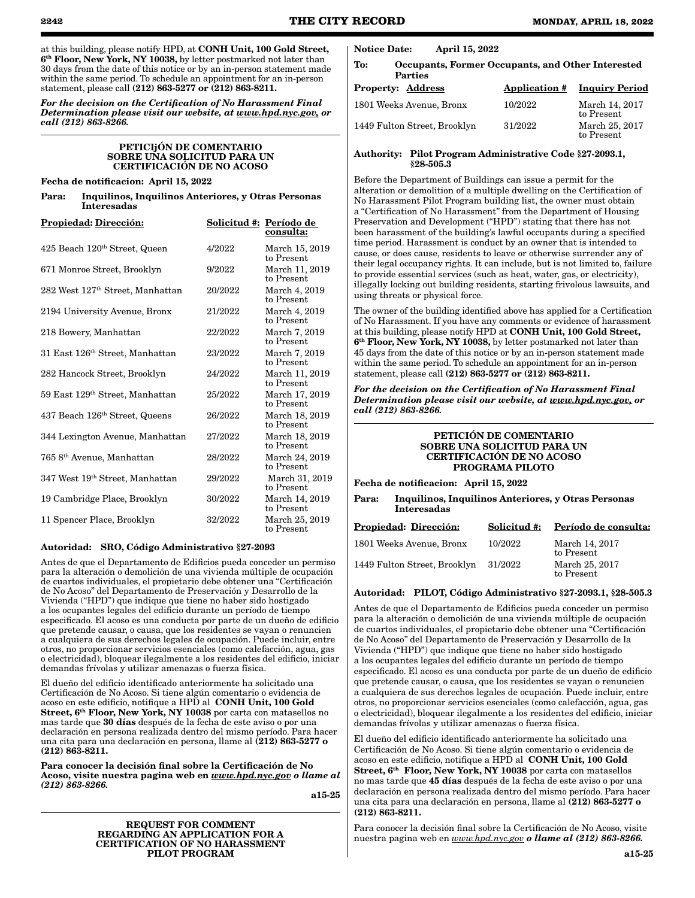at this building, please notify HPD, at **CONH Unit, 100 Gold Street, 6th Floor, New York, NY 10038,** by letter postmarked not later than 30 days from the date of this notice or by an in-person statement made within the same period. To schedule an appointment for an in-person statement, please call **(212) 863-5277 or (212) 863-8211.**

***For the decision on the Certification of No Harassment Final Determination please visit our website, at www.hpd.nyc.gov, or call (212) 863-8266.***

### PETICIįÓN DE COMENTARIO SOBRE UNA SOLICITUD PARA UN CERTIFICACIÓN DE NO ACOSO

**Fecha de notificacion: April 15, 2022**

**Para: Inquilinos, Inquilinos Anteriores, y Otras Personas Interesadas**

| Propiedad: Dirección: | Solicitud #: | Período de consulta: |
|---|---|---|
| 425 Beach 120th Street, Queen | 4/2022 | March 15, 2019 to Present |
| 671 Monroe Street, Brooklyn | 9/2022 | March 11, 2019 to Present |
| 282 West 127th Street, Manhattan | 20/2022 | March 4, 2019 to Present |
| 2194 University Avenue, Bronx | 21/2022 | March 4, 2019 to Present |
| 218 Bowery, Manhattan | 22/2022 | March 7, 2019 to Present |
| 31 East 126th Street, Manhattan | 23/2022 | March 7, 2019 to Present |
| 282 Hancock Street, Brooklyn | 24/2022 | March 11, 2019 to Present |
| 59 East 129th Street, Manhattan | 25/2022 | March 17, 2019 to Present |
| 437 Beach 126th Street, Queens | 26/2022 | March 18, 2019 to Present |
| 344 Lexington Avenue, Manhattan | 27/2022 | March 18, 2019 to Present |
| 765 8th Avenue, Manhattan | 28/2022 | March 24, 2019 to Present |
| 347 West 19th Street, Manhattan | 29/2022 | March 31, 2019 to Present |
| 19 Cambridge Place, Brooklyn | 30/2022 | March 14, 2019 to Present |
| 11 Spencer Place, Brooklyn | 32/2022 | March 25, 2019 to Present |

**Autoridad: SRO, Código Administrativo §27-2093**

Antes de que el Departamento de Edificios pueda conceder un permiso para la alteración o demolición de una vivienda múltiple de ocupación de cuartos individuales, el propietario debe obtener una "Certificación de No Acoso" del Departamento de Preservación y Desarrollo de la Vivienda ("HPD") que indique que tiene no haber sido hostigado a los ocupantes legales del edificio durante un período de tiempo especificado. El acoso es una conducta por parte de un dueño de edificio que pretende causar, o causa, que los residentes se vayan o renuncien a cualquiera de sus derechos legales de ocupación. Puede incluir, entre otros, no proporcionar servicios esenciales (como calefacción, agua, gas o electricidad), bloquear ilegalmente a los residentes del edificio, iniciar demandas frívolas y utilizar amenazas o fuerza física.

El dueño del edificio identificado anteriormente ha solicitado una Certificación de No Acoso. Si tiene algún comentario o evidencia de acoso en este edificio, notifique a HPD al **CONH Unit, 100 Gold Street, 6th Floor, New York, NY 10038** por carta con matasellos no mas tarde que **30 días** después de la fecha de este aviso o por una declaración en persona realizada dentro del mismo período. Para hacer una cita para una declaración en persona, llame al **(212) 863-5277 o (212) 863-8211.**

**Para conocer la decisión final sobre la Certificación de No Acoso, visite nuestra pagina web en *www.hpd.nyc.gov o llame al (212) 863-8266.***

**a15-25**

### REQUEST FOR COMMENT REGARDING AN APPLICATION FOR A CERTIFICATION OF NO HARASSMENT PILOT PROGRAM

**Notice Date: April 15, 2022**

**To: Occupants, Former Occupants, and Other Interested Parties**

| Property: Address | Application # | Inquiry Period |
|---|---|---|
| 1801 Weeks Avenue, Bronx | 10/2022 | March 14, 2017 to Present |
| 1449 Fulton Street, Brooklyn | 31/2022 | March 25, 2017 to Present |

**Authority: Pilot Program Administrative Code §27-2093.1, §28-505.3**

Before the Department of Buildings can issue a permit for the alteration or demolition of a multiple dwelling on the Certification of No Harassment Pilot Program building list, the owner must obtain a "Certification of No Harassment" from the Department of Housing Preservation and Development ("HPD") stating that there has not been harassment of the building's lawful occupants during a specified time period. Harassment is conduct by an owner that is intended to cause, or does cause, residents to leave or otherwise surrender any of their legal occupancy rights. It can include, but is not limited to, failure to provide essential services (such as heat, water, gas, or electricity), illegally locking out building residents, starting frivolous lawsuits, and using threats or physical force.

The owner of the building identified above has applied for a Certification of No Harassment. If you have any comments or evidence of harassment at this building, please notify HPD at **CONH Unit, 100 Gold Street, 6th Floor, New York, NY 10038,** by letter postmarked not later than 45 days from the date of this notice or by an in-person statement made within the same period. To schedule an appointment for an in-person statement, please call **(212) 863-5277 or (212) 863-8211.**

***For the decision on the Certification of No Harassment Final Determination please visit our website, at www.hpd.nyc.gov, or call (212) 863-8266.***

### PETICIÓN DE COMENTARIO SOBRE UNA SOLICITUD PARA UN CERTIFICACIÓN DE NO ACOSO PROGRAMA PILOTO

**Fecha de notificacion: April 15, 2022**

**Para: Inquilinos, Inquilinos Anteriores, y Otras Personas Interesadas**

| Propiedad: Dirección: | Solicitud #: | Período de consulta: |
|---|---|---|
| 1801 Weeks Avenue, Bronx | 10/2022 | March 14, 2017 to Present |
| 1449 Fulton Street, Brooklyn | 31/2022 | March 25, 2017 to Present |

**Autoridad: PILOT, Código Administrativo §27-2093.1, §28-505.3**

Antes de que el Departamento de Edificios pueda conceder un permiso para la alteración o demolición de una vivienda múltiple de ocupación de cuartos individuales, el propietario debe obtener una "Certificación de No Acoso" del Departamento de Preservación y Desarrollo de la Vivienda ("HPD") que indique que tiene no haber sido hostigado a los ocupantes legales del edificio durante un período de tiempo especificado. El acoso es una conducta por parte de un dueño de edificio que pretende causar, o causa, que los residentes se vayan o renuncien a cualquiera de sus derechos legales de ocupación. Puede incluir, entre otros, no proporcionar servicios esenciales (como calefacción, agua, gas o electricidad), bloquear ilegalmente a los residentes del edificio, iniciar demandas frívolas y utilizar amenazas o fuerza física.

El dueño del edificio identificado anteriormente ha solicitado una Certificación de No Acoso. Si tiene algún comentario o evidencia de acoso en este edificio, notifique a HPD al **CONH Unit, 100 Gold Street, 6th Floor, New York, NY 10038** por carta con matasellos no mas tarde que **45 días** después de la fecha de este aviso o por una declaración en persona realizada dentro del mismo período. Para hacer una cita para una declaración en persona, llame al **(212) 863-5277 o (212) 863-8211.**

Para conocer la decisión final sobre la Certificación de No Acoso, visite nuestra pagina web en *www.hpd.nyc.gov* ***o llame al (212) 863-8266.***

**a15-25**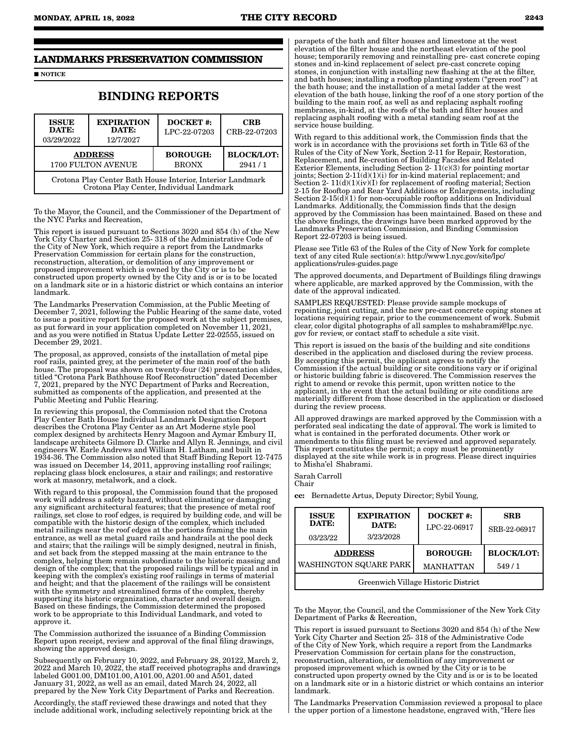## LANDMARKS PRESERVATION COMMISSION

■ NOTICE

# BINDING REPORTS

| ISSUE DATE: 03/29/2022 | EXPIRATION DATE: 12/7/2027 | DOCKET #: LPC-22-07203 | CRB CRB-22-07203 |
|---|---|---|---|
| ADDRESS 1700 FULTON AVENUE | | BOROUGH: BRONX | BLOCK/LOT: 2941 / 1 |
| Crotona Play Center Bath House Interior, Interior Landmark Crotona Play Center, Individual Landmark | | | |

To the Mayor, the Council, and the Commissioner of the Department of the NYC Parks and Recreation,

This report is issued pursuant to Sections 3020 and 854 (h) of the New York City Charter and Section 25- 318 of the Administrative Code of the City of New York, which require a report from the Landmarks Preservation Commission for certain plans for the construction, reconstruction, alteration, or demolition of any improvement or proposed improvement which is owned by the City or is to be constructed upon property owned by the City and is or is to be located on a landmark site or in a historic district or which contains an interior landmark.

The Landmarks Preservation Commission, at the Public Meeting of December 7, 2021, following the Public Hearing of the same date, voted to issue a positive report for the proposed work at the subject premises, as put forward in your application completed on November 11, 2021, and as you were notified in Status Update Letter 22-02555, issued on December 29, 2021.

The proposal, as approved, consists of the installation of metal pipe roof rails, painted grey, at the perimeter of the main roof of the bath house. The proposal was shown on twenty-four (24) presentation slides, titled "Crotona Park Bathhouse Roof Reconstruction" dated December 7, 2021, prepared by the NYC Department of Parks and Recreation, submitted as components of the application, and presented at the Public Meeting and Public Hearing.

In reviewing this proposal, the Commission noted that the Crotona Play Center Bath House Individual Landmark Designation Report describes the Crotona Play Center as an Art Moderne style pool complex designed by architects Henry Magoon and Aymar Embury II, landscape architects Gilmore D. Clarke and Allyn R. Jennings, and civil engineers W. Earle Andrews and William H. Latham, and built in 1934-36. The Commission also noted that Staff Binding Report 12-7475 was issued on December 14, 2011, approving installing roof railings; replacing glass block enclosures, a stair and railings; and restorative work at masonry, metalwork, and a clock.

With regard to this proposal, the Commission found that the proposed work will address a safety hazard, without eliminating or damaging any significant architectural features; that the presence of metal roof railings, set close to roof edges, is required by building code, and will be compatible with the historic design of the complex, which included metal railings near the roof edges at the portions framing the main entrance, as well as metal guard rails and handrails at the pool deck and stairs; that the railings will be simply designed, neutral in finish, and set back from the stepped massing at the main entrance to the complex, helping them remain subordinate to the historic massing and design of the complex; that the proposed railings will be typical and in keeping with the complex's existing roof railings in terms of material and height; and that the placement of the railings will be consistent with the symmetry and streamlined forms of the complex, thereby supporting its historic organization, character and overall design. Based on these findings, the Commission determined the proposed work to be appropriate to this Individual Landmark, and voted to approve it.

The Commission authorized the issuance of a Binding Commission Report upon receipt, review and approval of the final filing drawings, showing the approved design.

Subsequently on February 10, 2022, and February 28, 20122, March 2, 2022 and March 10, 2022, the staff received photographs and drawings labeled G001.00, DM101.00, A101.00, A201.00 and A501, dated January 31, 2022, as well as an email, dated March 24, 2022, all prepared by the New York City Department of Parks and Recreation.

Accordingly, the staff reviewed these drawings and noted that they include additional work, including selectively repointing brick at the parapets of the bath and filter houses and limestone at the west elevation of the filter house and the northeast elevation of the pool house; temporarily removing and reinstalling pre- cast concrete coping stones and in-kind replacement of select pre-cast concrete coping stones, in conjunction with installing new flashing at the at the filter, and bath houses; installing a rooftop planting system ("green roof") at the bath house; and the installation of a metal ladder at the west elevation of the bath house, linking the roof of a one story portion of the building to the main roof, as well as and replacing asphalt roofing membranes, in-kind, at the roofs of the bath and filter houses and replacing asphalt roofing with a metal standing seam roof at the service house building.

With regard to this additional work, the Commission finds that the work is in accordance with the provisions set forth in Title 63 of the Rules of the City of New York, Section 2-11 for Repair, Restoration, Replacement, and Re-creation of Building Facades and Related Exterior Elements, including Section 2- 11(c)(3) for pointing mortar joints; Section 2-11(d)(1)(i) for in-kind material replacement; and Section 2- 11(d)(1)(iv)(I) for replacement of roofing material; Section 2-15 for Rooftop and Rear Yard Additions or Enlargements, including Section 2-15(d)(1) for non-occupiable rooftop additions on Individual Landmarks. Additionally, the Commission finds that the design approved by the Commission has been maintained. Based on these and the above findings, the drawings have been marked approved by the Landmarks Preservation Commission, and Binding Commission Report 22-07203 is being issued.

Please see Title 63 of the Rules of the City of New York for complete text of any cited Rule section(s): http://www1.nyc.gov/site/lpc/applications/rules-guides.page

The approved documents, and Department of Buildings filing drawings where applicable, are marked approved by the Commission, with the date of the approval indicated.

SAMPLES REQUESTED: Please provide sample mockups of repointing, joint cutting, and the new pre-cast concrete coping stones at locations requiring repair, prior to the commencement of work. Submit clear, color digital photographs of all samples to mshabrami@lpc.nyc.gov for review, or contact staff to schedule a site visit.

This report is issued on the basis of the building and site conditions described in the application and disclosed during the review process. By accepting this permit, the applicant agrees to notify the Commission if the actual building or site conditions vary or if original or historic building fabric is discovered. The Commission reserves the right to amend or revoke this permit, upon written notice to the applicant, in the event that the actual building or site conditions are materially different from those described in the application or disclosed during the review process.

All approved drawings are marked approved by the Commission with a perforated seal indicating the date of approval. The work is limited to what is contained in the perforated documents. Other work or amendments to this filing must be reviewed and approved separately. This report constitutes the permit; a copy must be prominently displayed at the site while work is in progress. Please direct inquiries to Misha'el Shabrami.

Sarah Carroll
Chair

**cc:** Bernadette Artus, Deputy Director; Sybil Young,

| ISSUE DATE: 03/23/22 | EXPIRATION DATE: 3/23/2028 | DOCKET #: LPC-22-06917 | SRB SRB-22-06917 |
|---|---|---|---|
| ADDRESS WASHINGTON SQUARE PARK | | BOROUGH: MANHATTAN | BLOCK/LOT: 549 / 1 |
| Greenwich Village Historic District | | | |

To the Mayor, the Council, and the Commissioner of the New York City Department of Parks & Recreation,

This report is issued pursuant to Sections 3020 and 854 (h) of the New York City Charter and Section 25- 318 of the Administrative Code of the City of New York, which require a report from the Landmarks Preservation Commission for certain plans for the construction, reconstruction, alteration, or demolition of any improvement or proposed improvement which is owned by the City or is to be constructed upon property owned by the City and is or is to be located on a landmark site or in a historic district or which contains an interior landmark.

The Landmarks Preservation Commission reviewed a proposal to place the upper portion of a limestone headstone, engraved with, "Here lies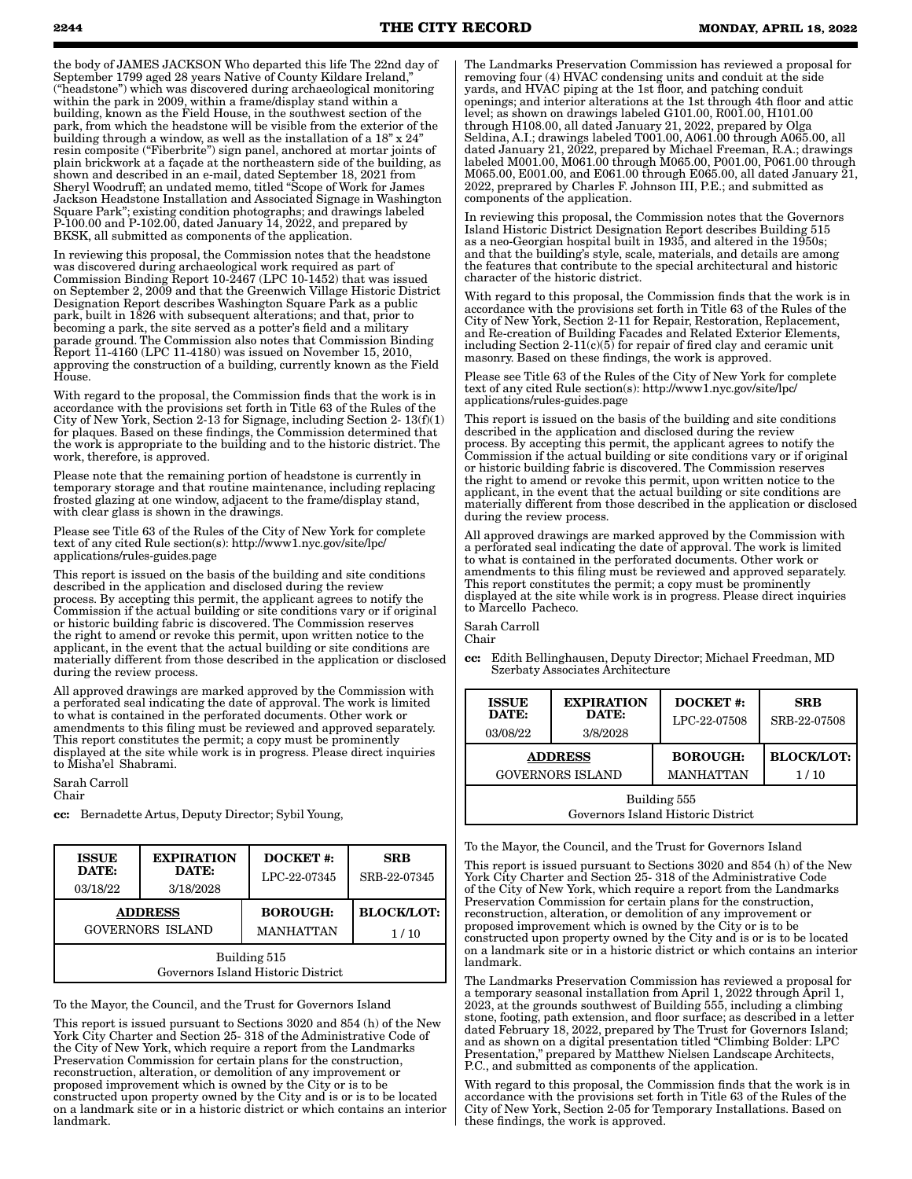the body of JAMES JACKSON Who departed this life The 22nd day of September 1799 aged 28 years Native of County Kildare Ireland," ("headstone") which was discovered during archaeological monitoring within the park in 2009, within a frame/display stand within a building, known as the Field House, in the southwest section of the park, from which the headstone will be visible from the exterior of the building through a window, as well as the installation of a 18" x 24" resin composite ("Fiberbrite") sign panel, anchored at mortar joints of plain brickwork at a façade at the northeastern side of the building, as shown and described in an e-mail, dated September 18, 2021 from Sheryl Woodruff; an undated memo, titled "Scope of Work for James Jackson Headstone Installation and Associated Signage in Washington Square Park"; existing condition photographs; and drawings labeled P-100.00 and P-102.00, dated January 14, 2022, and prepared by BKSK, all submitted as components of the application.

In reviewing this proposal, the Commission notes that the headstone was discovered during archaeological work required as part of Commission Binding Report 10-2467 (LPC 10-1452) that was issued on September 2, 2009 and that the Greenwich Village Historic District Designation Report describes Washington Square Park as a public park, built in 1826 with subsequent alterations; and that, prior to becoming a park, the site served as a potter's field and a military parade ground. The Commission also notes that Commission Binding Report 11-4160 (LPC 11-4180) was issued on November 15, 2010, approving the construction of a building, currently known as the Field House.

With regard to the proposal, the Commission finds that the work is in accordance with the provisions set forth in Title 63 of the Rules of the City of New York, Section 2-13 for Signage, including Section 2- 13(f)(1) for plaques. Based on these findings, the Commission determined that the work is appropriate to the building and to the historic district. The work, therefore, is approved.

Please note that the remaining portion of headstone is currently in temporary storage and that routine maintenance, including replacing frosted glazing at one window, adjacent to the frame/display stand, with clear glass is shown in the drawings.

Please see Title 63 of the Rules of the City of New York for complete text of any cited Rule section(s): http://www1.nyc.gov/site/lpc/applications/rules-guides.page

This report is issued on the basis of the building and site conditions described in the application and disclosed during the review process. By accepting this permit, the applicant agrees to notify the Commission if the actual building or site conditions vary or if original or historic building fabric is discovered. The Commission reserves the right to amend or revoke this permit, upon written notice to the applicant, in the event that the actual building or site conditions are materially different from those described in the application or disclosed during the review process.

All approved drawings are marked approved by the Commission with a perforated seal indicating the date of approval. The work is limited to what is contained in the perforated documents. Other work or amendments to this filing must be reviewed and approved separately. This report constitutes the permit; a copy must be prominently displayed at the site while work is in progress. Please direct inquiries to Misha'el Shabrami.

Sarah Carroll
Chair

**cc:** Bernadette Artus, Deputy Director; Sybil Young,

| ISSUE DATE: 03/18/22 | EXPIRATION DATE: 3/18/2028 | DOCKET #: LPC-22-07345 | SRB SRB-22-07345 |
|---|---|---|---|
| **ADDRESS** GOVERNORS ISLAND | | **BOROUGH:** MANHATTAN | **BLOCK/LOT:** 1 / 10 |
| Building 515 Governors Island Historic District | | | |

To the Mayor, the Council, and the Trust for Governors Island

This report is issued pursuant to Sections 3020 and 854 (h) of the New York City Charter and Section 25- 318 of the Administrative Code of the City of New York, which require a report from the Landmarks Preservation Commission for certain plans for the construction, reconstruction, alteration, or demolition of any improvement or proposed improvement which is owned by the City or is to be constructed upon property owned by the City and is or is to be located on a landmark site or in a historic district or which contains an interior landmark.

The Landmarks Preservation Commission has reviewed a proposal for removing four (4) HVAC condensing units and conduit at the side yards, and HVAC piping at the 1st floor, and patching conduit openings; and interior alterations at the 1st through 4th floor and attic level; as shown on drawings labeled G101.00, R001.00, H101.00 through H108.00, all dated January 21, 2022, prepared by Olga Seldina, A.I.; drawings labeled T001.00, A061.00 through A065.00, all dated January 21, 2022, prepared by Michael Freeman, R.A.; drawings labeled M001.00, M061.00 through M065.00, P001.00, P061.00 through M065.00, E001.00, and E061.00 through E065.00, all dated January 21, 2022, preprared by Charles F. Johnson III, P.E.; and submitted as components of the application.

In reviewing this proposal, the Commission notes that the Governors Island Historic District Designation Report describes Building 515 as a neo-Georgian hospital built in 1935, and altered in the 1950s; and that the building's style, scale, materials, and details are among the features that contribute to the special architectural and historic character of the historic district.

With regard to this proposal, the Commission finds that the work is in accordance with the provisions set forth in Title 63 of the Rules of the City of New York, Section 2-11 for Repair, Restoration, Replacement, and Re-creation of Building Facades and Related Exterior Elements, including Section 2-11(c)(5) for repair of fired clay and ceramic unit masonry. Based on these findings, the work is approved.

Please see Title 63 of the Rules of the City of New York for complete text of any cited Rule section(s): http://www1.nyc.gov/site/lpc/applications/rules-guides.page

This report is issued on the basis of the building and site conditions described in the application and disclosed during the review process. By accepting this permit, the applicant agrees to notify the Commission if the actual building or site conditions vary or if original or historic building fabric is discovered. The Commission reserves the right to amend or revoke this permit, upon written notice to the applicant, in the event that the actual building or site conditions are materially different from those described in the application or disclosed during the review process.

All approved drawings are marked approved by the Commission with a perforated seal indicating the date of approval. The work is limited to what is contained in the perforated documents. Other work or amendments to this filing must be reviewed and approved separately. This report constitutes the permit; a copy must be prominently displayed at the site while work is in progress. Please direct inquiries to Marcello Pacheco.

Sarah Carroll
Chair

**cc:** Edith Bellinghausen, Deputy Director; Michael Freedman, MD Szerbaty Associates Architecture

| ISSUE DATE: 03/08/22 | EXPIRATION DATE: 3/8/2028 | DOCKET #: LPC-22-07508 | SRB SRB-22-07508 |
|---|---|---|---|
| **ADDRESS** GOVERNORS ISLAND | | **BOROUGH:** MANHATTAN | **BLOCK/LOT:** 1 / 10 |
| Building 555 Governors Island Historic District | | | |

To the Mayor, the Council, and the Trust for Governors Island

This report is issued pursuant to Sections 3020 and 854 (h) of the New York City Charter and Section 25- 318 of the Administrative Code of the City of New York, which require a report from the Landmarks Preservation Commission for certain plans for the construction, reconstruction, alteration, or demolition of any improvement or proposed improvement which is owned by the City or is to be constructed upon property owned by the City and is or is to be located on a landmark site or in a historic district or which contains an interior landmark.

The Landmarks Preservation Commission has reviewed a proposal for a temporary seasonal installation from April 1, 2022 through April 1, 2023, at the grounds southwest of Building 555, including a climbing stone, footing, path extension, and floor surface; as described in a letter dated February 18, 2022, prepared by The Trust for Governors Island; and as shown on a digital presentation titled "Climbing Bolder: LPC Presentation," prepared by Matthew Nielsen Landscape Architects, P.C., and submitted as components of the application.

With regard to this proposal, the Commission finds that the work is in accordance with the provisions set forth in Title 63 of the Rules of the City of New York, Section 2-05 for Temporary Installations. Based on these findings, the work is approved.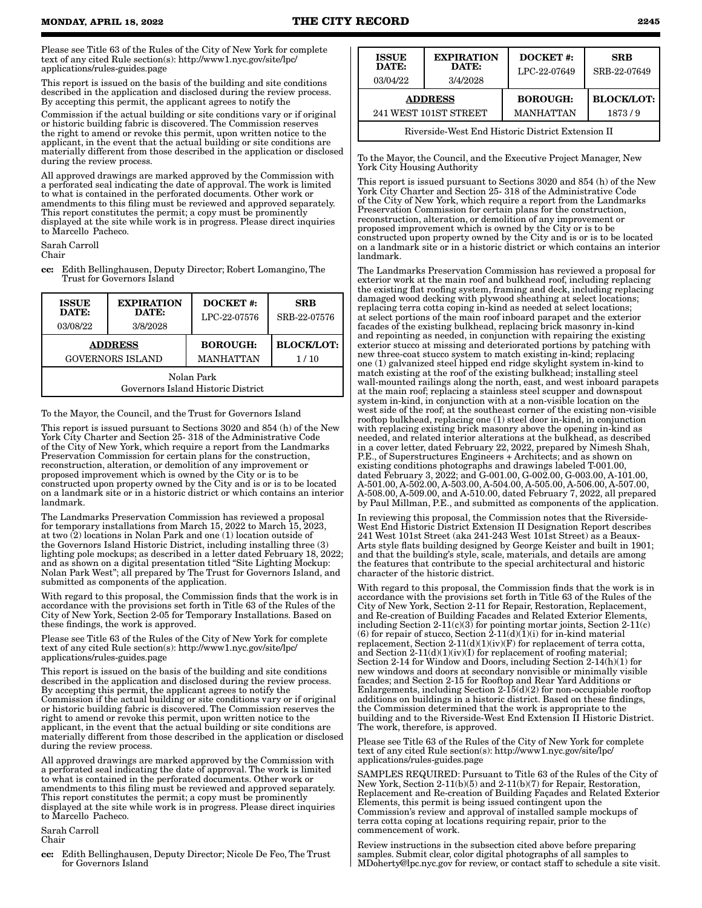Please see Title 63 of the Rules of the City of New York for complete text of any cited Rule section(s): http://www1.nyc.gov/site/lpc/applications/rules-guides.page

This report is issued on the basis of the building and site conditions described in the application and disclosed during the review process. By accepting this permit, the applicant agrees to notify the Commission if the actual building or site conditions vary or if original or historic building fabric is discovered. The Commission reserves the right to amend or revoke this permit, upon written notice to the applicant, in the event that the actual building or site conditions are materially different from those described in the application or disclosed during the review process.

All approved drawings are marked approved by the Commission with a perforated seal indicating the date of approval. The work is limited to what is contained in the perforated documents. Other work or amendments to this filing must be reviewed and approved separately. This report constitutes the permit; a copy must be prominently displayed at the site while work is in progress. Please direct inquiries to Marcello Pacheco.

Sarah Carroll
Chair

**cc:** Edith Bellinghausen, Deputy Director; Robert Lomangino, The Trust for Governors Island

| ISSUE DATE: 03/08/22 | EXPIRATION DATE: 3/8/2028 | DOCKET #: LPC-22-07576 | SRB SRB-22-07576 |
|---|---|---|---|
| **ADDRESS** GOVERNORS ISLAND | | **BOROUGH:** MANHATTAN | **BLOCK/LOT:** 1 / 10 |
| Nolan Park Governors Island Historic District | | | |

To the Mayor, the Council, and the Trust for Governors Island

This report is issued pursuant to Sections 3020 and 854 (h) of the New York City Charter and Section 25- 318 of the Administrative Code of the City of New York, which require a report from the Landmarks Preservation Commission for certain plans for the construction, reconstruction, alteration, or demolition of any improvement or proposed improvement which is owned by the City or is to be constructed upon property owned by the City and is or is to be located on a landmark site or in a historic district or which contains an interior landmark.

The Landmarks Preservation Commission has reviewed a proposal for temporary installations from March 15, 2022 to March 15, 2023, at two (2) locations in Nolan Park and one (1) location outside of the Governors Island Historic District, including installing three (3) lighting pole mockups; as described in a letter dated February 18, 2022; and as shown on a digital presentation titled "Site Lighting Mockup: Nolan Park West"; all prepared by The Trust for Governors Island, and submitted as components of the application.

With regard to this proposal, the Commission finds that the work is in accordance with the provisions set forth in Title 63 of the Rules of the City of New York, Section 2-05 for Temporary Installations. Based on these findings, the work is approved.

Please see Title 63 of the Rules of the City of New York for complete text of any cited Rule section(s): http://www1.nyc.gov/site/lpc/applications/rules-guides.page

This report is issued on the basis of the building and site conditions described in the application and disclosed during the review process. By accepting this permit, the applicant agrees to notify the Commission if the actual building or site conditions vary or if original or historic building fabric is discovered. The Commission reserves the right to amend or revoke this permit, upon written notice to the applicant, in the event that the actual building or site conditions are materially different from those described in the application or disclosed during the review process.

All approved drawings are marked approved by the Commission with a perforated seal indicating the date of approval. The work is limited to what is contained in the perforated documents. Other work or amendments to this filing must be reviewed and approved separately. This report constitutes the permit; a copy must be prominently displayed at the site while work is in progress. Please direct inquiries to Marcello Pacheco.

Sarah Carroll
Chair

**cc:** Edith Bellinghausen, Deputy Director; Nicole De Feo, The Trust for Governors Island

| ISSUE DATE: 03/04/22 | EXPIRATION DATE: 3/4/2028 | DOCKET #: LPC-22-07649 | SRB SRB-22-07649 |
|---|---|---|---|
| **ADDRESS** 241 WEST 101ST STREET | | **BOROUGH:** MANHATTAN | **BLOCK/LOT:** 1873 / 9 |
| Riverside-West End Historic District Extension II | | | |

To the Mayor, the Council, and the Executive Project Manager, New York City Housing Authority

This report is issued pursuant to Sections 3020 and 854 (h) of the New York City Charter and Section 25- 318 of the Administrative Code of the City of New York, which require a report from the Landmarks Preservation Commission for certain plans for the construction, reconstruction, alteration, or demolition of any improvement or proposed improvement which is owned by the City or is to be constructed upon property owned by the City and is or is to be located on a landmark site or in a historic district or which contains an interior landmark.

The Landmarks Preservation Commission has reviewed a proposal for exterior work at the main roof and bulkhead roof, including replacing the existing flat roofing system, framing and deck, including replacing damaged wood decking with plywood sheathing at select locations; replacing terra cotta coping in-kind as needed at select locations; at select portions of the main roof inboard parapet and the exterior facades of the existing bulkhead, replacing brick masonry in-kind and repointing as needed, in conjunction with repairing the existing exterior stucco at missing and deteriorated portions by patching with new three-coat stucco system to match existing in-kind; replacing one (1) galvanized steel hipped end ridge skylight system in-kind to match existing at the roof of the existing bulkhead; installing steel wall-mounted railings along the north, east, and west inboard parapets at the main roof; replacing a stainless steel scupper and downspout system in-kind, in conjunction with at a non-visible location on the west side of the roof; at the southeast corner of the existing non-visible rooftop bulkhead, replacing one (1) steel door in-kind, in conjunction with replacing existing brick masonry above the opening in-kind as needed, and related interior alterations at the bulkhead, as described in a cover letter, dated February 22, 2022, prepared by Nimesh Shah, P.E., of Superstructures Engineers + Architects; and as shown on existing conditions photographs and drawings labeled T-001.00, dated February 3, 2022; and G-001.00, G-002.00, G-003.00, A-101.00, A-501.00, A-502.00, A-503.00, A-504.00, A-505.00, A-506.00, A-507.00, A-508.00, A-509.00, and A-510.00, dated February 7, 2022, all prepared by Paul Millman, P.E., and submitted as components of the application.

In reviewing this proposal, the Commission notes that the Riverside-West End Historic District Extension II Designation Report describes 241 West 101st Street (aka 241-243 West 101st Street) as a Beaux-Arts style flats building designed by George Keister and built in 1901; and that the building's style, scale, materials, and details are among the features that contribute to the special architectural and historic character of the historic district.

With regard to this proposal, the Commission finds that the work is in accordance with the provisions set forth in Title 63 of the Rules of the City of New York, Section 2-11 for Repair, Restoration, Replacement, and Re-creation of Building Facades and Related Exterior Elements, including Section 2-11(c)(3) for pointing mortar joints, Section 2-11(c)(6) for repair of stucco, Section 2-11(d)(1)(i) for in-kind material replacement, Section 2-11(d)(1)(iv)(F) for replacement of terra cotta, and Section 2-11(d)(1)(iv)(I) for replacement of roofing material; Section 2-14 for Window and Doors, including Section 2-14(h)(1) for new windows and doors at secondary nonvisible or minimally visible facades; and Section 2-15 for Rooftop and Rear Yard Additions or Enlargements, including Section 2-15(d)(2) for non-occupiable rooftop additions on buildings in a historic district. Based on these findings, the Commission determined that the work is appropriate to the building and to the Riverside-West End Extension II Historic District. The work, therefore, is approved.

Please see Title 63 of the Rules of the City of New York for complete text of any cited Rule section(s): http://www1.nyc.gov/site/lpc/applications/rules-guides.page

SAMPLES REQUIRED: Pursuant to Title 63 of the Rules of the City of New York, Section 2-11(b)(5) and 2-11(b)(7) for Repair, Restoration, Replacement and Re-creation of Building Façades and Related Exterior Elements, this permit is being issued contingent upon the Commission's review and approval of installed sample mockups of terra cotta coping at locations requiring repair, prior to the commencement of work.

Review instructions in the subsection cited above before preparing samples. Submit clear, color digital photographs of all samples to MDoherty@lpc.nyc.gov for review, or contact staff to schedule a site visit.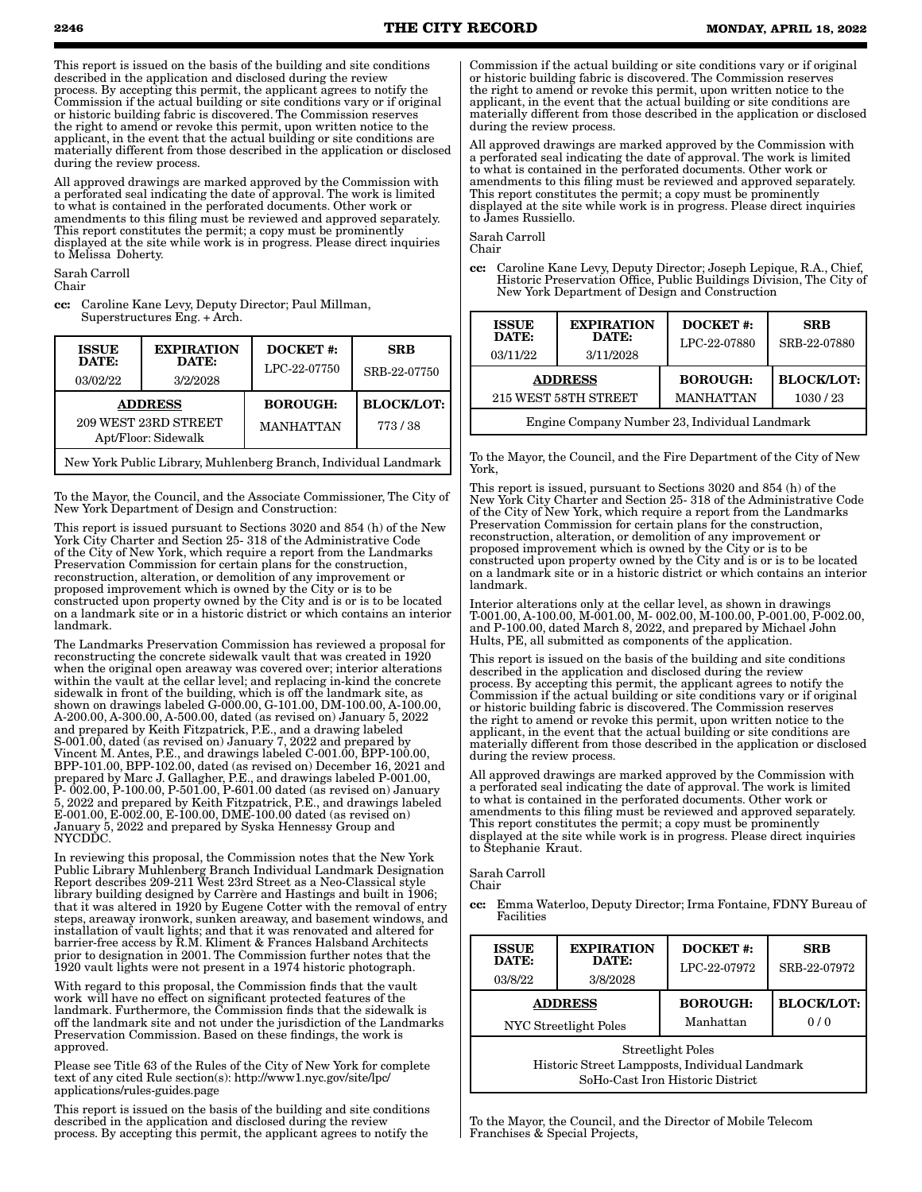This report is issued on the basis of the building and site conditions described in the application and disclosed during the review process. By accepting this permit, the applicant agrees to notify the Commission if the actual building or site conditions vary or if original or historic building fabric is discovered. The Commission reserves the right to amend or revoke this permit, upon written notice to the applicant, in the event that the actual building or site conditions are materially different from those described in the application or disclosed during the review process.

All approved drawings are marked approved by the Commission with a perforated seal indicating the date of approval. The work is limited to what is contained in the perforated documents. Other work or amendments to this filing must be reviewed and approved separately. This report constitutes the permit; a copy must be prominently displayed at the site while work is in progress. Please direct inquiries to Melissa Doherty.

Sarah Carroll
Chair

**cc:** Caroline Kane Levy, Deputy Director; Paul Millman, Superstructures Eng. + Arch.

| ISSUE DATE: | EXPIRATION DATE: | DOCKET #: | SRB |
|---|---|---|---|
| 03/02/22 | 3/2/2028 | LPC-22-07750 | SRB-22-07750 |
| **ADDRESS** | | **BOROUGH:** | **BLOCK/LOT:** |
| 209 WEST 23RD STREET Apt/Floor: Sidewalk | | MANHATTAN | 773 / 38 |
| New York Public Library, Muhlenberg Branch, Individual Landmark | | | |

To the Mayor, the Council, and the Associate Commissioner, The City of New York Department of Design and Construction:

This report is issued pursuant to Sections 3020 and 854 (h) of the New York City Charter and Section 25- 318 of the Administrative Code of the City of New York, which require a report from the Landmarks Preservation Commission for certain plans for the construction, reconstruction, alteration, or demolition of any improvement or proposed improvement which is owned by the City or is to be constructed upon property owned by the City and is or is to be located on a landmark site or in a historic district or which contains an interior landmark.

The Landmarks Preservation Commission has reviewed a proposal for reconstructing the concrete sidewalk vault that was created in 1920 when the original open areaway was covered over; interior alterations within the vault at the cellar level; and replacing in-kind the concrete sidewalk in front of the building, which is off the landmark site, as shown on drawings labeled G-000.00, G-101.00, DM-100.00, A-100.00, A-200.00, A-300.00, A-500.00, dated (as revised on) January 5, 2022 and prepared by Keith Fitzpatrick, P.E., and a drawing labeled S-001.00, dated (as revised on) January 7, 2022 and prepared by Vincent M. Antes, P.E., and drawings labeled C-001.00, BPP-100.00, BPP-101.00, BPP-102.00, dated (as revised on) December 16, 2021 and prepared by Marc J. Gallagher, P.E., and drawings labeled P-001.00, P- 002.00, P-100.00, P-501.00, P-601.00 dated (as revised on) January 5, 2022 and prepared by Keith Fitzpatrick, P.E., and drawings labeled E-001.00, E-002.00, E-100.00, DME-100.00 dated (as revised on) January 5, 2022 and prepared by Syska Hennessy Group and NYCDDC.

In reviewing this proposal, the Commission notes that the New York Public Library Muhlenberg Branch Individual Landmark Designation Report describes 209-211 West 23rd Street as a Neo-Classical style library building designed by Carrère and Hastings and built in 1906; that it was altered in 1920 by Eugene Cotter with the removal of entry steps, areaway ironwork, sunken areaway, and basement windows, and installation of vault lights; and that it was renovated and altered for barrier-free access by R.M. Kliment & Frances Halsband Architects prior to designation in 2001. The Commission further notes that the 1920 vault lights were not present in a 1974 historic photograph.

With regard to this proposal, the Commission finds that the vault work will have no effect on significant protected features of the landmark. Furthermore, the Commission finds that the sidewalk is off the landmark site and not under the jurisdiction of the Landmarks Preservation Commission. Based on these findings, the work is approved.

Please see Title 63 of the Rules of the City of New York for complete text of any cited Rule section(s): http://www1.nyc.gov/site/lpc/applications/rules-guides.page

This report is issued on the basis of the building and site conditions described in the application and disclosed during the review process. By accepting this permit, the applicant agrees to notify the Commission if the actual building or site conditions vary or if original or historic building fabric is discovered. The Commission reserves the right to amend or revoke this permit, upon written notice to the applicant, in the event that the actual building or site conditions are materially different from those described in the application or disclosed during the review process.

All approved drawings are marked approved by the Commission with a perforated seal indicating the date of approval. The work is limited to what is contained in the perforated documents. Other work or amendments to this filing must be reviewed and approved separately. This report constitutes the permit; a copy must be prominently displayed at the site while work is in progress. Please direct inquiries to James Russiello.

Sarah Carroll
Chair

**cc:** Caroline Kane Levy, Deputy Director; Joseph Lepique, R.A., Chief, Historic Preservation Office, Public Buildings Division, The City of New York Department of Design and Construction

| ISSUE DATE: | EXPIRATION DATE: | DOCKET #: | SRB |
|---|---|---|---|
| 03/11/22 | 3/11/2028 | LPC-22-07880 | SRB-22-07880 |
| **ADDRESS** | | **BOROUGH:** | **BLOCK/LOT:** |
| 215 WEST 58TH STREET | | MANHATTAN | 1030 / 23 |
| Engine Company Number 23, Individual Landmark | | | |

To the Mayor, the Council, and the Fire Department of the City of New York,

This report is issued, pursuant to Sections 3020 and 854 (h) of the New York City Charter and Section 25- 318 of the Administrative Code of the City of New York, which require a report from the Landmarks Preservation Commission for certain plans for the construction, reconstruction, alteration, or demolition of any improvement or proposed improvement which is owned by the City or is to be constructed upon property owned by the City and is or is to be located on a landmark site or in a historic district or which contains an interior landmark.

Interior alterations only at the cellar level, as shown in drawings T-001.00, A-100.00, M-001.00, M- 002.00, M-100.00, P-001.00, P-002.00, and P-100.00, dated March 8, 2022, and prepared by Michael John Hults, PE, all submitted as components of the application.

This report is issued on the basis of the building and site conditions described in the application and disclosed during the review process. By accepting this permit, the applicant agrees to notify the Commission if the actual building or site conditions vary or if original or historic building fabric is discovered. The Commission reserves the right to amend or revoke this permit, upon written notice to the applicant, in the event that the actual building or site conditions are materially different from those described in the application or disclosed during the review process.

All approved drawings are marked approved by the Commission with a perforated seal indicating the date of approval. The work is limited to what is contained in the perforated documents. Other work or amendments to this filing must be reviewed and approved separately. This report constitutes the permit; a copy must be prominently displayed at the site while work is in progress. Please direct inquiries to Stephanie Kraut.

Sarah Carroll
Chair

**cc:** Emma Waterloo, Deputy Director; Irma Fontaine, FDNY Bureau of Facilities

| ISSUE DATE: | EXPIRATION DATE: | DOCKET #: | SRB |
|---|---|---|---|
| 03/8/22 | 3/8/2028 | LPC-22-07972 | SRB-22-07972 |
| **ADDRESS** | | **BOROUGH:** | **BLOCK/LOT:** |
| NYC Streetlight Poles | | Manhattan | 0 / 0 |
| Streetlight Poles Historic Street Lampposts, Individual Landmark SoHo-Cast Iron Historic District | | | |

To the Mayor, the Council, and the Director of Mobile Telecom Franchises & Special Projects,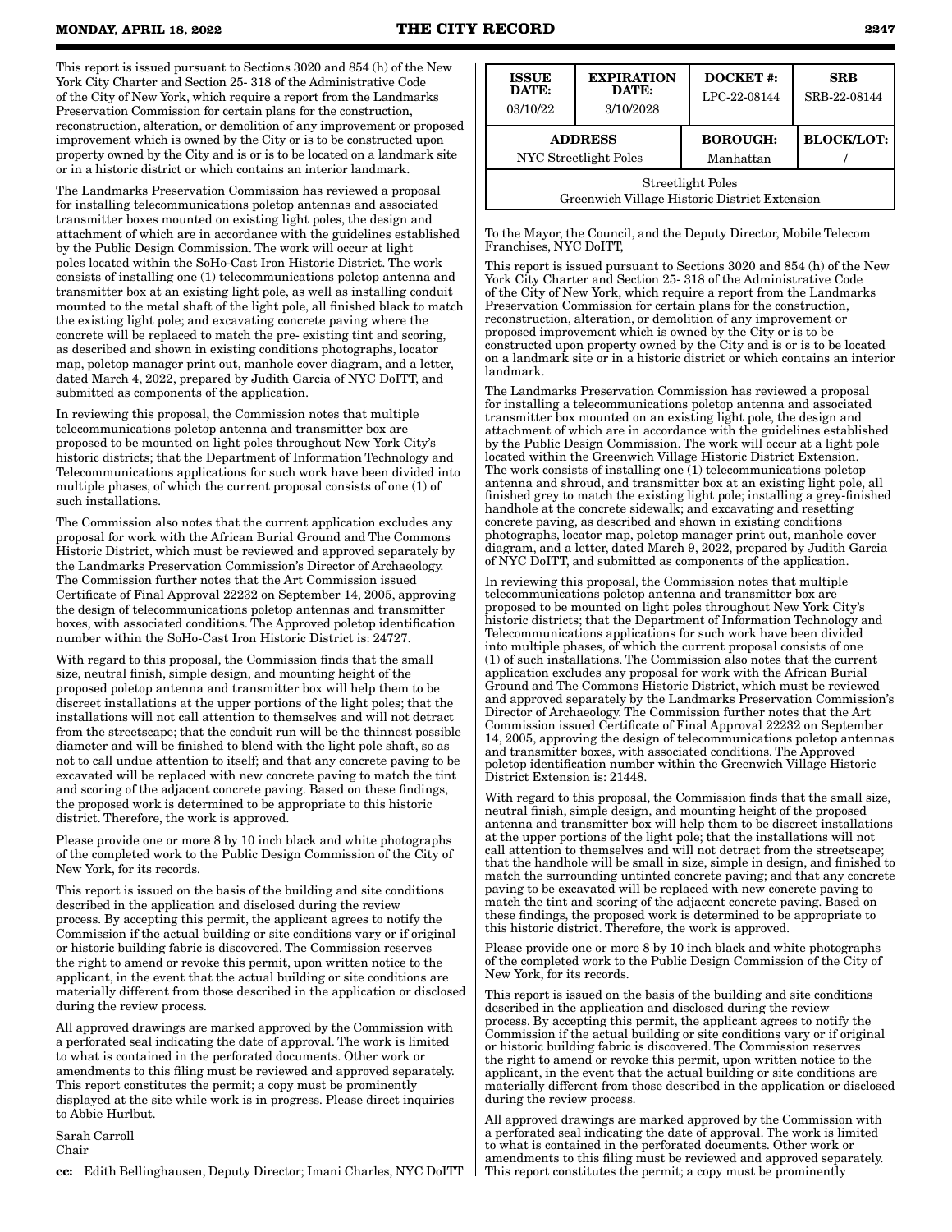This report is issued pursuant to Sections 3020 and 854 (h) of the New York City Charter and Section 25- 318 of the Administrative Code of the City of New York, which require a report from the Landmarks Preservation Commission for certain plans for the construction, reconstruction, alteration, or demolition of any improvement or proposed improvement which is owned by the City or is to be constructed upon property owned by the City and is or is to be located on a landmark site or in a historic district or which contains an interior landmark.

The Landmarks Preservation Commission has reviewed a proposal for installing telecommunications poletop antennas and associated transmitter boxes mounted on existing light poles, the design and attachment of which are in accordance with the guidelines established by the Public Design Commission. The work will occur at light poles located within the SoHo-Cast Iron Historic District. The work consists of installing one (1) telecommunications poletop antenna and transmitter box at an existing light pole, as well as installing conduit mounted to the metal shaft of the light pole, all finished black to match the existing light pole; and excavating concrete paving where the concrete will be replaced to match the pre- existing tint and scoring, as described and shown in existing conditions photographs, locator map, poletop manager print out, manhole cover diagram, and a letter, dated March 4, 2022, prepared by Judith Garcia of NYC DoITT, and submitted as components of the application.

In reviewing this proposal, the Commission notes that multiple telecommunications poletop antenna and transmitter box are proposed to be mounted on light poles throughout New York City's historic districts; that the Department of Information Technology and Telecommunications applications for such work have been divided into multiple phases, of which the current proposal consists of one (1) of such installations.

The Commission also notes that the current application excludes any proposal for work with the African Burial Ground and The Commons Historic District, which must be reviewed and approved separately by the Landmarks Preservation Commission's Director of Archaeology. The Commission further notes that the Art Commission issued Certificate of Final Approval 22232 on September 14, 2005, approving the design of telecommunications poletop antennas and transmitter boxes, with associated conditions. The Approved poletop identification number within the SoHo-Cast Iron Historic District is: 24727.

With regard to this proposal, the Commission finds that the small size, neutral finish, simple design, and mounting height of the proposed poletop antenna and transmitter box will help them to be discreet installations at the upper portions of the light poles; that the installations will not call attention to themselves and will not detract from the streetscape; that the conduit run will be the thinnest possible diameter and will be finished to blend with the light pole shaft, so as not to call undue attention to itself; and that any concrete paving to be excavated will be replaced with new concrete paving to match the tint and scoring of the adjacent concrete paving. Based on these findings, the proposed work is determined to be appropriate to this historic district. Therefore, the work is approved.

Please provide one or more 8 by 10 inch black and white photographs of the completed work to the Public Design Commission of the City of New York, for its records.

This report is issued on the basis of the building and site conditions described in the application and disclosed during the review process. By accepting this permit, the applicant agrees to notify the Commission if the actual building or site conditions vary or if original or historic building fabric is discovered. The Commission reserves the right to amend or revoke this permit, upon written notice to the applicant, in the event that the actual building or site conditions are materially different from those described in the application or disclosed during the review process.

All approved drawings are marked approved by the Commission with a perforated seal indicating the date of approval. The work is limited to what is contained in the perforated documents. Other work or amendments to this filing must be reviewed and approved separately. This report constitutes the permit; a copy must be prominently displayed at the site while work is in progress. Please direct inquiries to Abbie Hurlbut.

Sarah Carroll
Chair

**cc:** Edith Bellinghausen, Deputy Director; Imani Charles, NYC DoITT

| ISSUE DATE: 03/10/22 | EXPIRATION DATE: 3/10/2028 | DOCKET #: LPC-22-08144 | SRB SRB-22-08144 |
|---|---|---|---|
| **ADDRESS** NYC Streetlight Poles | | **BOROUGH:** Manhattan | **BLOCK/LOT:** / |
| Streetlight Poles Greenwich Village Historic District Extension | | | |

To the Mayor, the Council, and the Deputy Director, Mobile Telecom Franchises, NYC DoITT,

This report is issued pursuant to Sections 3020 and 854 (h) of the New York City Charter and Section 25- 318 of the Administrative Code of the City of New York, which require a report from the Landmarks Preservation Commission for certain plans for the construction, reconstruction, alteration, or demolition of any improvement or proposed improvement which is owned by the City or is to be constructed upon property owned by the City and is or is to be located on a landmark site or in a historic district or which contains an interior landmark.

The Landmarks Preservation Commission has reviewed a proposal for installing a telecommunications poletop antenna and associated transmitter box mounted on an existing light pole, the design and attachment of which are in accordance with the guidelines established by the Public Design Commission. The work will occur at a light pole located within the Greenwich Village Historic District Extension. The work consists of installing one (1) telecommunications poletop antenna and shroud, and transmitter box at an existing light pole, all finished grey to match the existing light pole; installing a grey-finished handhole at the concrete sidewalk; and excavating and resetting concrete paving, as described and shown in existing conditions photographs, locator map, poletop manager print out, manhole cover diagram, and a letter, dated March 9, 2022, prepared by Judith Garcia of NYC DoITT, and submitted as components of the application.

In reviewing this proposal, the Commission notes that multiple telecommunications poletop antenna and transmitter box are proposed to be mounted on light poles throughout New York City's historic districts; that the Department of Information Technology and Telecommunications applications for such work have been divided into multiple phases, of which the current proposal consists of one (1) of such installations. The Commission also notes that the current application excludes any proposal for work with the African Burial Ground and The Commons Historic District, which must be reviewed and approved separately by the Landmarks Preservation Commission's Director of Archaeology. The Commission further notes that the Art Commission issued Certificate of Final Approval 22232 on September 14, 2005, approving the design of telecommunications poletop antennas and transmitter boxes, with associated conditions. The Approved poletop identification number within the Greenwich Village Historic District Extension is: 21448.

With regard to this proposal, the Commission finds that the small size, neutral finish, simple design, and mounting height of the proposed antenna and transmitter box will help them to be discreet installations at the upper portions of the light pole; that the installations will not call attention to themselves and will not detract from the streetscape; that the handhole will be small in size, simple in design, and finished to match the surrounding untinted concrete paving; and that any concrete paving to be excavated will be replaced with new concrete paving to match the tint and scoring of the adjacent concrete paving. Based on these findings, the proposed work is determined to be appropriate to this historic district. Therefore, the work is approved.

Please provide one or more 8 by 10 inch black and white photographs of the completed work to the Public Design Commission of the City of New York, for its records.

This report is issued on the basis of the building and site conditions described in the application and disclosed during the review process. By accepting this permit, the applicant agrees to notify the Commission if the actual building or site conditions vary or if original or historic building fabric is discovered. The Commission reserves the right to amend or revoke this permit, upon written notice to the applicant, in the event that the actual building or site conditions are materially different from those described in the application or disclosed during the review process.

All approved drawings are marked approved by the Commission with a perforated seal indicating the date of approval. The work is limited to what is contained in the perforated documents. Other work or amendments to this filing must be reviewed and approved separately. This report constitutes the permit; a copy must be prominently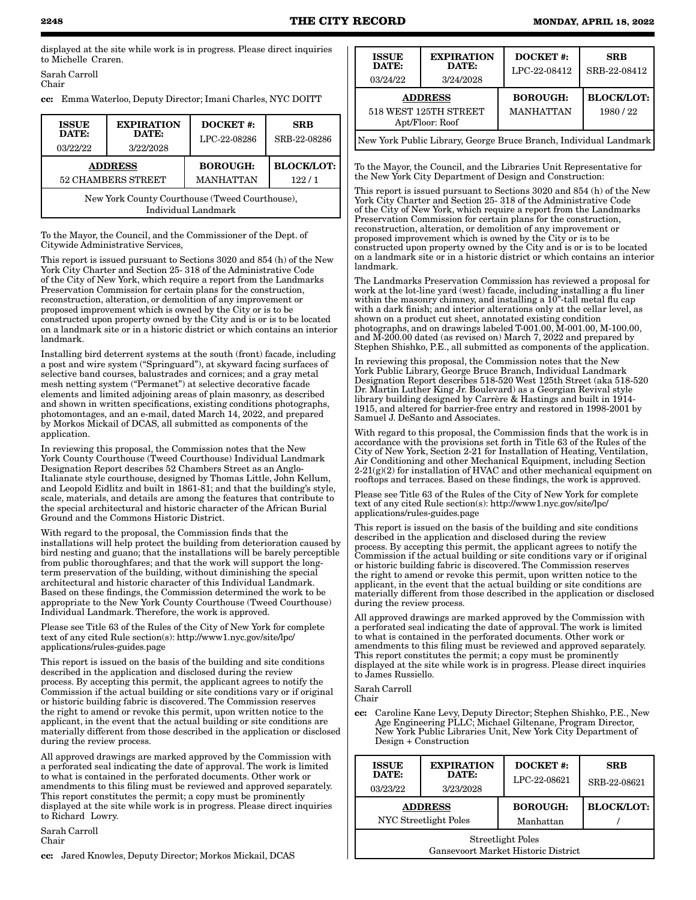displayed at the site while work is in progress. Please direct inquiries to Michelle Craren.

Sarah Carroll
Chair

**cc:** Emma Waterloo, Deputy Director; Imani Charles, NYC DOITT

| ISSUE DATE: 03/22/22 | EXPIRATION DATE: 3/22/2028 | DOCKET #: LPC-22-08286 | SRB SRB-22-08286 |
|---|---|---|---|
| ADDRESS 52 CHAMBERS STREET | | BOROUGH: MANHATTAN | BLOCK/LOT: 122 / 1 |
| New York County Courthouse (Tweed Courthouse), Individual Landmark | | | |

To the Mayor, the Council, and the Commissioner of the Dept. of Citywide Administrative Services,

This report is issued pursuant to Sections 3020 and 854 (h) of the New York City Charter and Section 25- 318 of the Administrative Code of the City of New York, which require a report from the Landmarks Preservation Commission for certain plans for the construction, reconstruction, alteration, or demolition of any improvement or proposed improvement which is owned by the City or is to be constructed upon property owned by the City and is or is to be located on a landmark site or in a historic district or which contains an interior landmark.

Installing bird deterrent systems at the south (front) facade, including a post and wire system ("Springuard"), at skyward facing surfaces of selective band courses, balustrades and cornices; and a gray metal mesh netting system ("Permanet") at selective decorative facade elements and limited adjoining areas of plain masonry, as described and shown in written specifications, existing conditions photographs, photomontages, and an e-mail, dated March 14, 2022, and prepared by Morkos Mickail of DCAS, all submitted as components of the application.

In reviewing this proposal, the Commission notes that the New York County Courthouse (Tweed Courthouse) Individual Landmark Designation Report describes 52 Chambers Street as an Anglo-Italianate style courthouse, designed by Thomas Little, John Kellum, and Leopold Eidlitz and built in 1861-81; and that the building's style, scale, materials, and details are among the features that contribute to the special architectural and historic character of the African Burial Ground and the Commons Historic District.

With regard to the proposal, the Commission finds that the installations will help protect the building from deterioration caused by bird nesting and guano; that the installations will be barely perceptible from public thoroughfares; and that the work will support the long-term preservation of the building, without diminishing the special architectural and historic character of this Individual Landmark. Based on these findings, the Commission determined the work to be appropriate to the New York County Courthouse (Tweed Courthouse) Individual Landmark. Therefore, the work is approved.

Please see Title 63 of the Rules of the City of New York for complete text of any cited Rule section(s): http://www1.nyc.gov/site/lpc/applications/rules-guides.page

This report is issued on the basis of the building and site conditions described in the application and disclosed during the review process. By accepting this permit, the applicant agrees to notify the Commission if the actual building or site conditions vary or if original or historic building fabric is discovered. The Commission reserves the right to amend or revoke this permit, upon written notice to the applicant, in the event that the actual building or site conditions are materially different from those described in the application or disclosed during the review process.

All approved drawings are marked approved by the Commission with a perforated seal indicating the date of approval. The work is limited to what is contained in the perforated documents. Other work or amendments to this filing must be reviewed and approved separately. This report constitutes the permit; a copy must be prominently displayed at the site while work is in progress. Please direct inquiries to Richard Lowry.

Sarah Carroll
Chair

**cc:** Jared Knowles, Deputy Director; Morkos Mickail, DCAS

| ISSUE DATE: 03/24/22 | EXPIRATION DATE: 3/24/2028 | DOCKET #: LPC-22-08412 | SRB SRB-22-08412 |
|---|---|---|---|
| ADDRESS 518 WEST 125TH STREET Apt/Floor: Roof | | BOROUGH: MANHATTAN | BLOCK/LOT: 1980 / 22 |
| New York Public Library, George Bruce Branch, Individual Landmark | | | |

To the Mayor, the Council, and the Libraries Unit Representative for the New York City Department of Design and Construction:

This report is issued pursuant to Sections 3020 and 854 (h) of the New York City Charter and Section 25- 318 of the Administrative Code of the City of New York, which require a report from the Landmarks Preservation Commission for certain plans for the construction, reconstruction, alteration, or demolition of any improvement or proposed improvement which is owned by the City or is to be constructed upon property owned by the City and is or is to be located on a landmark site or in a historic district or which contains an interior landmark.

The Landmarks Preservation Commission has reviewed a proposal for work at the lot-line yard (west) facade, including installing a flu liner within the masonry chimney, and installing a 10"-tall metal flu cap with a dark finish; and interior alterations only at the cellar level, as shown on a product cut sheet, annotated existing condition photographs, and on drawings labeled T-001.00, M-001.00, M-100.00, and M-200.00 dated (as revised on) March 7, 2022 and prepared by Stephen Shishko, P.E., all submitted as components of the application.

In reviewing this proposal, the Commission notes that the New York Public Library, George Bruce Branch, Individual Landmark Designation Report describes 518-520 West 125th Street (aka 518-520 Dr. Martin Luther King Jr. Boulevard) as a Georgian Revival style library building designed by Carrère & Hastings and built in 1914-1915, and altered for barrier-free entry and restored in 1998-2001 by Samuel J. DeSanto and Associates.

With regard to this proposal, the Commission finds that the work is in accordance with the provisions set forth in Title 63 of the Rules of the City of New York, Section 2-21 for Installation of Heating, Ventilation, Air Conditioning and other Mechanical Equipment, including Section 2-21(g)(2) for installation of HVAC and other mechanical equipment on rooftops and terraces. Based on these findings, the work is approved.

Please see Title 63 of the Rules of the City of New York for complete text of any cited Rule section(s): http://www1.nyc.gov/site/lpc/applications/rules-guides.page

This report is issued on the basis of the building and site conditions described in the application and disclosed during the review process. By accepting this permit, the applicant agrees to notify the Commission if the actual building or site conditions vary or if original or historic building fabric is discovered. The Commission reserves the right to amend or revoke this permit, upon written notice to the applicant, in the event that the actual building or site conditions are materially different from those described in the application or disclosed during the review process.

All approved drawings are marked approved by the Commission with a perforated seal indicating the date of approval. The work is limited to what is contained in the perforated documents. Other work or amendments to this filing must be reviewed and approved separately. This report constitutes the permit; a copy must be prominently displayed at the site while work is in progress. Please direct inquiries to James Russiello.

Sarah Carroll
Chair

**cc:** Caroline Kane Levy, Deputy Director; Stephen Shishko, P.E., New Age Engineering PLLC; Michael Giltenane, Program Director, New York Public Libraries Unit, New York City Department of Design + Construction

| ISSUE DATE: 03/23/22 | EXPIRATION DATE: 3/23/2028 | DOCKET #: LPC-22-08621 | SRB SRB-22-08621 |
|---|---|---|---|
| ADDRESS NYC Streetlight Poles | | BOROUGH: Manhattan | BLOCK/LOT: / |
| Streetlight Poles Gansevoort Market Historic District | | | |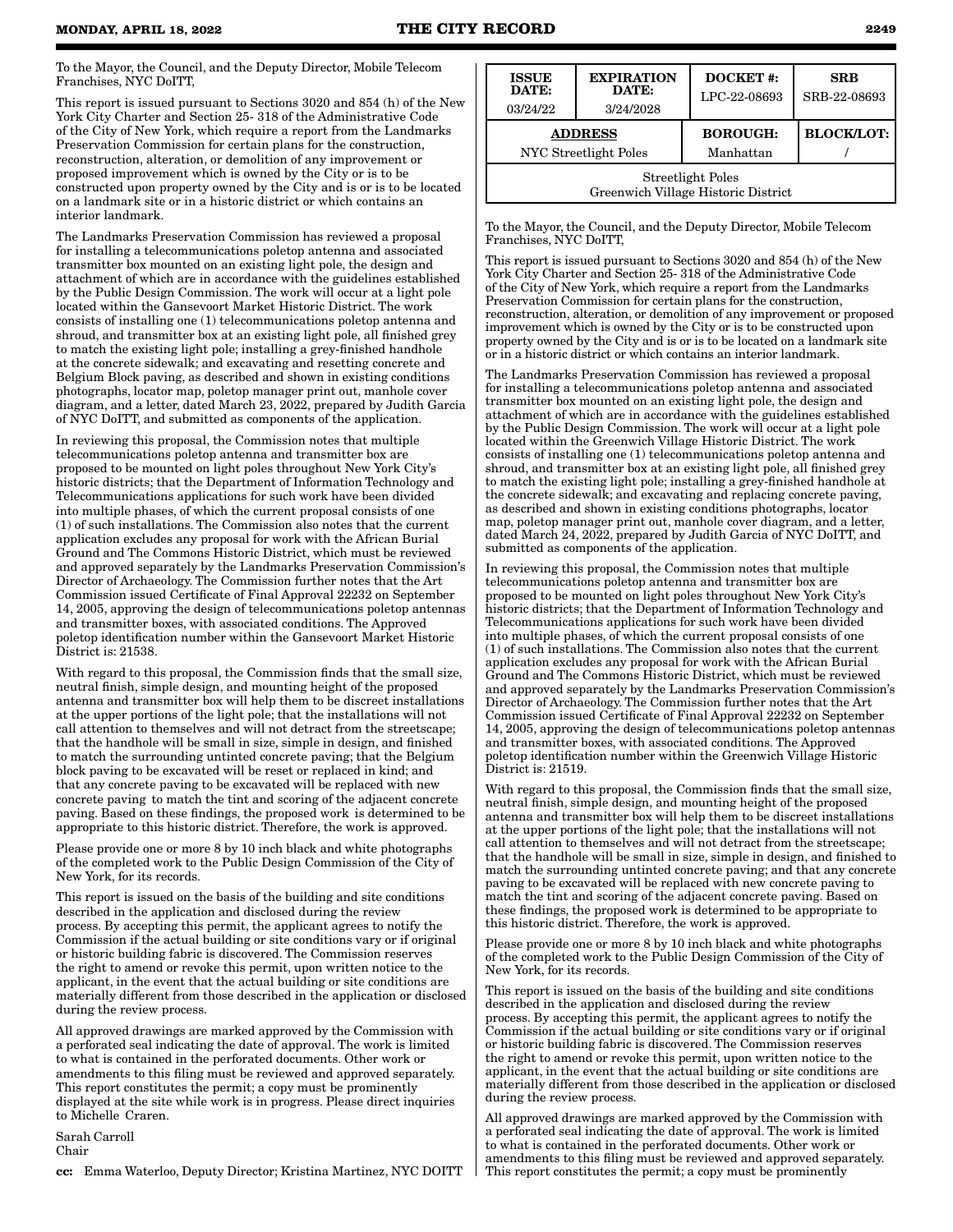To the Mayor, the Council, and the Deputy Director, Mobile Telecom Franchises, NYC DoITT,

This report is issued pursuant to Sections 3020 and 854 (h) of the New York City Charter and Section 25- 318 of the Administrative Code of the City of New York, which require a report from the Landmarks Preservation Commission for certain plans for the construction, reconstruction, alteration, or demolition of any improvement or proposed improvement which is owned by the City or is to be constructed upon property owned by the City and is or is to be located on a landmark site or in a historic district or which contains an interior landmark.

The Landmarks Preservation Commission has reviewed a proposal for installing a telecommunications poletop antenna and associated transmitter box mounted on an existing light pole, the design and attachment of which are in accordance with the guidelines established by the Public Design Commission. The work will occur at a light pole located within the Gansevoort Market Historic District. The work consists of installing one (1) telecommunications poletop antenna and shroud, and transmitter box at an existing light pole, all finished grey to match the existing light pole; installing a grey-finished handhole at the concrete sidewalk; and excavating and resetting concrete and Belgium Block paving, as described and shown in existing conditions photographs, locator map, poletop manager print out, manhole cover diagram, and a letter, dated March 23, 2022, prepared by Judith Garcia of NYC DoITT, and submitted as components of the application.

In reviewing this proposal, the Commission notes that multiple telecommunications poletop antenna and transmitter box are proposed to be mounted on light poles throughout New York City's historic districts; that the Department of Information Technology and Telecommunications applications for such work have been divided into multiple phases, of which the current proposal consists of one (1) of such installations. The Commission also notes that the current application excludes any proposal for work with the African Burial Ground and The Commons Historic District, which must be reviewed and approved separately by the Landmarks Preservation Commission's Director of Archaeology. The Commission further notes that the Art Commission issued Certificate of Final Approval 22232 on September 14, 2005, approving the design of telecommunications poletop antennas and transmitter boxes, with associated conditions. The Approved poletop identification number within the Gansevoort Market Historic District is: 21538.

With regard to this proposal, the Commission finds that the small size, neutral finish, simple design, and mounting height of the proposed antenna and transmitter box will help them to be discreet installations at the upper portions of the light pole; that the installations will not call attention to themselves and will not detract from the streetscape; that the handhole will be small in size, simple in design, and finished to match the surrounding untinted concrete paving; that the Belgium block paving to be excavated will be reset or replaced in kind; and that any concrete paving to be excavated will be replaced with new concrete paving to match the tint and scoring of the adjacent concrete paving. Based on these findings, the proposed work is determined to be appropriate to this historic district. Therefore, the work is approved.

Please provide one or more 8 by 10 inch black and white photographs of the completed work to the Public Design Commission of the City of New York, for its records.

This report is issued on the basis of the building and site conditions described in the application and disclosed during the review process. By accepting this permit, the applicant agrees to notify the Commission if the actual building or site conditions vary or if original or historic building fabric is discovered. The Commission reserves the right to amend or revoke this permit, upon written notice to the applicant, in the event that the actual building or site conditions are materially different from those described in the application or disclosed during the review process.

All approved drawings are marked approved by the Commission with a perforated seal indicating the date of approval. The work is limited to what is contained in the perforated documents. Other work or amendments to this filing must be reviewed and approved separately. This report constitutes the permit; a copy must be prominently displayed at the site while work is in progress. Please direct inquiries to Michelle Craren.

Sarah Carroll
Chair

**cc:** Emma Waterloo, Deputy Director; Kristina Martinez, NYC DOITT

| ISSUE DATE: 03/24/22 | EXPIRATION DATE: 3/24/2028 | DOCKET #: LPC-22-08693 | SRB SRB-22-08693 |
|---|---|---|---|
| **ADDRESS** NYC Streetlight Poles | | **BOROUGH:** Manhattan | **BLOCK/LOT:** / |
| Streetlight Poles Greenwich Village Historic District | | | |

To the Mayor, the Council, and the Deputy Director, Mobile Telecom Franchises, NYC DoITT,

This report is issued pursuant to Sections 3020 and 854 (h) of the New York City Charter and Section 25- 318 of the Administrative Code of the City of New York, which require a report from the Landmarks Preservation Commission for certain plans for the construction, reconstruction, alteration, or demolition of any improvement or proposed improvement which is owned by the City or is to be constructed upon property owned by the City and is or is to be located on a landmark site or in a historic district or which contains an interior landmark.

The Landmarks Preservation Commission has reviewed a proposal for installing a telecommunications poletop antenna and associated transmitter box mounted on an existing light pole, the design and attachment of which are in accordance with the guidelines established by the Public Design Commission. The work will occur at a light pole located within the Greenwich Village Historic District. The work consists of installing one (1) telecommunications poletop antenna and shroud, and transmitter box at an existing light pole, all finished grey to match the existing light pole; installing a grey-finished handhole at the concrete sidewalk; and excavating and replacing concrete paving, as described and shown in existing conditions photographs, locator map, poletop manager print out, manhole cover diagram, and a letter, dated March 24, 2022, prepared by Judith Garcia of NYC DoITT, and submitted as components of the application.

In reviewing this proposal, the Commission notes that multiple telecommunications poletop antenna and transmitter box are proposed to be mounted on light poles throughout New York City's historic districts; that the Department of Information Technology and Telecommunications applications for such work have been divided into multiple phases, of which the current proposal consists of one (1) of such installations. The Commission also notes that the current application excludes any proposal for work with the African Burial Ground and The Commons Historic District, which must be reviewed and approved separately by the Landmarks Preservation Commission's Director of Archaeology. The Commission further notes that the Art Commission issued Certificate of Final Approval 22232 on September 14, 2005, approving the design of telecommunications poletop antennas and transmitter boxes, with associated conditions. The Approved poletop identification number within the Greenwich Village Historic District is: 21519.

With regard to this proposal, the Commission finds that the small size, neutral finish, simple design, and mounting height of the proposed antenna and transmitter box will help them to be discreet installations at the upper portions of the light pole; that the installations will not call attention to themselves and will not detract from the streetscape; that the handhole will be small in size, simple in design, and finished to match the surrounding untinted concrete paving; and that any concrete paving to be excavated will be replaced with new concrete paving to match the tint and scoring of the adjacent concrete paving. Based on these findings, the proposed work is determined to be appropriate to this historic district. Therefore, the work is approved.

Please provide one or more 8 by 10 inch black and white photographs of the completed work to the Public Design Commission of the City of New York, for its records.

This report is issued on the basis of the building and site conditions described in the application and disclosed during the review process. By accepting this permit, the applicant agrees to notify the Commission if the actual building or site conditions vary or if original or historic building fabric is discovered. The Commission reserves the right to amend or revoke this permit, upon written notice to the applicant, in the event that the actual building or site conditions are materially different from those described in the application or disclosed during the review process.

All approved drawings are marked approved by the Commission with a perforated seal indicating the date of approval. The work is limited to what is contained in the perforated documents. Other work or amendments to this filing must be reviewed and approved separately. This report constitutes the permit; a copy must be prominently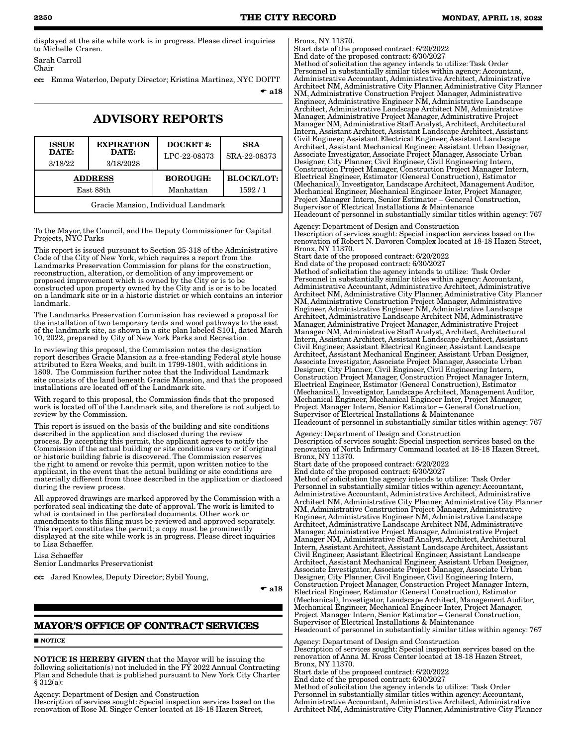displayed at the site while work is in progress. Please direct inquiries to Michelle Craren.

Sarah Carroll
Chair

**cc:** Emma Waterloo, Deputy Director; Kristina Martinez, NYC DOITT

☛ **a18**

## ADVISORY REPORTS

| ISSUE DATE: 3/18/22 | EXPIRATION DATE: 3/18/2028 | DOCKET #: LPC-22-08373 | SRA SRA-22-08373 |
|---|---|---|---|
| ADDRESS East 88th | | BOROUGH: Manhattan | BLOCK/LOT: 1592 / 1 |
| Gracie Mansion, Individual Landmark | | | |

To the Mayor, the Council, and the Deputy Commissioner for Capital Projects, NYC Parks

This report is issued pursuant to Section 25-318 of the Administrative Code of the City of New York, which requires a report from the Landmarks Preservation Commission for plans for the construction, reconstruction, alteration, or demolition of any improvement or proposed improvement which is owned by the City or is to be constructed upon property owned by the City and is or is to be located on a landmark site or in a historic district or which contains an interior landmark.

The Landmarks Preservation Commission has reviewed a proposal for the installation of two temporary tents and wood pathways to the east of the landmark site, as shown in a site plan labeled S101, dated March 10, 2022, prepared by City of New York Parks and Recreation.

In reviewing this proposal, the Commission notes the designation report describes Gracie Mansion as a free-standing Federal style house attributed to Ezra Weeks, and built in 1799-1801, with additions in 1809. The Commission further notes that the Individual Landmark site consists of the land beneath Gracie Mansion, and that the proposed installations are located off of the Landmark site.

With regard to this proposal, the Commission finds that the proposed work is located off of the Landmark site, and therefore is not subject to review by the Commission.

This report is issued on the basis of the building and site conditions described in the application and disclosed during the review process. By accepting this permit, the applicant agrees to notify the Commission if the actual building or site conditions vary or if original or historic building fabric is discovered. The Commission reserves the right to amend or revoke this permit, upon written notice to the applicant, in the event that the actual building or site conditions are materially different from those described in the application or disclosed during the review process.

All approved drawings are marked approved by the Commission with a perforated seal indicating the date of approval. The work is limited to what is contained in the perforated documents. Other work or amendments to this filing must be reviewed and approved separately. This report constitutes the permit; a copy must be prominently displayed at the site while work is in progress. Please direct inquiries to Lisa Schaeffer.

Lisa Schaeffer
Senior Landmarks Preservationist

**cc:** Jared Knowles, Deputy Director; Sybil Young,

☛ **a18**

## MAYOR'S OFFICE OF CONTRACT SERVICES

■ **NOTICE**

**NOTICE IS HEREBY GIVEN** that the Mayor will be issuing the following solicitation(s) not included in the FY 2022 Annual Contracting Plan and Schedule that is published pursuant to New York City Charter § 312(a):

Agency: Department of Design and Construction
Description of services sought: Special inspection services based on the renovation of Rose M. Singer Center located at 18-18 Hazen Street, Bronx, NY 11370.
Start date of the proposed contract: 6/20/2022
End date of the proposed contract: 6/30/2027
Method of solicitation the agency intends to utilize: Task Order
Personnel in substantially similar titles within agency: Accountant, Administrative Accountant, Administrative Architect, Administrative Architect NM, Administrative City Planner, Administrative City Planner NM, Administrative Construction Project Manager, Administrative Engineer, Administrative Engineer NM, Administrative Landscape Architect, Administrative Landscape Architect NM, Administrative Manager, Administrative Project Manager, Administrative Project Manager NM, Administrative Staff Analyst, Architect, Architectural Intern, Assistant Architect, Assistant Landscape Architect, Assistant Civil Engineer, Assistant Electrical Engineer, Assistant Landscape Architect, Assistant Mechanical Engineer, Assistant Urban Designer, Associate Investigator, Associate Project Manager, Associate Urban Designer, City Planner, Civil Engineer, Civil Engineering Intern, Construction Project Manager, Construction Project Manager Intern, Electrical Engineer, Estimator (General Construction), Estimator (Mechanical), Investigator, Landscape Architect, Management Auditor, Mechanical Engineer, Mechanical Engineer Inter, Project Manager, Project Manager Intern, Senior Estimator – General Construction, Supervisor of Electrical Installations & Maintenance
Headcount of personnel in substantially similar titles within agency: 767

Agency: Department of Design and Construction
Description of services sought: Special inspection services based on the renovation of Robert N. Davoren Complex located at 18-18 Hazen Street, Bronx, NY 11370.
Start date of the proposed contract: 6/20/2022
End date of the proposed contract: 6/30/2027
Method of solicitation the agency intends to utilize: Task Order
Personnel in substantially similar titles within agency: Accountant, Administrative Accountant, Administrative Architect, Administrative Architect NM, Administrative City Planner, Administrative City Planner NM, Administrative Construction Project Manager, Administrative Engineer, Administrative Engineer NM, Administrative Landscape Architect, Administrative Landscape Architect NM, Administrative Manager, Administrative Project Manager, Administrative Project Manager NM, Administrative Staff Analyst, Architect, Architectural Intern, Assistant Architect, Assistant Landscape Architect, Assistant Civil Engineer, Assistant Electrical Engineer, Assistant Landscape Architect, Assistant Mechanical Engineer, Assistant Urban Designer, Associate Investigator, Associate Project Manager, Associate Urban Designer, City Planner, Civil Engineer, Civil Engineering Intern, Construction Project Manager, Construction Project Manager Intern, Electrical Engineer, Estimator (General Construction), Estimator (Mechanical), Investigator, Landscape Architect, Management Auditor, Mechanical Engineer, Mechanical Engineer Inter, Project Manager, Project Manager Intern, Senior Estimator – General Construction, Supervisor of Electrical Installations & Maintenance
Headcount of personnel in substantially similar titles within agency: 767

Agency: Department of Design and Construction
Description of services sought: Special inspection services based on the renovation of North Infirmary Command located at 18-18 Hazen Street, Bronx, NY 11370.
Start date of the proposed contract: 6/20/2022
End date of the proposed contract: 6/30/2027
Method of solicitation the agency intends to utilize: Task Order
Personnel in substantially similar titles within agency: Accountant, Administrative Accountant, Administrative Architect, Administrative Architect NM, Administrative City Planner, Administrative City Planner NM, Administrative Construction Project Manager, Administrative Engineer, Administrative Engineer NM, Administrative Landscape Architect, Administrative Landscape Architect NM, Administrative Manager, Administrative Project Manager, Administrative Project Manager NM, Administrative Staff Analyst, Architect, Architectural Intern, Assistant Architect, Assistant Landscape Architect, Assistant Civil Engineer, Assistant Electrical Engineer, Assistant Landscape Architect, Assistant Mechanical Engineer, Assistant Urban Designer, Associate Investigator, Associate Project Manager, Associate Urban Designer, City Planner, Civil Engineer, Civil Engineering Intern, Construction Project Manager, Construction Project Manager Intern, Electrical Engineer, Estimator (General Construction), Estimator (Mechanical), Investigator, Landscape Architect, Management Auditor, Mechanical Engineer, Mechanical Engineer Inter, Project Manager, Project Manager Intern, Senior Estimator – General Construction, Supervisor of Electrical Installations & Maintenance
Headcount of personnel in substantially similar titles within agency: 767

Agency: Department of Design and Construction
Description of services sought: Special inspection services based on the renovation of Anna M. Kross Center located at 18-18 Hazen Street, Bronx, NY 11370.
Start date of the proposed contract: 6/20/2022
End date of the proposed contract: 6/30/2027
Method of solicitation the agency intends to utilize: Task Order
Personnel in substantially similar titles within agency: Accountant, Administrative Accountant, Administrative Architect, Administrative Architect NM, Administrative City Planner, Administrative City Planner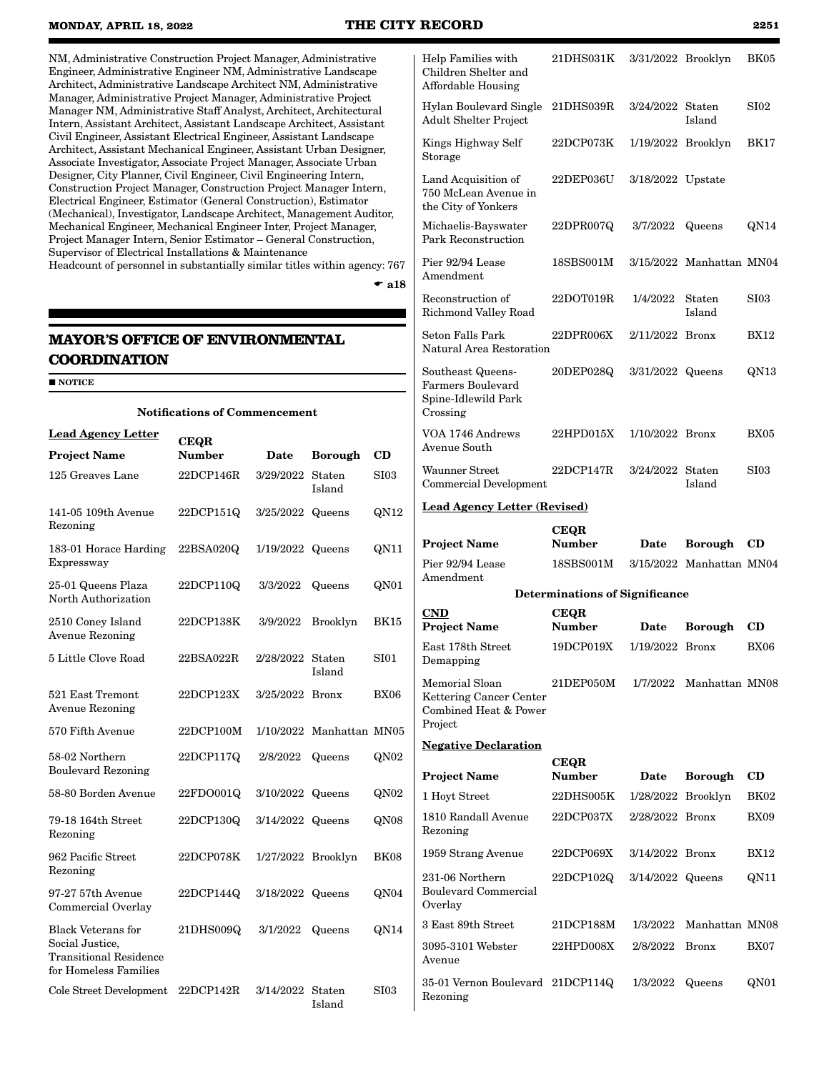NM, Administrative Construction Project Manager, Administrative Engineer, Administrative Engineer NM, Administrative Landscape Architect, Administrative Landscape Architect NM, Administrative Manager, Administrative Project Manager, Administrative Project Manager NM, Administrative Staff Analyst, Architect, Architectural Intern, Assistant Architect, Assistant Landscape Architect, Assistant Civil Engineer, Assistant Electrical Engineer, Assistant Landscape Architect, Assistant Mechanical Engineer, Assistant Urban Designer, Associate Investigator, Associate Project Manager, Associate Urban Designer, City Planner, Civil Engineer, Civil Engineering Intern, Construction Project Manager, Construction Project Manager Intern, Electrical Engineer, Estimator (General Construction), Estimator (Mechanical), Investigator, Landscape Architect, Management Auditor, Mechanical Engineer, Mechanical Engineer Inter, Project Manager, Project Manager Intern, Senior Estimator – General Construction, Supervisor of Electrical Installations & Maintenance

Headcount of personnel in substantially similar titles within agency: 767

☛ a18

## MAYOR'S OFFICE OF ENVIRONMENTAL COORDINATION

■ NOTICE

### Notifications of Commencement

**Lead Agency Letter**

| Project Name | CEQR Number | Date | Borough | CD |
|---|---|---|---|---|
| 125 Greaves Lane | 22DCP146R | 3/29/2022 | Staten Island | SI03 |
| 141-05 109th Avenue Rezoning | 22DCP151Q | 3/25/2022 | Queens | QN12 |
| 183-01 Horace Harding Expressway | 22BSA020Q | 1/19/2022 | Queens | QN11 |
| 25-01 Queens Plaza North Authorization | 22DCP110Q | 3/3/2022 | Queens | QN01 |
| 2510 Coney Island Avenue Rezoning | 22DCP138K | 3/9/2022 | Brooklyn | BK15 |
| 5 Little Clove Road | 22BSA022R | 2/28/2022 | Staten Island | SI01 |
| 521 East Tremont Avenue Rezoning | 22DCP123X | 3/25/2022 | Bronx | BX06 |
| 570 Fifth Avenue | 22DCP100M | 1/10/2022 | Manhattan | MN05 |
| 58-02 Northern Boulevard Rezoning | 22DCP117Q | 2/8/2022 | Queens | QN02 |
| 58-80 Borden Avenue | 22FDO001Q | 3/10/2022 | Queens | QN02 |
| 79-18 164th Street Rezoning | 22DCP130Q | 3/14/2022 | Queens | QN08 |
| 962 Pacific Street Rezoning | 22DCP078K | 1/27/2022 | Brooklyn | BK08 |
| 97-27 57th Avenue Commercial Overlay | 22DCP144Q | 3/18/2022 | Queens | QN04 |
| Black Veterans for Social Justice, Transitional Residence for Homeless Families | 21DHS009Q | 3/1/2022 | Queens | QN14 |
| Cole Street Development | 22DCP142R | 3/14/2022 | Staten Island | SI03 |
| Help Families with Children Shelter and Affordable Housing | 21DHS031K | 3/31/2022 | Brooklyn | BK05 |
| Hylan Boulevard Single Adult Shelter Project | 21DHS039R | 3/24/2022 | Staten Island | SI02 |
| Kings Highway Self Storage | 22DCP073K | 1/19/2022 | Brooklyn | BK17 |
| Land Acquisition of 750 McLean Avenue in the City of Yonkers | 22DEP036U | 3/18/2022 | Upstate | |
| Michaelis-Bayswater Park Reconstruction | 22DPR007Q | 3/7/2022 | Queens | QN14 |
| Pier 92/94 Lease Amendment | 18SBS001M | 3/15/2022 | Manhattan | MN04 |
| Reconstruction of Richmond Valley Road | 22DOT019R | 1/4/2022 | Staten Island | SI03 |
| Seton Falls Park Natural Area Restoration | 22DPR006X | 2/11/2022 | Bronx | BX12 |
| Southeast Queens-Farmers Boulevard Spine-Idlewild Park Crossing | 20DEP028Q | 3/31/2022 | Queens | QN13 |
| VOA 1746 Andrews Avenue South | 22HPD015X | 1/10/2022 | Bronx | BX05 |
| Waunner Street Commercial Development | 22DCP147R | 3/24/2022 | Staten Island | SI03 |

**Lead Agency Letter (Revised)**

| Project Name | CEQR Number | Date | Borough | CD |
|---|---|---|---|---|
| Pier 92/94 Lease Amendment | 18SBS001M | 3/15/2022 | Manhattan | MN04 |

### Determinations of Significance

**CND**

| Project Name | CEQR Number | Date | Borough | CD |
|---|---|---|---|---|
| East 178th Street Demapping | 19DCP019X | 1/19/2022 | Bronx | BX06 |
| Memorial Sloan Kettering Cancer Center Combined Heat & Power Project | 21DEP050M | 1/7/2022 | Manhattan | MN08 |

**Negative Declaration**

| Project Name | CEQR Number | Date | Borough | CD |
|---|---|---|---|---|
| 1 Hoyt Street | 22DHS005K | 1/28/2022 | Brooklyn | BK02 |
| 1810 Randall Avenue Rezoning | 22DCP037X | 2/28/2022 | Bronx | BX09 |
| 1959 Strang Avenue | 22DCP069X | 3/14/2022 | Bronx | BX12 |
| 231-06 Northern Boulevard Commercial Overlay | 22DCP102Q | 3/14/2022 | Queens | QN11 |
| 3 East 89th Street | 21DCP188M | 1/3/2022 | Manhattan | MN08 |
| 3095-3101 Webster Avenue | 22HPD008X | 2/8/2022 | Bronx | BX07 |
| 35-01 Vernon Boulevard Rezoning | 21DCP114Q | 1/3/2022 | Queens | QN01 |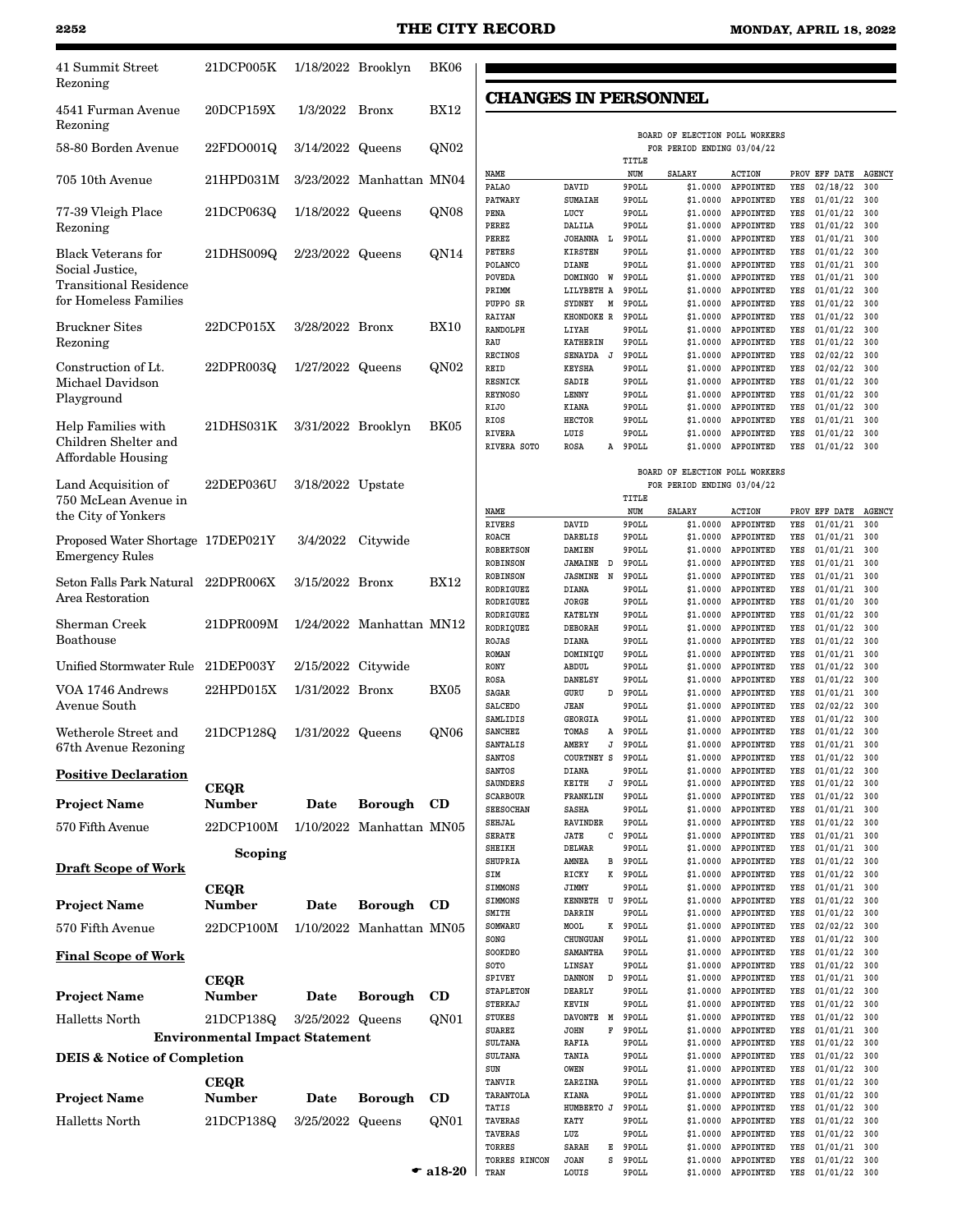| Project Name | CEQR Number | Date | Borough | CD |
|---|---|---|---|---|
| 41 Summit Street Rezoning | 21DCP005K | 1/18/2022 | Brooklyn | BK06 |
| 4541 Furman Avenue Rezoning | 20DCP159X | 1/3/2022 | Bronx | BX12 |
| 58-80 Borden Avenue | 22FDO001Q | 3/14/2022 | Queens | QN02 |
| 705 10th Avenue | 21HPD031M | 3/23/2022 | Manhattan | MN04 |
| 77-39 Vleigh Place Rezoning | 21DCP063Q | 1/18/2022 | Queens | QN08 |
| Black Veterans for Social Justice, Transitional Residence for Homeless Families | 21DHS009Q | 2/23/2022 | Queens | QN14 |
| Bruckner Sites Rezoning | 22DCP015X | 3/28/2022 | Bronx | BX10 |
| Construction of Lt. Michael Davidson Playground | 22DPR003Q | 1/27/2022 | Queens | QN02 |
| Help Families with Children Shelter and Affordable Housing | 21DHS031K | 3/31/2022 | Brooklyn | BK05 |
| Land Acquisition of 750 McLean Avenue in the City of Yonkers | 22DEP036U | 3/18/2022 | Upstate | |
| Proposed Water Shortage Emergency Rules | 17DEP021Y | 3/4/2022 | Citywide | |
| Seton Falls Park Natural Area Restoration | 22DPR006X | 3/15/2022 | Bronx | BX12 |
| Sherman Creek Boathouse | 21DPR009M | 1/24/2022 | Manhattan | MN12 |
| Unified Stormwater Rule | 21DEP003Y | 2/15/2022 | Citywide | |
| VOA 1746 Andrews Avenue South | 22HPD015X | 1/31/2022 | Bronx | BX05 |
| Wetherole Street and 67th Avenue Rezoning | 21DCP128Q | 1/31/2022 | Queens | QN06 |

**Positive Declaration**

| Project Name | CEQR Number | Date | Borough | CD |
|---|---|---|---|---|
| 570 Fifth Avenue | 22DCP100M | 1/10/2022 | Manhattan | MN05 |

**Scoping**

**Draft Scope of Work**

| Project Name | CEQR Number | Date | Borough | CD |
|---|---|---|---|---|
| 570 Fifth Avenue | 22DCP100M | 1/10/2022 | Manhattan | MN05 |

**Final Scope of Work**

| Project Name | CEQR Number | Date | Borough | CD |
|---|---|---|---|---|
| Halletts North | 21DCP138Q | 3/25/2022 | Queens | QN01 |

**Environmental Impact Statement**

**DEIS & Notice of Completion**

| Project Name | CEQR Number | Date | Borough | CD |
|---|---|---|---|---|
| Halletts North | 21DCP138Q | 3/25/2022 | Queens | QN01 |

☛ a18-20

## CHANGES IN PERSONNEL

BOARD OF ELECTION POLL WORKERS
FOR PERIOD ENDING 03/04/22

| NAME | | TITLE NUM | SALARY | ACTION | PROV | EFF DATE | AGENCY |
|---|---|---|---|---|---|---|---|
| PALAO | DAVID | 9POLL | $1.0000 | APPOINTED | YES | 02/18/22 | 300 |
| PATWARY | SUMAIAH | 9POLL | $1.0000 | APPOINTED | YES | 01/01/22 | 300 |
| PENA | LUCY | 9POLL | $1.0000 | APPOINTED | YES | 01/01/22 | 300 |
| PEREZ | DALILA | 9POLL | $1.0000 | APPOINTED | YES | 01/01/22 | 300 |
| PEREZ | JOHANNA L | 9POLL | $1.0000 | APPOINTED | YES | 01/01/21 | 300 |
| PETERS | KIRSTEN | 9POLL | $1.0000 | APPOINTED | YES | 01/01/22 | 300 |
| POLANCO | DIANE | 9POLL | $1.0000 | APPOINTED | YES | 01/01/21 | 300 |
| POVEDA | DOMINGO W | 9POLL | $1.0000 | APPOINTED | YES | 01/01/21 | 300 |
| PRIMM | LILYBETH A | 9POLL | $1.0000 | APPOINTED | YES | 01/01/22 | 300 |
| PUPPO SR | SYDNEY M | 9POLL | $1.0000 | APPOINTED | YES | 01/01/22 | 300 |
| RAIYAN | KHONDOKE R | 9POLL | $1.0000 | APPOINTED | YES | 01/01/22 | 300 |
| RANDOLPH | LIYAH | 9POLL | $1.0000 | APPOINTED | YES | 01/01/22 | 300 |
| RAU | KATHERIN | 9POLL | $1.0000 | APPOINTED | YES | 01/01/22 | 300 |
| RECINOS | SENAYDA J | 9POLL | $1.0000 | APPOINTED | YES | 02/02/22 | 300 |
| REID | KEYSHA | 9POLL | $1.0000 | APPOINTED | YES | 02/02/22 | 300 |
| RESNICK | SADIE | 9POLL | $1.0000 | APPOINTED | YES | 01/01/22 | 300 |
| REYNOSO | LENNY | 9POLL | $1.0000 | APPOINTED | YES | 01/01/22 | 300 |
| RIJO | KIANA | 9POLL | $1.0000 | APPOINTED | YES | 01/01/22 | 300 |
| RIOS | HECTOR | 9POLL | $1.0000 | APPOINTED | YES | 01/01/21 | 300 |
| RIVERA | LUIS | 9POLL | $1.0000 | APPOINTED | YES | 01/01/22 | 300 |
| RIVERA SOTO | ROSA A | 9POLL | $1.0000 | APPOINTED | YES | 01/01/22 | 300 |

BOARD OF ELECTION POLL WORKERS
FOR PERIOD ENDING 03/04/22

| NAME | | TITLE NUM | SALARY | ACTION | PROV | EFF DATE | AGENCY |
|---|---|---|---|---|---|---|---|
| RIVERS | DAVID | 9POLL | $1.0000 | APPOINTED | YES | 01/01/21 | 300 |
| ROACH | DARELIS | 9POLL | $1.0000 | APPOINTED | YES | 01/01/21 | 300 |
| ROBERTSON | DAMIEN | 9POLL | $1.0000 | APPOINTED | YES | 01/01/21 | 300 |
| ROBINSON | JAMAINE D | 9POLL | $1.0000 | APPOINTED | YES | 01/01/21 | 300 |
| ROBINSON | JASMINE N | 9POLL | $1.0000 | APPOINTED | YES | 01/01/21 | 300 |
| RODRIGUEZ | DIANA | 9POLL | $1.0000 | APPOINTED | YES | 01/01/21 | 300 |
| RODRIGUEZ | JORGE | 9POLL | $1.0000 | APPOINTED | YES | 01/01/20 | 300 |
| RODRIGUEZ | KATELYN | 9POLL | $1.0000 | APPOINTED | YES | 01/01/22 | 300 |
| RODRIQUEZ | DEBORAH | 9POLL | $1.0000 | APPOINTED | YES | 01/01/22 | 300 |
| ROJAS | DIANA | 9POLL | $1.0000 | APPOINTED | YES | 01/01/22 | 300 |
| ROMAN | DOMINIQU | 9POLL | $1.0000 | APPOINTED | YES | 01/01/21 | 300 |
| RONY | ABDUL | 9POLL | $1.0000 | APPOINTED | YES | 01/01/22 | 300 |
| ROSA | DANELSY | 9POLL | $1.0000 | APPOINTED | YES | 01/01/22 | 300 |
| SAGAR | GURU D | 9POLL | $1.0000 | APPOINTED | YES | 01/01/21 | 300 |
| SALCEDO | JEAN | 9POLL | $1.0000 | APPOINTED | YES | 02/02/22 | 300 |
| SAMLIDIS | GEORGIA | 9POLL | $1.0000 | APPOINTED | YES | 01/01/22 | 300 |
| SANCHEZ | TOMAS A | 9POLL | $1.0000 | APPOINTED | YES | 01/01/22 | 300 |
| SANTALIS | AMERY J | 9POLL | $1.0000 | APPOINTED | YES | 01/01/21 | 300 |
| SANTOS | COURTNEY S | 9POLL | $1.0000 | APPOINTED | YES | 01/01/22 | 300 |
| SANTOS | DIANA | 9POLL | $1.0000 | APPOINTED | YES | 01/01/22 | 300 |
| SAUNDERS | KEITH J | 9POLL | $1.0000 | APPOINTED | YES | 01/01/21 | 300 |
| SCARBOUR | FRANKLIN | 9POLL | $1.0000 | APPOINTED | YES | 01/01/22 | 300 |
| SEESOCHAN | SASHA | 9POLL | $1.0000 | APPOINTED | YES | 01/01/21 | 300 |
| SEHJAL | RAVINDER | 9POLL | $1.0000 | APPOINTED | YES | 01/01/22 | 300 |
| SERATE | JATE C | 9POLL | $1.0000 | APPOINTED | YES | 01/01/21 | 300 |
| SHEIKH | DELWAR | 9POLL | $1.0000 | APPOINTED | YES | 01/01/21 | 300 |
| SHUPRIA | AMNEA B | 9POLL | $1.0000 | APPOINTED | YES | 01/01/22 | 300 |
| SIM | RICKY K | 9POLL | $1.0000 | APPOINTED | YES | 01/01/22 | 300 |
| SIMMONS | JIMMY | 9POLL | $1.0000 | APPOINTED | YES | 01/01/21 | 300 |
| SIMMONS | KENNETH U | 9POLL | $1.0000 | APPOINTED | YES | 01/01/22 | 300 |
| SMITH | DARRIN | 9POLL | $1.0000 | APPOINTED | YES | 01/01/22 | 300 |
| SOMWARU | MOOL K | 9POLL | $1.0000 | APPOINTED | YES | 02/02/22 | 300 |
| SONG | CHUNGUAN | 9POLL | $1.0000 | APPOINTED | YES | 01/01/22 | 300 |
| SOOKDEO | SAMANTHA | 9POLL | $1.0000 | APPOINTED | YES | 01/01/22 | 300 |
| SOTO | LINSAY | 9POLL | $1.0000 | APPOINTED | YES | 01/01/22 | 300 |
| SPIVEY | DANNON D | 9POLL | $1.0000 | APPOINTED | YES | 01/01/21 | 300 |
| STAPLETON | DEARLY | 9POLL | $1.0000 | APPOINTED | YES | 01/01/22 | 300 |
| STERKAJ | KEVIN | 9POLL | $1.0000 | APPOINTED | YES | 01/01/22 | 300 |
| STUKES | DAVONTE M | 9POLL | $1.0000 | APPOINTED | YES | 01/01/22 | 300 |
| SUAREZ | JOHN F | 9POLL | $1.0000 | APPOINTED | YES | 01/01/21 | 300 |
| SULTANA | RAFIA | 9POLL | $1.0000 | APPOINTED | YES | 01/01/22 | 300 |
| SULTANA | TANIA | 9POLL | $1.0000 | APPOINTED | YES | 01/01/22 | 300 |
| SUN | OWEN | 9POLL | $1.0000 | APPOINTED | YES | 01/01/22 | 300 |
| TANVIR | ZARZINA | 9POLL | $1.0000 | APPOINTED | YES | 01/01/22 | 300 |
| TARANTOLA | KIANA | 9POLL | $1.0000 | APPOINTED | YES | 01/01/22 | 300 |
| TATIS | HUMBERTO J | 9POLL | $1.0000 | APPOINTED | YES | 01/01/22 | 300 |
| TAVERAS | KATY | 9POLL | $1.0000 | APPOINTED | YES | 01/01/22 | 300 |
| TAVERAS | LUZ | 9POLL | $1.0000 | APPOINTED | YES | 01/01/22 | 300 |
| TORRES | SARAH E | 9POLL | $1.0000 | APPOINTED | YES | 01/01/21 | 300 |
| TORRES RINCON | JOAN S | 9POLL | $1.0000 | APPOINTED | YES | 01/01/22 | 300 |
| TRAN | LOUIS | 9POLL | $1.0000 | APPOINTED | YES | 01/01/22 | 300 |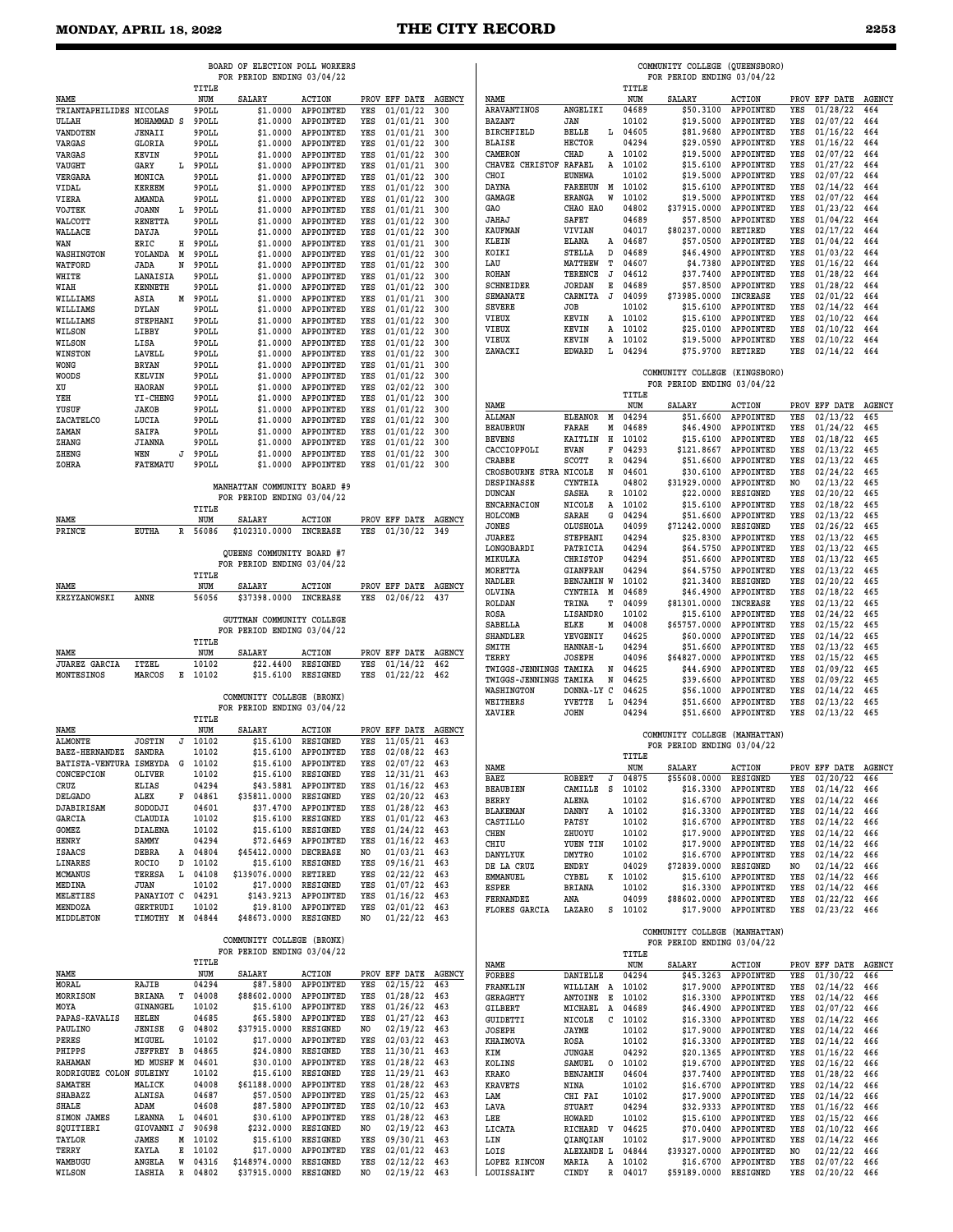### BOARD OF ELECTION POLL WORKERS
FOR PERIOD ENDING 03/04/22

| NAME | | | TITLE NUM | SALARY | ACTION | PROV | EFF DATE | AGENCY |
|---|---|---|---|---|---|---|---|---|
| TRIANTAPHILIDES | NICOLAS | | 9POLL | $1.0000 | APPOINTED | YES | 01/01/22 | 300 |
| ULLAH | MOHAMMAD | S | 9POLL | $1.0000 | APPOINTED | YES | 01/01/21 | 300 |
| VANDOTEN | JENAII | | 9POLL | $1.0000 | APPOINTED | YES | 01/01/21 | 300 |
| VARGAS | GLORIA | | 9POLL | $1.0000 | APPOINTED | YES | 01/01/22 | 300 |
| VARGAS | KEVIN | | 9POLL | $1.0000 | APPOINTED | YES | 01/01/22 | 300 |
| VAUGHT | GARY | L | 9POLL | $1.0000 | APPOINTED | YES | 01/01/21 | 300 |
| VERGARA | MONICA | | 9POLL | $1.0000 | APPOINTED | YES | 01/01/22 | 300 |
| VIDAL | KEREEM | | 9POLL | $1.0000 | APPOINTED | YES | 01/01/22 | 300 |
| VIERA | AMANDA | | 9POLL | $1.0000 | APPOINTED | YES | 01/01/22 | 300 |
| VOJTEK | JOANN | L | 9POLL | $1.0000 | APPOINTED | YES | 01/01/21 | 300 |
| WALCOTT | RENETTA | | 9POLL | $1.0000 | APPOINTED | YES | 01/01/22 | 300 |
| WALLACE | DAYJA | | 9POLL | $1.0000 | APPOINTED | YES | 01/01/22 | 300 |
| WAN | ERIC | H | 9POLL | $1.0000 | APPOINTED | YES | 01/01/21 | 300 |
| WASHINGTON | YOLANDA | M | 9POLL | $1.0000 | APPOINTED | YES | 01/01/22 | 300 |
| WATFORD | JADA | N | 9POLL | $1.0000 | APPOINTED | YES | 01/01/22 | 300 |
| WHITE | LANAISIA | | 9POLL | $1.0000 | APPOINTED | YES | 01/01/22 | 300 |
| WIAH | KENNETH | | 9POLL | $1.0000 | APPOINTED | YES | 01/01/22 | 300 |
| WILLIAMS | ASIA | M | 9POLL | $1.0000 | APPOINTED | YES | 01/01/21 | 300 |
| WILLIAMS | DYLAN | | 9POLL | $1.0000 | APPOINTED | YES | 01/01/22 | 300 |
| WILLIAMS | STEPHANI | | 9POLL | $1.0000 | APPOINTED | YES | 01/01/22 | 300 |
| WILSON | LIBBY | | 9POLL | $1.0000 | APPOINTED | YES | 01/01/22 | 300 |
| WILSON | LISA | | 9POLL | $1.0000 | APPOINTED | YES | 01/01/22 | 300 |
| WINSTON | LAVELL | | 9POLL | $1.0000 | APPOINTED | YES | 01/01/22 | 300 |
| WONG | BRYAN | | 9POLL | $1.0000 | APPOINTED | YES | 01/01/21 | 300 |
| WOODS | KELVIN | | 9POLL | $1.0000 | APPOINTED | YES | 01/01/22 | 300 |
| XU | HAORAN | | 9POLL | $1.0000 | APPOINTED | YES | 02/02/22 | 300 |
| YEH | YI-CHENG | | 9POLL | $1.0000 | APPOINTED | YES | 01/01/22 | 300 |
| YUSUF | JAKOB | | 9POLL | $1.0000 | APPOINTED | YES | 01/01/22 | 300 |
| ZACATELCO | LUCIA | | 9POLL | $1.0000 | APPOINTED | YES | 01/01/22 | 300 |
| ZAMAN | SAIFA | | 9POLL | $1.0000 | APPOINTED | YES | 01/01/22 | 300 |
| ZHANG | JIANNA | | 9POLL | $1.0000 | APPOINTED | YES | 01/01/22 | 300 |
| ZHENG | WEN | J | 9POLL | $1.0000 | APPOINTED | YES | 01/01/22 | 300 |
| ZOHRA | FATEMATU | | 9POLL | $1.0000 | APPOINTED | YES | 01/01/22 | 300 |

### MANHATTAN COMMUNITY BOARD #9
FOR PERIOD ENDING 03/04/22

| NAME | | | TITLE NUM | SALARY | ACTION | PROV | EFF DATE | AGENCY |
|---|---|---|---|---|---|---|---|---|
| PRINCE | EUTHA | R | 56086 | $102310.0000 | INCREASE | YES | 01/30/22 | 349 |

### QUEENS COMMUNITY BOARD #7
FOR PERIOD ENDING 03/04/22

| NAME | | | TITLE NUM | SALARY | ACTION | PROV | EFF DATE | AGENCY |
|---|---|---|---|---|---|---|---|---|
| KRZYZANOWSKI | ANNE | | 56056 | $37398.0000 | INCREASE | YES | 02/06/22 | 437 |

### GUTTMAN COMMUNITY COLLEGE
FOR PERIOD ENDING 03/04/22

| NAME | | | TITLE NUM | SALARY | ACTION | PROV | EFF DATE | AGENCY |
|---|---|---|---|---|---|---|---|---|
| JUAREZ GARCIA | ITZEL | | 10102 | $22.4400 | RESIGNED | YES | 01/14/22 | 462 |
| MONTESINOS | MARCOS | E | 10102 | $15.6100 | RESIGNED | YES | 01/22/22 | 462 |

### COMMUNITY COLLEGE (BRONX)
FOR PERIOD ENDING 03/04/22

| NAME | | | TITLE NUM | SALARY | ACTION | PROV | EFF DATE | AGENCY |
|---|---|---|---|---|---|---|---|---|
| ALMONTE | JOSTIN | J | 10102 | $15.6100 | RESIGNED | YES | 11/05/21 | 463 |
| BAEZ-HERNANDEZ | SANDRA | | 10102 | $15.6100 | APPOINTED | YES | 02/08/22 | 463 |
| BATISTA-VENTURA | ISMEYDA | G | 10102 | $15.6100 | APPOINTED | YES | 02/07/22 | 463 |
| CONCEPCION | OLIVER | | 10102 | $15.6100 | RESIGNED | YES | 12/31/21 | 463 |
| CRUZ | ELIAS | | 04294 | $43.5881 | APPOINTED | YES | 01/16/22 | 463 |
| DELGADO | ALEX | F | 04861 | $35811.0000 | RESIGNED | YES | 02/20/22 | 463 |
| DJABIRISAM | SODODJI | | 04601 | $37.4700 | APPOINTED | YES | 01/28/22 | 463 |
| GARCIA | CLAUDIA | | 10102 | $15.6100 | RESIGNED | YES | 01/01/22 | 463 |
| GOMEZ | DIALENA | | 10102 | $15.6100 | RESIGNED | YES | 01/24/22 | 463 |
| HENRY | SAMMY | | 04294 | $72.6469 | APPOINTED | YES | 01/16/22 | 463 |
| ISAACS | DEBRA | A | 04804 | $45412.0000 | DECREASE | NO | 01/03/21 | 463 |
| LINARES | ROCIO | D | 10102 | $15.6100 | RESIGNED | YES | 09/16/21 | 463 |
| MCMANUS | TERESA | L | 04108 | $139076.0000 | RETIRED | YES | 02/22/22 | 463 |
| MEDINA | JUAN | | 10102 | $17.0000 | RESIGNED | YES | 01/07/22 | 463 |
| MELETIES | PANAYIOT | C | 04291 | $143.9213 | APPOINTED | YES | 01/16/22 | 463 |
| MENDOZA | GERTRUDI | | 10102 | $19.8100 | APPOINTED | YES | 02/01/22 | 463 |
| MIDDLETON | TIMOTHY | M | 04844 | $48673.0000 | RESIGNED | NO | 01/22/22 | 463 |

### COMMUNITY COLLEGE (BRONX)
FOR PERIOD ENDING 03/04/22

| NAME | | | TITLE NUM | SALARY | ACTION | PROV | EFF DATE | AGENCY |
|---|---|---|---|---|---|---|---|---|
| MORAL | RAJIB | | 04294 | $87.5800 | APPOINTED | YES | 02/15/22 | 463 |
| MORRISON | BRIANA | T | 04008 | $88602.0000 | APPOINTED | YES | 01/28/22 | 463 |
| MOYA | GINANGEL | | 10102 | $15.6100 | APPOINTED | YES | 01/26/22 | 463 |
| PAPAS-KAVALIS | HELEN | | 04685 | $65.5800 | APPOINTED | YES | 01/27/22 | 463 |
| PAULINO | JENISE | G | 04802 | $37915.0000 | RESIGNED | NO | 02/19/22 | 463 |
| PERES | MIGUEL | | 10102 | $17.0000 | APPOINTED | YES | 02/03/22 | 463 |
| PHIPPS | JEFFREY | B | 04865 | $24.0800 | RESIGNED | YES | 11/30/21 | 463 |
| RAHAMAN | MD MUSHF | M | 04601 | $30.0100 | APPOINTED | YES | 01/28/22 | 463 |
| RODRIGUEZ COLON | SULEINY | | 10102 | $15.6100 | RESIGNED | YES | 11/29/21 | 463 |
| SAMATEH | MALICK | | 04008 | $61188.0000 | APPOINTED | YES | 01/28/22 | 463 |
| SHABAZZ | ALNISA | | 04687 | $57.0500 | APPOINTED | YES | 01/25/22 | 463 |
| SHALE | ADAM | | 04608 | $87.5800 | APPOINTED | YES | 02/10/22 | 463 |
| SIMON JAMES | LEANNA | L | 04601 | $30.6100 | APPOINTED | YES | 01/28/22 | 463 |
| SQUITIERI | GIOVANNI | J | 90698 | $232.0000 | RESIGNED | NO | 02/19/22 | 463 |
| TAYLOR | JAMES | M | 10102 | $15.6100 | RESIGNED | YES | 09/30/21 | 463 |
| TERRY | KAYLA | E | 10102 | $17.0000 | APPOINTED | YES | 02/01/22 | 463 |
| WAMBUGU | ANGELA | W | 04316 | $148974.0000 | RESIGNED | YES | 02/12/22 | 463 |
| WILSON | IASHIA | R | 04802 | $37915.0000 | RESIGNED | NO | 02/19/22 | 463 |

### COMMUNITY COLLEGE (QUEENSBORO)
FOR PERIOD ENDING 03/04/22

| NAME | | | TITLE NUM | SALARY | ACTION | PROV | EFF DATE | AGENCY |
|---|---|---|---|---|---|---|---|---|
| ARAVANTINOS | ANGELIKI | | 04689 | $50.3100 | APPOINTED | YES | 01/28/22 | 464 |
| BAZANT | JAN | | 10102 | $19.5000 | APPOINTED | YES | 02/07/22 | 464 |
| BIRCHFIELD | BELLE | L | 04605 | $81.9680 | APPOINTED | YES | 01/16/22 | 464 |
| BLAISE | HECTOR | | 04294 | $29.0590 | APPOINTED | YES | 01/16/22 | 464 |
| CAMERON | CHAD | A | 10102 | $19.5000 | APPOINTED | YES | 02/07/22 | 464 |
| CHAVEZ CHRISTOF | RAFAEL | A | 10102 | $15.6100 | APPOINTED | YES | 01/27/22 | 464 |
| CHOI | EUNHWA | | 10102 | $19.5000 | APPOINTED | YES | 02/07/22 | 464 |
| DAYNA | FAREHUN | M | 10102 | $15.6100 | APPOINTED | YES | 02/14/22 | 464 |
| GAMAGE | ERANGA | W | 10102 | $19.5000 | APPOINTED | YES | 02/07/22 | 464 |
| GAO | CHAO HAO | | 04802 | $37915.0000 | APPOINTED | YES | 01/23/22 | 464 |
| JAHAJ | SAFET | | 04689 | $57.8500 | APPOINTED | YES | 01/04/22 | 464 |
| KAUFMAN | VIVIAN | | 04017 | $80237.0000 | RETIRED | YES | 02/17/22 | 464 |
| KLEIN | ELANA | A | 04687 | $57.0500 | APPOINTED | YES | 01/04/22 | 464 |
| KOIKI | STELLA | D | 04689 | $46.4900 | APPOINTED | YES | 01/03/22 | 464 |
| LAU | MATTHEW | T | 04607 | $4.7380 | APPOINTED | YES | 01/16/22 | 464 |
| ROHAN | TERENCE | J | 04612 | $37.7400 | APPOINTED | YES | 01/28/22 | 464 |
| SCHNEIDER | JORDAN | E | 04689 | $57.8500 | APPOINTED | YES | 01/28/22 | 464 |
| SEMANATE | CARMITA | J | 04099 | $73985.0000 | INCREASE | YES | 02/01/22 | 464 |
| SEVERE | JOB | | 10102 | $15.6100 | APPOINTED | YES | 02/14/22 | 464 |
| VIEUX | KEVIN | A | 10102 | $15.6100 | APPOINTED | YES | 02/10/22 | 464 |
| VIEUX | KEVIN | A | 10102 | $25.0100 | APPOINTED | YES | 02/10/22 | 464 |
| VIEUX | KEVIN | A | 10102 | $19.5000 | APPOINTED | YES | 02/10/22 | 464 |
| ZAWACKI | EDWARD | L | 04294 | $75.9700 | RETIRED | YES | 02/14/22 | 464 |

### COMMUNITY COLLEGE (KINGSBORO)
FOR PERIOD ENDING 03/04/22

| NAME | | | TITLE NUM | SALARY | ACTION | PROV | EFF DATE | AGENCY |
|---|---|---|---|---|---|---|---|---|
| ALLMAN | ELEANOR | M | 04294 | $51.6600 | APPOINTED | YES | 02/13/22 | 465 |
| BEAUBRUN | FARAH | M | 04689 | $46.4900 | APPOINTED | YES | 01/24/22 | 465 |
| BEVENS | KAITLIN | H | 10102 | $15.6100 | APPOINTED | YES | 02/18/22 | 465 |
| CACCIOPPOLI | EVAN | F | 04293 | $121.8667 | APPOINTED | YES | 02/13/22 | 465 |
| CRABBE | SCOTT | R | 04294 | $51.6600 | APPOINTED | YES | 02/13/22 | 465 |
| CROSBOURNE STRA | NICOLE | N | 04601 | $30.6100 | APPOINTED | YES | 02/24/22 | 465 |
| DESPINASSE | CYNTHIA | | 04802 | $31929.0000 | APPOINTED | NO | 02/13/22 | 465 |
| DUNCAN | SASHA | R | 10102 | $22.0000 | RESIGNED | YES | 02/20/22 | 465 |
| ENCARNACION | NICOLE | A | 10102 | $15.6100 | APPOINTED | YES | 02/18/22 | 465 |
| HOLCOMB | SARAH | G | 04294 | $51.6600 | APPOINTED | YES | 02/13/22 | 465 |
| JONES | OLUSHOLA | | 04099 | $71242.0000 | RESIGNED | YES | 02/26/22 | 465 |
| JUAREZ | STEPHANI | | 04294 | $25.8300 | APPOINTED | YES | 02/13/22 | 465 |
| LONGOBARDI | PATRICIA | | 04294 | $64.5750 | APPOINTED | YES | 02/13/22 | 465 |
| MIKULKA | CHRISTOP | | 04294 | $51.6600 | APPOINTED | YES | 02/13/22 | 465 |
| MORETTA | GIANFRAN | | 04294 | $64.5750 | APPOINTED | YES | 02/13/22 | 465 |
| NADLER | BENJAMIN | W | 10102 | $21.3400 | RESIGNED | YES | 02/20/22 | 465 |
| OLVINA | CYNTHIA | M | 04689 | $46.4900 | APPOINTED | YES | 02/18/22 | 465 |
| ROLDAN | TRINA | T | 04099 | $81301.0000 | INCREASE | YES | 02/13/22 | 465 |
| ROSA | LISANDRO | | 10102 | $15.6100 | APPOINTED | YES | 02/24/22 | 465 |
| SABELLA | ELKE | M | 04008 | $65757.0000 | APPOINTED | YES | 02/15/22 | 465 |
| SHANDLER | YEVGENIY | | 04625 | $60.0000 | APPOINTED | YES | 02/14/22 | 465 |
| SMITH | HANNAH-L | | 04294 | $51.6600 | APPOINTED | YES | 02/13/22 | 465 |
| TERRY | JOSEPH | | 04096 | $64827.0000 | APPOINTED | YES | 02/15/22 | 465 |
| TWIGGS-JENNINGS | TAMIKA | N | 04625 | $44.6900 | APPOINTED | YES | 02/09/22 | 465 |
| TWIGGS-JENNINGS | TAMIKA | N | 04625 | $39.6600 | APPOINTED | YES | 02/09/22 | 465 |
| WASHINGTON | DONNA-LY | C | 04625 | $56.1000 | APPOINTED | YES | 02/14/22 | 465 |
| WEITHERS | YVETTE | L | 04294 | $51.6600 | APPOINTED | YES | 02/13/22 | 465 |
| XAVIER | JOHN | | 04294 | $51.6600 | APPOINTED | YES | 02/13/22 | 465 |

### COMMUNITY COLLEGE (MANHATTAN)
FOR PERIOD ENDING 03/04/22

| NAME | | | TITLE NUM | SALARY | ACTION | PROV | EFF DATE | AGENCY |
|---|---|---|---|---|---|---|---|---|
| BAEZ | ROBERT | J | 04875 | $55608.0000 | RESIGNED | YES | 02/20/22 | 466 |
| BEAUBIEN | CAMILLE | S | 10102 | $16.3300 | APPOINTED | YES | 02/14/22 | 466 |
| BERRY | ALENA | | 10102 | $16.6700 | APPOINTED | YES | 02/14/22 | 466 |
| BLAKEMAN | DANNY | A | 10102 | $16.3300 | APPOINTED | YES | 02/14/22 | 466 |
| CASTILLO | PATSY | | 10102 | $16.6700 | APPOINTED | YES | 02/14/22 | 466 |
| CHEN | ZHUOYU | | 10102 | $17.9000 | APPOINTED | YES | 02/14/22 | 466 |
| CHIU | YUEN TIN | | 10102 | $17.9000 | APPOINTED | YES | 02/14/22 | 466 |
| DANYLYUK | DMYTRO | | 10102 | $16.6700 | APPOINTED | YES | 02/14/22 | 466 |
| DE LA CRUZ | ENDRY | | 04029 | $72839.0000 | RESIGNED | NO | 02/14/22 | 466 |
| EMMANUEL | CYBEL | K | 10102 | $15.6100 | APPOINTED | YES | 02/14/22 | 466 |
| ESPER | BRIANA | | 10102 | $16.3300 | APPOINTED | YES | 02/14/22 | 466 |
| FERNANDEZ | ANA | | 04099 | $88602.0000 | APPOINTED | YES | 02/22/22 | 466 |
| FLORES GARCIA | LAZARO | S | 10102 | $17.9000 | APPOINTED | YES | 02/23/22 | 466 |

### COMMUNITY COLLEGE (MANHATTAN)
FOR PERIOD ENDING 03/04/22

| NAME | | | TITLE NUM | SALARY | ACTION | PROV | EFF DATE | AGENCY |
|---|---|---|---|---|---|---|---|---|
| FORBES | DANIELLE | | 04294 | $45.3263 | APPOINTED | YES | 01/30/22 | 466 |
| FRANKLIN | WILLIAM | A | 10102 | $17.9000 | APPOINTED | YES | 02/14/22 | 466 |
| GERAGHTY | ANTOINE | E | 10102 | $16.3300 | APPOINTED | YES | 02/14/22 | 466 |
| GILBERT | MICHAEL | A | 04689 | $46.4900 | APPOINTED | YES | 02/07/22 | 466 |
| GUIDETTI | NICOLE | C | 10102 | $16.3300 | APPOINTED | YES | 02/14/22 | 466 |
| JOSEPH | JAYME | | 10102 | $17.9000 | APPOINTED | YES | 02/14/22 | 466 |
| KHAIMOVA | ROSA | | 10102 | $16.3300 | APPOINTED | YES | 02/14/22 | 466 |
| KIM | JUNGAH | | 04292 | $20.1365 | APPOINTED | YES | 01/16/22 | 466 |
| KOLINS | SAMUEL | O | 10102 | $19.6700 | APPOINTED | YES | 02/16/22 | 466 |
| KRAKO | BENJAMIN | | 04604 | $37.7400 | APPOINTED | YES | 01/28/22 | 466 |
| KRAVETS | NINA | | 10102 | $16.6700 | APPOINTED | YES | 02/14/22 | 466 |
| LAM | CHI FAI | | 10102 | $17.9000 | APPOINTED | YES | 02/14/22 | 466 |
| LAVA | STUART | | 04294 | $32.9333 | APPOINTED | YES | 01/16/22 | 466 |
| LEE | HOWARD | | 10102 | $15.6100 | APPOINTED | YES | 02/15/22 | 466 |
| LICATA | RICHARD | V | 04625 | $70.0400 | APPOINTED | YES | 02/10/22 | 466 |
| LIN | QIANQIAN | | 10102 | $17.9000 | APPOINTED | YES | 02/14/22 | 466 |
| LOIS | ALEXANDE | L | 04844 | $39327.0000 | APPOINTED | NO | 02/22/22 | 466 |
| LOPEZ RINCON | MARIA | A | 10102 | $16.6700 | APPOINTED | YES | 02/07/22 | 466 |
| LOUISSAINT | CINDY | R | 04017 | $59189.0000 | RESIGNED | YES | 02/20/22 | 466 |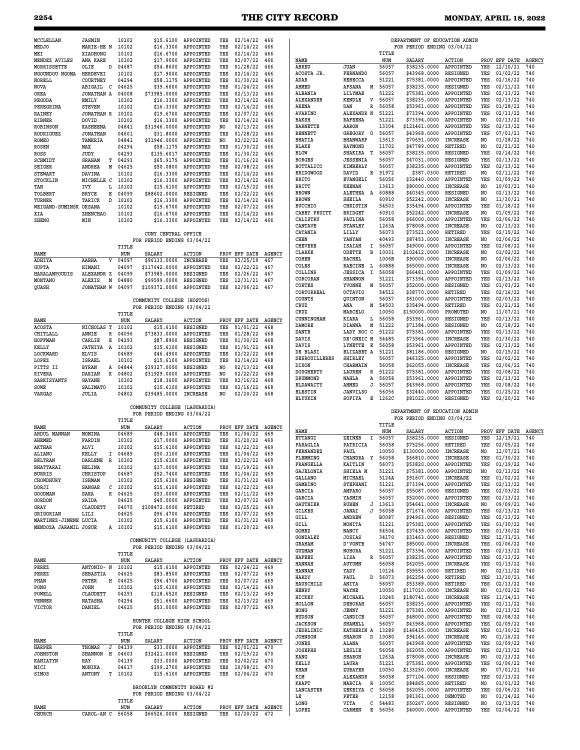| NAME | | TITLE NUM | SALARY | ACTION | PROV | EFF DATE | AGENCY |
|---|---|---|---|---|---|---|---|
| MCCLELLAN | JASMIN | 10102 | $15.6100 | APPOINTED | YES | 02/14/22 | 466 |
| MEDJO | MARIE-HE N | 10102 | $16.3300 | APPOINTED | YES | 02/14/22 | 466 |
| MEI | XIAOHONG | 10102 | $16.6700 | APPOINTED | YES | 02/14/22 | 466 |
| MENDEZ AVILES | ANA KARE | 10102 | $17.9000 | APPOINTED | YES | 02/07/22 | 466 |
| MORRISSETTE | OLIE D | 04687 | $54.8600 | APPOINTED | YES | 01/28/22 | 466 |
| NGOUNDOU NGOMA | HERDEVEI | 10102 | $17.9000 | APPOINTED | YES | 02/14/22 | 466 |
| NORELL | COURTNEY | 04294 | $58.1175 | APPOINTED | YES | 01/30/22 | 466 |
| NOVA | ABIGAIL C | 04625 | $39.6600 | APPOINTED | YES | 01/24/22 | 466 |
| OREA | JONATHAN A | 04008 | $73985.0000 | APPOINTED | YES | 02/13/22 | 466 |
| PEGODA | EMILY | 10102 | $16.3300 | APPOINTED | YES | 02/14/22 | 466 |
| PEREGRINA | STEVEN | 10102 | $16.3300 | APPOINTED | YES | 02/14/22 | 466 |
| RAINEY | JONATHAN R | 10102 | $19.6700 | APPOINTED | YES | 02/07/22 | 466 |
| RIBNER | DOVID | 10102 | $16.3300 | APPOINTED | YES | 02/14/22 | 466 |
| ROBINSON | KASHEENA | 04841 | $31946.0000 | APPOINTED | NO | 02/13/22 | 466 |
| RODRIGUEZ | JONATHAN | 04601 | $31.8000 | APPOINTED | YES | 01/28/22 | 466 |
| ROMEO | TAMERIA | 04841 | $31946.0000 | APPOINTED | NO | 02/22/22 | 466 |
| ROSEN | MAX | 04294 | $58.1175 | APPOINTED | YES | 01/30/22 | 466 |
| ROSS | JUDY | 04293 | $135.6017 | APPOINTED | YES | 01/30/22 | 466 |
| SCHMIDT | GRAHAM T | 04293 | $65.9175 | APPOINTED | YES | 01/16/22 | 466 |
| SEIGER | ANDREA M | 04625 | $50.0800 | APPOINTED | YES | 02/08/22 | 466 |
| STEWART | DAVINA | 10102 | $16.3300 | APPOINTED | YES | 02/14/22 | 466 |
| STOCKLIN | MICHELLE C | 10102 | $16.3300 | APPOINTED | YES | 02/14/22 | 466 |
| TAN | IVY L | 10102 | $15.6100 | APPOINTED | YES | 02/15/22 | 466 |
| TOLBERT | BRYCE E | 04099 | $88602.0000 | RESIGNED | YES | 02/22/22 | 466 |
| TURNER | TARICK D | 10102 | $16.3300 | APPOINTED | YES | 02/14/22 | 466 |
| WEIGAND-SUMINSK | OKSANA | 10102 | $19.6700 | APPOINTED | YES | 02/07/22 | 466 |
| XIA | ZHENCHAO | 10102 | $16.6700 | APPOINTED | YES | 02/14/22 | 466 |
| ZHENG | MIN | 10102 | $16.3300 | APPOINTED | YES | 02/14/22 | 466 |

**CUNY CENTRAL OFFICE**
FOR PERIOD ENDING 03/04/22

| NAME | | TITLE NUM | SALARY | ACTION | PROV | EFF DATE | AGENCY |
|---|---|---|---|---|---|---|---|
| ADHIYA | AABHA V | 04097 | $96133.0000 | INCREASE | YES | 02/25/19 | 467 |
| GUPTA | HIMANI | 04097 | $117642.0000 | APPOINTED | YES | 02/22/22 | 467 |
| HARALAMPOUDIS | ALEXANDR Z | 04099 | $73985.0000 | RESIGNED | YES | 02/26/22 | 467 |
| MONTANO | ALEXIS M | 04880 | $99599.0000 | RESIGNED | YES | 12/31/21 | 467 |
| QUASH | JONATHAN W | 04097 | $109372.0000 | APPOINTED | YES | 02/06/22 | 467 |

**COMMUNITY COLLEGE (HOSTOS)**
FOR PERIOD ENDING 03/04/22

| NAME | | TITLE NUM | SALARY | ACTION | PROV | EFF DATE | AGENCY |
|---|---|---|---|---|---|---|---|
| ACOSTA | NICHOLAS T | 10102 | $15.6100 | RESIGNED | YES | 01/01/22 | 468 |
| CHITLALL | ANNIE R | 04096 | $73833.0000 | APPOINTED | YES | 01/28/22 | 468 |
| HOFFMAN | CARLIE E | 04293 | $87.8900 | RESIGNED | YES | 01/30/22 | 468 |
| KELLY | JATHIYA A | 10102 | $15.6100 | RESIGNED | YES | 01/01/22 | 468 |
| LOCKWARD | ELVIS | 04689 | $46.4900 | APPOINTED | YES | 02/22/22 | 468 |
| LOPEZ | ISRAEL | 10102 | $15.6100 | APPOINTED | YES | 02/14/22 | 468 |
| PITTS II | BYRAN A | 04844 | $39327.0000 | RESIGNED | NO | 02/13/22 | 468 |
| RIVERA | DARIAN K | 04802 | $31929.0000 | APPOINTED | NO | 02/22/22 | 468 |
| SARKISYANTS | GAYANE | 10102 | $18.3600 | APPOINTED | YES | 02/16/22 | 468 |
| SOWE | SALIMATO | 10102 | $15.6100 | APPOINTED | YES | 02/16/22 | 468 |
| VARGAS | JULIA | 04802 | $39485.0000 | INCREASE | NO | 02/20/22 | 468 |

**COMMUNITY COLLEGE (LAGUARDIA)**
FOR PERIOD ENDING 03/04/22

| NAME | | TITLE NUM | SALARY | ACTION | PROV | EFF DATE | AGENCY |
|---|---|---|---|---|---|---|---|
| ABDUL MANNAN | MOMINA | 04689 | $48.3400 | APPOINTED | YES | 01/04/22 | 469 |
| AHEMED | FARDIN | 10102 | $17.0000 | APPOINTED | YES | 01/20/22 | 469 |
| AKTHAR | ALVI | 10102 | $15.6100 | APPOINTED | YES | 02/22/22 | 469 |
| ALIANO | KELLY I | 04689 | $50.3100 | APPOINTED | YES | 01/04/22 | 469 |
| BELTRAN | DARLENE R | 10102 | $15.6100 | APPOINTED | YES | 02/22/22 | 469 |
| BHATTARAI | HELINA | 10102 | $17.0000 | APPOINTED | YES | 01/19/22 | 469 |
| BURRIS | CHRISTOP | 04687 | $52.7400 | APPOINTED | YES | 01/04/22 | 469 |
| CHOWDHURY | ISHMAM | 10102 | $15.6100 | RESIGNED | YES | 01/31/22 | 469 |
| DORJI | SANGAE C | 10102 | $15.6100 | APPOINTED | YES | 02/22/22 | 469 |
| GOODMAN | SARA R | 04625 | $53.0000 | APPOINTED | YES | 02/11/22 | 469 |
| GORDON | SAIDA | 04625 | $45.0000 | APPOINTED | YES | 02/07/22 | 469 |
| GRAY | CLAUDETT | 04075 | $108472.0000 | RETIRED | YES | 02/25/22 | 469 |
| GRIGORIAN | LILI | 04625 | $96.4700 | APPOINTED | YES | 02/07/22 | 469 |
| MARTINEZ-JIMENE | LUCIA | 10102 | $15.6100 | APPOINTED | YES | 01/31/22 | 469 |
| MENDOZA JARAMIL | JOSUE A | 10102 | $15.6100 | APPOINTED | YES | 01/20/22 | 469 |

**COMMUNITY COLLEGE (LAGUARDIA)**
FOR PERIOD ENDING 03/04/22

| NAME | | TITLE NUM | SALARY | ACTION | PROV | EFF DATE | AGENCY |
|---|---|---|---|---|---|---|---|
| PEREZ | ANTONIO- N | 10102 | $15.6100 | APPOINTED | YES | 02/24/22 | 469 |
| PEREZ | SEBASTIA | 04625 | $83.8500 | APPOINTED | YES | 02/07/22 | 469 |
| PHAN | PETER H | 04625 | $96.4700 | APPOINTED | YES | 02/07/22 | 469 |
| PONG | JOHN | 10102 | $15.6100 | APPOINTED | YES | 02/14/22 | 469 |
| POWELL | CLAUDETT | 04293 | $118.6520 | RESIGNED | YES | 02/13/22 | 469 |
| VENNER | NATASHA | 04294 | $51.6600 | APPOINTED | YES | 02/13/22 | 469 |
| VICTOR | DANIEL | 04625 | $53.0000 | APPOINTED | YES | 02/07/22 | 469 |

**HUNTER COLLEGE HIGH SCHOOL**
FOR PERIOD ENDING 03/04/22

| NAME | | TITLE NUM | SALARY | ACTION | PROV | EFF DATE | AGENCY |
|---|---|---|---|---|---|---|---|
| HARPER | THOMAS J | 04139 | $33.0000 | APPOINTED | YES | 02/01/22 | 470 |
| JOHNSTON | SHANNON H | 04603 | $32421.0000 | RESIGNED | YES | 02/19/22 | 470 |
| KANIATYN | RAY | 04139 | $33.0000 | APPOINTED | YES | 02/02/22 | 470 |
| MICI | MONIKA | 04617 | $199.2700 | APPOINTED | YES | 10/08/21 | 470 |
| SIMOS | ANTONY T | 10102 | $15.6100 | APPOINTED | YES | 02/04/22 | 470 |

**BROOKLYN COMMUNITY BOARD #2**
FOR PERIOD ENDING 03/04/22

| NAME | | TITLE NUM | SALARY | ACTION | PROV | EFF DATE | AGENCY |
|---|---|---|---|---|---|---|---|
| CHURCH | CAROL-AN C | 56058 | $66526.0000 | RESIGNED | YES | 02/20/22 | 472 |

**DEPARTMENT OF EDUCATION ADMIN**
FOR PERIOD ENDING 03/04/22

| NAME | | TITLE NUM | SALARY | ACTION | PROV | EFF DATE | AGENCY |
|---|---|---|---|---|---|---|---|
| ABREU | JUAN | 56057 | $38235.0000 | APPOINTED | YES | 12/10/21 | 740 |
| ACOSTA JR. | FERNANDO | 56057 | $43968.0000 | RESIGNED | YES | 01/02/22 | 740 |
| ADAR | REBECCA | 51221 | $75381.0000 | APPOINTED | YES | 02/16/22 | 740 |
| AHMED | AFSANA M | 56057 | $38235.0000 | RESIGNED | YES | 02/11/22 | 740 |
| ALBANIA | LILYMAE | 51222 | $75381.0000 | APPOINTED | YES | 02/13/22 | 740 |
| ALEXANDER | KENDLE V | 56057 | $38235.0000 | APPOINTED | YES | 02/13/22 | 740 |
| ARENA | DAN R | 56058 | $53961.0000 | APPOINTED | YES | 01/28/22 | 740 |
| AVARINO | ALEXANDR N | 51221 | $73394.0000 | APPOINTED | YES | 02/13/22 | 740 |
| BAKSH | RAFEENA | 51221 | $73394.0000 | APPOINTED | NO | 02/13/22 | 740 |
| BARNETTE | AARON | 13304 | $121461.0000 | APPOINTED | YES | 02/13/22 | 740 |
| BENNETT | GREGORY O | 56057 | $43968.0000 | APPOINTED | YES | 07/01/21 | 740 |
| BHATIA | BHANWARP | 13613 | $70691.0000 | INCREASE | NO | 01/28/22 | 740 |
| BLAKE | RAYMOND | 11702 | $47789.0000 | RETIRED | NO | 02/21/22 | 740 |
| BLOW | SHAKIRA T | 56057 | $38235.0000 | RESIGNED | YES | 02/14/22 | 740 |
| BORGES | JESSENIA | 56057 | $47031.0000 | RESIGNED | YES | 02/13/22 | 740 |
| BOTTALICO | KIMBERLY | 56057 | $38235.0000 | APPOINTED | YES | 02/13/22 | 740 |
| BRIDGWOOD | DAVID E | 91972 | $387.0300 | RETIRED | NO | 02/11/22 | 740 |
| BRITO | EVANGELI | 56056 | $32440.0000 | APPOINTED | YES | 01/09/22 | 740 |
| BRITT | KEENAN | 13613 | $80000.0000 | INCREASE | NO | 10/03/21 | 740 |
| BROWN | ALETHEA A | 60888 | $40345.0000 | RESIGNED | NO | 02/13/22 | 740 |
| BROWN | SHEILA | 60910 | $52242.0000 | INCREASE | NO | 11/30/21 | 740 |
| BUCCHIO | CHRISTIN | 54503 | $35494.0000 | APPOINTED | YES | 01/18/22 | 740 |
| CABEY PRUITT | BRIDGET | 60910 | $52242.0000 | INCREASE | NO | 01/09/22 | 740 |
| CALISTRU | PAULINA | 56058 | $66000.0000 | APPOINTED | YES | 02/06/22 | 740 |
| CANTAVE | STANLEY | 1263A | $78008.0000 | INCREASE | NO | 02/13/22 | 740 |
| CATANIA | LILLY | 56073 | $73521.0000 | RETIRED | YES | 02/15/22 | 740 |
| CHEN | YANYAN | 40493 | $87453.0000 | INCREASE | NO | 02/06/22 | 740 |
| CHEVERE | ISAIAH I | 56057 | $49000.0000 | APPOINTED | YES | 02/08/22 | 740 |
| CLARKE | ODETTE B | 10031 | $102412.0000 | INCREASE | NO | 01/02/22 | 740 |
| COHEN | RACHEL | 1006B | $90000.0000 | INCREASE | NO | 02/06/22 | 740 |
| COLES | RAECINE L | 60888 | $65000.0000 | INCREASE | NO | 02/13/22 | 740 |
| COLLINS | JESSICA I | 56058 | $66481.0000 | APPOINTED | YES | 01/09/22 | 740 |
| CORCORAN | SHANNON | 51221 | $73394.0000 | APPOINTED | YES | 02/13/22 | 740 |
| CORTES | YVONNE M | 56057 | $52000.0000 | RESIGNED | YES | 01/03/22 | 740 |
| CORTORREAL | OCTAVIO | 54512 | $38770.0000 | RETIRED | YES | 02/16/22 | 740 |
| COUNTS | QUINTON | 56057 | $61000.0000 | APPOINTED | YES | 02/03/22 | 740 |
| CRUZ | ANA M | 54503 | $35494.0000 | RETIRED | YES | 01/21/22 | 740 |
| CRUZ | MARCELO | 10050 | $150000.0000 | PROMOTED | NO | 11/07/21 | 740 |
| CUNNINGHAM | KIARA L | 56058 | $53961.0000 | RESIGNED | YES | 02/13/22 | 740 |
| DAMORE | DIANNA M | 51222 | $71384.0000 | RESIGNED | NO | 02/18/22 | 740 |
| DANTE | LADY ROC C | 51222 | $75381.0000 | APPOINTED | YES | 02/13/22 | 740 |
| DAVIS | DE'ONEIC M | 54485 | $73564.0000 | INCREASE | YES | 01/30/22 | 740 |
| DAVIS | LYNETTE E | 56058 | $53961.0000 | APPOINTED | YES | 02/13/22 | 740 |
| DE BLASI | ELIZABET A | 51221 | $81186.0000 | RESIGNED | NO | 02/15/22 | 740 |
| DESROUILLERES | SHIRLEY | 56057 | $46325.0000 | APPOINTED | YES | 02/02/22 | 740 |
| DIXON | CHARMAIN | 56058 | $62055.0000 | INCREASE | YES | 02/06/22 | 740 |
| DOUGHERTY | LAUREN R | 51222 | $75381.0000 | APPOINTED | YES | 02/08/22 | 740 |
| DRUMMOND | NAHLA A | 56058 | $53961.0000 | APPOINTED | YES | 02/13/22 | 740 |
| ELDAWAITY | AHMED J | 56057 | $43968.0000 | APPOINTED | YES | 02/08/22 | 740 |
| ELESTIN | JANVILSO | 56056 | $32440.0000 | APPOINTED | YES | 01/25/22 | 740 |
| ELYUKIN | SOFIYA E | 1262C | $81022.0000 | RESIGNED | YES | 02/20/22 | 740 |

**DEPARTMENT OF EDUCATION ADMIN**
FOR PERIOD ENDING 03/04/22

| NAME | | TITLE NUM | SALARY | ACTION | PROV | EFF DATE | AGENCY |
|---|---|---|---|---|---|---|---|
| ETTANGI | ZEINEB I | 56057 | $38235.0000 | RESIGNED | YES | 12/19/21 | 740 |
| FARAGLIA | PATRICIA | 56058 | $75256.0000 | RETIRED | YES | 02/05/22 | 740 |
| FERNANDEZ | PAUL | 10050 | $130000.0000 | INCREASE | NO | 11/07/21 | 740 |
| FLEMMING | CHANDRA Y | 56058 | $66810.0000 | INCREASE | YES | 01/30/22 | 740 |
| FRANGELLA | KAITLIN | 56073 | $53820.0000 | APPOINTED | YES | 01/19/22 | 740 |
| GAJELONIA | SHIELA M | 51221 | $75381.0000 | APPOINTED | NO | 02/13/22 | 740 |
| GALLANO | MICHAEL | 5124A | $91607.0000 | INCREASE | YES | 01/02/22 | 740 |
| GAMBINO | STEPHANI | 51221 | $73394.0000 | APPOINTED | YES | 02/13/22 | 740 |
| GARCIA | AMPARO | 56057 | $55087.0000 | RESIGNED | YES | 02/03/22 | 740 |
| GARCIA | YASMIN | 56057 | $52000.0000 | APPOINTED | YES | 02/13/22 | 740 |
| GAUTHIER | RUBEN J | 13613 | $54641.0000 | INCREASE | NO | 09/09/21 | 740 |
| GILKES | JANAI J | 56058 | $71674.0000 | APPOINTED | YES | 02/13/22 | 740 |
| GILL | ANDREW | B0087 | $94963.0000 | RESIGNED | YES | 02/13/22 | 740 |
| GILL | MONITA | 51221 | $75381.0000 | APPOINTED | YES | 01/30/22 | 740 |
| GOMEZ | NANCY | 54504 | $37439.0000 | APPOINTED | YES | 01/30/22 | 740 |
| GONZALEZ | JOSIAS | 34170 | $31463.0000 | RESIGNED | YES | 12/31/21 | 740 |
| GRAHAM | D'VONTE | 54747 | $85000.0000 | INCREASE | YES | 02/06/22 | 740 |
| GUZMAN | NOHORA | 51221 | $73394.0000 | APPOINTED | YES | 02/13/22 | 740 |
| HAFEEZ | LISA R | 56057 | $38235.0000 | APPOINTED | YES | 02/13/22 | 740 |
| HANNAH | AUTUMN | 56058 | $62055.0000 | INCREASE | YES | 02/13/22 | 740 |
| HANNAH | YADY | 10124 | $59553.0000 | RETIRED | NO | 02/11/22 | 740 |
| HARDY | PAUL D | 56073 | $62254.0000 | RETIRED | YES | 11/10/21 | 740 |
| HAUSCHILD | ANITA | 56057 | $53389.0000 | RETIRED | YES | 02/13/22 | 740 |
| HENRY | WAYNE | 10050 | $117010.0000 | INCREASE | NO | 01/02/22 | 740 |
| HICKEY | MICHAEL | 10245 | $180741.0000 | INCREASE | YES | 11/14/21 | 740 |
| HOLLON | DEBORAH | 56057 | $38235.0000 | APPOINTED | YES | 02/11/22 | 740 |
| HONG | JENNY | 51221 | $75381.0000 | APPOINTED | NO | 02/13/22 | 740 |
| HUDSON | CANDICE | 56057 | $48000.0000 | APPOINTED | YES | 02/08/22 | 740 |
| JACKSON | SHAMELL | 56057 | $43968.0000 | APPOINTED | YES | 02/09/22 | 740 |
| JEDRLINIC | KATHERIN A | 13289 | $146415.0000 | INCREASE | YES | 01/30/22 | 740 |
| JOHNSON | SHARON D | 10080 | $94146.0000 | INCREASE | NO | 01/16/22 | 740 |
| JONES | ALANA | 56057 | $43968.0000 | APPOINTED | YES | 02/09/22 | 740 |
| JOSEPHS | LESLIE | 56058 | $62055.0000 | APPOINTED | YES | 02/13/22 | 740 |
| KANG | SHARON | 1263A | $78008.0000 | INCREASE | NO | 02/13/22 | 740 |
| KELLY | LAURA | 51221 | $75381.0000 | APPOINTED | YES | 02/06/22 | 740 |
| KHAN | ZUBAYER | 10050 | $133250.0000 | INCREASE | NO | 07/01/21 | 740 |
| KIM | ALEXANDR | 56058 | $77104.0000 | RESIGNED | YES | 02/13/22 | 740 |
| KRAFT | MARCIA R | 1005C | $84865.0000 | RETIRED | NO | 01/01/22 | 740 |
| LANCASTER | ZEKEIYA C | 56058 | $62055.0000 | APPOINTED | YES | 02/06/22 | 740 |
| LE | PETER | 12158 | $81361.0000 | DEMOTED | NO | 01/14/22 | 740 |
| LONG | VITA C | 54483 | $50267.0000 | RESIGNED | NO | 02/13/22 | 740 |
| LOPEZ | CARMEN E | 56056 | $40000.0000 | APPOINTED | YES | 02/04/22 | 740 |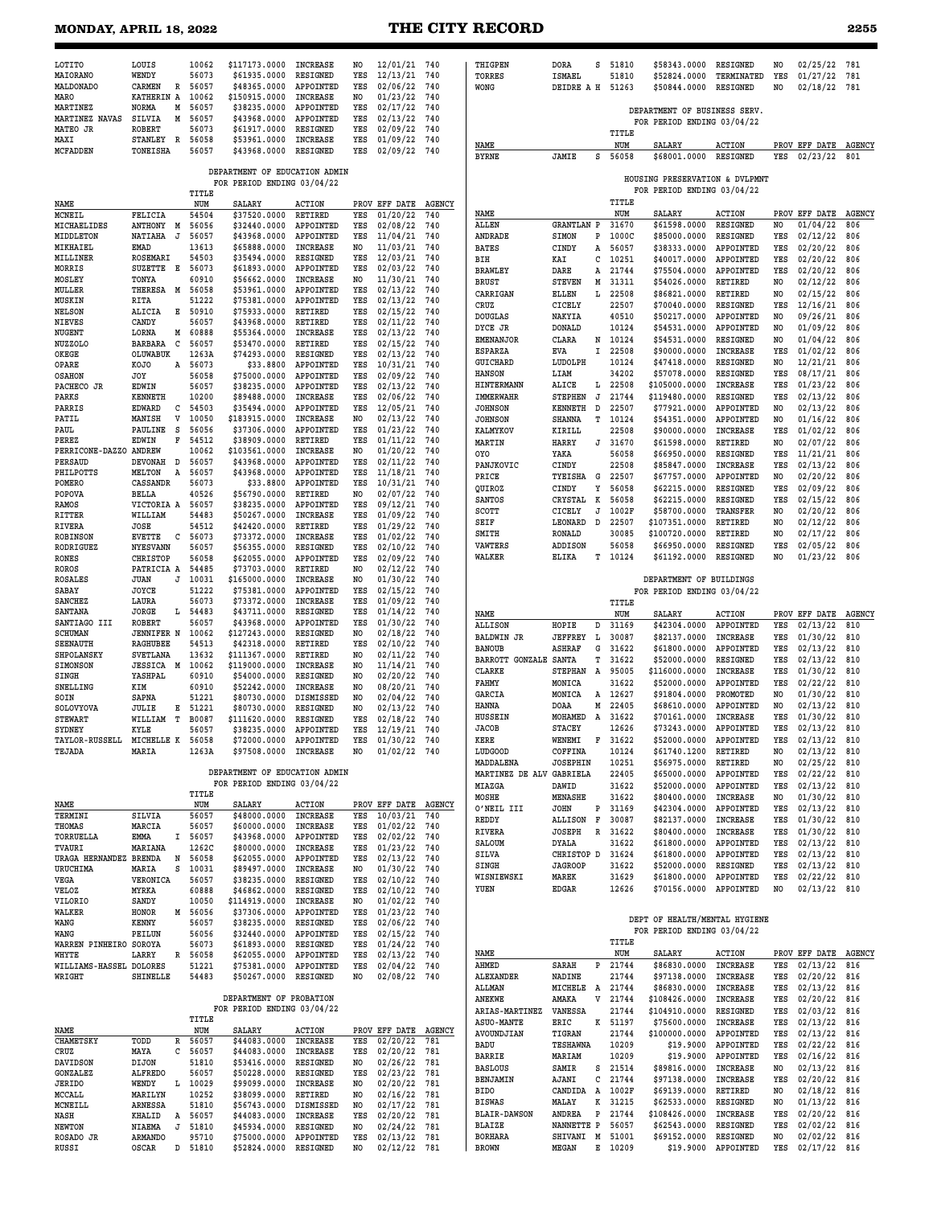| NAME | | | TITLE NUM | SALARY | ACTION | PROV | EFF DATE | AGENCY |
|---|---|---|---|---|---|---|---|---|
| LOTITO | LOUIS | | 10062 | $117173.0000 | INCREASE | NO | 12/01/21 | 740 |
| MAIORANO | WENDY | | 56073 | $61935.0000 | RESIGNED | YES | 12/13/21 | 740 |
| MALDONADO | CARMEN | R | 56057 | $48365.0000 | APPOINTED | YES | 02/06/22 | 740 |
| MARO | KATHERIN | A | 10062 | $150915.0000 | INCREASE | NO | 01/23/22 | 740 |
| MARTINEZ | NORMA | M | 56057 | $38235.0000 | APPOINTED | YES | 02/17/22 | 740 |
| MARTINEZ NAVAS | SILVIA | M | 56057 | $43968.0000 | APPOINTED | YES | 02/13/22 | 740 |
| MATEO JR | ROBERT | | 56073 | $61917.0000 | RESIGNED | YES | 02/09/22 | 740 |
| MAXI | STANLEY | R | 56058 | $53961.0000 | INCREASE | YES | 01/09/22 | 740 |
| MCFADDEN | TONEISHA | | 56057 | $43968.0000 | RESIGNED | YES | 02/09/22 | 740 |

DEPARTMENT OF EDUCATION ADMIN
FOR PERIOD ENDING 03/04/22

| NAME | | | TITLE NUM | SALARY | ACTION | PROV | EFF DATE | AGENCY |
|---|---|---|---|---|---|---|---|---|
| MCNEIL | FELICIA | | 54504 | $37520.0000 | RETIRED | YES | 01/20/22 | 740 |
| MICHAELIDES | ANTHONY | M | 56056 | $32440.0000 | APPOINTED | YES | 02/08/22 | 740 |
| MIDDLETON | NATIAHA | J | 56057 | $43968.0000 | APPOINTED | YES | 11/04/21 | 740 |
| MIKHAIEL | EMAD | | 13613 | $65888.0000 | INCREASE | NO | 11/03/21 | 740 |
| MILLINER | ROSEMARI | | 54503 | $35494.0000 | RESIGNED | YES | 12/03/21 | 740 |
| MORRIS | SUZETTE | E | 56073 | $61893.0000 | APPOINTED | YES | 02/03/22 | 740 |
| MOSLEY | TONYA | | 60910 | $56662.0000 | INCREASE | NO | 11/30/21 | 740 |
| MULLER | THERESA | M | 56058 | $53961.0000 | APPOINTED | YES | 02/13/22 | 740 |
| MUSKIN | RITA | | 51222 | $75381.0000 | APPOINTED | YES | 02/13/22 | 740 |
| NELSON | ALICIA | E | 50910 | $75933.0000 | RETIRED | YES | 02/15/22 | 740 |
| NIEVES | CANDY | | 56057 | $43968.0000 | RETIRED | YES | 02/11/22 | 740 |
| NUGENT | LORNA | M | 60888 | $55364.0000 | INCREASE | YES | 02/13/22 | 740 |
| NUZZOLO | BARBARA | C | 56057 | $53470.0000 | RETIRED | YES | 02/15/22 | 740 |
| OKEGE | OLUWABUK | | 1263A | $74293.0000 | RESIGNED | YES | 02/13/22 | 740 |
| OPARE | KOJO | A | 56073 | $33.8800 | APPOINTED | YES | 10/31/21 | 740 |
| OSAHON | JOY | | 56058 | $75000.0000 | APPOINTED | YES | 02/09/22 | 740 |
| PACHECO JR | EDWIN | | 56057 | $38235.0000 | APPOINTED | YES | 02/13/22 | 740 |
| PARKS | KENNETH | | 10200 | $89488.0000 | INCREASE | YES | 02/06/22 | 740 |
| PARRIS | EDWARD | C | 54503 | $35494.0000 | APPOINTED | YES | 12/05/21 | 740 |
| PATIL | MANISH | V | 10050 | $183915.0000 | INCREASE | NO | 02/13/22 | 740 |
| PAUL | PAULINE | S | 56056 | $37306.0000 | APPOINTED | YES | 01/23/22 | 740 |
| PEREZ | EDWIN | F | 54512 | $38909.0000 | RETIRED | YES | 01/11/22 | 740 |
| PERRICONE-DAZZO | ANDREW | | 10062 | $103561.0000 | INCREASE | NO | 01/20/22 | 740 |
| PERSAUD | DEVONAH | D | 56057 | $43968.0000 | APPOINTED | YES | 02/11/22 | 740 |
| PHILPOTTS | MELTON | A | 56057 | $43968.0000 | APPOINTED | YES | 11/18/21 | 740 |
| POMERO | CASSANDR | | 56073 | $33.8800 | APPOINTED | YES | 10/31/21 | 740 |
| POPOVA | BELLA | | 40526 | $56790.0000 | RETIRED | NO | 02/07/22 | 740 |
| RAMOS | VICTORIA | A | 56057 | $38235.0000 | APPOINTED | YES | 09/12/21 | 740 |
| RITTER | WILLIAM | | 54483 | $50267.0000 | INCREASE | YES | 01/09/22 | 740 |
| RIVERA | JOSE | | 54512 | $42420.0000 | RETIRED | YES | 01/29/22 | 740 |
| ROBINSON | EVETTE | C | 56073 | $73372.0000 | INCREASE | YES | 01/02/22 | 740 |
| RODRIGUEZ | NYESVANN | | 56057 | $56355.0000 | RESIGNED | YES | 02/10/22 | 740 |
| RONES | CHRISTOP | | 56058 | $62055.0000 | APPOINTED | YES | 02/09/22 | 740 |
| ROROS | PATRICIA | A | 54485 | $73703.0000 | RETIRED | NO | 02/12/22 | 740 |
| ROSALES | JUAN | J | 10031 | $165000.0000 | INCREASE | NO | 01/30/22 | 740 |
| SABAY | JOYCE | | 51222 | $75381.0000 | APPOINTED | YES | 02/15/22 | 740 |
| SANCHEZ | LAURA | | 56073 | $73372.0000 | INCREASE | YES | 01/09/22 | 740 |
| SANTANA | JORGE | L | 54483 | $43711.0000 | RESIGNED | YES | 01/14/22 | 740 |
| SANTIAGO III | ROBERT | | 56057 | $43968.0000 | APPOINTED | YES | 01/30/22 | 740 |
| SCHUMAN | JENNIFER | N | 10062 | $127243.0000 | RESIGNED | NO | 02/18/22 | 740 |
| SEENAUTH | RAGHUBEE | | 54513 | $42318.0000 | RETIRED | YES | 02/10/22 | 740 |
| SHPOLANSKY | SVETLANA | | 13632 | $111367.0000 | RETIRED | NO | 02/11/22 | 740 |
| SIMONSON | JESSICA | M | 10062 | $119000.0000 | INCREASE | NO | 11/14/21 | 740 |
| SINGH | YASHPAL | | 60910 | $54000.0000 | RESIGNED | NO | 02/20/22 | 740 |
| SNELLING | KIM | | 60910 | $52242.0000 | INCREASE | NO | 08/20/21 | 740 |
| SOIN | SAPNA | | 51221 | $80730.0000 | DISMISSED | NO | 02/04/22 | 740 |
| SOLOVYOVA | JULIE | E | 51221 | $80730.0000 | RESIGNED | NO | 02/13/22 | 740 |
| STEWART | WILLIAM | T | B0087 | $111620.0000 | RESIGNED | YES | 02/18/22 | 740 |
| SYDNEY | KYLE | | 56057 | $38235.0000 | APPOINTED | YES | 12/19/21 | 740 |
| TAYLOR-RUSSELL | MICHELLE | K | 56058 | $72000.0000 | APPOINTED | YES | 01/30/22 | 740 |
| TEJADA | MARIA | | 1263A | $97508.0000 | INCREASE | NO | 01/02/22 | 740 |

DEPARTMENT OF EDUCATION ADMIN
FOR PERIOD ENDING 03/04/22

| NAME | | | TITLE NUM | SALARY | ACTION | PROV | EFF DATE | AGENCY |
|---|---|---|---|---|---|---|---|---|
| TERMINI | SILVIA | | 56057 | $48000.0000 | INCREASE | YES | 10/03/21 | 740 |
| THOMAS | MARCIA | | 56057 | $60000.0000 | INCREASE | YES | 01/02/22 | 740 |
| TORRUELLA | EMMA | I | 56057 | $43968.0000 | APPOINTED | YES | 02/02/22 | 740 |
| TVAURI | MARIANA | | 1262C | $80000.0000 | INCREASE | YES | 01/23/22 | 740 |
| URAGA HERNANDEZ | BRENDA | N | 56058 | $62055.0000 | APPOINTED | YES | 02/13/22 | 740 |
| URUCHIMA | MARIA | S | 10031 | $89497.0000 | INCREASE | NO | 01/30/22 | 740 |
| VEGA | VERONICA | | 56057 | $38235.0000 | RESIGNED | YES | 02/10/22 | 740 |
| VELOZ | MYRKA | | 60888 | $46862.0000 | RESIGNED | YES | 02/10/22 | 740 |
| VILORIO | SANDY | | 10050 | $114919.0000 | INCREASE | NO | 01/02/22 | 740 |
| WALKER | HONOR | M | 56056 | $37306.0000 | APPOINTED | YES | 01/23/22 | 740 |
| WANG | KENNY | | 56057 | $38235.0000 | RESIGNED | YES | 02/06/22 | 740 |
| WANG | PEILUN | | 56056 | $32440.0000 | APPOINTED | YES | 02/15/22 | 740 |
| WARREN PINHEIRO | SOROYA | | 56073 | $61893.0000 | RESIGNED | YES | 01/24/22 | 740 |
| WHYTE | LARRY | R | 56058 | $62055.0000 | APPOINTED | YES | 02/13/22 | 740 |
| WILLIAMS-HASSEL | DOLORES | | 51221 | $75381.0000 | APPOINTED | YES | 02/04/22 | 740 |
| WRIGHT | SHINELLE | | 54483 | $50267.0000 | RESIGNED | NO | 02/08/22 | 740 |

DEPARTMENT OF PROBATION
FOR PERIOD ENDING 03/04/22

| NAME | | | TITLE NUM | SALARY | ACTION | PROV | EFF DATE | AGENCY |
|---|---|---|---|---|---|---|---|---|
| CHAMETSKY | TODD | R | 56057 | $44083.0000 | INCREASE | YES | 02/20/22 | 781 |
| CRUZ | MAYA | C | 56057 | $44083.0000 | INCREASE | YES | 02/20/22 | 781 |
| DAVIDSON | DIJON | | 51810 | $53416.0000 | RESIGNED | NO | 02/26/22 | 781 |
| GONZALEZ | ALFREDO | | 56057 | $50228.0000 | RESIGNED | YES | 02/23/22 | 781 |
| JERIDO | WENDY | L | 10029 | $99099.0000 | INCREASE | NO | 02/20/22 | 781 |
| MCCALL | MARILYN | | 10252 | $38099.0000 | RETIRED | NO | 02/16/22 | 781 |
| MCNEILL | ARNESSA | | 51810 | $56743.0000 | DISMISSED | NO | 02/17/22 | 781 |
| NASH | KHALID | A | 56057 | $44083.0000 | INCREASE | YES | 02/20/22 | 781 |
| NEWTON | NIAEMA | J | 51810 | $45934.0000 | RESIGNED | NO | 02/24/22 | 781 |
| ROSADO JR | ARMANDO | | 95710 | $75000.0000 | APPOINTED | YES | 02/13/22 | 781 |
| RUSSI | OSCAR | D | 51810 | $52824.0000 | RESIGNED | NO | 02/12/22 | 781 |
| THIGPEN | DORA | S | 51810 | $58343.0000 | RESIGNED | NO | 02/25/22 | 781 |
| TORRES | ISMAEL | | 51810 | $52824.0000 | TERMINATED | YES | 01/27/22 | 781 |
| WONG | DEIDRE A | H | 51263 | $50844.0000 | RESIGNED | NO | 02/18/22 | 781 |

DEPARTMENT OF BUSINESS SERV.
FOR PERIOD ENDING 03/04/22

| NAME | | | TITLE NUM | SALARY | ACTION | PROV | EFF DATE | AGENCY |
|---|---|---|---|---|---|---|---|---|
| BYRNE | JAMIE | S | 56058 | $68001.0000 | RESIGNED | YES | 02/23/22 | 801 |

HOUSING PRESERVATION & DVLPMNT
FOR PERIOD ENDING 03/04/22

| NAME | | | TITLE NUM | SALARY | ACTION | PROV | EFF DATE | AGENCY |
|---|---|---|---|---|---|---|---|---|
| ALLEN | GRANTLAN | P | 31670 | $61598.0000 | RESIGNED | NO | 01/04/22 | 806 |
| ANDRADE | SIMON | P | 1000C | $85000.0000 | RESIGNED | YES | 02/12/22 | 806 |
| BATES | CINDY | A | 56057 | $38333.0000 | APPOINTED | YES | 02/20/22 | 806 |
| BIH | KAI | C | 10251 | $40017.0000 | APPOINTED | YES | 02/20/22 | 806 |
| BRAWLEY | DARE | A | 21744 | $75504.0000 | APPOINTED | YES | 02/20/22 | 806 |
| BRUST | STEVEN | M | 31311 | $54026.0000 | RETIRED | NO | 02/12/22 | 806 |
| CARRIGAN | ELLEN | L | 22508 | $86821.0000 | RETIRED | NO | 02/15/22 | 806 |
| CRUZ | CICELY | | 22507 | $70040.0000 | RESIGNED | YES | 12/16/21 | 806 |
| DOUGLAS | NAKYIA | | 40510 | $50217.0000 | APPOINTED | NO | 09/26/21 | 806 |
| DYCE JR | DONALD | | 10124 | $54531.0000 | APPOINTED | NO | 01/09/22 | 806 |
| EMENANJOR | CLARA | N | 10124 | $54531.0000 | RESIGNED | NO | 01/04/22 | 806 |
| ESPARZA | EVA | I | 22508 | $90000.0000 | INCREASE | YES | 01/02/22 | 806 |
| GUICHARD | LUDOLPH | | 10124 | $47418.0000 | RESIGNED | NO | 12/21/21 | 806 |
| HANSON | LIAM | | 34202 | $57078.0000 | RESIGNED | YES | 08/17/21 | 806 |
| HINTERMANN | ALICE | L | 22508 | $105000.0000 | INCREASE | YES | 01/23/22 | 806 |
| IMMERWAHR | STEPHEN | J | 21744 | $119480.0000 | RESIGNED | YES | 02/13/22 | 806 |
| JOHNSON | KENNETH | D | 22507 | $77921.0000 | APPOINTED | NO | 02/13/22 | 806 |
| JOHNSON | SHANNA | T | 10124 | $54351.0000 | APPOINTED | NO | 01/16/22 | 806 |
| KALMYKOV | KIRILL | | 22508 | $90000.0000 | INCREASE | YES | 01/02/22 | 806 |
| MARTIN | HARRY | J | 31670 | $61598.0000 | RETIRED | NO | 02/07/22 | 806 |
| OYO | YAKA | | 56058 | $66950.0000 | RESIGNED | YES | 11/21/21 | 806 |
| PANJKOVIC | CINDY | | 22508 | $85847.0000 | INCREASE | YES | 02/13/22 | 806 |
| PRICE | TYEISHA | G | 22507 | $67757.0000 | APPOINTED | NO | 02/20/22 | 806 |
| QUIROZ | CINDY | Y | 56058 | $62215.0000 | RESIGNED | YES | 02/09/22 | 806 |
| SANTOS | CRYSTAL | K | 56058 | $62215.0000 | RESIGNED | YES | 02/15/22 | 806 |
| SCOTT | CICELY | J | 1002F | $58700.0000 | TRANSFER | NO | 02/20/22 | 806 |
| SEIF | LEONARD | D | 22507 | $107351.0000 | RETIRED | NO | 02/12/22 | 806 |
| SMITH | RONALD | | 30085 | $100720.0000 | RETIRED | NO | 02/17/22 | 806 |
| VAWTERS | ADDISON | | 56058 | $66950.0000 | RESIGNED | YES | 02/05/22 | 806 |
| WALKER | ELIKA | T | 10124 | $61192.0000 | RESIGNED | NO | 01/23/22 | 806 |

DEPARTMENT OF BUILDINGS
FOR PERIOD ENDING 03/04/22

| NAME | | | TITLE NUM | SALARY | ACTION | PROV | EFF DATE | AGENCY |
|---|---|---|---|---|---|---|---|---|
| ALLISON | HOPIE | D | 31169 | $42304.0000 | APPOINTED | YES | 02/13/22 | 810 |
| BALDWIN JR | JEFFREY | L | 30087 | $82137.0000 | INCREASE | YES | 01/30/22 | 810 |
| BANOUB | ASHRAF | G | 31622 | $61800.0000 | APPOINTED | YES | 02/13/22 | 810 |
| BARROTT GONZALE | SANTA | T | 31622 | $52000.0000 | RESIGNED | YES | 02/13/22 | 810 |
| CLARKE | STEPHAN | A | 95005 | $116000.0000 | INCREASE | YES | 01/30/22 | 810 |
| FAHMY | MONICA | | 31622 | $52000.0000 | APPOINTED | YES | 02/22/22 | 810 |
| GARCIA | MONICA | A | 12627 | $91804.0000 | PROMOTED | NO | 01/30/22 | 810 |
| HANNA | DOAA | M | 22405 | $68610.0000 | APPOINTED | NO | 02/13/22 | 810 |
| HUSSEIN | MOHAMED | A | 31622 | $70161.0000 | INCREASE | YES | 01/30/22 | 810 |
| JACOB | STACEY | | 12626 | $73243.0000 | APPOINTED | YES | 02/13/22 | 810 |
| KERE | WENEMI | F | 31622 | $52000.0000 | APPOINTED | YES | 02/13/22 | 810 |
| LUDGOOD | COFFINA | | 10124 | $61740.1200 | RETIRED | NO | 02/13/22 | 810 |
| MADDALENA | JOSEPHIN | | 10251 | $56975.0000 | RETIRED | NO | 02/25/22 | 810 |
| MARTINEZ DE ALV | GABRIELA | | 22405 | $65000.0000 | APPOINTED | YES | 02/22/22 | 810 |
| MIAZGA | DAWID | | 31622 | $52000.0000 | APPOINTED | YES | 02/13/22 | 810 |
| MOSHE | MENASHE | | 31622 | $80400.0000 | INCREASE | NO | 01/30/22 | 810 |
| O'NEIL III | JOHN | P | 31169 | $42304.0000 | APPOINTED | YES | 02/13/22 | 810 |
| REDDY | ALLISON | F | 30087 | $82137.0000 | INCREASE | YES | 01/30/22 | 810 |
| RIVERA | JOSEPH | R | 31622 | $80400.0000 | INCREASE | YES | 01/30/22 | 810 |
| SALOUM | DYALA | | 31622 | $61800.0000 | APPOINTED | YES | 02/13/22 | 810 |
| SILVA | CHRISTOP | D | 31624 | $61800.0000 | APPOINTED | YES | 02/13/22 | 810 |
| SINGH | JAGROOP | | 31622 | $52000.0000 | RESIGNED | YES | 02/13/22 | 810 |
| WISNIEWSKI | MAREK | | 31629 | $61800.0000 | APPOINTED | YES | 02/22/22 | 810 |
| YUEN | EDGAR | | 12626 | $70156.0000 | APPOINTED | NO | 02/13/22 | 810 |

DEPT OF HEALTH/MENTAL HYGIENE
FOR PERIOD ENDING 03/04/22

| NAME | | | TITLE NUM | SALARY | ACTION | PROV | EFF DATE | AGENCY |
|---|---|---|---|---|---|---|---|---|
| AHMED | SARAH | P | 21744 | $86830.0000 | INCREASE | YES | 02/13/22 | 816 |
| ALEXANDER | NADINE | | 21744 | $97138.0000 | INCREASE | YES | 02/20/22 | 816 |
| ALLMAN | MICHELE | A | 21744 | $86830.0000 | INCREASE | YES | 02/13/22 | 816 |
| ANEKWE | AMAKA | V | 21744 | $108426.0000 | INCREASE | YES | 02/20/22 | 816 |
| ARIAS-MARTINEZ | VANESSA | | 21744 | $104910.0000 | RESIGNED | YES | 02/03/22 | 816 |
| ASUO-MANTE | ERIC | K | 51197 | $75600.0000 | INCREASE | YES | 02/13/22 | 816 |
| AVOUNDJIAN | TIGRAN | | 21744 | $100000.0000 | APPOINTED | YES | 02/13/22 | 816 |
| BADU | TESHAWNA | | 10209 | $19.9000 | APPOINTED | YES | 02/22/22 | 816 |
| BARRIE | MARIAM | | 10209 | $19.9000 | APPOINTED | YES | 02/16/22 | 816 |
| BASLOUS | SAMIR | S | 21514 | $89816.0000 | INCREASE | NO | 02/13/22 | 816 |
| BENJAMIN | AJANI | C | 21744 | $97138.0000 | INCREASE | YES | 02/20/22 | 816 |
| BIDO | CANDIDA | A | 1002F | $69139.0000 | RETIRED | NO | 02/18/22 | 816 |
| BISWAS | MALAY | K | 31215 | $62533.0000 | RESIGNED | NO | 01/13/22 | 816 |
| BLAIR-DAWSON | ANDREA | P | 21744 | $108426.0000 | INCREASE | YES | 02/20/22 | 816 |
| BLAIZE | NANNETTE | P | 56057 | $62543.0000 | RESIGNED | YES | 02/02/22 | 816 |
| BORHARA | SHIVANI | M | 51001 | $69152.0000 | RESIGNED | NO | 02/02/22 | 816 |
| BROWN | MEGAN | E | 10209 | $19.9000 | APPOINTED | YES | 02/17/22 | 816 |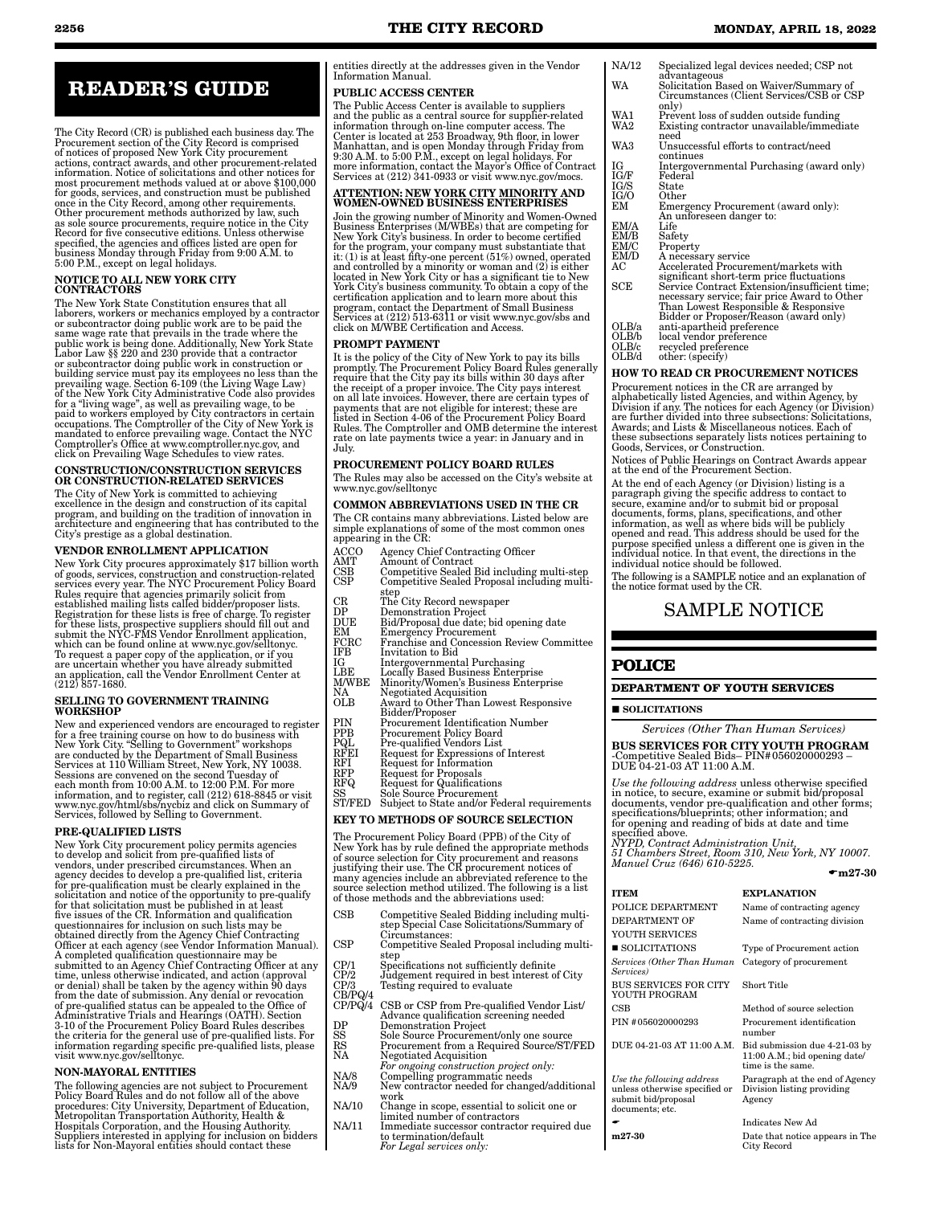# READER'S GUIDE

The City Record (CR) is published each business day. The Procurement section of the City Record is comprised of notices of proposed New York City procurement actions, contract awards, and other procurement-related information. Notice of solicitations and other notices for most procurement methods valued at or above $100,000 for goods, services, and construction must be published once in the City Record, among other requirements. Other procurement methods authorized by law, such as sole source procurements, require notice in the City Record for five consecutive editions. Unless otherwise specified, the agencies and offices listed are open for business Monday through Friday from 9:00 A.M. to 5:00 P.M., except on legal holidays.

### NOTICE TO ALL NEW YORK CITY CONTRACTORS

The New York State Constitution ensures that all laborers, workers or mechanics employed by a contractor or subcontractor doing public work are to be paid the same wage rate that prevails in the trade where the public work is being done. Additionally, New York State Labor Law §§ 220 and 230 provide that a contractor or subcontractor doing public work in construction or building service must pay its employees no less than the prevailing wage. Section 6-109 (the Living Wage Law) of the New York City Administrative Code also provides for a "living wage", as well as prevailing wage, to be paid to workers employed by City contractors in certain occupations. The Comptroller of the City of New York is mandated to enforce prevailing wage. Contact the NYC Comptroller's Office at www.comptroller.nyc.gov, and click on Prevailing Wage Schedules to view rates.

### CONSTRUCTION/CONSTRUCTION SERVICES OR CONSTRUCTION-RELATED SERVICES

The City of New York is committed to achieving excellence in the design and construction of its capital program, and building on the tradition of innovation in architecture and engineering that has contributed to the City's prestige as a global destination.

### VENDOR ENROLLMENT APPLICATION

New York City procures approximately $17 billion worth of goods, services, construction and construction-related services every year. The NYC Procurement Policy Board Rules require that agencies primarily solicit from established mailing lists called bidder/proposer lists. Registration for these lists is free of charge. To register for these lists, prospective suppliers should fill out and submit the NYC-FMS Vendor Enrollment application, which can be found online at www.nyc.gov/selltonyc. To request a paper copy of the application, or if you are uncertain whether you have already submitted an application, call the Vendor Enrollment Center at (212) 857-1680.

### SELLING TO GOVERNMENT TRAINING WORKSHOP

New and experienced vendors are encouraged to register for a free training course on how to do business with New York City. "Selling to Government" workshops are conducted by the Department of Small Business Services at 110 William Street, New York, NY 10038. Sessions are convened on the second Tuesday of each month from 10:00 A.M. to 12:00 P.M. For more information, and to register, call (212) 618-8845 or visit www.nyc.gov/html/sbs/nycbiz and click on Summary of Services, followed by Selling to Government.

### PRE-QUALIFIED LISTS

New York City procurement policy permits agencies to develop and solicit from pre-qualified lists of vendors, under prescribed circumstances. When an agency decides to develop a pre-qualified list, criteria for pre-qualification must be clearly explained in the solicitation and notice of the opportunity to pre-qualify for that solicitation must be published in at least five issues of the CR. Information and qualification questionnaires for inclusion on such lists may be obtained directly from the Agency Chief Contracting Officer at each agency (see Vendor Information Manual). A completed qualification questionnaire may be submitted to an Agency Chief Contracting Officer at any time, unless otherwise indicated, and action (approval or denial) shall be taken by the agency within 90 days from the date of submission. Any denial or revocation of pre-qualified status can be appealed to the Office of Administrative Trials and Hearings (OATH). Section 3-10 of the Procurement Policy Board Rules describes the criteria for the general use of pre-qualified lists. For information regarding specific pre-qualified lists, please visit www.nyc.gov/selltonyc.

### NON-MAYORAL ENTITIES

The following agencies are not subject to Procurement Policy Board Rules and do not follow all of the above procedures: City University, Department of Education, Metropolitan Transportation Authority, Health & Hospitals Corporation, and the Housing Authority. Suppliers interested in applying for inclusion on bidders lists for Non-Mayoral entities should contact these entities directly at the addresses given in the Vendor Information Manual.

### PUBLIC ACCESS CENTER

The Public Access Center is available to suppliers and the public as a central source for supplier-related information through on-line computer access. The Center is located at 253 Broadway, 9th floor, in lower Manhattan, and is open Monday through Friday from 9:30 A.M. to 5:00 P.M., except on legal holidays. For more information, contact the Mayor's Office of Contract Services at (212) 341-0933 or visit www.nyc.gov/mocs.

### ATTENTION: NEW YORK CITY MINORITY AND WOMEN-OWNED BUSINESS ENTERPRISES

Join the growing number of Minority and Women-Owned Business Enterprises (M/WBEs) that are competing for New York City's business. In order to become certified for the program, your company must substantiate that it: (1) is at least fifty-one percent (51%) owned, operated and controlled by a minority or woman and (2) is either located in New York City or has a significant tie to New York City's business community. To obtain a copy of the certification application and to learn more about this program, contact the Department of Small Business Services at (212) 513-6311 or visit www.nyc.gov/sbs and click on M/WBE Certification and Access.

### PROMPT PAYMENT

It is the policy of the City of New York to pay its bills promptly. The Procurement Policy Board Rules generally require that the City pay its bills within 30 days after the receipt of a proper invoice. The City pays interest on all late invoices. However, there are certain types of payments that are not eligible for interest; these are listed in Section 4-06 of the Procurement Policy Board Rules. The Comptroller and OMB determine the interest rate on late payments twice a year: in January and in July.

### PROCUREMENT POLICY BOARD RULES

The Rules may also be accessed on the City's website at www.nyc.gov/selltonyc

### COMMON ABBREVIATIONS USED IN THE CR

The CR contains many abbreviations. Listed below are simple explanations of some of the most common ones appearing in the CR:

| | |
|---|---|
| ACCO | Agency Chief Contracting Officer |
| AMT | Amount of Contract |
| CSB | Competitive Sealed Bid including multi-step |
| CSP | Competitive Sealed Proposal including multi-step |
| CR | The City Record newspaper |
| DP | Demonstration Project |
| DUE | Bid/Proposal due date; bid opening date |
| EM | Emergency Procurement |
| FCRC | Franchise and Concession Review Committee |
| IFB | Invitation to Bid |
| IG | Intergovernmental Purchasing |
| LBE | Locally Based Business Enterprise |
| M/WBE | Minority/Women's Business Enterprise |
| NA | Negotiated Acquisition |
| OLB | Award to Other Than Lowest Responsive Bidder/Proposer |
| PIN | Procurement Identification Number |
| PPB | Procurement Policy Board |
| PQL | Pre-qualified Vendors List |
| RFEI | Request for Expressions of Interest |
| RFI | Request for Information |
| RFP | Request for Proposals |
| RFQ | Request for Qualifications |
| SS | Sole Source Procurement |
| ST/FED | Subject to State and/or Federal requirements |

### KEY TO METHODS OF SOURCE SELECTION

The Procurement Policy Board (PPB) of the City of New York has by rule defined the appropriate methods of source selection for City procurement and reasons justifying their use. The CR procurement notices of many agencies include an abbreviated reference to the source selection method utilized. The following is a list of those methods and the abbreviations used:

| | |
|---|---|
| CSB | Competitive Sealed Bidding including multi-step Special Case Solicitations/Summary of Circumstances: |
| CSP | Competitive Sealed Proposal including multi-step |
| CP/1 | Specifications not sufficiently definite |
| CP/2 | Judgement required in best interest of City |
| CP/3 | Testing required to evaluate |
| CB/PQ/4 | |
| CP/PQ/4 | CSB or CSP from Pre-qualified Vendor List/ Advance qualification screening needed |
| DP | Demonstration Project |
| SS | Sole Source Procurement/only one source |
| RS | Procurement from a Required Source/ST/FED |
| NA | Negotiated Acquisition |
| | *For ongoing construction project only:* |
| NA/8 | Compelling programmatic needs |
| NA/9 | New contractor needed for changed/additional work |
| NA/10 | Change in scope, essential to solicit one or limited number of contractors |
| NA/11 | Immediate successor contractor required due to termination/default |
| | *For Legal services only:* |
| NA/12 | Specialized legal devices needed; CSP not advantageous |
| WA | Solicitation Based on Waiver/Summary of Circumstances (Client Services/CSB or CSP only) |
| WA1 | Prevent loss of sudden outside funding |
| WA2 | Existing contractor unavailable/immediate need |
| WA3 | Unsuccessful efforts to contract/need continues |
| IG | Intergovernmental Purchasing (award only) |
| IG/F | Federal |
| IG/S | State |
| IG/O | Other |
| EM | Emergency Procurement (award only): An unforeseen danger to: |
| EM/A | Life |
| EM/B | Safety |
| EM/C | Property |
| EM/D | A necessary service |
| AC | Accelerated Procurement/markets with significant short-term price fluctuations |
| SCE | Service Contract Extension/insufficient time; necessary service; fair price Award to Other Than Lowest Responsible & Responsive Bidder or Proposer/Reason (award only) |
| OLB/a | anti-apartheid preference |
| OLB/b | local vendor preference |
| OLB/c | recycled preference |
| OLB/d | other: (specify) |

### HOW TO READ CR PROCUREMENT NOTICES

Procurement notices in the CR are arranged by alphabetically listed Agencies, and within Agency, by Division if any. The notices for each Agency (or Division) are further divided into three subsections: Solicitations, Awards; and Lists & Miscellaneous notices. Each of these subsections separately lists notices pertaining to Goods, Services, or Construction.

Notices of Public Hearings on Contract Awards appear at the end of the Procurement Section.

At the end of each Agency (or Division) listing is a paragraph giving the specific address to contact to secure, examine and/or to submit bid or proposal documents, forms, plans, specifications, and other information, as well as where bids will be publicly opened and read. This address should be used for the purpose specified unless a different one is given in the individual notice. In that event, the directions in the individual notice should be followed.

The following is a SAMPLE notice and an explanation of the notice format used by the CR.

## SAMPLE NOTICE

## POLICE

### DEPARTMENT OF YOUTH SERVICES

■ SOLICITATIONS

*Services (Other Than Human Services)*

**BUS SERVICES FOR CITY YOUTH PROGRAM** -Competitive Sealed Bids– PIN# 056020000293 – DUE 04-21-03 AT 11:00 A.M.

*Use the following address* unless otherwise specified in notice, to secure, examine or submit bid/proposal documents, vendor pre-qualification and other forms; specifications/blueprints; other information; and for opening and reading of bids at date and time specified above.
*NYPD, Contract Administration Unit, 51 Chambers Street, Room 310, New York, NY 10007. Manuel Cruz (646) 610-5225.*

☛ **m27-30**

| ITEM | EXPLANATION |
|---|---|
| POLICE DEPARTMENT | Name of contracting agency |
| DEPARTMENT OF YOUTH SERVICES | Name of contracting division |
| ■ SOLICITATIONS | Type of Procurement action |
| *Services (Other Than Human Services)* | Category of procurement |
| BUS SERVICES FOR CITY YOUTH PROGRAM | Short Title |
| CSB | Method of source selection |
| PIN #056020000293 | Procurement identification number |
| DUE 04-21-03 AT 11:00 A.M. | Bid submission due 4-21-03 by 11:00 A.M.; bid opening date/time is the same. |
| *Use the following address* unless otherwise specified or submit bid/proposal documents; etc. | Paragraph at the end of Agency Division listing providing Agency |
| ☛ | Indicates New Ad |
| **m27-30** | Date that notice appears in The City Record |